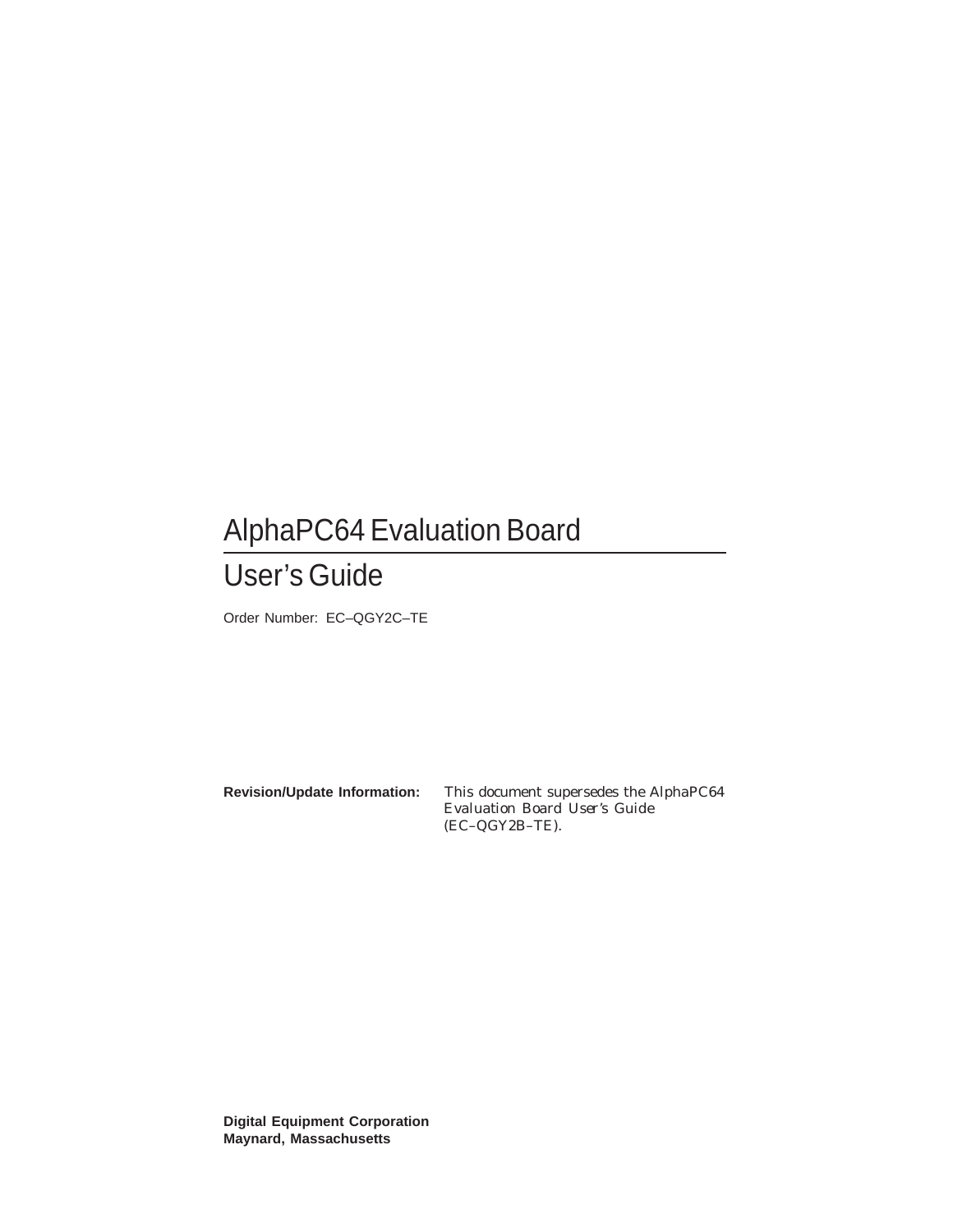# AlphaPC64 Evaluation Board

## User's Guide

Order Number: EC–QGY2C–TE

**Revision/Update Information:** This document supersedes the *AlphaPC64 Evaluation Board User's Guide* (EC–QGY2B–TE).

**Digital Equipment Corporation**
**Maynard, Massachusetts**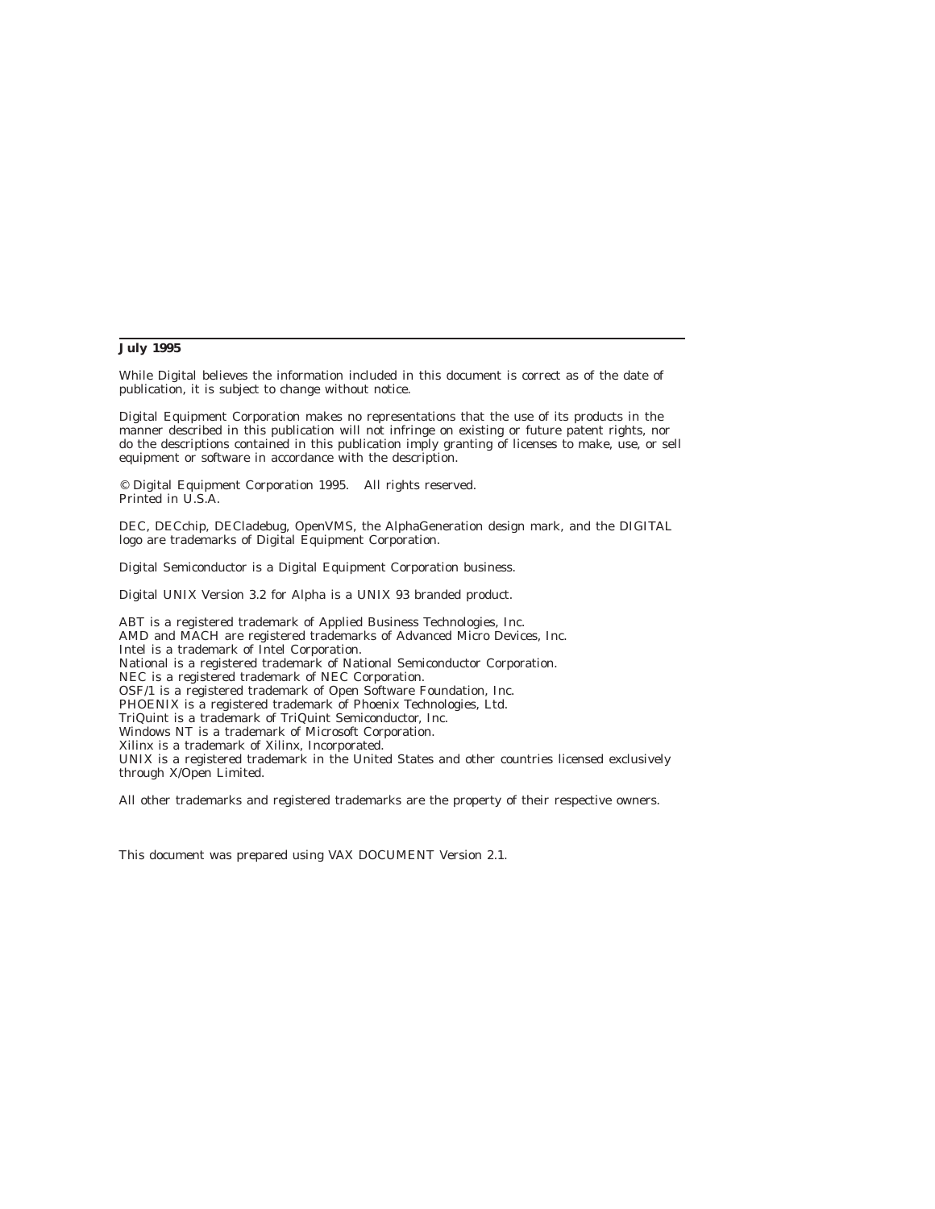**July 1995**

While Digital believes the information included in this document is correct as of the date of publication, it is subject to change without notice.

Digital Equipment Corporation makes no representations that the use of its products in the manner described in this publication will not infringe on existing or future patent rights, nor do the descriptions contained in this publication imply granting of licenses to make, use, or sell equipment or software in accordance with the description.

© Digital Equipment Corporation 1995. All rights reserved.
Printed in U.S.A.

DEC, DECchip, DECladebug, OpenVMS, the AlphaGeneration design mark, and the DIGITAL logo are trademarks of Digital Equipment Corporation.

Digital Semiconductor is a Digital Equipment Corporation business.

Digital UNIX Version 3.2 for Alpha is a UNIX 93 branded product.

ABT is a registered trademark of Applied Business Technologies, Inc.
AMD and MACH are registered trademarks of Advanced Micro Devices, Inc.
Intel is a trademark of Intel Corporation.
National is a registered trademark of National Semiconductor Corporation.
NEC is a registered trademark of NEC Corporation.
OSF/1 is a registered trademark of Open Software Foundation, Inc.
PHOENIX is a registered trademark of Phoenix Technologies, Ltd.
TriQuint is a trademark of TriQuint Semiconductor, Inc.
Windows NT is a trademark of Microsoft Corporation.
Xilinx is a trademark of Xilinx, Incorporated.
UNIX is a registered trademark in the United States and other countries licensed exclusively through X/Open Limited.

All other trademarks and registered trademarks are the property of their respective owners.

This document was prepared using VAX DOCUMENT Version 2.1.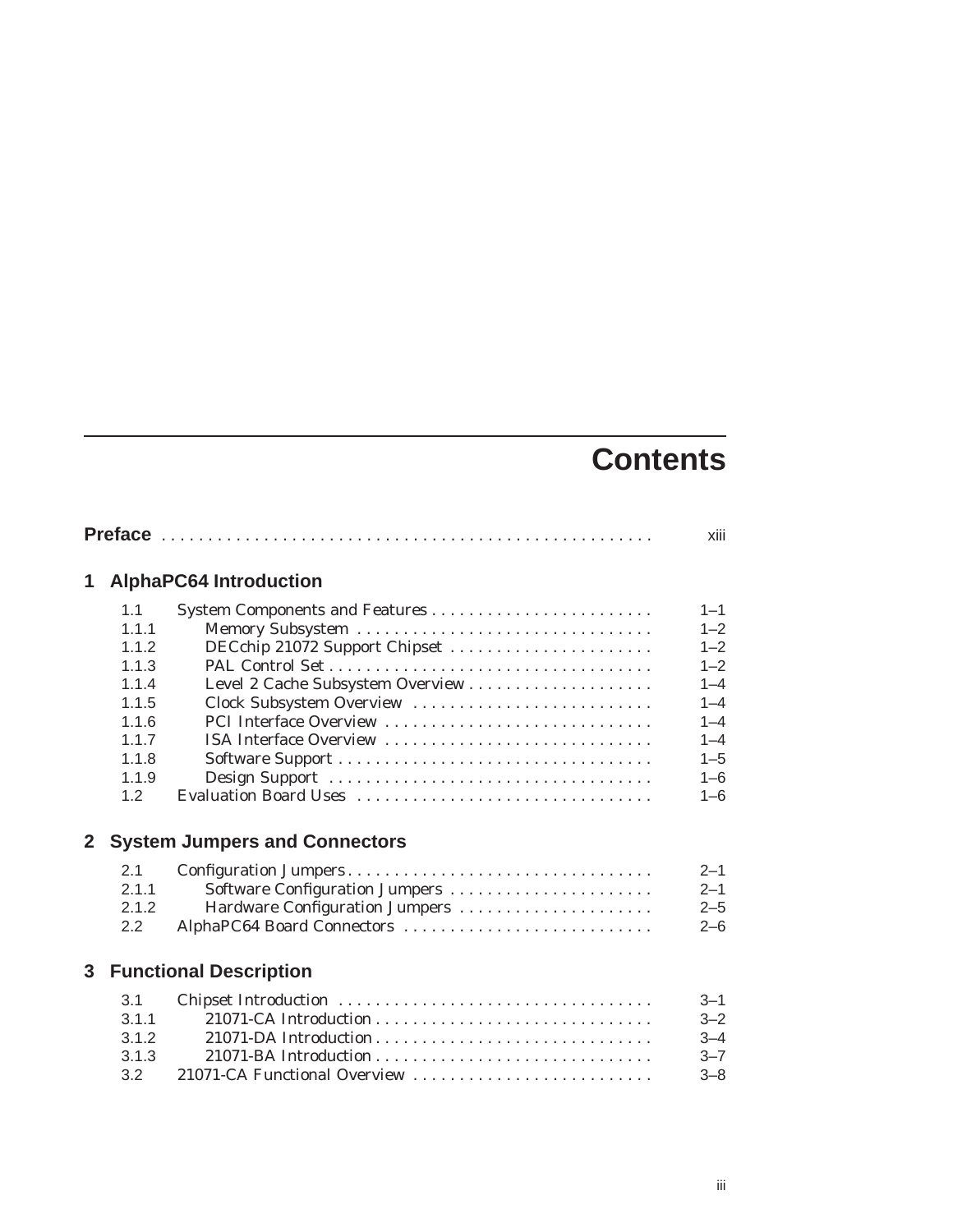# Contents

**Preface** ..................................................... xiii

## 1 AlphaPC64 Introduction

| | | |
|---|---|---|
| 1.1 | System Components and Features | 1–1 |
| 1.1.1 | Memory Subsystem | 1–2 |
| 1.1.2 | DECchip 21072 Support Chipset | 1–2 |
| 1.1.3 | PAL Control Set | 1–2 |
| 1.1.4 | Level 2 Cache Subsystem Overview | 1–4 |
| 1.1.5 | Clock Subsystem Overview | 1–4 |
| 1.1.6 | PCI Interface Overview | 1–4 |
| 1.1.7 | ISA Interface Overview | 1–4 |
| 1.1.8 | Software Support | 1–5 |
| 1.1.9 | Design Support | 1–6 |
| 1.2 | Evaluation Board Uses | 1–6 |

## 2 System Jumpers and Connectors

| | | |
|---|---|---|
| 2.1 | Configuration Jumpers | 2–1 |
| 2.1.1 | Software Configuration Jumpers | 2–1 |
| 2.1.2 | Hardware Configuration Jumpers | 2–5 |
| 2.2 | AlphaPC64 Board Connectors | 2–6 |

## 3 Functional Description

| | | |
|---|---|---|
| 3.1 | Chipset Introduction | 3–1 |
| 3.1.1 | 21071-CA Introduction | 3–2 |
| 3.1.2 | 21071-DA Introduction | 3–4 |
| 3.1.3 | 21071-BA Introduction | 3–7 |
| 3.2 | 21071-CA Functional Overview | 3–8 |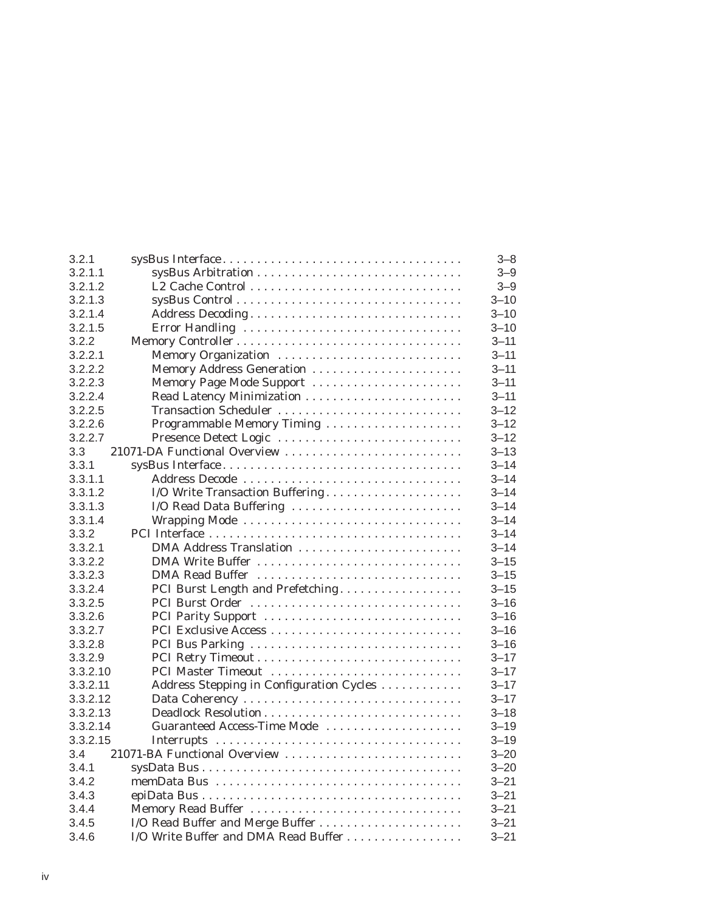| | | |
|---|---|---|
| 3.2.1 | sysBus Interface | 3–8 |
| 3.2.1.1 | sysBus Arbitration | 3–9 |
| 3.2.1.2 | L2 Cache Control | 3–9 |
| 3.2.1.3 | sysBus Control | 3–10 |
| 3.2.1.4 | Address Decoding | 3–10 |
| 3.2.1.5 | Error Handling | 3–10 |
| 3.2.2 | Memory Controller | 3–11 |
| 3.2.2.1 | Memory Organization | 3–11 |
| 3.2.2.2 | Memory Address Generation | 3–11 |
| 3.2.2.3 | Memory Page Mode Support | 3–11 |
| 3.2.2.4 | Read Latency Minimization | 3–11 |
| 3.2.2.5 | Transaction Scheduler | 3–12 |
| 3.2.2.6 | Programmable Memory Timing | 3–12 |
| 3.2.2.7 | Presence Detect Logic | 3–12 |
| 3.3 | 21071-DA Functional Overview | 3–13 |
| 3.3.1 | sysBus Interface | 3–14 |
| 3.3.1.1 | Address Decode | 3–14 |
| 3.3.1.2 | I/O Write Transaction Buffering | 3–14 |
| 3.3.1.3 | I/O Read Data Buffering | 3–14 |
| 3.3.1.4 | Wrapping Mode | 3–14 |
| 3.3.2 | PCI Interface | 3–14 |
| 3.3.2.1 | DMA Address Translation | 3–14 |
| 3.3.2.2 | DMA Write Buffer | 3–15 |
| 3.3.2.3 | DMA Read Buffer | 3–15 |
| 3.3.2.4 | PCI Burst Length and Prefetching | 3–15 |
| 3.3.2.5 | PCI Burst Order | 3–16 |
| 3.3.2.6 | PCI Parity Support | 3–16 |
| 3.3.2.7 | PCI Exclusive Access | 3–16 |
| 3.3.2.8 | PCI Bus Parking | 3–16 |
| 3.3.2.9 | PCI Retry Timeout | 3–17 |
| 3.3.2.10 | PCI Master Timeout | 3–17 |
| 3.3.2.11 | Address Stepping in Configuration Cycles | 3–17 |
| 3.3.2.12 | Data Coherency | 3–17 |
| 3.3.2.13 | Deadlock Resolution | 3–18 |
| 3.3.2.14 | Guaranteed Access-Time Mode | 3–19 |
| 3.3.2.15 | Interrupts | 3–19 |
| 3.4 | 21071-BA Functional Overview | 3–20 |
| 3.4.1 | sysData Bus | 3–20 |
| 3.4.2 | memData Bus | 3–21 |
| 3.4.3 | epiData Bus | 3–21 |
| 3.4.4 | Memory Read Buffer | 3–21 |
| 3.4.5 | I/O Read Buffer and Merge Buffer | 3–21 |
| 3.4.6 | I/O Write Buffer and DMA Read Buffer | 3–21 |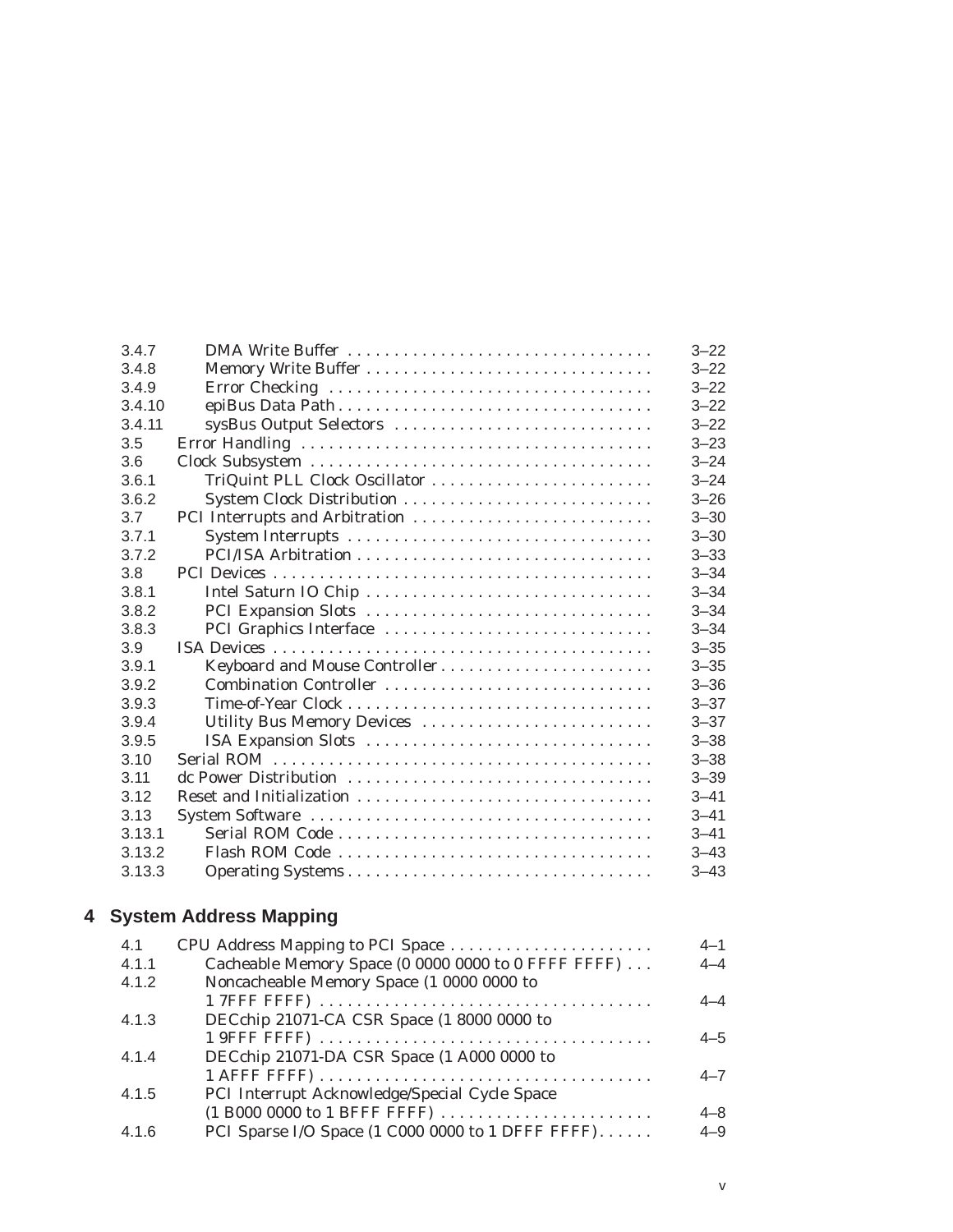| | | |
|---|---|---|
| 3.4.7 | DMA Write Buffer | 3–22 |
| 3.4.8 | Memory Write Buffer | 3–22 |
| 3.4.9 | Error Checking | 3–22 |
| 3.4.10 | epiBus Data Path | 3–22 |
| 3.4.11 | sysBus Output Selectors | 3–22 |
| 3.5 | Error Handling | 3–23 |
| 3.6 | Clock Subsystem | 3–24 |
| 3.6.1 | TriQuint PLL Clock Oscillator | 3–24 |
| 3.6.2 | System Clock Distribution | 3–26 |
| 3.7 | PCI Interrupts and Arbitration | 3–30 |
| 3.7.1 | System Interrupts | 3–30 |
| 3.7.2 | PCI/ISA Arbitration | 3–33 |
| 3.8 | PCI Devices | 3–34 |
| 3.8.1 | Intel Saturn IO Chip | 3–34 |
| 3.8.2 | PCI Expansion Slots | 3–34 |
| 3.8.3 | PCI Graphics Interface | 3–34 |
| 3.9 | ISA Devices | 3–35 |
| 3.9.1 | Keyboard and Mouse Controller | 3–35 |
| 3.9.2 | Combination Controller | 3–36 |
| 3.9.3 | Time-of-Year Clock | 3–37 |
| 3.9.4 | Utility Bus Memory Devices | 3–37 |
| 3.9.5 | ISA Expansion Slots | 3–38 |
| 3.10 | Serial ROM | 3–38 |
| 3.11 | dc Power Distribution | 3–39 |
| 3.12 | Reset and Initialization | 3–41 |
| 3.13 | System Software | 3–41 |
| 3.13.1 | Serial ROM Code | 3–41 |
| 3.13.2 | Flash ROM Code | 3–43 |
| 3.13.3 | Operating Systems | 3–43 |

## 4 System Address Mapping

| | | |
|---|---|---|
| 4.1 | CPU Address Mapping to PCI Space | 4–1 |
| 4.1.1 | Cacheable Memory Space (0 0000 0000 to 0 FFFF FFFF) | 4–4 |
| 4.1.2 | Noncacheable Memory Space (1 0000 0000 to 1 7FFF FFFF) | 4–4 |
| 4.1.3 | DECchip 21071-CA CSR Space (1 8000 0000 to 1 9FFF FFFF) | 4–5 |
| 4.1.4 | DECchip 21071-DA CSR Space (1 A000 0000 to 1 AFFF FFFF) | 4–7 |
| 4.1.5 | PCI Interrupt Acknowledge/Special Cycle Space (1 B000 0000 to 1 BFFF FFFF) | 4–8 |
| 4.1.6 | PCI Sparse I/O Space (1 C000 0000 to 1 DFFF FFFF) | 4–9 |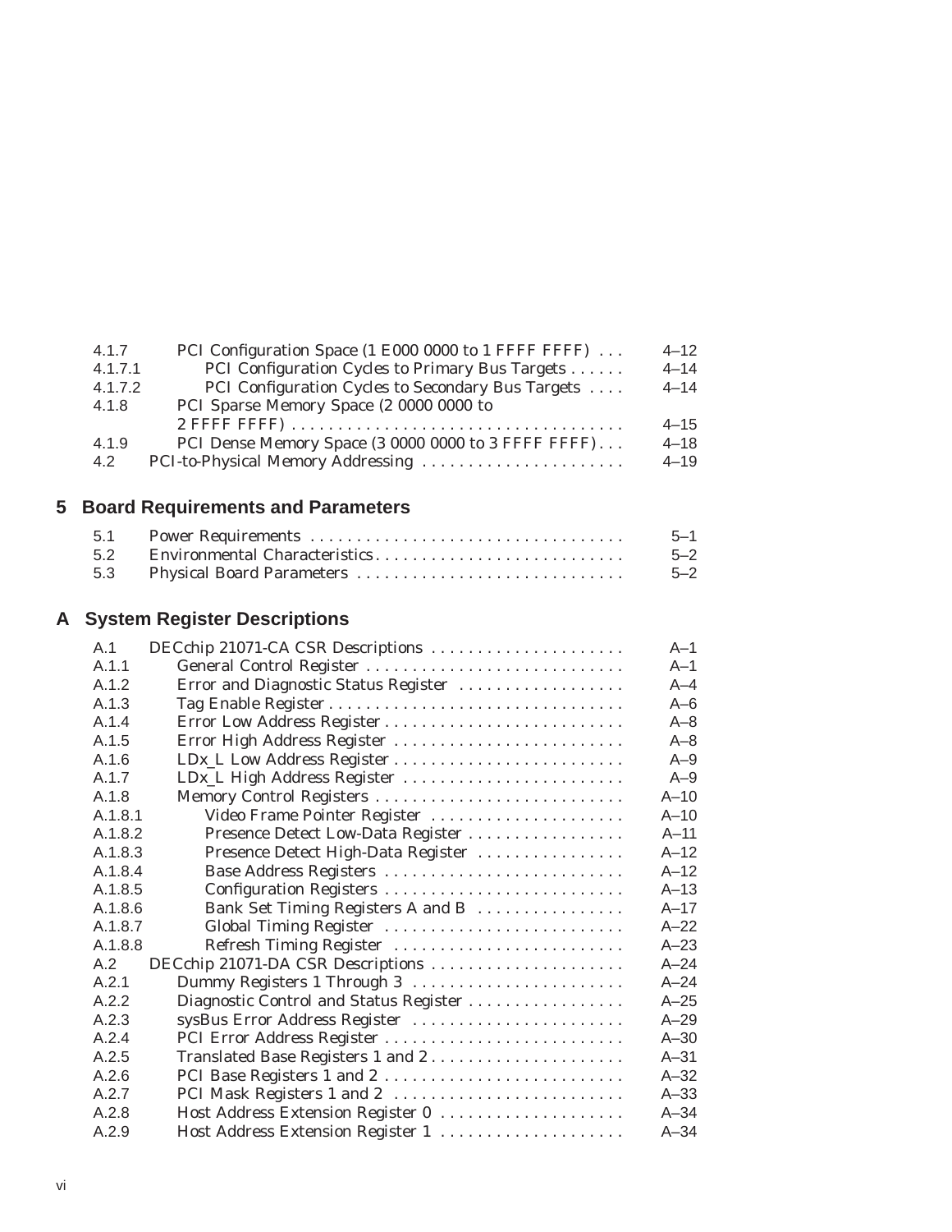| | | |
|---|---|---|
| 4.1.7 | PCI Configuration Space (1 E000 0000 to 1 FFFF FFFF) | 4–12 |
| 4.1.7.1 | PCI Configuration Cycles to Primary Bus Targets | 4–14 |
| 4.1.7.2 | PCI Configuration Cycles to Secondary Bus Targets | 4–14 |
| 4.1.8 | PCI Sparse Memory Space (2 0000 0000 to 2 FFFF FFFF) | 4–15 |
| 4.1.9 | PCI Dense Memory Space (3 0000 0000 to 3 FFFF FFFF) | 4–18 |
| 4.2 | PCI-to-Physical Memory Addressing | 4–19 |

## 5 Board Requirements and Parameters

| | | |
|---|---|---|
| 5.1 | Power Requirements | 5–1 |
| 5.2 | Environmental Characteristics | 5–2 |
| 5.3 | Physical Board Parameters | 5–2 |

## A System Register Descriptions

| | | |
|---|---|---|
| A.1 | DECchip 21071-CA CSR Descriptions | A–1 |
| A.1.1 | General Control Register | A–1 |
| A.1.2 | Error and Diagnostic Status Register | A–4 |
| A.1.3 | Tag Enable Register | A–6 |
| A.1.4 | Error Low Address Register | A–8 |
| A.1.5 | Error High Address Register | A–8 |
| A.1.6 | LDx_L Low Address Register | A–9 |
| A.1.7 | LDx_L High Address Register | A–9 |
| A.1.8 | Memory Control Registers | A–10 |
| A.1.8.1 | Video Frame Pointer Register | A–10 |
| A.1.8.2 | Presence Detect Low-Data Register | A–11 |
| A.1.8.3 | Presence Detect High-Data Register | A–12 |
| A.1.8.4 | Base Address Registers | A–12 |
| A.1.8.5 | Configuration Registers | A–13 |
| A.1.8.6 | Bank Set Timing Registers A and B | A–17 |
| A.1.8.7 | Global Timing Register | A–22 |
| A.1.8.8 | Refresh Timing Register | A–23 |
| A.2 | DECchip 21071-DA CSR Descriptions | A–24 |
| A.2.1 | Dummy Registers 1 Through 3 | A–24 |
| A.2.2 | Diagnostic Control and Status Register | A–25 |
| A.2.3 | sysBus Error Address Register | A–29 |
| A.2.4 | PCI Error Address Register | A–30 |
| A.2.5 | Translated Base Registers 1 and 2 | A–31 |
| A.2.6 | PCI Base Registers 1 and 2 | A–32 |
| A.2.7 | PCI Mask Registers 1 and 2 | A–33 |
| A.2.8 | Host Address Extension Register 0 | A–34 |
| A.2.9 | Host Address Extension Register 1 | A–34 |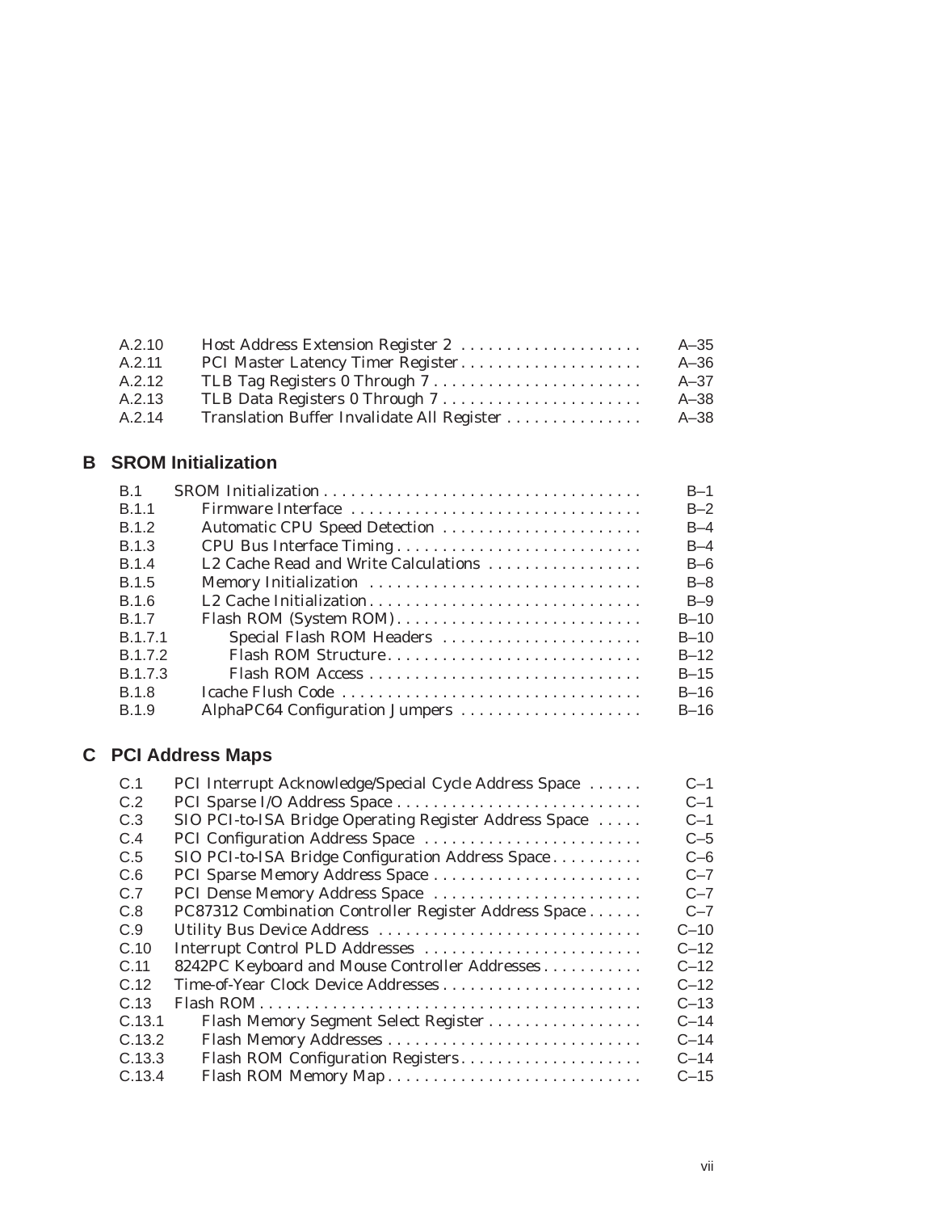| | | |
|---|---|---|
| A.2.10 | Host Address Extension Register 2 | A–35 |
| A.2.11 | PCI Master Latency Timer Register | A–36 |
| A.2.12 | TLB Tag Registers 0 Through 7 | A–37 |
| A.2.13 | TLB Data Registers 0 Through 7 | A–38 |
| A.2.14 | Translation Buffer Invalidate All Register | A–38 |

## B SROM Initialization

| | | |
|---|---|---|
| B.1 | SROM Initialization | B–1 |
| B.1.1 | Firmware Interface | B–2 |
| B.1.2 | Automatic CPU Speed Detection | B–4 |
| B.1.3 | CPU Bus Interface Timing | B–4 |
| B.1.4 | L2 Cache Read and Write Calculations | B–6 |
| B.1.5 | Memory Initialization | B–8 |
| B.1.6 | L2 Cache Initialization | B–9 |
| B.1.7 | Flash ROM (System ROM) | B–10 |
| B.1.7.1 | Special Flash ROM Headers | B–10 |
| B.1.7.2 | Flash ROM Structure | B–12 |
| B.1.7.3 | Flash ROM Access | B–15 |
| B.1.8 | Icache Flush Code | B–16 |
| B.1.9 | AlphaPC64 Configuration Jumpers | B–16 |

## C PCI Address Maps

| | | |
|---|---|---|
| C.1 | PCI Interrupt Acknowledge/Special Cycle Address Space | C–1 |
| C.2 | PCI Sparse I/O Address Space | C–1 |
| C.3 | SIO PCI-to-ISA Bridge Operating Register Address Space | C–1 |
| C.4 | PCI Configuration Address Space | C–5 |
| C.5 | SIO PCI-to-ISA Bridge Configuration Address Space | C–6 |
| C.6 | PCI Sparse Memory Address Space | C–7 |
| C.7 | PCI Dense Memory Address Space | C–7 |
| C.8 | PC87312 Combination Controller Register Address Space | C–7 |
| C.9 | Utility Bus Device Address | C–10 |
| C.10 | Interrupt Control PLD Addresses | C–12 |
| C.11 | 8242PC Keyboard and Mouse Controller Addresses | C–12 |
| C.12 | Time-of-Year Clock Device Addresses | C–12 |
| C.13 | Flash ROM | C–13 |
| C.13.1 | Flash Memory Segment Select Register | C–14 |
| C.13.2 | Flash Memory Addresses | C–14 |
| C.13.3 | Flash ROM Configuration Registers | C–14 |
| C.13.4 | Flash ROM Memory Map | C–15 |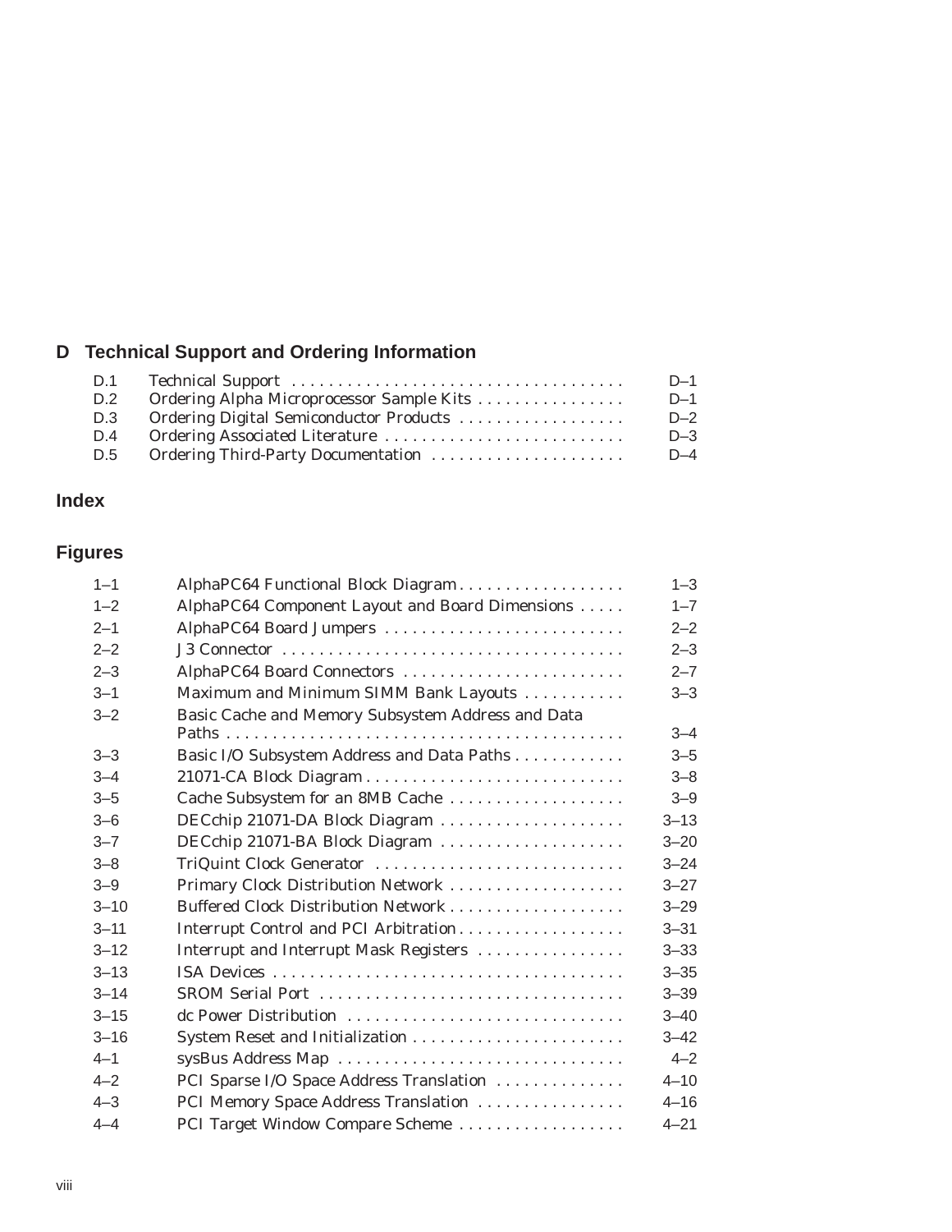## D Technical Support and Ordering Information

| | | |
|---|---|---|
| D.1 | Technical Support | D–1 |
| D.2 | Ordering Alpha Microprocessor Sample Kits | D–1 |
| D.3 | Ordering Digital Semiconductor Products | D–2 |
| D.4 | Ordering Associated Literature | D–3 |
| D.5 | Ordering Third-Party Documentation | D–4 |

## Index

## Figures

| | | |
|---|---|---|
| 1–1 | AlphaPC64 Functional Block Diagram | 1–3 |
| 1–2 | AlphaPC64 Component Layout and Board Dimensions | 1–7 |
| 2–1 | AlphaPC64 Board Jumpers | 2–2 |
| 2–2 | J3 Connector | 2–3 |
| 2–3 | AlphaPC64 Board Connectors | 2–7 |
| 3–1 | Maximum and Minimum SIMM Bank Layouts | 3–3 |
| 3–2 | Basic Cache and Memory Subsystem Address and Data Paths | 3–4 |
| 3–3 | Basic I/O Subsystem Address and Data Paths | 3–5 |
| 3–4 | 21071-CA Block Diagram | 3–8 |
| 3–5 | Cache Subsystem for an 8MB Cache | 3–9 |
| 3–6 | DECchip 21071-DA Block Diagram | 3–13 |
| 3–7 | DECchip 21071-BA Block Diagram | 3–20 |
| 3–8 | TriQuint Clock Generator | 3–24 |
| 3–9 | Primary Clock Distribution Network | 3–27 |
| 3–10 | Buffered Clock Distribution Network | 3–29 |
| 3–11 | Interrupt Control and PCI Arbitration | 3–31 |
| 3–12 | Interrupt and Interrupt Mask Registers | 3–33 |
| 3–13 | ISA Devices | 3–35 |
| 3–14 | SROM Serial Port | 3–39 |
| 3–15 | dc Power Distribution | 3–40 |
| 3–16 | System Reset and Initialization | 3–42 |
| 4–1 | sysBus Address Map | 4–2 |
| 4–2 | PCI Sparse I/O Space Address Translation | 4–10 |
| 4–3 | PCI Memory Space Address Translation | 4–16 |
| 4–4 | PCI Target Window Compare Scheme | 4–21 |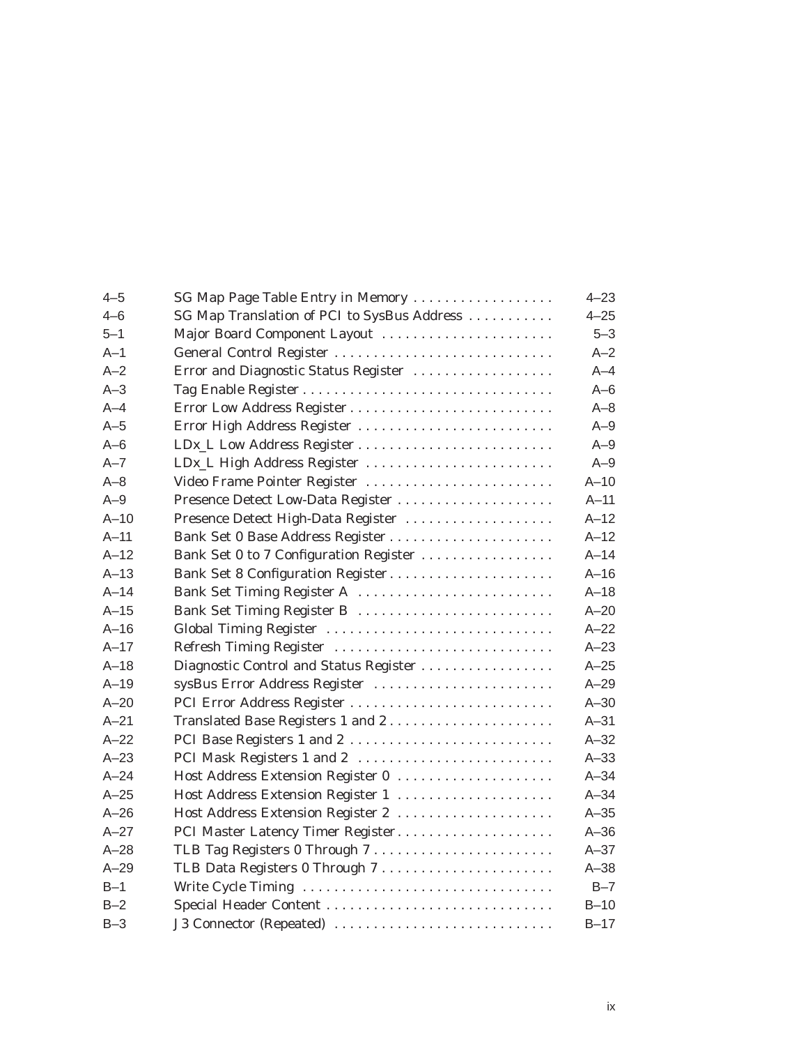| | | |
|---|---|---|
| 4–5 | SG Map Page Table Entry in Memory | 4–23 |
| 4–6 | SG Map Translation of PCI to SysBus Address | 4–25 |
| 5–1 | Major Board Component Layout | 5–3 |
| A–1 | General Control Register | A–2 |
| A–2 | Error and Diagnostic Status Register | A–4 |
| A–3 | Tag Enable Register | A–6 |
| A–4 | Error Low Address Register | A–8 |
| A–5 | Error High Address Register | A–9 |
| A–6 | LDx_L Low Address Register | A–9 |
| A–7 | LDx_L High Address Register | A–9 |
| A–8 | Video Frame Pointer Register | A–10 |
| A–9 | Presence Detect Low-Data Register | A–11 |
| A–10 | Presence Detect High-Data Register | A–12 |
| A–11 | Bank Set 0 Base Address Register | A–12 |
| A–12 | Bank Set 0 to 7 Configuration Register | A–14 |
| A–13 | Bank Set 8 Configuration Register | A–16 |
| A–14 | Bank Set Timing Register A | A–18 |
| A–15 | Bank Set Timing Register B | A–20 |
| A–16 | Global Timing Register | A–22 |
| A–17 | Refresh Timing Register | A–23 |
| A–18 | Diagnostic Control and Status Register | A–25 |
| A–19 | sysBus Error Address Register | A–29 |
| A–20 | PCI Error Address Register | A–30 |
| A–21 | Translated Base Registers 1 and 2 | A–31 |
| A–22 | PCI Base Registers 1 and 2 | A–32 |
| A–23 | PCI Mask Registers 1 and 2 | A–33 |
| A–24 | Host Address Extension Register 0 | A–34 |
| A–25 | Host Address Extension Register 1 | A–34 |
| A–26 | Host Address Extension Register 2 | A–35 |
| A–27 | PCI Master Latency Timer Register | A–36 |
| A–28 | TLB Tag Registers 0 Through 7 | A–37 |
| A–29 | TLB Data Registers 0 Through 7 | A–38 |
| B–1 | Write Cycle Timing | B–7 |
| B–2 | Special Header Content | B–10 |
| B–3 | J3 Connector (Repeated) | B–17 |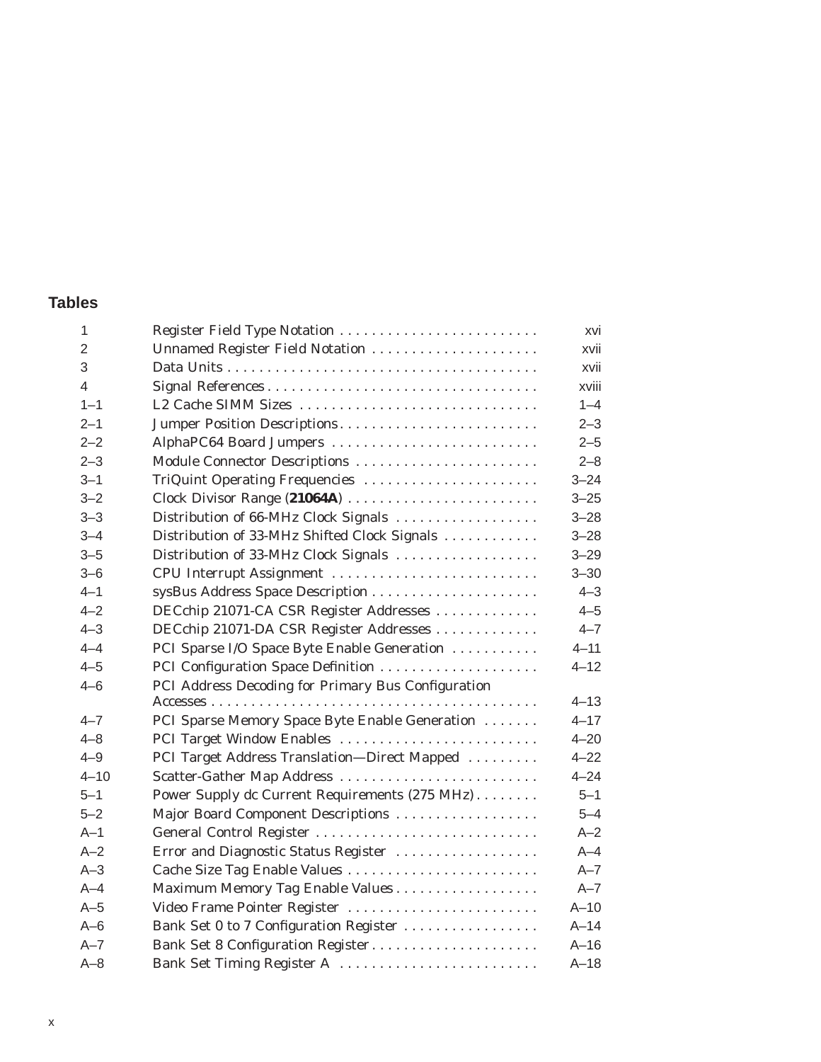## Tables

| | | |
|---|---|---|
| 1 | Register Field Type Notation | xvi |
| 2 | Unnamed Register Field Notation | xvii |
| 3 | Data Units | xvii |
| 4 | Signal References | xviii |
| 1–1 | L2 Cache SIMM Sizes | 1–4 |
| 2–1 | Jumper Position Descriptions | 2–3 |
| 2–2 | AlphaPC64 Board Jumpers | 2–5 |
| 2–3 | Module Connector Descriptions | 2–8 |
| 3–1 | TriQuint Operating Frequencies | 3–24 |
| 3–2 | Clock Divisor Range (**21064A**) | 3–25 |
| 3–3 | Distribution of 66-MHz Clock Signals | 3–28 |
| 3–4 | Distribution of 33-MHz Shifted Clock Signals | 3–28 |
| 3–5 | Distribution of 33-MHz Clock Signals | 3–29 |
| 3–6 | CPU Interrupt Assignment | 3–30 |
| 4–1 | sysBus Address Space Description | 4–3 |
| 4–2 | DECchip 21071-CA CSR Register Addresses | 4–5 |
| 4–3 | DECchip 21071-DA CSR Register Addresses | 4–7 |
| 4–4 | PCI Sparse I/O Space Byte Enable Generation | 4–11 |
| 4–5 | PCI Configuration Space Definition | 4–12 |
| 4–6 | PCI Address Decoding for Primary Bus Configuration Accesses | 4–13 |
| 4–7 | PCI Sparse Memory Space Byte Enable Generation | 4–17 |
| 4–8 | PCI Target Window Enables | 4–20 |
| 4–9 | PCI Target Address Translation—Direct Mapped | 4–22 |
| 4–10 | Scatter-Gather Map Address | 4–24 |
| 5–1 | Power Supply dc Current Requirements (275 MHz) | 5–1 |
| 5–2 | Major Board Component Descriptions | 5–4 |
| A–1 | General Control Register | A–2 |
| A–2 | Error and Diagnostic Status Register | A–4 |
| A–3 | Cache Size Tag Enable Values | A–7 |
| A–4 | Maximum Memory Tag Enable Values | A–7 |
| A–5 | Video Frame Pointer Register | A–10 |
| A–6 | Bank Set 0 to 7 Configuration Register | A–14 |
| A–7 | Bank Set 8 Configuration Register | A–16 |
| A–8 | Bank Set Timing Register A | A–18 |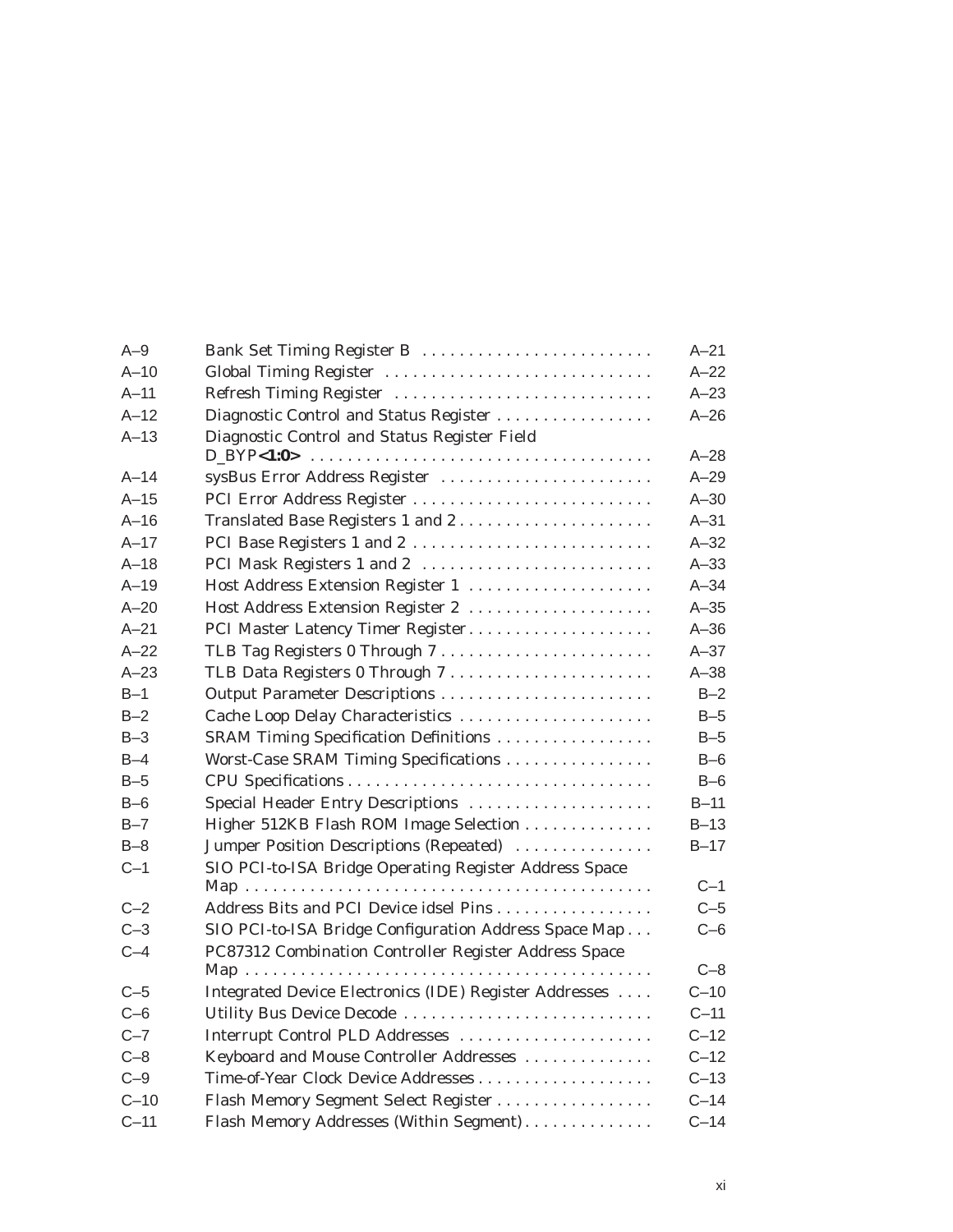| | | |
|---|---|---|
| A–9 | Bank Set Timing Register B | A–21 |
| A–10 | Global Timing Register | A–22 |
| A–11 | Refresh Timing Register | A–23 |
| A–12 | Diagnostic Control and Status Register | A–26 |
| A–13 | Diagnostic Control and Status Register Field D_BYP**<1:0>** | A–28 |
| A–14 | sysBus Error Address Register | A–29 |
| A–15 | PCI Error Address Register | A–30 |
| A–16 | Translated Base Registers 1 and 2 | A–31 |
| A–17 | PCI Base Registers 1 and 2 | A–32 |
| A–18 | PCI Mask Registers 1 and 2 | A–33 |
| A–19 | Host Address Extension Register 1 | A–34 |
| A–20 | Host Address Extension Register 2 | A–35 |
| A–21 | PCI Master Latency Timer Register | A–36 |
| A–22 | TLB Tag Registers 0 Through 7 | A–37 |
| A–23 | TLB Data Registers 0 Through 7 | A–38 |
| B–1 | Output Parameter Descriptions | B–2 |
| B–2 | Cache Loop Delay Characteristics | B–5 |
| B–3 | SRAM Timing Specification Definitions | B–5 |
| B–4 | Worst-Case SRAM Timing Specifications | B–6 |
| B–5 | CPU Specifications | B–6 |
| B–6 | Special Header Entry Descriptions | B–11 |
| B–7 | Higher 512KB Flash ROM Image Selection | B–13 |
| B–8 | Jumper Position Descriptions (Repeated) | B–17 |
| C–1 | SIO PCI-to-ISA Bridge Operating Register Address Space Map | C–1 |
| C–2 | Address Bits and PCI Device idsel Pins | C–5 |
| C–3 | SIO PCI-to-ISA Bridge Configuration Address Space Map | C–6 |
| C–4 | PC87312 Combination Controller Register Address Space Map | C–8 |
| C–5 | Integrated Device Electronics (IDE) Register Addresses | C–10 |
| C–6 | Utility Bus Device Decode | C–11 |
| C–7 | Interrupt Control PLD Addresses | C–12 |
| C–8 | Keyboard and Mouse Controller Addresses | C–12 |
| C–9 | Time-of-Year Clock Device Addresses | C–13 |
| C–10 | Flash Memory Segment Select Register | C–14 |
| C–11 | Flash Memory Addresses (Within Segment) | C–14 |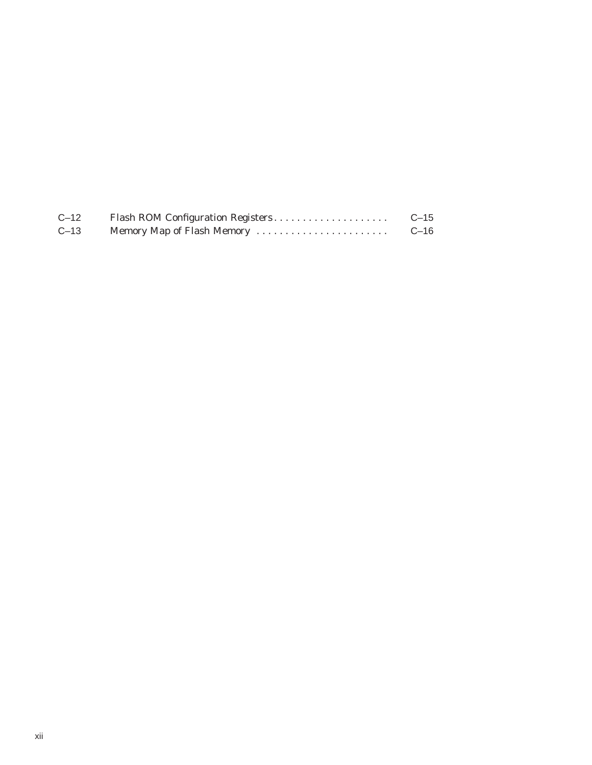| | | |
|---|---|---|
| C–12 | Flash ROM Configuration Registers | C–15 |
| C–13 | Memory Map of Flash Memory | C–16 |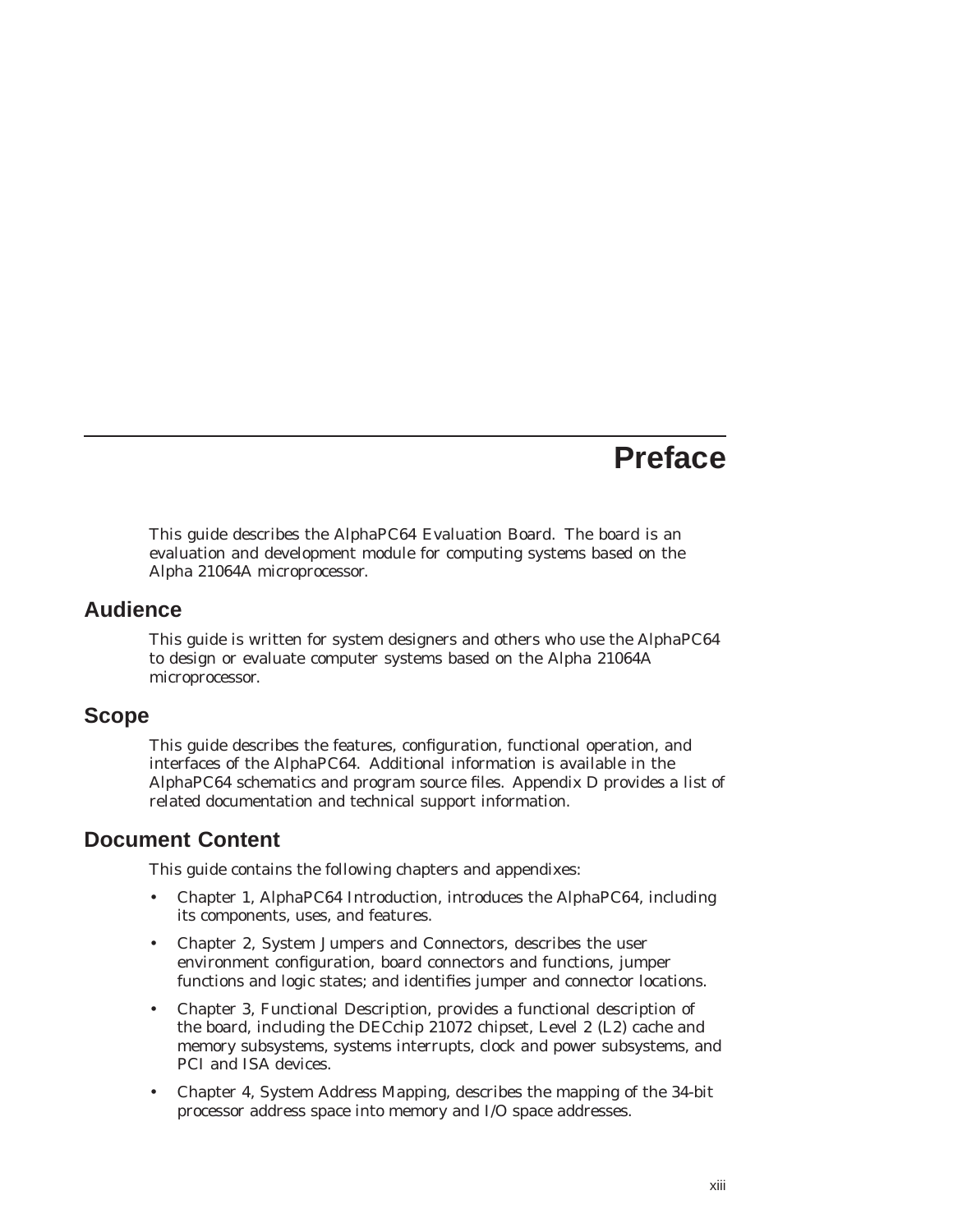# Preface

This guide describes the AlphaPC64 Evaluation Board. The board is an evaluation and development module for computing systems based on the Alpha 21064A microprocessor.

## Audience

This guide is written for system designers and others who use the AlphaPC64 to design or evaluate computer systems based on the Alpha 21064A microprocessor.

## Scope

This guide describes the features, configuration, functional operation, and interfaces of the AlphaPC64. Additional information is available in the AlphaPC64 schematics and program source files. Appendix D provides a list of related documentation and technical support information.

## Document Content

This guide contains the following chapters and appendixes:

- Chapter 1, AlphaPC64 Introduction, introduces the AlphaPC64, including its components, uses, and features.
- Chapter 2, System Jumpers and Connectors, describes the user environment configuration, board connectors and functions, jumper functions and logic states; and identifies jumper and connector locations.
- Chapter 3, Functional Description, provides a functional description of the board, including the DECchip 21072 chipset, Level 2 (L2) cache and memory subsystems, systems interrupts, clock and power subsystems, and PCI and ISA devices.
- Chapter 4, System Address Mapping, describes the mapping of the 34-bit processor address space into memory and I/O space addresses.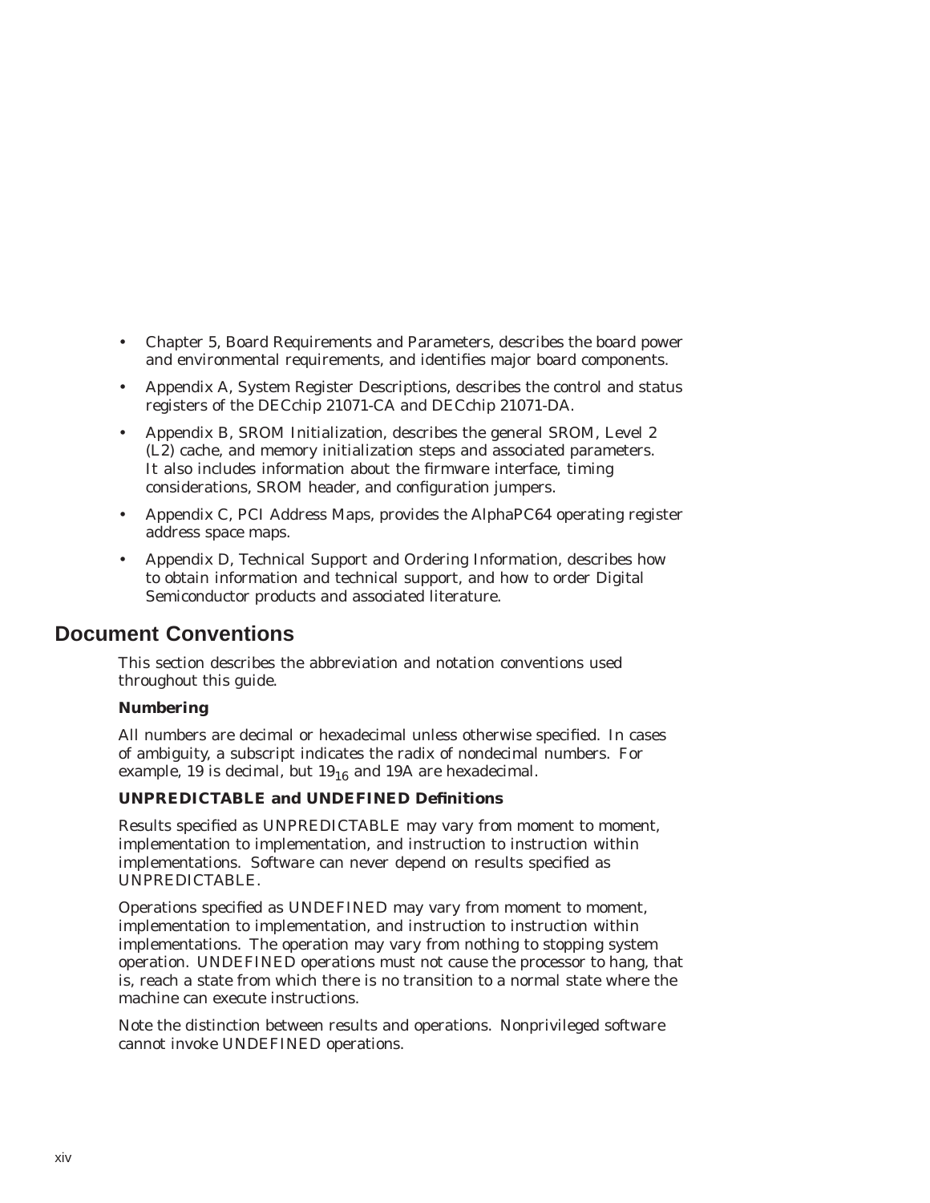- Chapter 5, Board Requirements and Parameters, describes the board power and environmental requirements, and identifies major board components.
- Appendix A, System Register Descriptions, describes the control and status registers of the DECchip 21071-CA and DECchip 21071-DA.
- Appendix B, SROM Initialization, describes the general SROM, Level 2 (L2) cache, and memory initialization steps and associated parameters. It also includes information about the firmware interface, timing considerations, SROM header, and configuration jumpers.
- Appendix C, PCI Address Maps, provides the AlphaPC64 operating register address space maps.
- Appendix D, Technical Support and Ordering Information, describes how to obtain information and technical support, and how to order Digital Semiconductor products and associated literature.

## Document Conventions

This section describes the abbreviation and notation conventions used throughout this guide.

**Numbering**

All numbers are decimal or hexadecimal unless otherwise specified. In cases of ambiguity, a subscript indicates the radix of nondecimal numbers. For example, 19 is decimal, but $19_{16}$ and 19A are hexadecimal.

**UNPREDICTABLE and UNDEFINED Definitions**

Results specified as UNPREDICTABLE may vary from moment to moment, implementation to implementation, and instruction to instruction within implementations. Software can never depend on results specified as UNPREDICTABLE.

Operations specified as UNDEFINED may vary from moment to moment, implementation to implementation, and instruction to instruction within implementations. The operation may vary from nothing to stopping system operation. UNDEFINED operations must not cause the processor to hang, that is, reach a state from which there is no transition to a normal state where the machine can execute instructions.

Note the distinction between results and operations. Nonprivileged software cannot invoke UNDEFINED operations.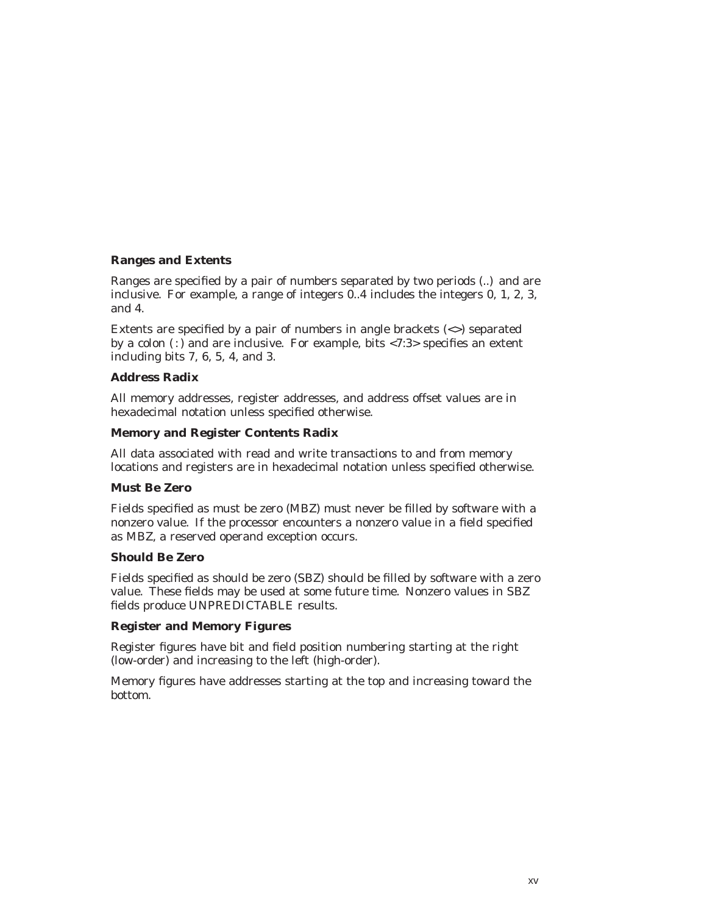### Ranges and Extents

Ranges are specified by a pair of numbers separated by two periods (..) and are inclusive. For example, a range of integers 0..4 includes the integers 0, 1, 2, 3, and 4.

Extents are specified by a pair of numbers in angle brackets (<>) separated by a colon (:) and are inclusive. For example, bits <7:3> specifies an extent including bits 7, 6, 5, 4, and 3.

### Address Radix

All memory addresses, register addresses, and address offset values are in hexadecimal notation unless specified otherwise.

### Memory and Register Contents Radix

All data associated with read and write transactions to and from memory locations and registers are in hexadecimal notation unless specified otherwise.

### Must Be Zero

Fields specified as must be zero (MBZ) must never be filled by software with a nonzero value. If the processor encounters a nonzero value in a field specified as MBZ, a reserved operand exception occurs.

### Should Be Zero

Fields specified as should be zero (SBZ) should be filled by software with a zero value. These fields may be used at some future time. Nonzero values in SBZ fields produce UNPREDICTABLE results.

### Register and Memory Figures

Register figures have bit and field position numbering starting at the right (low-order) and increasing to the left (high-order).

Memory figures have addresses starting at the top and increasing toward the bottom.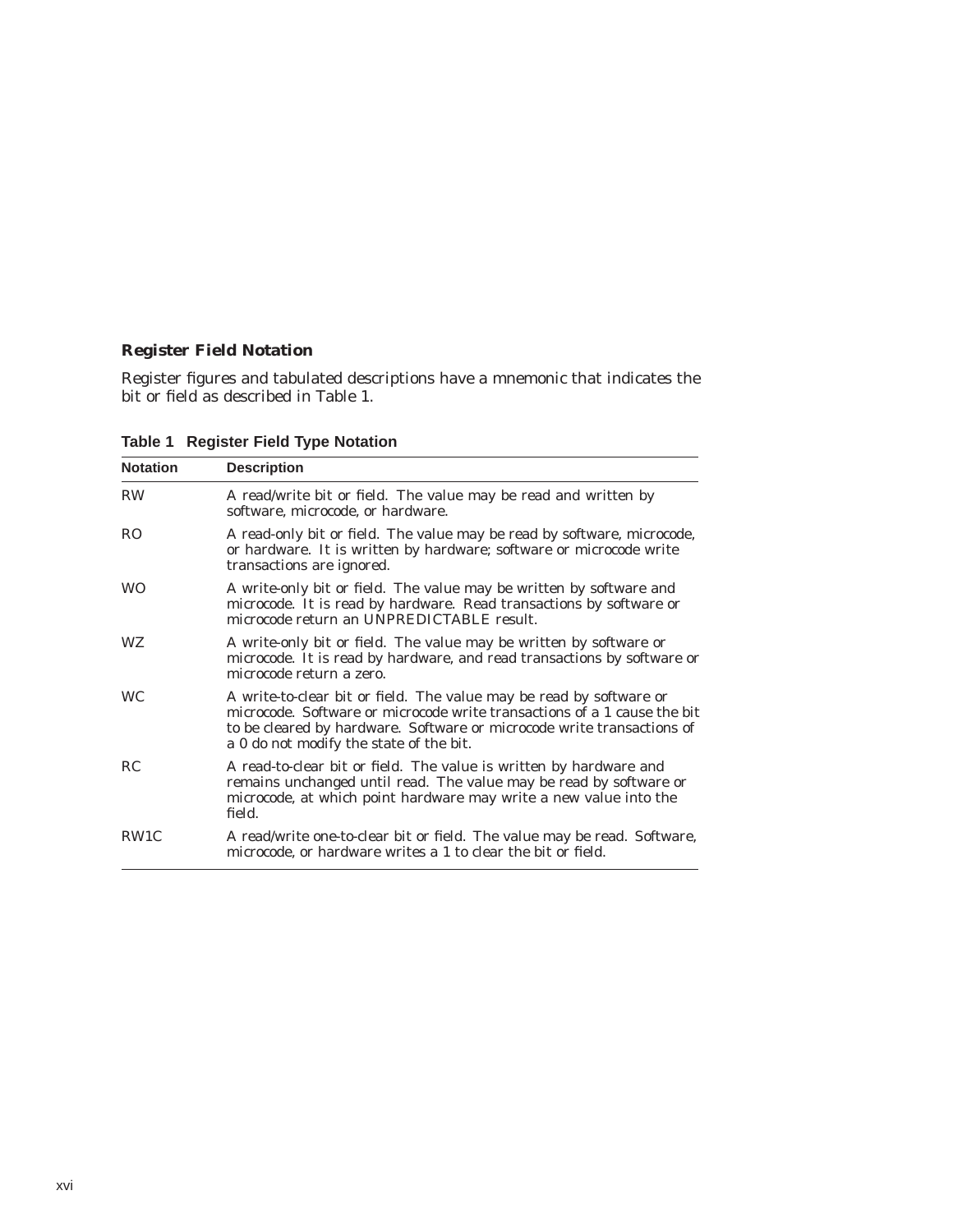### Register Field Notation

Register figures and tabulated descriptions have a mnemonic that indicates the bit or field as described in Table 1.

**Table 1 Register Field Type Notation**

| Notation | Description |
|---|---|
| RW | A read/write bit or field. The value may be read and written by software, microcode, or hardware. |
| RO | A read-only bit or field. The value may be read by software, microcode, or hardware. It is written by hardware; software or microcode write transactions are ignored. |
| WO | A write-only bit or field. The value may be written by software and microcode. It is read by hardware. Read transactions by software or microcode return an UNPREDICTABLE result. |
| WZ | A write-only bit or field. The value may be written by software or microcode. It is read by hardware, and read transactions by software or microcode return a zero. |
| WC | A write-to-clear bit or field. The value may be read by software or microcode. Software or microcode write transactions of a 1 cause the bit to be cleared by hardware. Software or microcode write transactions of a 0 do not modify the state of the bit. |
| RC | A read-to-clear bit or field. The value is written by hardware and remains unchanged until read. The value may be read by software or microcode, at which point hardware may write a new value into the field. |
| RW1C | A read/write one-to-clear bit or field. The value may be read. Software, microcode, or hardware writes a 1 to clear the bit or field. |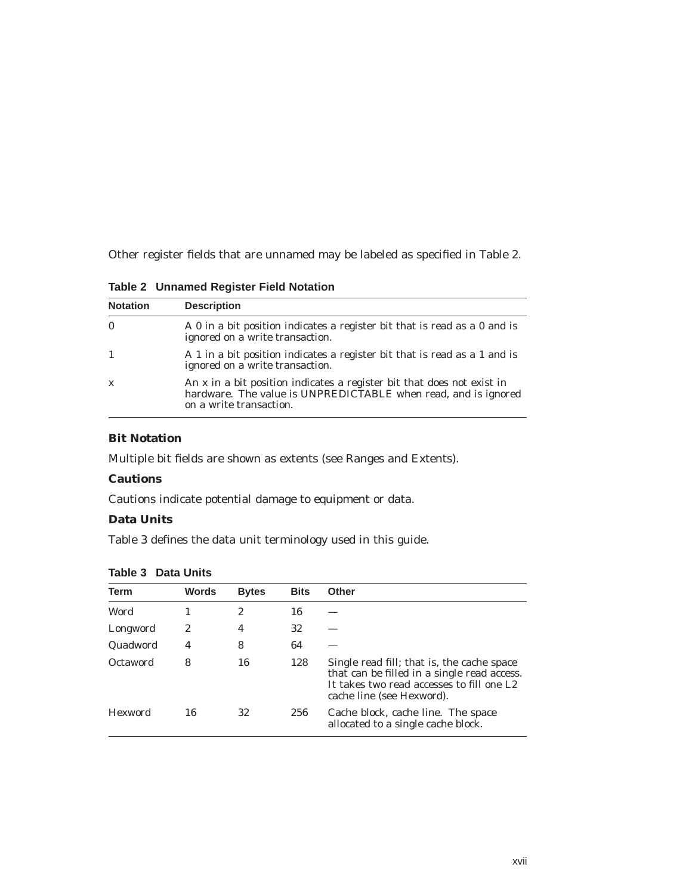Other register fields that are unnamed may be labeled as specified in Table 2.

**Table 2 Unnamed Register Field Notation**

| Notation | Description |
|---|---|
| 0 | A 0 in a bit position indicates a register bit that is read as a 0 and is ignored on a write transaction. |
| 1 | A 1 in a bit position indicates a register bit that is read as a 1 and is ignored on a write transaction. |
| x | An x in a bit position indicates a register bit that does not exist in hardware. The value is UNPREDICTABLE when read, and is ignored on a write transaction. |

### Bit Notation

Multiple bit fields are shown as extents (see Ranges and Extents).

### Cautions

Cautions indicate potential damage to equipment or data.

### Data Units

Table 3 defines the data unit terminology used in this guide.

**Table 3 Data Units**

| Term | Words | Bytes | Bits | Other |
|---|---|---|---|---|
| Word | 1 | 2 | 16 | — |
| Longword | 2 | 4 | 32 | — |
| Quadword | 4 | 8 | 64 | — |
| Octaword | 8 | 16 | 128 | Single read fill; that is, the cache space that can be filled in a single read access. It takes two read accesses to fill one L2 cache line (see Hexword). |
| Hexword | 16 | 32 | 256 | Cache block, cache line. The space allocated to a single cache block. |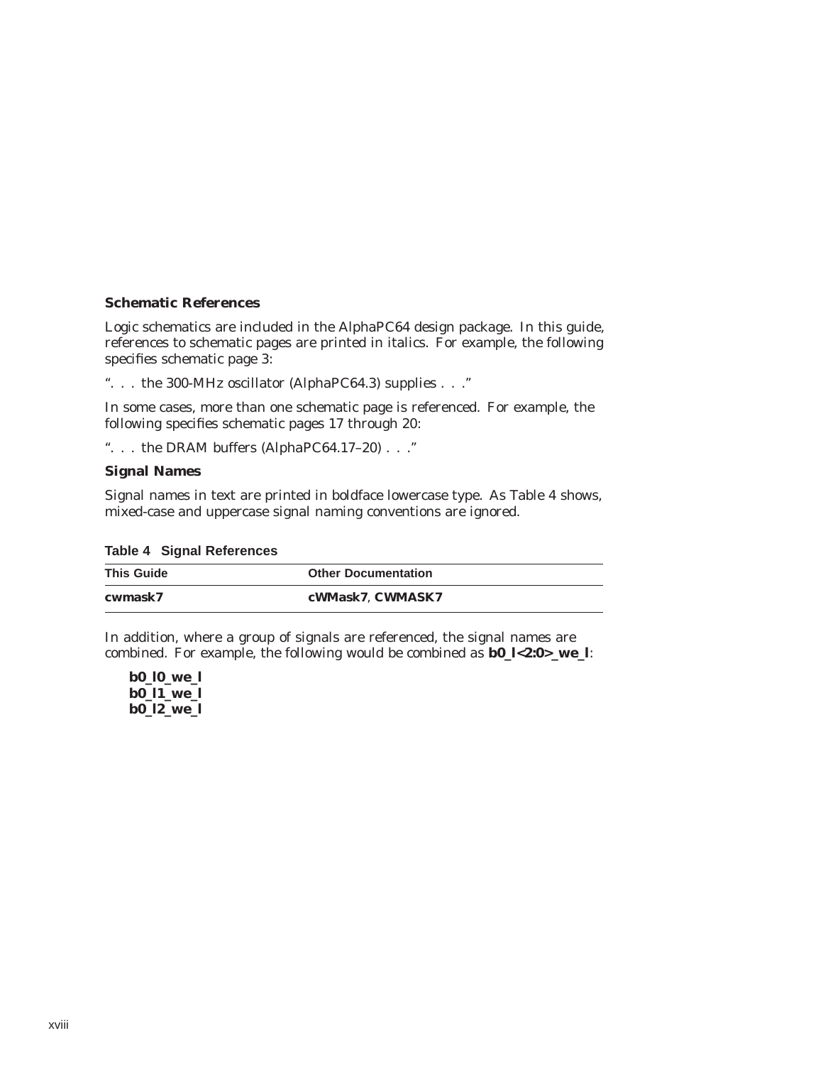### Schematic References

Logic schematics are included in the AlphaPC64 design package. In this guide, references to schematic pages are printed in italics. For example, the following specifies schematic page 3:

". . . the 300-MHz oscillator (*AlphaPC64.3*) supplies . . ."

In some cases, more than one schematic page is referenced. For example, the following specifies schematic pages 17 through 20:

". . . the DRAM buffers (*AlphaPC64.17–20*) . . ."

### Signal Names

Signal names in text are printed in boldface lowercase type. As Table 4 shows, mixed-case and uppercase signal naming conventions are ignored.

**Table 4 Signal References**

| This Guide | Other Documentation |
| --- | --- |
| **cwmask7** | **cWMask7**, **CWMASK7** |

In addition, where a group of signals are referenced, the signal names are combined. For example, the following would be combined as **b0_l<2:0>_we_l**:

**b0_l0_we_l**
**b0_l1_we_l**
**b0_l2_we_l**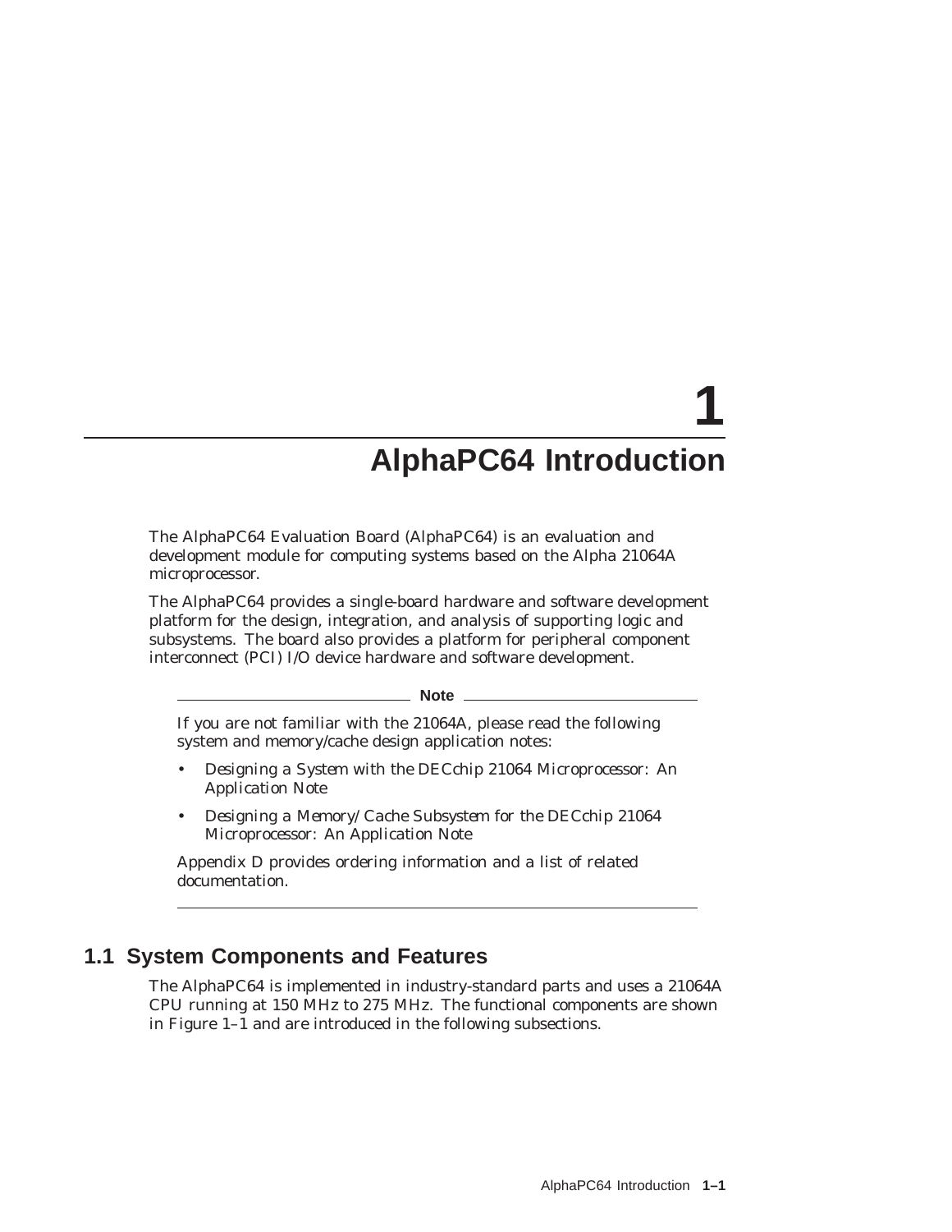# 1
# AlphaPC64 Introduction

The AlphaPC64 Evaluation Board (AlphaPC64) is an evaluation and development module for computing systems based on the Alpha 21064A microprocessor.

The AlphaPC64 provides a single-board hardware and software development platform for the design, integration, and analysis of supporting logic and subsystems. The board also provides a platform for peripheral component interconnect (PCI) I/O device hardware and software development.

---

**Note**

If you are not familiar with the 21064A, please read the following system and memory/cache design application notes:

- *Designing a System with the DECchip 21064 Microprocessor: An Application Note*
- *Designing a Memory/Cache Subsystem for the DECchip 21064 Microprocessor: An Application Note*

Appendix D provides ordering information and a list of related documentation.

---

## 1.1 System Components and Features

The AlphaPC64 is implemented in industry-standard parts and uses a 21064A CPU running at 150 MHz to 275 MHz. The functional components are shown in Figure 1–1 and are introduced in the following subsections.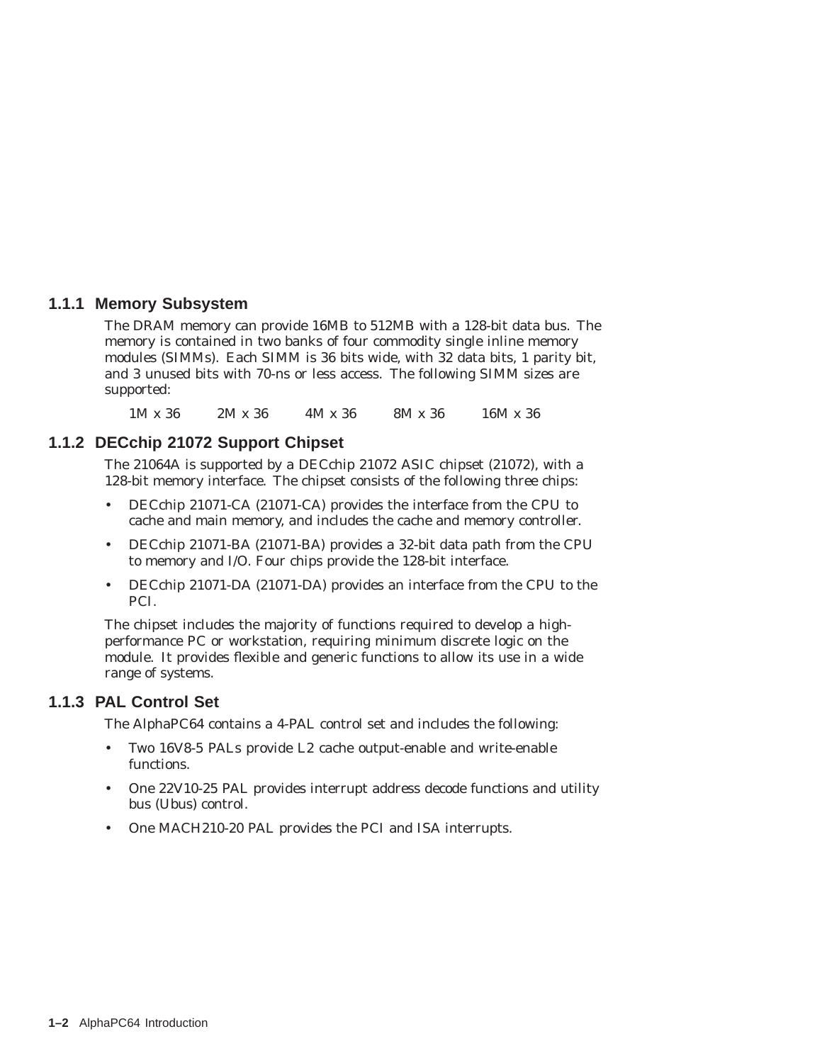### 1.1.1 Memory Subsystem

The DRAM memory can provide 16MB to 512MB with a 128-bit data bus. The memory is contained in two banks of four commodity single inline memory modules (SIMMs). Each SIMM is 36 bits wide, with 32 data bits, 1 parity bit, and 3 unused bits with 70-ns or less access. The following SIMM sizes are supported:

1M x 36    2M x 36    4M x 36    8M x 36    16M x 36

### 1.1.2 DECchip 21072 Support Chipset

The 21064A is supported by a DECchip 21072 ASIC chipset (21072), with a 128-bit memory interface. The chipset consists of the following three chips:

- DECchip 21071-CA (21071-CA) provides the interface from the CPU to cache and main memory, and includes the cache and memory controller.
- DECchip 21071-BA (21071-BA) provides a 32-bit data path from the CPU to memory and I/O. Four chips provide the 128-bit interface.
- DECchip 21071-DA (21071-DA) provides an interface from the CPU to the PCI.

The chipset includes the majority of functions required to develop a high-performance PC or workstation, requiring minimum discrete logic on the module. It provides flexible and generic functions to allow its use in a wide range of systems.

### 1.1.3 PAL Control Set

The AlphaPC64 contains a 4-PAL control set and includes the following:

- Two 16V8-5 PALs provide L2 cache output-enable and write-enable functions.
- One 22V10-25 PAL provides interrupt address decode functions and utility bus (Ubus) control.
- One MACH210-20 PAL provides the PCI and ISA interrupts.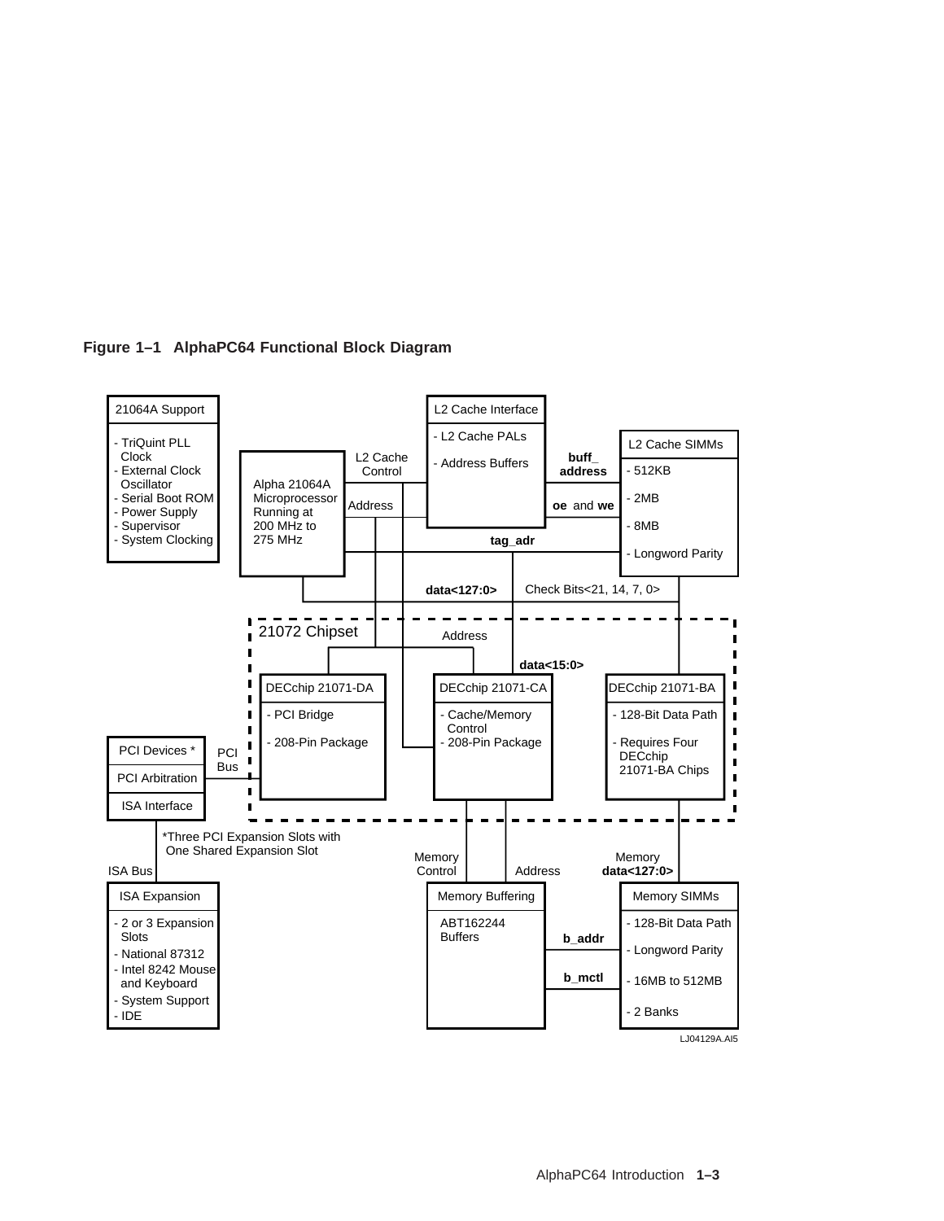**Figure 1–1 AlphaPC64 Functional Block Diagram**

21064A Support

- TriQuint PLL Clock
- External Clock Oscillator
- Serial Boot ROM
- Power Supply
- Supervisor
- System Clocking

Alpha 21064A Microprocessor Running at 200 MHz to 275 MHz

L2 Cache Control

Address

L2 Cache Interface

- L2 Cache PALs
- Address Buffers

buff_address

oe and we

tag_adr

L2 Cache SIMMs

- 512KB
- 2MB
- 8MB
- Longword Parity

data<127:0>

Check Bits<21, 14, 7, 0>

21072 Chipset

Address

data<15:0>

DECchip 21071-DA

- PCI Bridge
- 208-Pin Package

DECchip 21071-CA

- Cache/Memory Control
- 208-Pin Package

DECchip 21071-BA

- 128-Bit Data Path
- Requires Four DECchip 21071-BA Chips

PCI Devices *

PCI Arbitration

ISA Interface

PCI Bus

*Three PCI Expansion Slots with One Shared Expansion Slot

ISA Bus

ISA Expansion

- 2 or 3 Expansion Slots
- National 87312
- Intel 8242 Mouse and Keyboard
- System Support
- IDE

Memory Control

Address

Memory data<127:0>

Memory Buffering

ABT162244 Buffers

b_addr

b_mctl

Memory SIMMs

- 128-Bit Data Path
- Longword Parity
- 16MB to 512MB
- 2 Banks

LJ04129A.AI5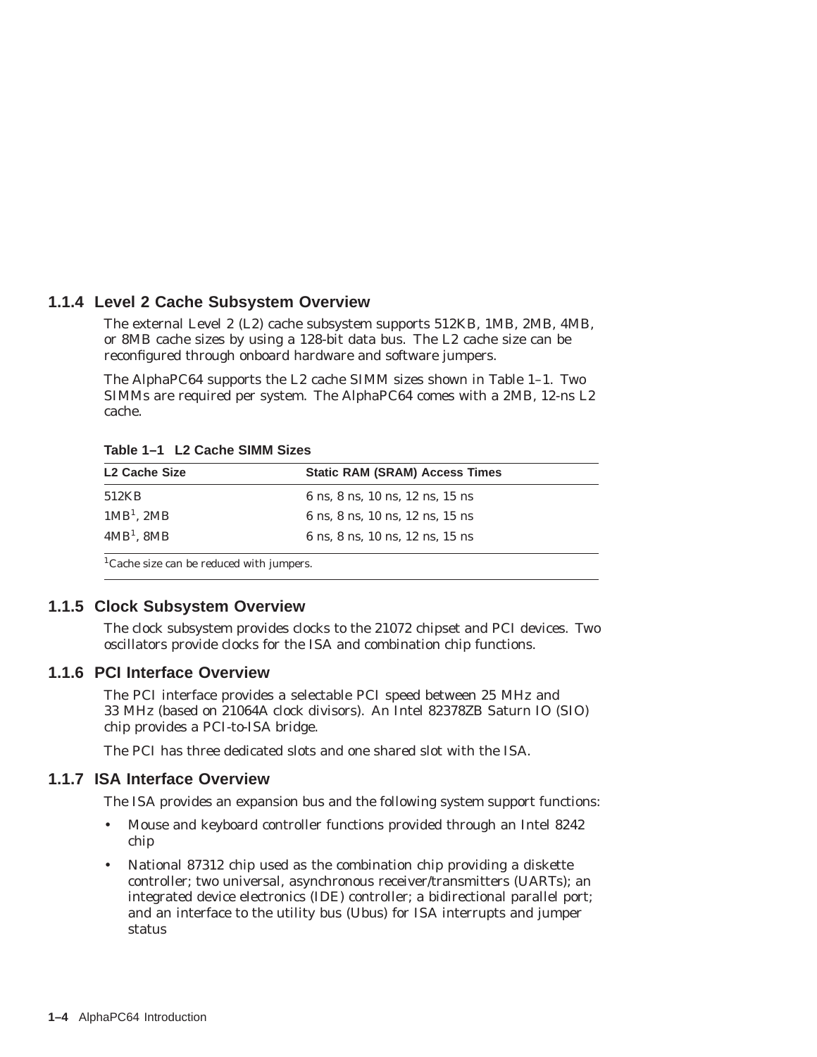### 1.1.4 Level 2 Cache Subsystem Overview

The external Level 2 (L2) cache subsystem supports 512KB, 1MB, 2MB, 4MB, or 8MB cache sizes by using a 128-bit data bus. The L2 cache size can be reconfigured through onboard hardware and software jumpers.

The AlphaPC64 supports the L2 cache SIMM sizes shown in Table 1–1. Two SIMMs are required per system. The AlphaPC64 comes with a 2MB, 12-ns L2 cache.

**Table 1–1 L2 Cache SIMM Sizes**

| L2 Cache Size | Static RAM (SRAM) Access Times |
|---|---|
| 512KB | 6 ns, 8 ns, 10 ns, 12 ns, 15 ns |
| 1MB[1], 2MB | 6 ns, 8 ns, 10 ns, 12 ns, 15 ns |
| 4MB[1], 8MB | 6 ns, 8 ns, 10 ns, 12 ns, 15 ns |

[1]Cache size can be reduced with jumpers.

### 1.1.5 Clock Subsystem Overview

The clock subsystem provides clocks to the 21072 chipset and PCI devices. Two oscillators provide clocks for the ISA and combination chip functions.

### 1.1.6 PCI Interface Overview

The PCI interface provides a selectable PCI speed between 25 MHz and 33 MHz (based on 21064A clock divisors). An Intel 82378ZB Saturn IO (SIO) chip provides a PCI-to-ISA bridge.

The PCI has three dedicated slots and one shared slot with the ISA.

### 1.1.7 ISA Interface Overview

The ISA provides an expansion bus and the following system support functions:

- Mouse and keyboard controller functions provided through an Intel 8242 chip
- National 87312 chip used as the combination chip providing a diskette controller; two universal, asynchronous receiver/transmitters (UARTs); an integrated device electronics (IDE) controller; a bidirectional parallel port; and an interface to the utility bus (Ubus) for ISA interrupts and jumper status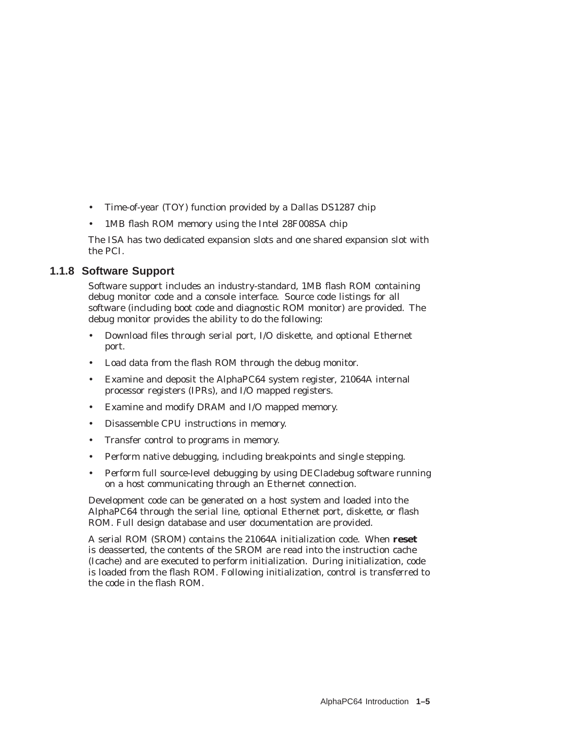- Time-of-year (TOY) function provided by a Dallas DS1287 chip
- 1MB flash ROM memory using the Intel 28F008SA chip

The ISA has two dedicated expansion slots and one shared expansion slot with the PCI.

### 1.1.8 Software Support

Software support includes an industry-standard, 1MB flash ROM containing debug monitor code and a console interface. Source code listings for all software (including boot code and diagnostic ROM monitor) are provided. The debug monitor provides the ability to do the following:

- Download files through serial port, I/O diskette, and optional Ethernet port.
- Load data from the flash ROM through the debug monitor.
- Examine and deposit the AlphaPC64 system register, 21064A internal processor registers (IPRs), and I/O mapped registers.
- Examine and modify DRAM and I/O mapped memory.
- Disassemble CPU instructions in memory.
- Transfer control to programs in memory.
- Perform native debugging, including breakpoints and single stepping.
- Perform full source-level debugging by using DECladebug software running on a host communicating through an Ethernet connection.

Development code can be generated on a host system and loaded into the AlphaPC64 through the serial line, optional Ethernet port, diskette, or flash ROM. Full design database and user documentation are provided.

A serial ROM (SROM) contains the 21064A initialization code. When **reset** is deasserted, the contents of the SROM are read into the instruction cache (Icache) and are executed to perform initialization. During initialization, code is loaded from the flash ROM. Following initialization, control is transferred to the code in the flash ROM.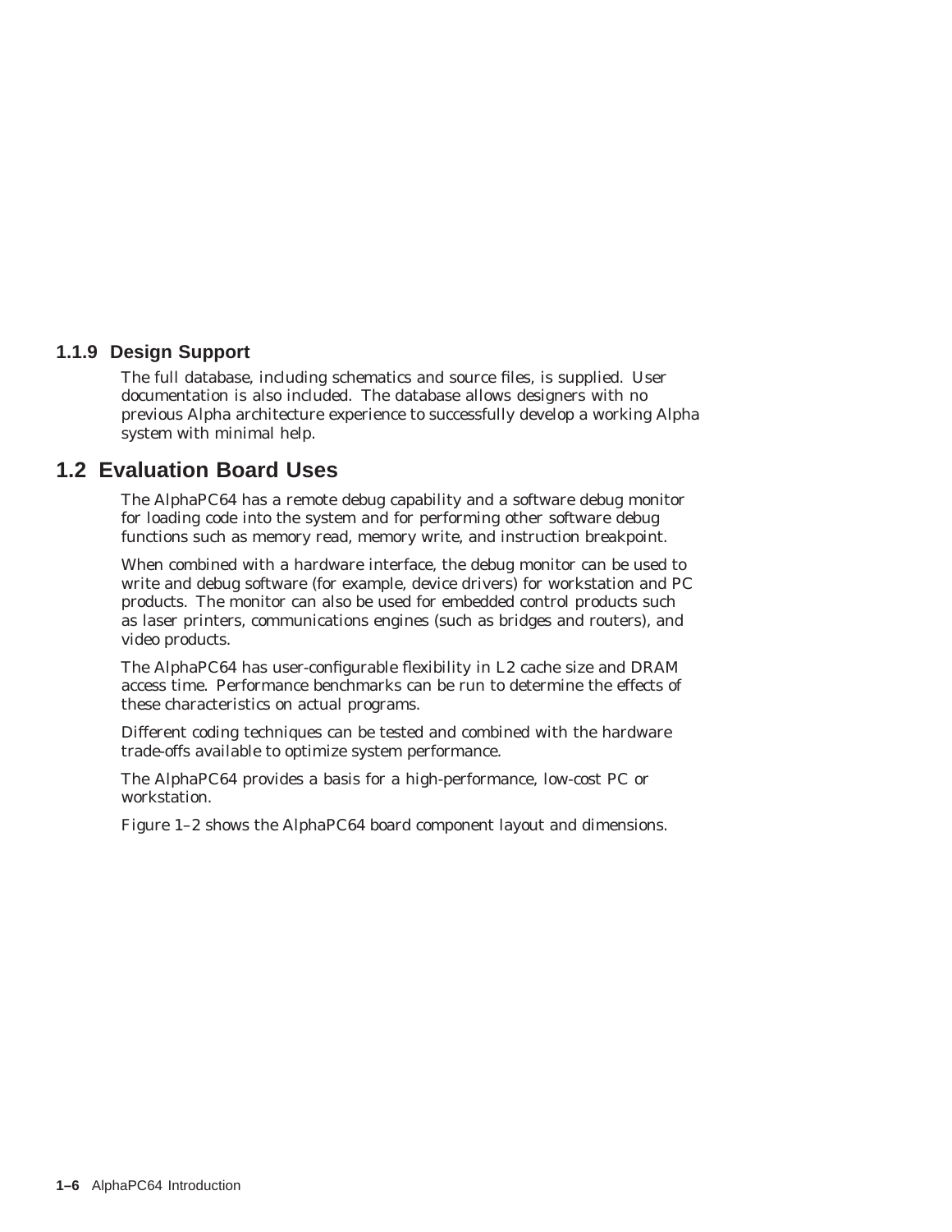### 1.1.9 Design Support

The full database, including schematics and source files, is supplied. User documentation is also included. The database allows designers with no previous Alpha architecture experience to successfully develop a working Alpha system with minimal help.

## 1.2 Evaluation Board Uses

The AlphaPC64 has a remote debug capability and a software debug monitor for loading code into the system and for performing other software debug functions such as memory read, memory write, and instruction breakpoint.

When combined with a hardware interface, the debug monitor can be used to write and debug software (for example, device drivers) for workstation and PC products. The monitor can also be used for embedded control products such as laser printers, communications engines (such as bridges and routers), and video products.

The AlphaPC64 has user-configurable flexibility in L2 cache size and DRAM access time. Performance benchmarks can be run to determine the effects of these characteristics on actual programs.

Different coding techniques can be tested and combined with the hardware trade-offs available to optimize system performance.

The AlphaPC64 provides a basis for a high-performance, low-cost PC or workstation.

Figure 1–2 shows the AlphaPC64 board component layout and dimensions.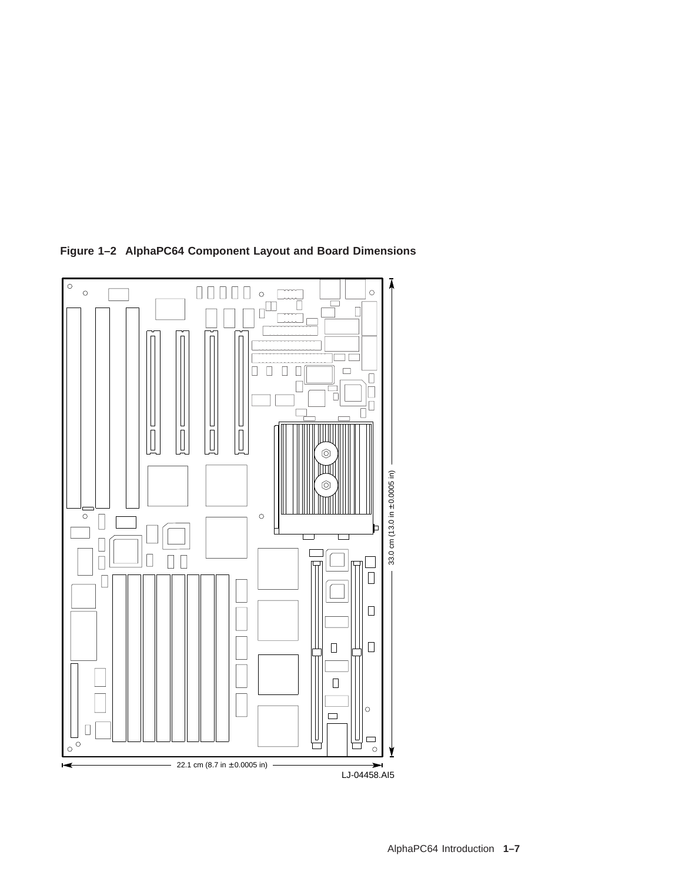**Figure 1–2 AlphaPC64 Component Layout and Board Dimensions**

33.0 cm (13.0 in ±0.0005 in)

22.1 cm (8.7 in ±0.0005 in)

LJ-04458.AI5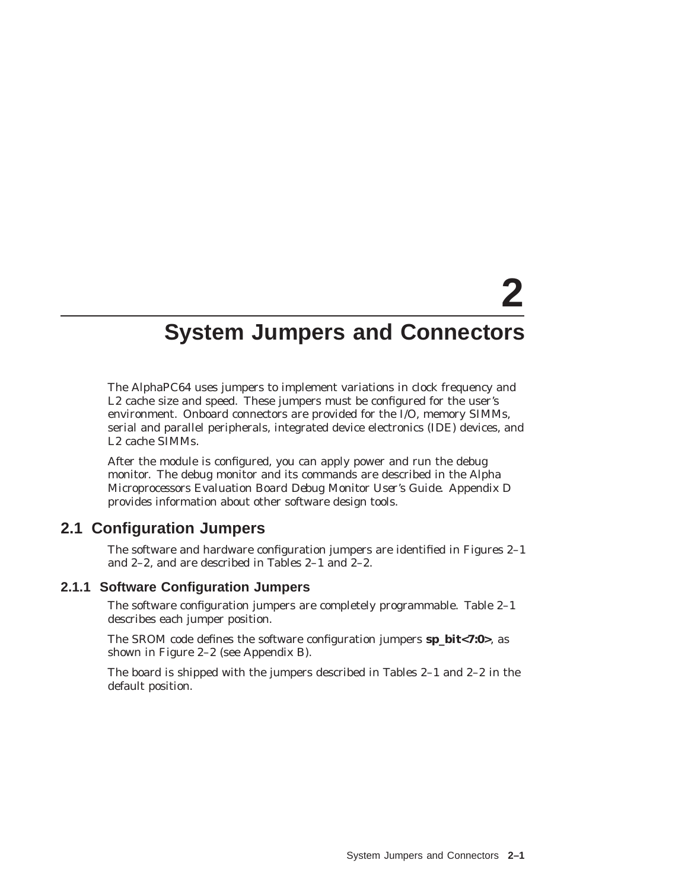# 2 System Jumpers and Connectors

The AlphaPC64 uses jumpers to implement variations in clock frequency and L2 cache size and speed. These jumpers must be configured for the user's environment. Onboard connectors are provided for the I/O, memory SIMMs, serial and parallel peripherals, integrated device electronics (IDE) devices, and L2 cache SIMMs.

After the module is configured, you can apply power and run the debug monitor. The debug monitor and its commands are described in the *Alpha Microprocessors Evaluation Board Debug Monitor User's Guide*. Appendix D provides information about other software design tools.

## 2.1 Configuration Jumpers

The software and hardware configuration jumpers are identified in Figures 2–1 and 2–2, and are described in Tables 2–1 and 2–2.

### 2.1.1 Software Configuration Jumpers

The software configuration jumpers are completely programmable. Table 2–1 describes each jumper position.

The SROM code defines the software configuration jumpers **sp_bit<7:0>**, as shown in Figure 2–2 (see Appendix B).

The board is shipped with the jumpers described in Tables 2–1 and 2–2 in the default position.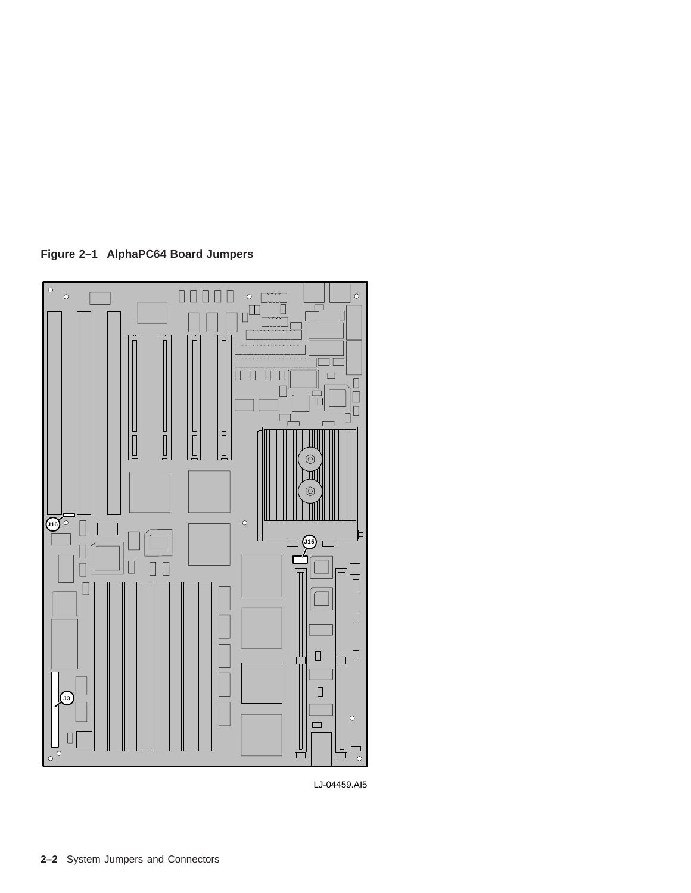**Figure 2–1 AlphaPC64 Board Jumpers**

J16

J15

J3

LJ-04459.AI5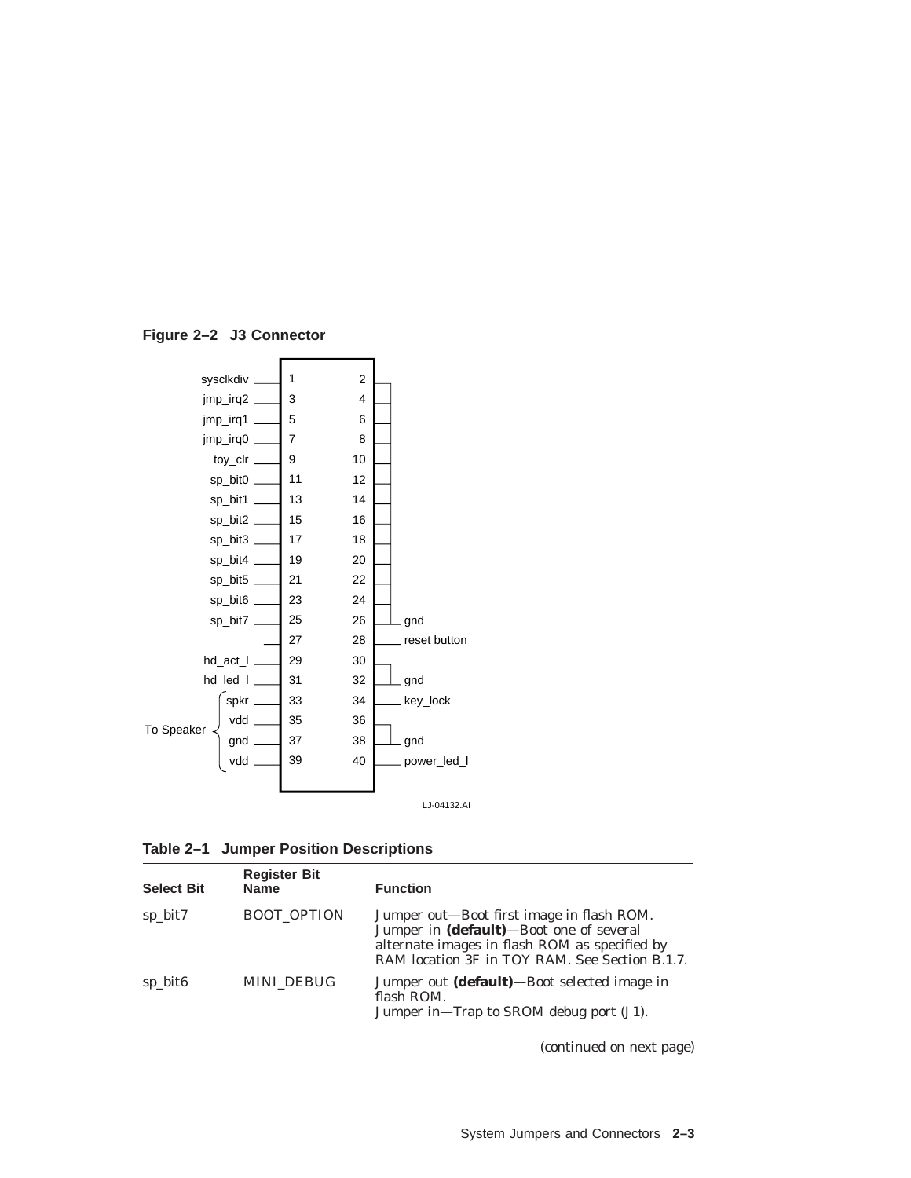**Figure 2–2 J3 Connector**

sysclkdiv 1 2
jmp_irq2 3 4
jmp_irq1 5 6
jmp_irq0 7 8
toy_clr 9 10
sp_bit0 11 12
sp_bit1 13 14
sp_bit2 15 16
sp_bit3 17 18
sp_bit4 19 20
sp_bit5 21 22
sp_bit6 23 24
sp_bit7 25 26 gnd
27 28 reset button
hd_act_l 29 30
hd_led_l 31 32 gnd
To Speaker spkr 33 34 key_lock
vdd 35 36
gnd 37 38 gnd
vdd 39 40 power_led_l

LJ-04132.AI

**Table 2–1 Jumper Position Descriptions**

| Select Bit | Register Bit Name | Function |
|---|---|---|
| sp_bit7 | BOOT_OPTION | Jumper out—Boot first image in flash ROM. Jumper in **(default)**—Boot one of several alternate images in flash ROM as specified by RAM location 3F in TOY RAM. See Section B.1.7. |
| sp_bit6 | MINI_DEBUG | Jumper out **(default)**—Boot selected image in flash ROM. Jumper in—Trap to SROM debug port (J1). |

*(continued on next page)*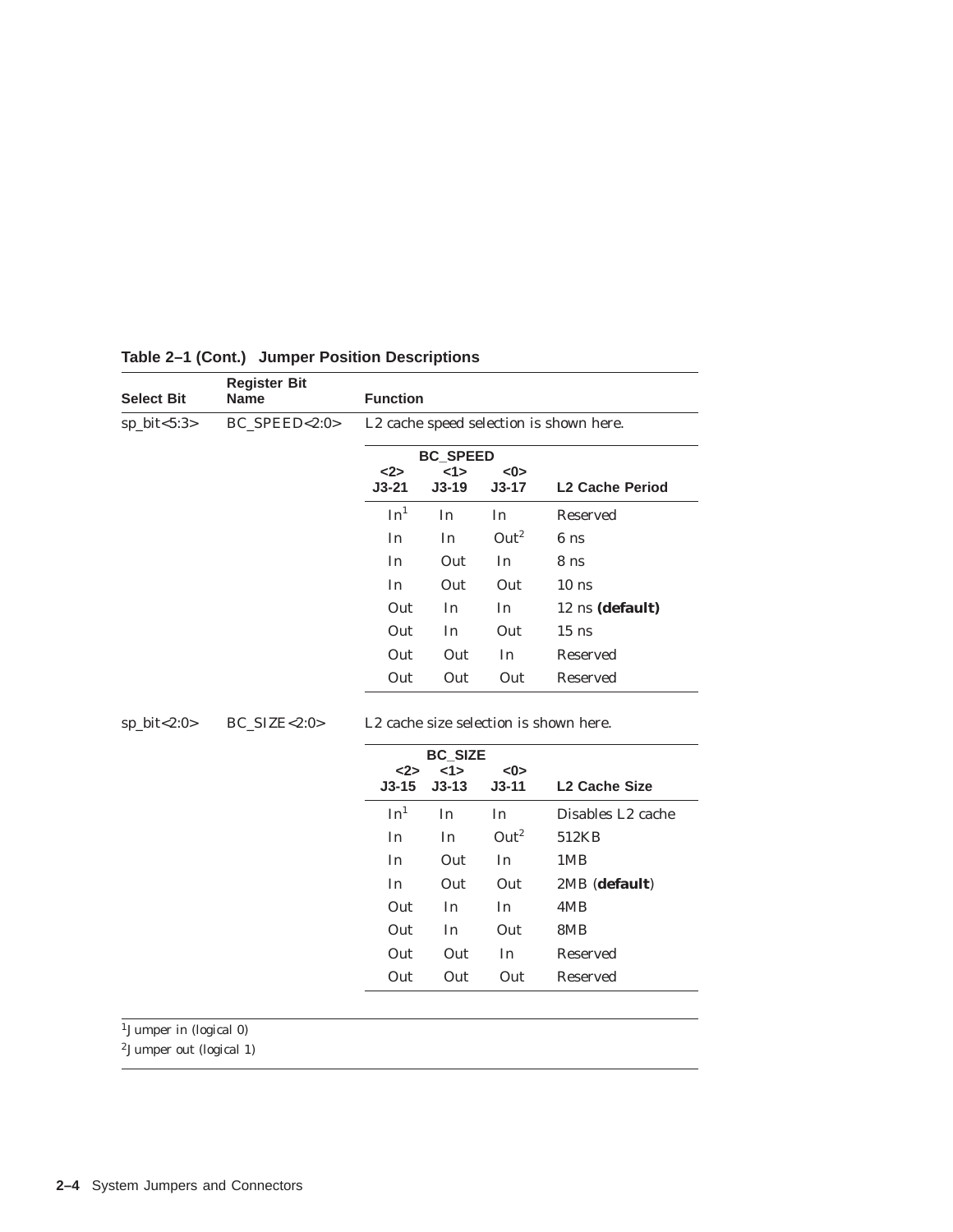**Table 2–1 (Cont.) Jumper Position Descriptions**

| Select Bit | Register Bit Name | Function |
|---|---|---|
| sp_bit<5:3> | BC_SPEED<2:0> | L2 cache speed selection is shown here. |

| BC_SPEED <2> J3-21 | BC_SPEED <1> J3-19 | BC_SPEED <0> J3-17 | L2 Cache Period |
|---|---|---|---|
| In[1] | In | In | Reserved |
| In | In | Out[2] | 6 ns |
| In | Out | In | 8 ns |
| In | Out | Out | 10 ns |
| Out | In | In | 12 ns **(default)** |
| Out | In | Out | 15 ns |
| Out | Out | In | Reserved |
| Out | Out | Out | Reserved |

| Select Bit | Register Bit Name | Function |
|---|---|---|
| sp_bit<2:0> | BC_SIZE<2:0> | L2 cache size selection is shown here. |

| BC_SIZE <2> J3-15 | BC_SIZE <1> J3-13 | BC_SIZE <0> J3-11 | L2 Cache Size |
|---|---|---|---|
| In[1] | In | In | Disables L2 cache |
| In | In | Out[2] | 512KB |
| In | Out | In | 1MB |
| In | Out | Out | 2MB (**default**) |
| Out | In | In | 4MB |
| Out | In | Out | 8MB |
| Out | Out | In | Reserved |
| Out | Out | Out | Reserved |

[1]Jumper in (logical 0)

[2]Jumper out (logical 1)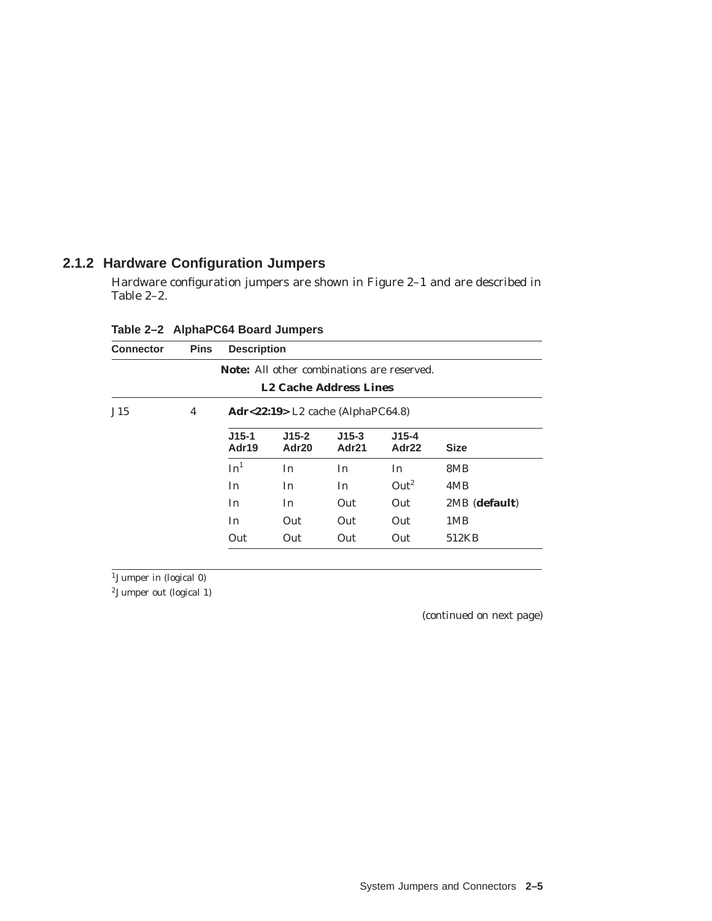### 2.1.2 Hardware Configuration Jumpers

Hardware configuration jumpers are shown in Figure 2–1 and are described in Table 2–2.

**Table 2–2 AlphaPC64 Board Jumpers**

| Connector | Pins | Description | | | | |
|---|---|---|---|---|---|---|
| | | **Note:** All other combinations are reserved. | | | | |
| | | **L2 Cache Address Lines** | | | | |
| J15 | 4 | **Adr<22:19>** L2 cache (AlphaPC64.8) | | | | |
| | | **J15-1 Adr19** | **J15-2 Adr20** | **J15-3 Adr21** | **J15-4 Adr22** | **Size** |
| | | In[1] | In | In | In | 8MB |
| | | In | In | In | Out[2] | 4MB |
| | | In | In | Out | Out | 2MB (**default**) |
| | | In | Out | Out | Out | 1MB |
| | | Out | Out | Out | Out | 512KB |

[1]Jumper in (logical 0)

[2]Jumper out (logical 1)

(continued on next page)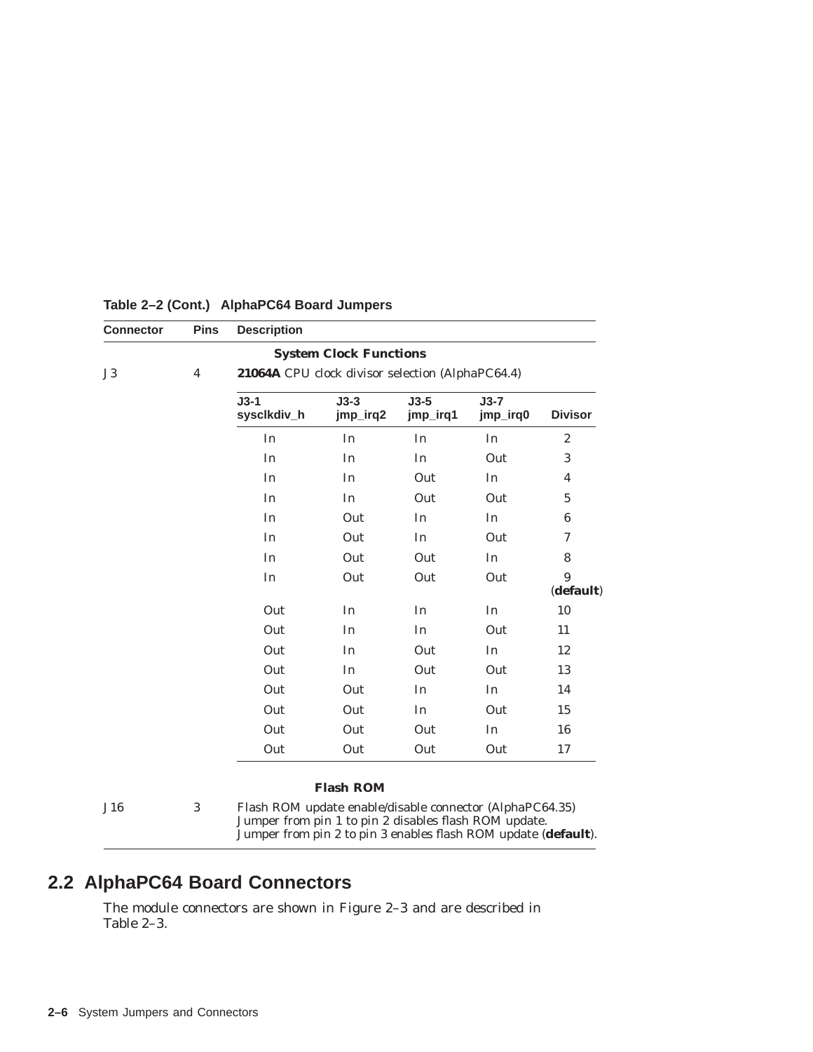**Table 2–2 (Cont.) AlphaPC64 Board Jumpers**

| Connector | Pins | Description |
|---|---|---|
| | | **System Clock Functions** |
| J3 | 4 | **21064A** CPU clock divisor selection (AlphaPC64.4) |

| J3-1 sysclkdiv_h | J3-3 jmp_irq2 | J3-5 jmp_irq1 | J3-7 jmp_irq0 | Divisor |
|---|---|---|---|---|
| In | In | In | In | 2 |
| In | In | In | Out | 3 |
| In | In | Out | In | 4 |
| In | In | Out | Out | 5 |
| In | Out | In | In | 6 |
| In | Out | In | Out | 7 |
| In | Out | Out | In | 8 |
| In | Out | Out | Out | 9 (**default**) |
| Out | In | In | In | 10 |
| Out | In | In | Out | 11 |
| Out | In | Out | In | 12 |
| Out | In | Out | Out | 13 |
| Out | Out | In | In | 14 |
| Out | Out | In | Out | 15 |
| Out | Out | Out | In | 16 |
| Out | Out | Out | Out | 17 |

| Connector | Pins | Description |
|---|---|---|
| | | **Flash ROM** |
| J16 | 3 | Flash ROM update enable/disable connector (AlphaPC64.35) Jumper from pin 1 to pin 2 disables flash ROM update. Jumper from pin 2 to pin 3 enables flash ROM update (**default**). |

## 2.2 AlphaPC64 Board Connectors

The module connectors are shown in Figure 2–3 and are described in Table 2–3.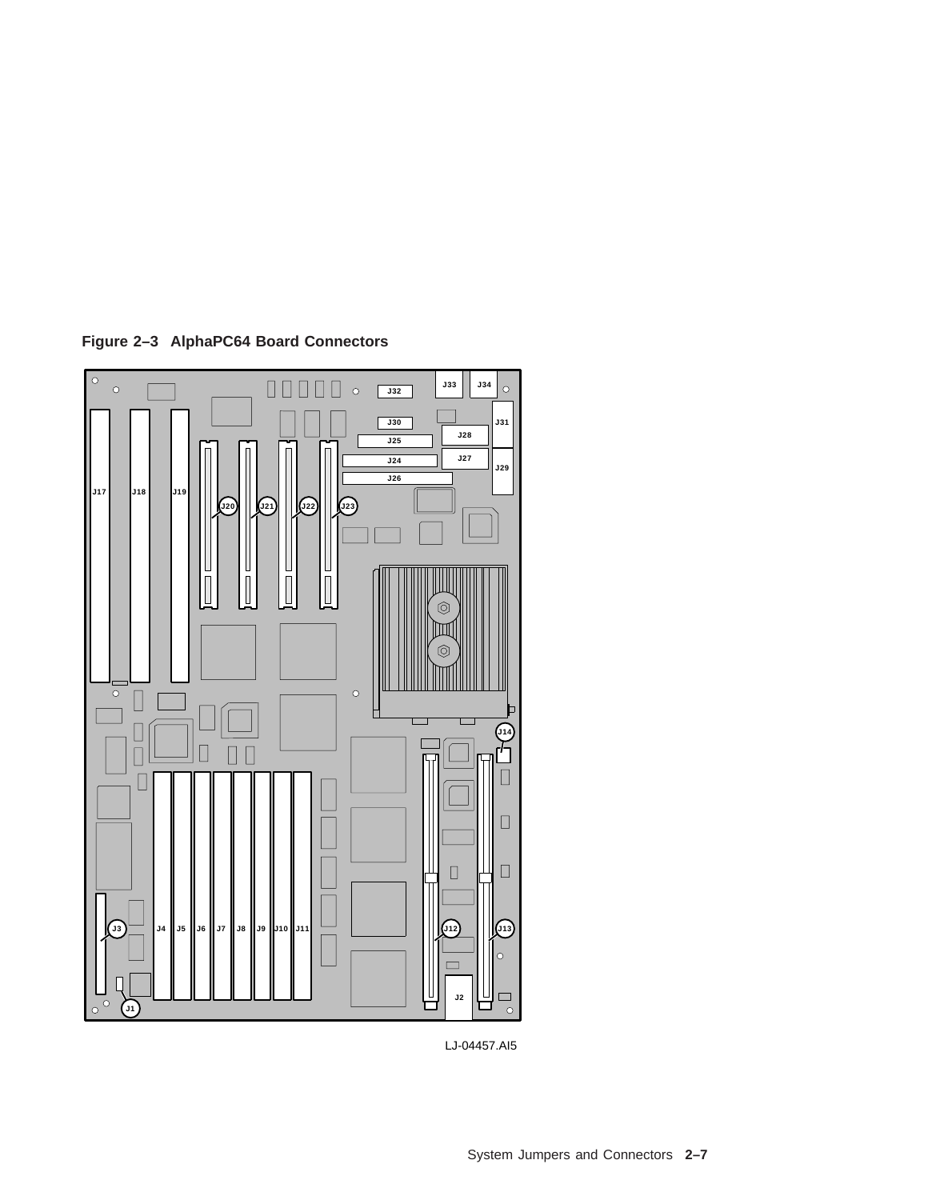**Figure 2–3 AlphaPC64 Board Connectors**

J32
J33
J34
J30
J31
J28
J25
J27
J24
J29
J26
J17
J18
J19
J20
J21
J22
J23
J14
J3
J4
J5
J6
J7
J8
J9
J10
J11
J12
J13
J2
J1

LJ-04457.AI5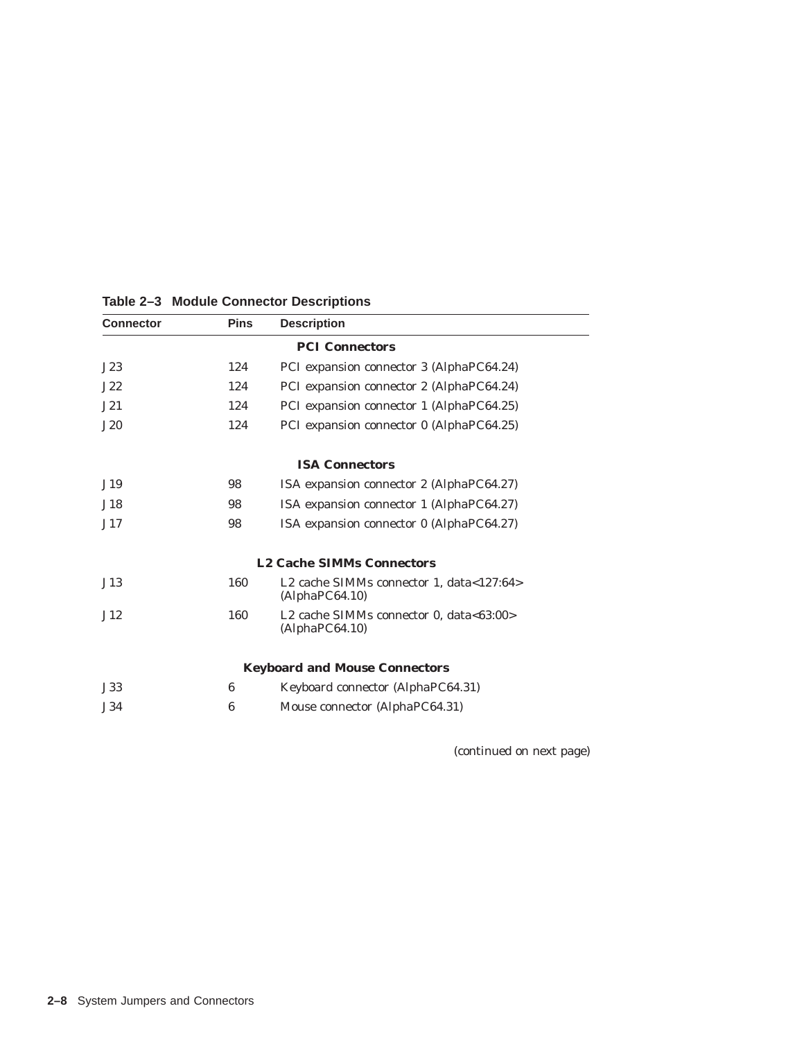**Table 2–3 Module Connector Descriptions**

| Connector | Pins | Description |
|---|---|---|
| | | **PCI Connectors** |
| J23 | 124 | PCI expansion connector 3 (AlphaPC64.24) |
| J22 | 124 | PCI expansion connector 2 (AlphaPC64.24) |
| J21 | 124 | PCI expansion connector 1 (AlphaPC64.25) |
| J20 | 124 | PCI expansion connector 0 (AlphaPC64.25) |
| | | **ISA Connectors** |
| J19 | 98 | ISA expansion connector 2 (AlphaPC64.27) |
| J18 | 98 | ISA expansion connector 1 (AlphaPC64.27) |
| J17 | 98 | ISA expansion connector 0 (AlphaPC64.27) |
| | | **L2 Cache SIMMs Connectors** |
| J13 | 160 | L2 cache SIMMs connector 1, data<127:64> (AlphaPC64.10) |
| J12 | 160 | L2 cache SIMMs connector 0, data<63:00> (AlphaPC64.10) |
| | | **Keyboard and Mouse Connectors** |
| J33 | 6 | Keyboard connector (AlphaPC64.31) |
| J34 | 6 | Mouse connector (AlphaPC64.31) |

*(continued on next page)*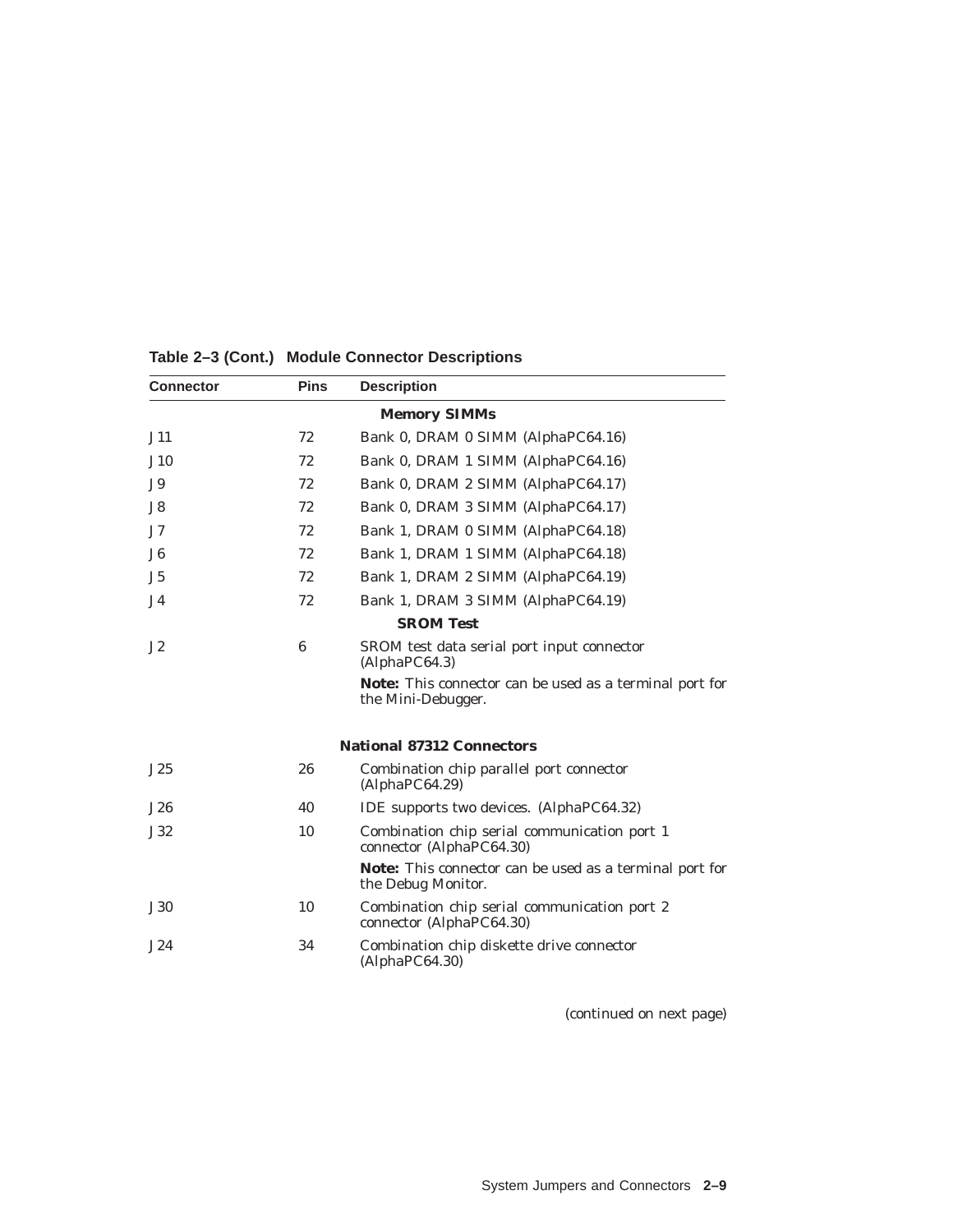**Table 2–3 (Cont.) Module Connector Descriptions**

| Connector | Pins | Description |
|---|---|---|
| | | **Memory SIMMs** |
| J11 | 72 | Bank 0, DRAM 0 SIMM (AlphaPC64.16) |
| J10 | 72 | Bank 0, DRAM 1 SIMM (AlphaPC64.16) |
| J9 | 72 | Bank 0, DRAM 2 SIMM (AlphaPC64.17) |
| J8 | 72 | Bank 0, DRAM 3 SIMM (AlphaPC64.17) |
| J7 | 72 | Bank 1, DRAM 0 SIMM (AlphaPC64.18) |
| J6 | 72 | Bank 1, DRAM 1 SIMM (AlphaPC64.18) |
| J5 | 72 | Bank 1, DRAM 2 SIMM (AlphaPC64.19) |
| J4 | 72 | Bank 1, DRAM 3 SIMM (AlphaPC64.19) |
| | | **SROM Test** |
| J2 | 6 | SROM test data serial port input connector (AlphaPC64.3) |
| | | **Note:** This connector can be used as a terminal port for the Mini-Debugger. |
| | | **National 87312 Connectors** |
| J25 | 26 | Combination chip parallel port connector (AlphaPC64.29) |
| J26 | 40 | IDE supports two devices. (AlphaPC64.32) |
| J32 | 10 | Combination chip serial communication port 1 connector (AlphaPC64.30) |
| | | **Note:** This connector can be used as a terminal port for the Debug Monitor. |
| J30 | 10 | Combination chip serial communication port 2 connector (AlphaPC64.30) |
| J24 | 34 | Combination chip diskette drive connector (AlphaPC64.30) |

(continued on next page)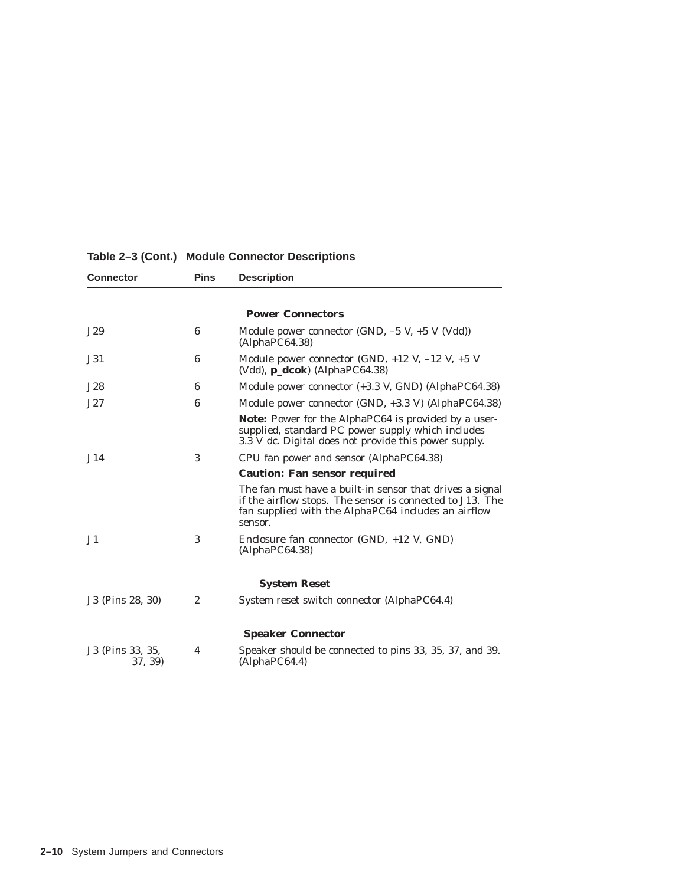**Table 2–3 (Cont.) Module Connector Descriptions**

| Connector | Pins | Description |
|---|---|---|
| | | **Power Connectors** |
| J29 | 6 | Module power connector (GND, –5 V, +5 V (Vdd)) (AlphaPC64.38) |
| J31 | 6 | Module power connector (GND, +12 V, –12 V, +5 V (Vdd), **p_dcok**) (AlphaPC64.38) |
| J28 | 6 | Module power connector (+3.3 V, GND) (AlphaPC64.38) |
| J27 | 6 | Module power connector (GND, +3.3 V) (AlphaPC64.38) |
| | | **Note:** Power for the AlphaPC64 is provided by a user-supplied, standard PC power supply which includes 3.3 V dc. Digital does not provide this power supply. |
| J14 | 3 | CPU fan power and sensor (AlphaPC64.38) |
| | | **Caution: Fan sensor required** |
| | | The fan must have a built-in sensor that drives a signal if the airflow stops. The sensor is connected to J13. The fan supplied with the AlphaPC64 includes an airflow sensor. |
| J1 | 3 | Enclosure fan connector (GND, +12 V, GND) (AlphaPC64.38) |
| | | **System Reset** |
| J3 (Pins 28, 30) | 2 | System reset switch connector (AlphaPC64.4) |
| | | **Speaker Connector** |
| J3 (Pins 33, 35, 37, 39) | 4 | Speaker should be connected to pins 33, 35, 37, and 39. (AlphaPC64.4) |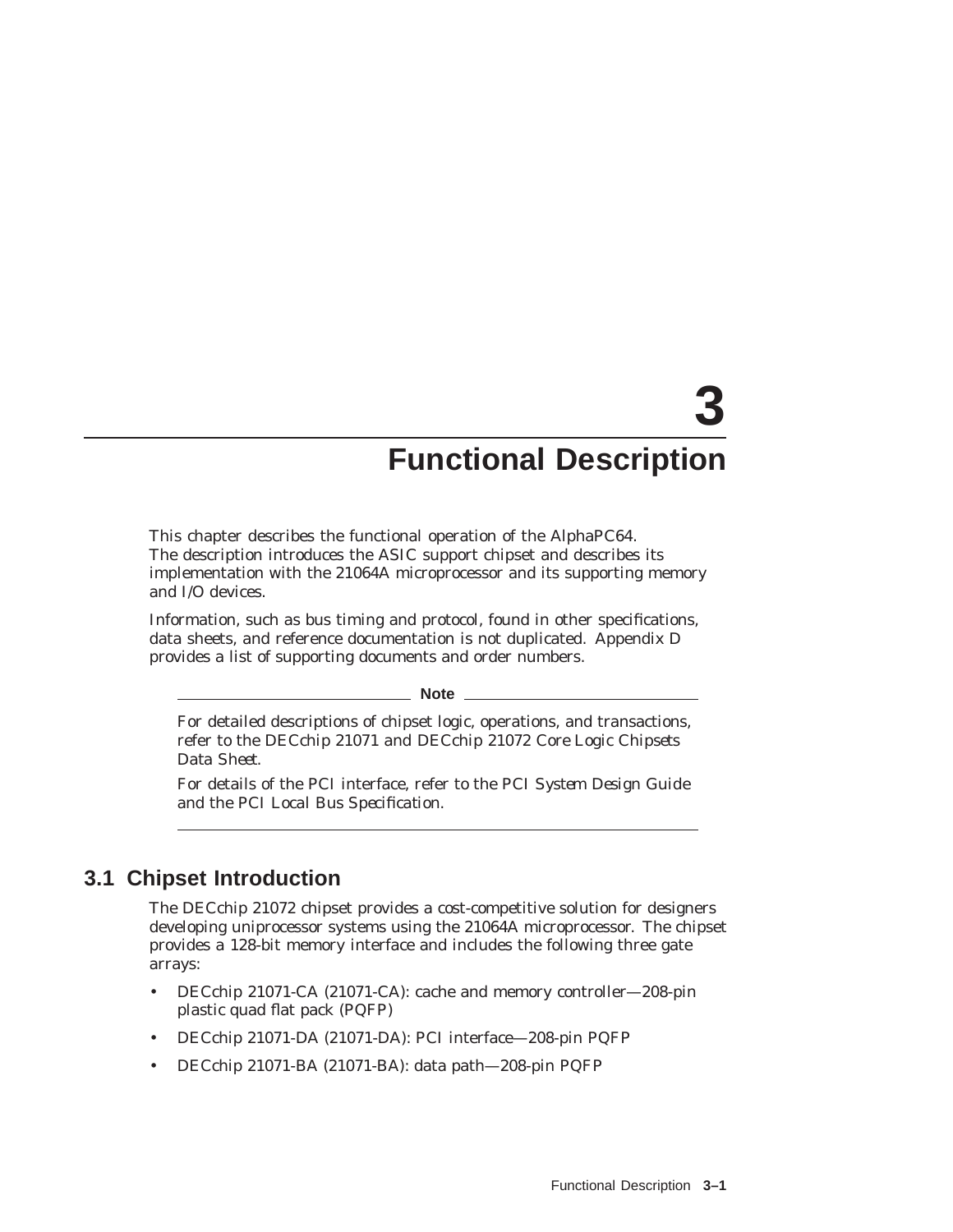# 3 Functional Description

This chapter describes the functional operation of the AlphaPC64. The description introduces the ASIC support chipset and describes its implementation with the 21064A microprocessor and its supporting memory and I/O devices.

Information, such as bus timing and protocol, found in other specifications, data sheets, and reference documentation is not duplicated. Appendix D provides a list of supporting documents and order numbers.

**Note**

For detailed descriptions of chipset logic, operations, and transactions, refer to the *DECchip 21071 and DECchip 21072 Core Logic Chipsets Data Sheet*.

For details of the PCI interface, refer to the *PCI System Design Guide* and the *PCI Local Bus Specification*.

## 3.1 Chipset Introduction

The DECchip 21072 chipset provides a cost-competitive solution for designers developing uniprocessor systems using the 21064A microprocessor. The chipset provides a 128-bit memory interface and includes the following three gate arrays:

- DECchip 21071-CA (21071-CA): cache and memory controller—208-pin plastic quad flat pack (PQFP)
- DECchip 21071-DA (21071-DA): PCI interface—208-pin PQFP
- DECchip 21071-BA (21071-BA): data path—208-pin PQFP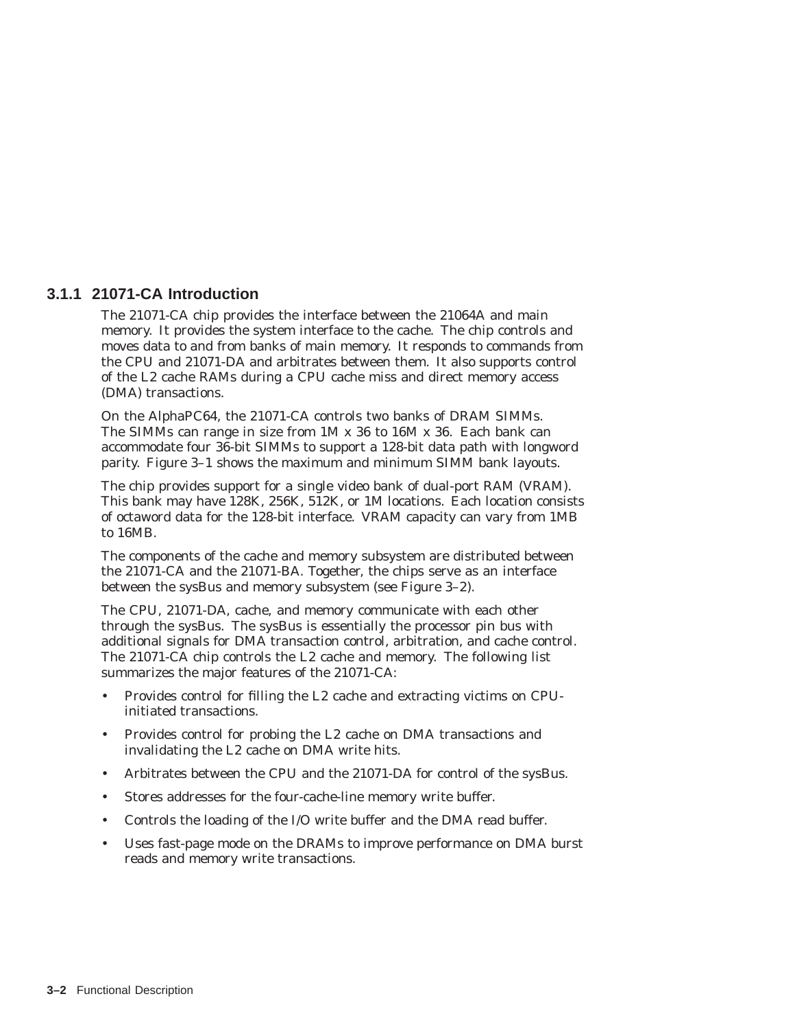### 3.1.1 21071-CA Introduction

The 21071-CA chip provides the interface between the 21064A and main memory. It provides the system interface to the cache. The chip controls and moves data to and from banks of main memory. It responds to commands from the CPU and 21071-DA and arbitrates between them. It also supports control of the L2 cache RAMs during a CPU cache miss and direct memory access (DMA) transactions.

On the AlphaPC64, the 21071-CA controls two banks of DRAM SIMMs. The SIMMs can range in size from 1M x 36 to 16M x 36. Each bank can accommodate four 36-bit SIMMs to support a 128-bit data path with longword parity. Figure 3–1 shows the maximum and minimum SIMM bank layouts.

The chip provides support for a single video bank of dual-port RAM (VRAM). This bank may have 128K, 256K, 512K, or 1M locations. Each location consists of octaword data for the 128-bit interface. VRAM capacity can vary from 1MB to 16MB.

The components of the cache and memory subsystem are distributed between the 21071-CA and the 21071-BA. Together, the chips serve as an interface between the sysBus and memory subsystem (see Figure 3–2).

The CPU, 21071-DA, cache, and memory communicate with each other through the sysBus. The sysBus is essentially the processor pin bus with additional signals for DMA transaction control, arbitration, and cache control. The 21071-CA chip controls the L2 cache and memory. The following list summarizes the major features of the 21071-CA:

- Provides control for filling the L2 cache and extracting victims on CPU-initiated transactions.
- Provides control for probing the L2 cache on DMA transactions and invalidating the L2 cache on DMA write hits.
- Arbitrates between the CPU and the 21071-DA for control of the sysBus.
- Stores addresses for the four-cache-line memory write buffer.
- Controls the loading of the I/O write buffer and the DMA read buffer.
- Uses fast-page mode on the DRAMs to improve performance on DMA burst reads and memory write transactions.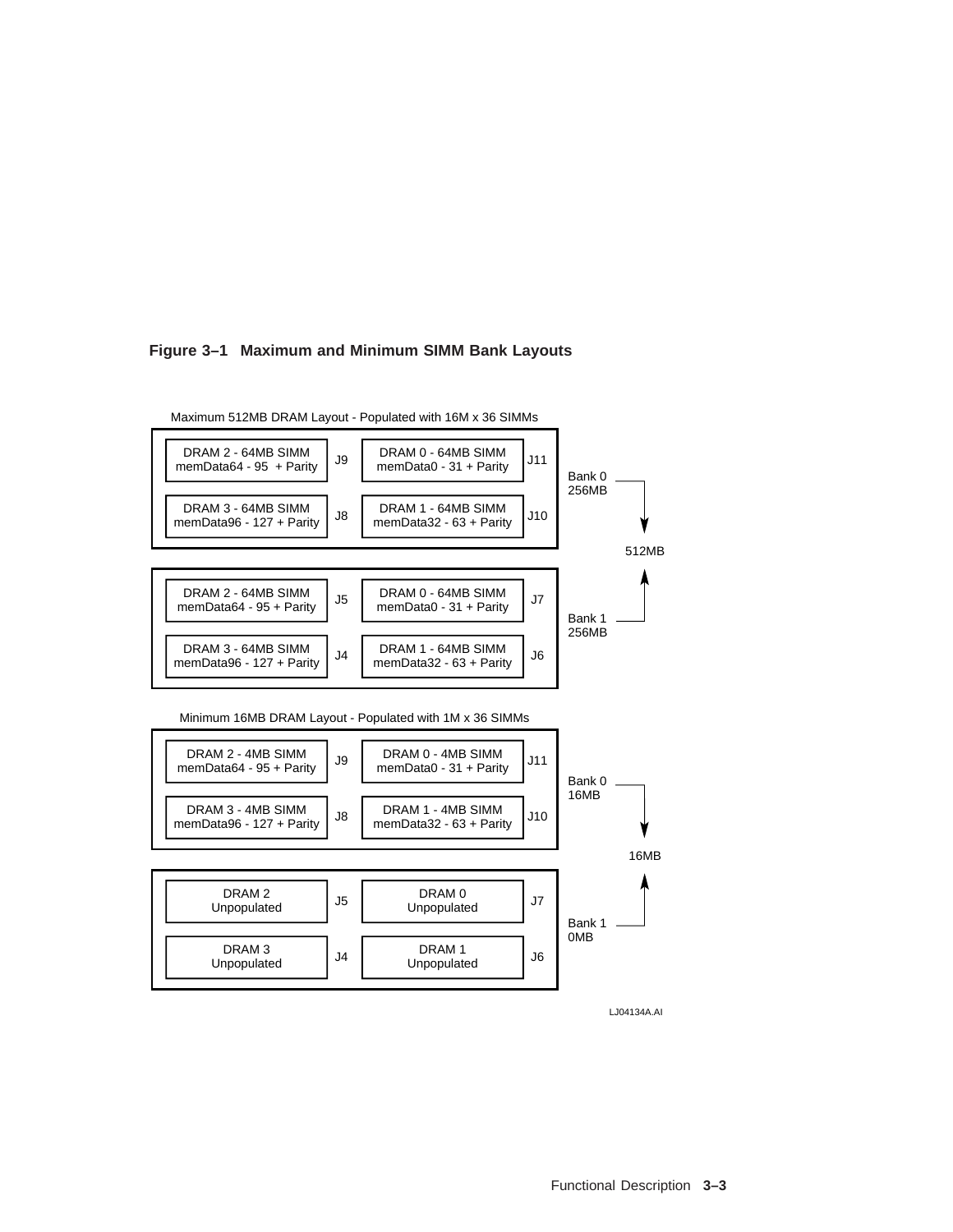**Figure 3–1 Maximum and Minimum SIMM Bank Layouts**

Maximum 512MB DRAM Layout - Populated with 16M x 36 SIMMs

DRAM 2 - 64MB SIMM memData64 - 95 + Parity J9
DRAM 0 - 64MB SIMM memData0 - 31 + Parity J11
DRAM 3 - 64MB SIMM memData96 - 127 + Parity J8
DRAM 1 - 64MB SIMM memData32 - 63 + Parity J10
Bank 0 256MB

512MB

DRAM 2 - 64MB SIMM memData64 - 95 + Parity J5
DRAM 0 - 64MB SIMM memData0 - 31 + Parity J7
DRAM 3 - 64MB SIMM memData96 - 127 + Parity J4
DRAM 1 - 64MB SIMM memData32 - 63 + Parity J6
Bank 1 256MB

Minimum 16MB DRAM Layout - Populated with 1M x 36 SIMMs

DRAM 2 - 4MB SIMM memData64 - 95 + Parity J9
DRAM 0 - 4MB SIMM memData0 - 31 + Parity J11
DRAM 3 - 4MB SIMM memData96 - 127 + Parity J8
DRAM 1 - 4MB SIMM memData32 - 63 + Parity J10
Bank 0 16MB

16MB

DRAM 2 Unpopulated J5
DRAM 0 Unpopulated J7
DRAM 3 Unpopulated J4
DRAM 1 Unpopulated J6
Bank 1 0MB

LJ04134A.AI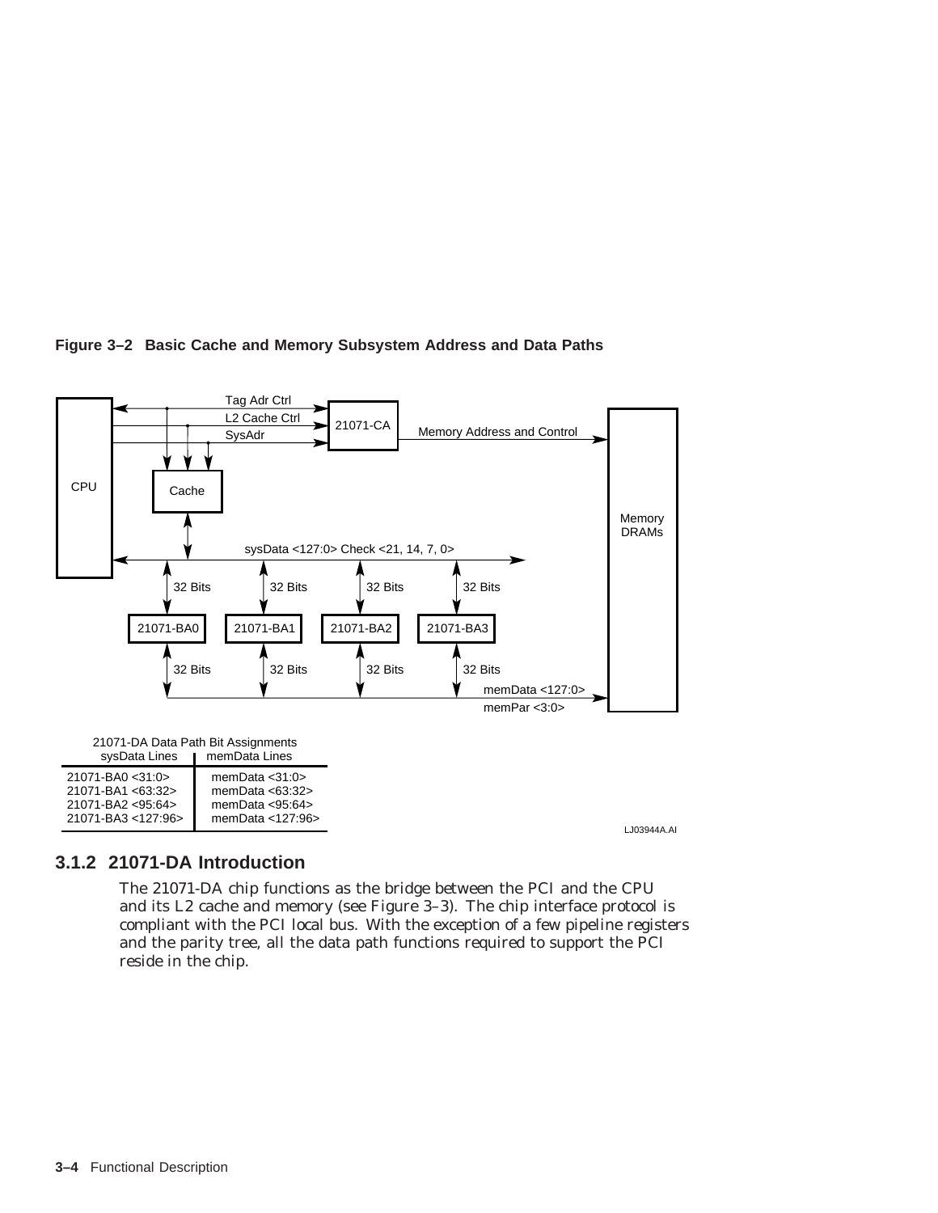**Figure 3–2 Basic Cache and Memory Subsystem Address and Data Paths**

CPU

Cache

Tag Adr Ctrl

L2 Cache Ctrl

SysAdr

21071-CA

Memory Address and Control

Memory DRAMs

sysData <127:0> Check <21, 14, 7, 0>

32 Bits

21071-BA0

21071-BA1

21071-BA2

21071-BA3

memData <127:0>

memPar <3:0>

21071-DA Data Path Bit Assignments

| sysData Lines | memData Lines |
|---|---|
| 21071-BA0 <31:0> | memData <31:0> |
| 21071-BA1 <63:32> | memData <63:32> |
| 21071-BA2 <95:64> | memData <95:64> |
| 21071-BA3 <127:96> | memData <127:96> |

LJ03944A.AI

### 3.1.2 21071-DA Introduction

The 21071-DA chip functions as the bridge between the PCI and the CPU and its L2 cache and memory (see Figure 3–3). The chip interface protocol is compliant with the PCI local bus. With the exception of a few pipeline registers and the parity tree, all the data path functions required to support the PCI reside in the chip.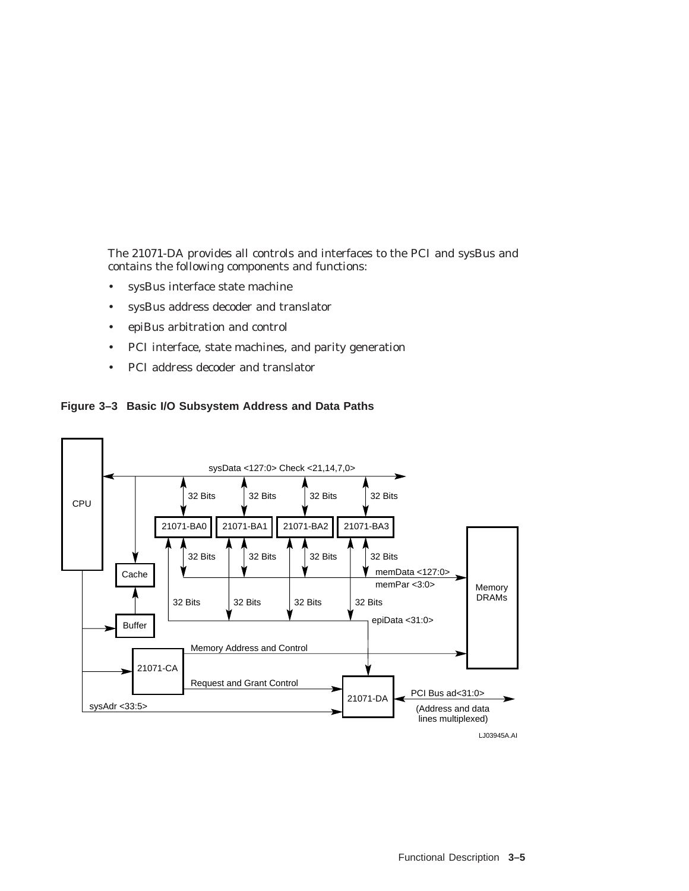The 21071-DA provides all controls and interfaces to the PCI and sysBus and contains the following components and functions:

- sysBus interface state machine
- sysBus address decoder and translator
- epiBus arbitration and control
- PCI interface, state machines, and parity generation
- PCI address decoder and translator

**Figure 3–3 Basic I/O Subsystem Address and Data Paths**

CPU
sysData <127:0> Check <21,14,7,0>
32 Bits
32 Bits
32 Bits
32 Bits
21071-BA0
21071-BA1
21071-BA2
21071-BA3
32 Bits
32 Bits
32 Bits
32 Bits
Cache
memData <127:0>
memPar <3:0>
Memory DRAMs
32 Bits
32 Bits
32 Bits
32 Bits
Buffer
epiData <31:0>
Memory Address and Control
21071-CA
Request and Grant Control
21071-DA
PCI Bus ad<31:0>
(Address and data lines multiplexed)
sysAdr <33:5>
LJ03945A.AI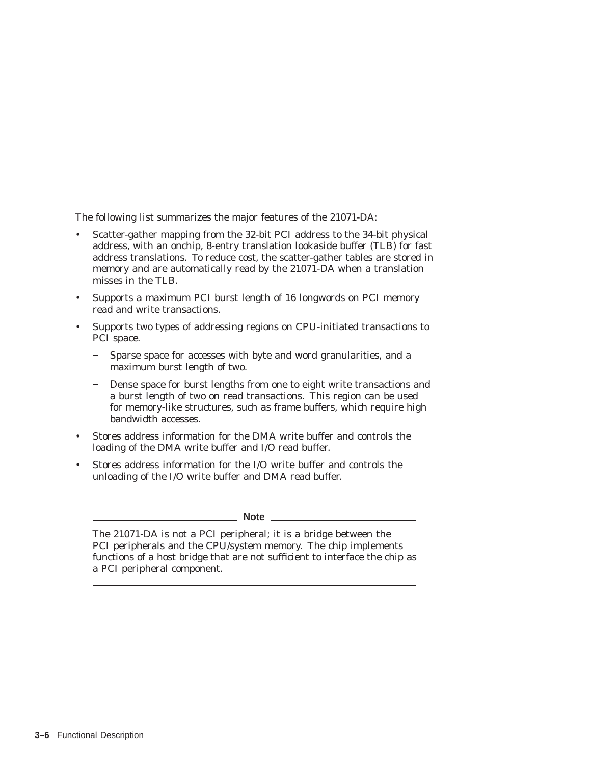The following list summarizes the major features of the 21071-DA:

- Scatter-gather mapping from the 32-bit PCI address to the 34-bit physical address, with an onchip, 8-entry translation lookaside buffer (TLB) for fast address translations. To reduce cost, the scatter-gather tables are stored in memory and are automatically read by the 21071-DA when a translation misses in the TLB.
- Supports a maximum PCI burst length of 16 longwords on PCI memory read and write transactions.
- Supports two types of addressing regions on CPU-initiated transactions to PCI space.
  - Sparse space for accesses with byte and word granularities, and a maximum burst length of two.
  - Dense space for burst lengths from one to eight write transactions and a burst length of two on read transactions. This region can be used for memory-like structures, such as frame buffers, which require high bandwidth accesses.
- Stores address information for the DMA write buffer and controls the loading of the DMA write buffer and I/O read buffer.
- Stores address information for the I/O write buffer and controls the unloading of the I/O write buffer and DMA read buffer.

---

**Note**

The 21071-DA is not a PCI peripheral; it is a bridge between the PCI peripherals and the CPU/system memory. The chip implements functions of a host bridge that are not sufficient to interface the chip as a PCI peripheral component.

---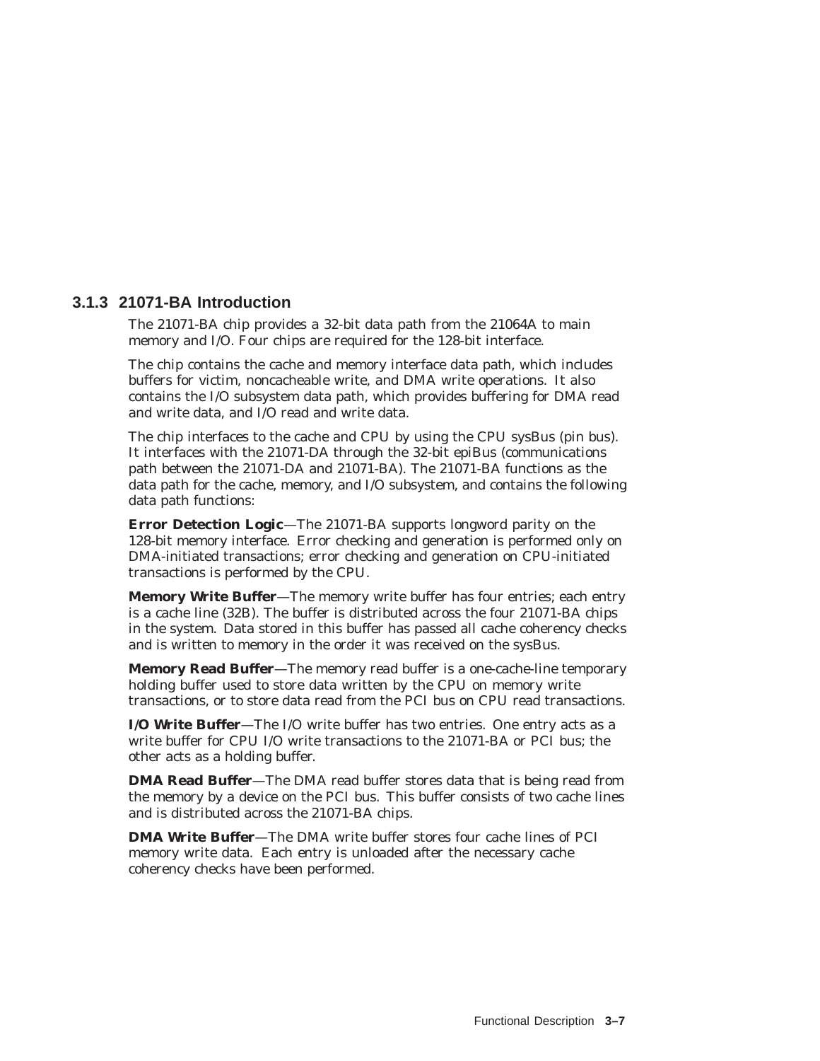### 3.1.3 21071-BA Introduction

The 21071-BA chip provides a 32-bit data path from the 21064A to main memory and I/O. Four chips are required for the 128-bit interface.

The chip contains the cache and memory interface data path, which includes buffers for victim, noncacheable write, and DMA write operations. It also contains the I/O subsystem data path, which provides buffering for DMA read and write data, and I/O read and write data.

The chip interfaces to the cache and CPU by using the CPU sysBus (pin bus). It interfaces with the 21071-DA through the 32-bit epiBus (communications path between the 21071-DA and 21071-BA). The 21071-BA functions as the data path for the cache, memory, and I/O subsystem, and contains the following data path functions:

**Error Detection Logic**—The 21071-BA supports longword parity on the 128-bit memory interface. Error checking and generation is performed only on DMA-initiated transactions; error checking and generation on CPU-initiated transactions is performed by the CPU.

**Memory Write Buffer**—The memory write buffer has four entries; each entry is a cache line (32B). The buffer is distributed across the four 21071-BA chips in the system. Data stored in this buffer has passed all cache coherency checks and is written to memory in the order it was received on the sysBus.

**Memory Read Buffer**—The memory read buffer is a one-cache-line temporary holding buffer used to store data written by the CPU on memory write transactions, or to store data read from the PCI bus on CPU read transactions.

**I/O Write Buffer**—The I/O write buffer has two entries. One entry acts as a write buffer for CPU I/O write transactions to the 21071-BA or PCI bus; the other acts as a holding buffer.

**DMA Read Buffer**—The DMA read buffer stores data that is being read from the memory by a device on the PCI bus. This buffer consists of two cache lines and is distributed across the 21071-BA chips.

**DMA Write Buffer**—The DMA write buffer stores four cache lines of PCI memory write data. Each entry is unloaded after the necessary cache coherency checks have been performed.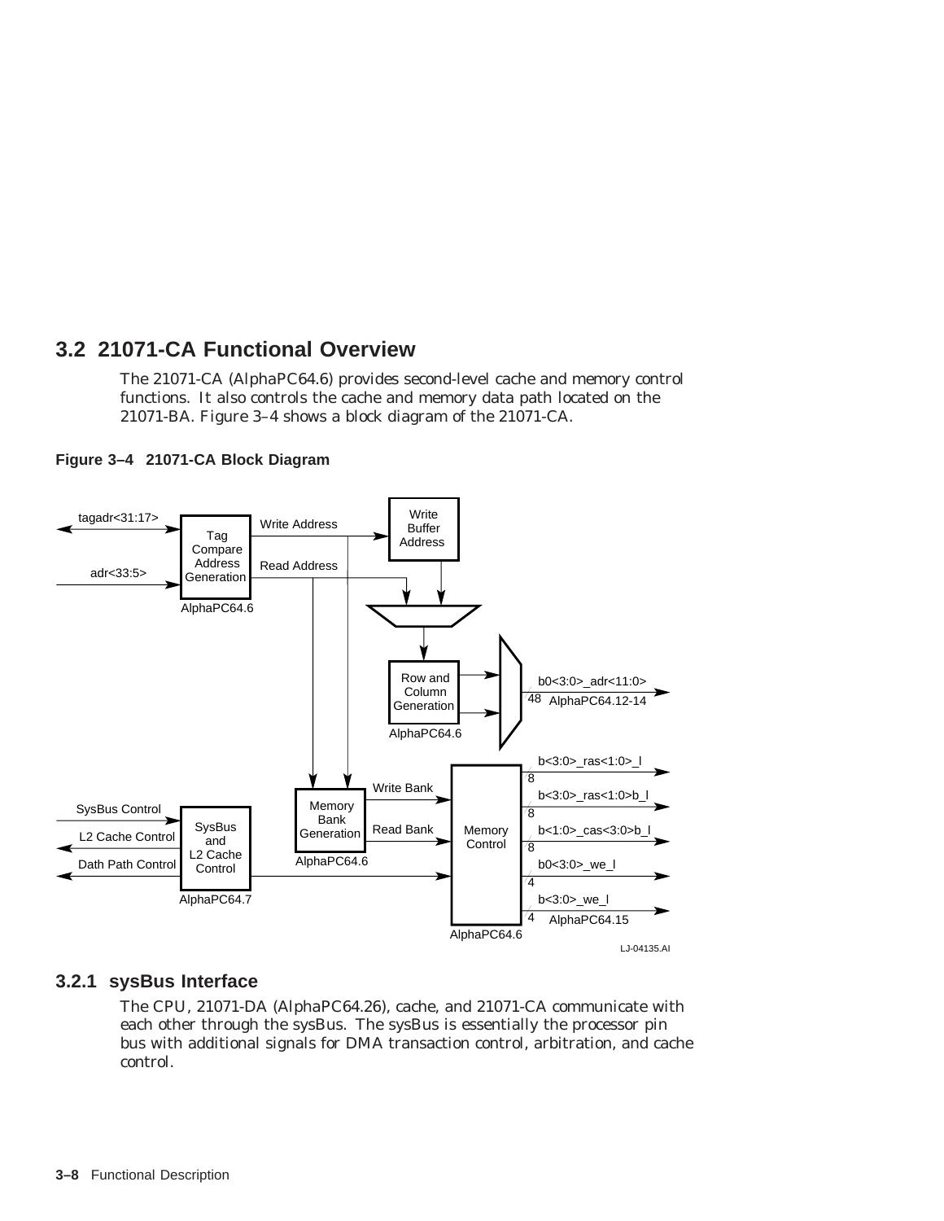## 3.2 21071-CA Functional Overview

The 21071-CA (AlphaPC64.6) provides second-level cache and memory control functions. It also controls the cache and memory data path located on the 21071-BA. Figure 3–4 shows a block diagram of the 21071-CA.

**Figure 3–4 21071-CA Block Diagram**

tagadr<31:17>
adr<33:5>
Tag Compare Address Generation
AlphaPC64.6
Write Address
Read Address
Write Buffer Address
Row and Column Generation
AlphaPC64.6
b0<3:0>_adr<11:0>
48 AlphaPC64.12-14
b<3:0>_ras<1:0>_l
8
b<3:0>_ras<1:0>b_l
8
b<1:0>_cas<3:0>b_l
8
b0<3:0>_we_l
4
b<3:0>_we_l
4 AlphaPC64.15
Memory Bank Generation
AlphaPC64.6
Write Bank
Read Bank
Memory Control
AlphaPC64.6
SysBus Control
L2 Cache Control
Dath Path Control
SysBus and L2 Cache Control
AlphaPC64.7
LJ-04135.AI

### 3.2.1 sysBus Interface

The CPU, 21071-DA (AlphaPC64.26), cache, and 21071-CA communicate with each other through the sysBus. The sysBus is essentially the processor pin bus with additional signals for DMA transaction control, arbitration, and cache control.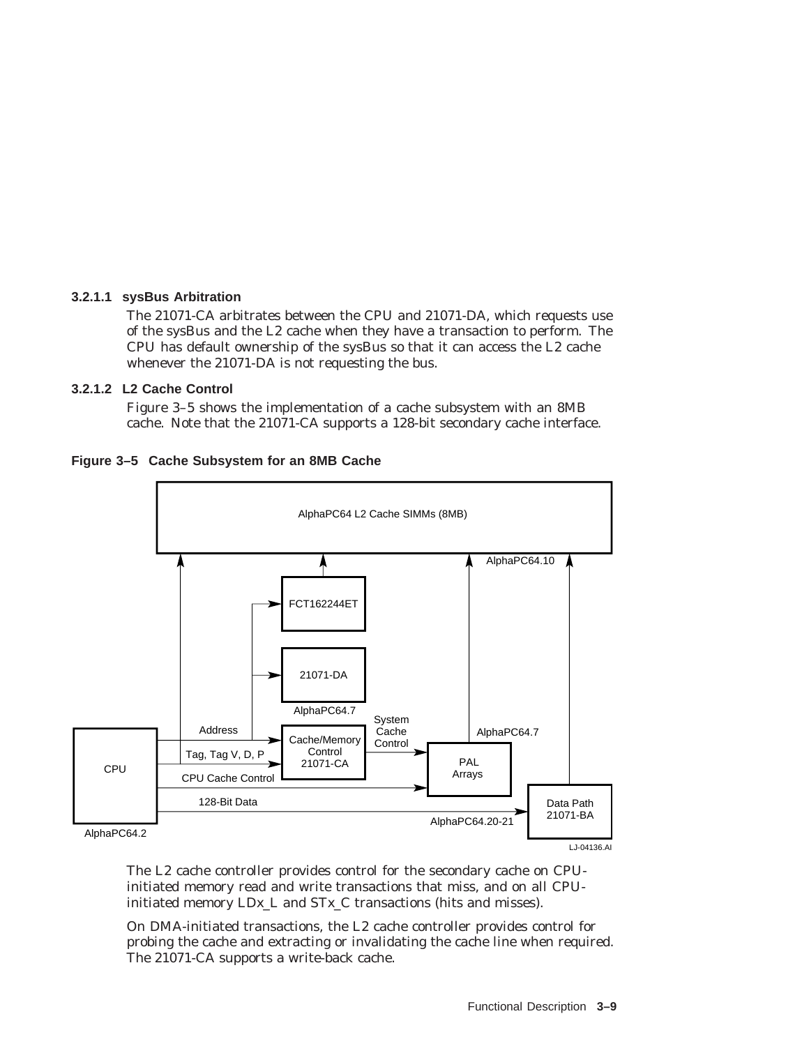#### 3.2.1.1 sysBus Arbitration

The 21071-CA arbitrates between the CPU and 21071-DA, which requests use of the sysBus and the L2 cache when they have a transaction to perform. The CPU has default ownership of the sysBus so that it can access the L2 cache whenever the 21071-DA is not requesting the bus.

#### 3.2.1.2 L2 Cache Control

Figure 3–5 shows the implementation of a cache subsystem with an 8MB cache. Note that the 21071-CA supports a 128-bit secondary cache interface.

**Figure 3–5 Cache Subsystem for an 8MB Cache**

AlphaPC64 L2 Cache SIMMs (8MB)

AlphaPC64.10

FCT162244ET

21071-DA

AlphaPC64.7

Address

System Cache Control

AlphaPC64.7

Cache/Memory Control 21071-CA

Tag, Tag V, D, P

CPU

PAL Arrays

CPU Cache Control

128-Bit Data

Data Path 21071-BA

AlphaPC64.20-21

AlphaPC64.2

LJ-04136.AI

The L2 cache controller provides control for the secondary cache on CPU-initiated memory read and write transactions that miss, and on all CPU-initiated memory LDx_L and STx_C transactions (hits and misses).

On DMA-initiated transactions, the L2 cache controller provides control for probing the cache and extracting or invalidating the cache line when required. The 21071-CA supports a write-back cache.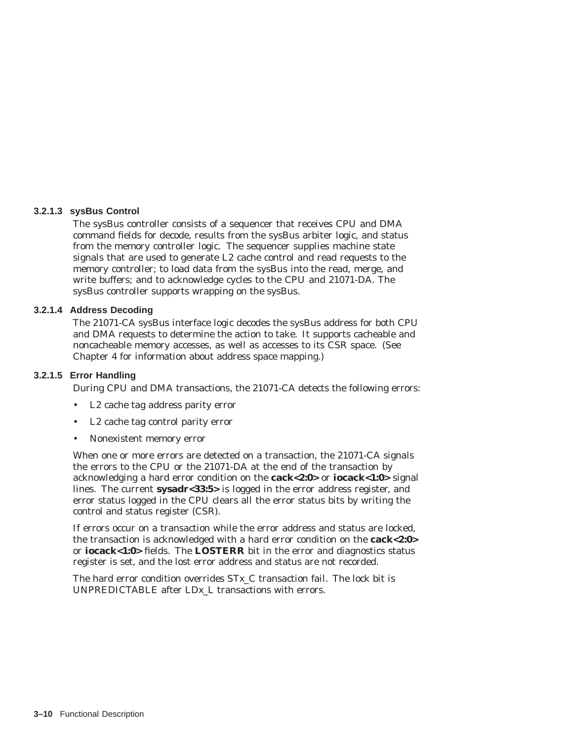#### 3.2.1.3 sysBus Control

The sysBus controller consists of a sequencer that receives CPU and DMA command fields for decode, results from the sysBus arbiter logic, and status from the memory controller logic. The sequencer supplies machine state signals that are used to generate L2 cache control and read requests to the memory controller; to load data from the sysBus into the read, merge, and write buffers; and to acknowledge cycles to the CPU and 21071-DA. The sysBus controller supports wrapping on the sysBus.

#### 3.2.1.4 Address Decoding

The 21071-CA sysBus interface logic decodes the sysBus address for both CPU and DMA requests to determine the action to take. It supports cacheable and noncacheable memory accesses, as well as accesses to its CSR space. (See Chapter 4 for information about address space mapping.)

#### 3.2.1.5 Error Handling

During CPU and DMA transactions, the 21071-CA detects the following errors:

- L2 cache tag address parity error
- L2 cache tag control parity error
- Nonexistent memory error

When one or more errors are detected on a transaction, the 21071-CA signals the errors to the CPU or the 21071-DA at the end of the transaction by acknowledging a hard error condition on the **cack<2:0>** or **iocack<1:0>** signal lines. The current **sysadr<33:5>** is logged in the error address register, and error status logged in the CPU clears all the error status bits by writing the control and status register (CSR).

If errors occur on a transaction while the error address and status are locked, the transaction is acknowledged with a hard error condition on the **cack<2:0>** or **iocack<1:0>** fields. The **LOSTERR** bit in the error and diagnostics status register is set, and the lost error address and status are not recorded.

The hard error condition overrides STx_C transaction fail. The lock bit is UNPREDICTABLE after LDx_L transactions with errors.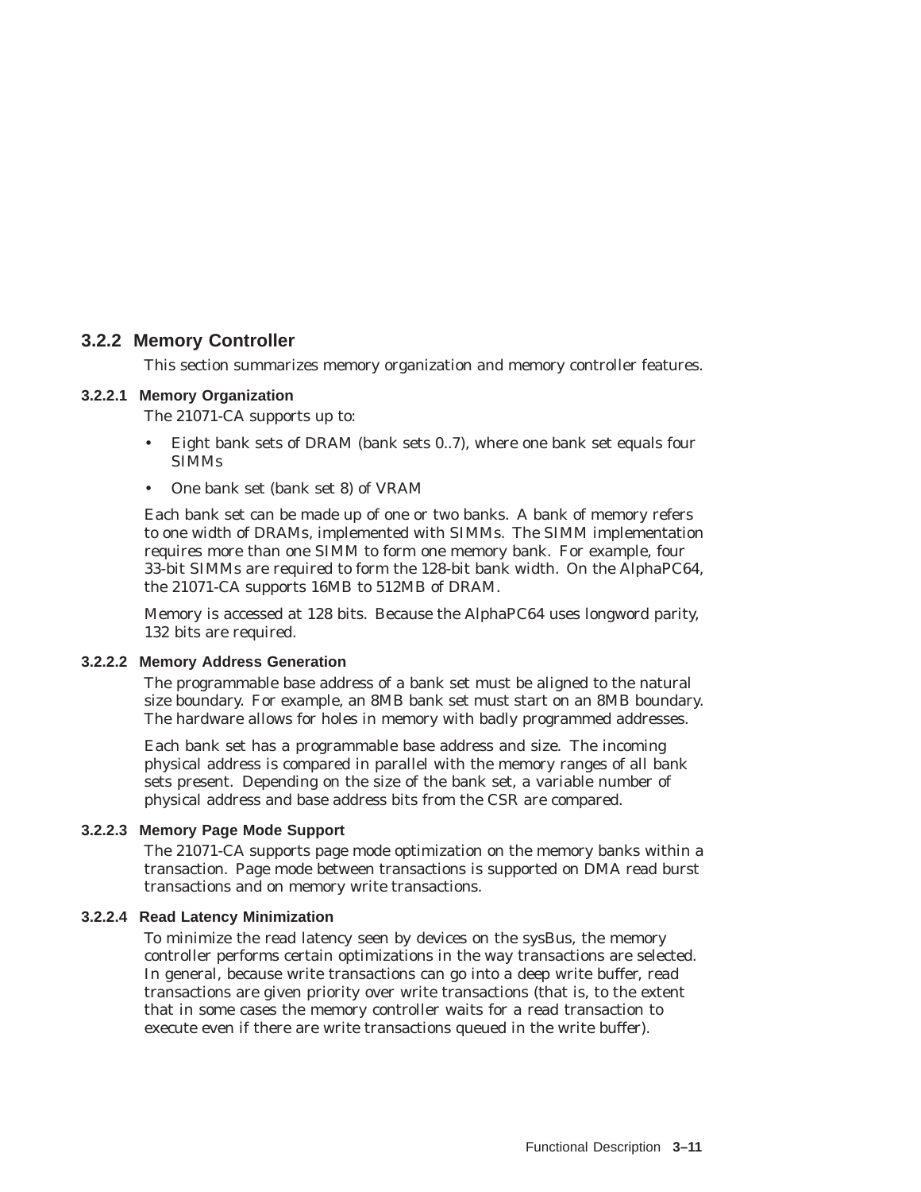### 3.2.2 Memory Controller

This section summarizes memory organization and memory controller features.

#### 3.2.2.1 Memory Organization

The 21071-CA supports up to:

- Eight bank sets of DRAM (bank sets 0..7), where one bank set equals four SIMMs
- One bank set (bank set 8) of VRAM

Each bank set can be made up of one or two banks. A bank of memory refers to one width of DRAMs, implemented with SIMMs. The SIMM implementation requires more than one SIMM to form one memory bank. For example, four 33-bit SIMMs are required to form the 128-bit bank width. On the AlphaPC64, the 21071-CA supports 16MB to 512MB of DRAM.

Memory is accessed at 128 bits. Because the AlphaPC64 uses longword parity, 132 bits are required.

#### 3.2.2.2 Memory Address Generation

The programmable base address of a bank set must be aligned to the natural size boundary. For example, an 8MB bank set must start on an 8MB boundary. The hardware allows for holes in memory with badly programmed addresses.

Each bank set has a programmable base address and size. The incoming physical address is compared in parallel with the memory ranges of all bank sets present. Depending on the size of the bank set, a variable number of physical address and base address bits from the CSR are compared.

#### 3.2.2.3 Memory Page Mode Support

The 21071-CA supports page mode optimization on the memory banks within a transaction. Page mode between transactions is supported on DMA read burst transactions and on memory write transactions.

#### 3.2.2.4 Read Latency Minimization

To minimize the read latency seen by devices on the sysBus, the memory controller performs certain optimizations in the way transactions are selected. In general, because write transactions can go into a deep write buffer, read transactions are given priority over write transactions (that is, to the extent that in some cases the memory controller waits for a read transaction to execute even if there are write transactions queued in the write buffer).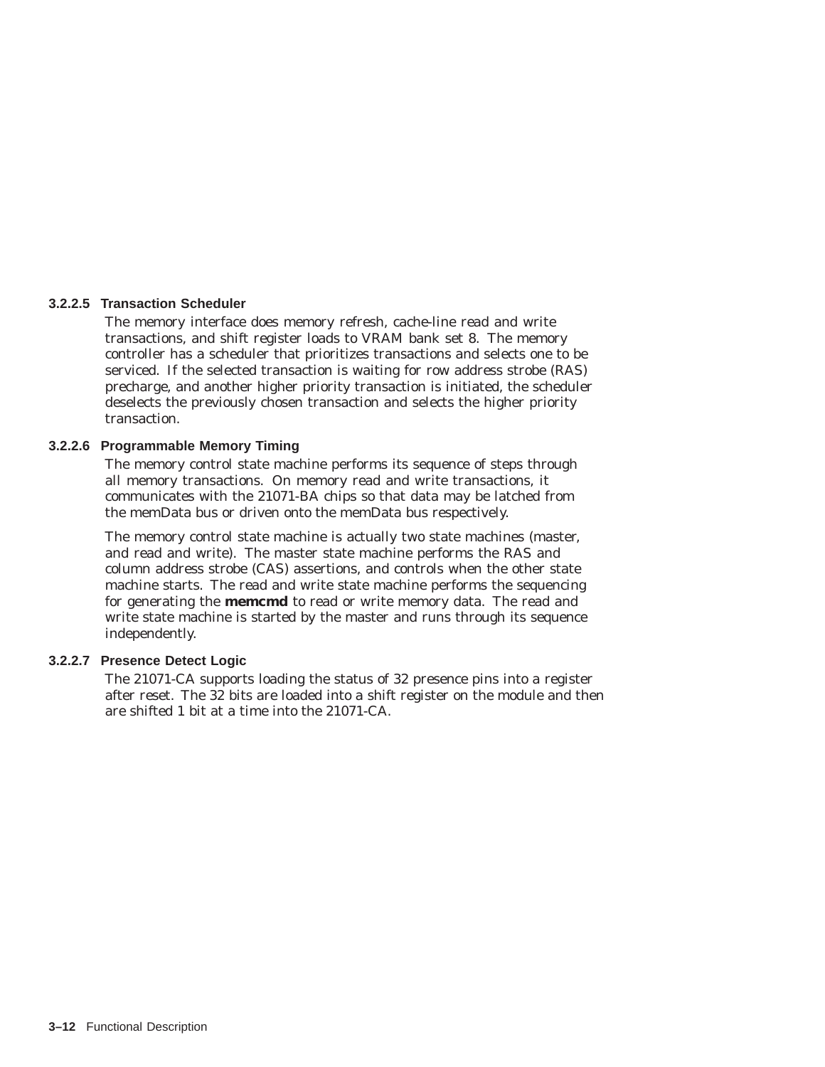#### 3.2.2.5 Transaction Scheduler

The memory interface does memory refresh, cache-line read and write transactions, and shift register loads to VRAM bank set 8. The memory controller has a scheduler that prioritizes transactions and selects one to be serviced. If the selected transaction is waiting for row address strobe (RAS) precharge, and another higher priority transaction is initiated, the scheduler deselects the previously chosen transaction and selects the higher priority transaction.

#### 3.2.2.6 Programmable Memory Timing

The memory control state machine performs its sequence of steps through all memory transactions. On memory read and write transactions, it communicates with the 21071-BA chips so that data may be latched from the memData bus or driven onto the memData bus respectively.

The memory control state machine is actually two state machines (master, and read and write). The master state machine performs the RAS and column address strobe (CAS) assertions, and controls when the other state machine starts. The read and write state machine performs the sequencing for generating the **memcmd** to read or write memory data. The read and write state machine is started by the master and runs through its sequence independently.

#### 3.2.2.7 Presence Detect Logic

The 21071-CA supports loading the status of 32 presence pins into a register after reset. The 32 bits are loaded into a shift register on the module and then are shifted 1 bit at a time into the 21071-CA.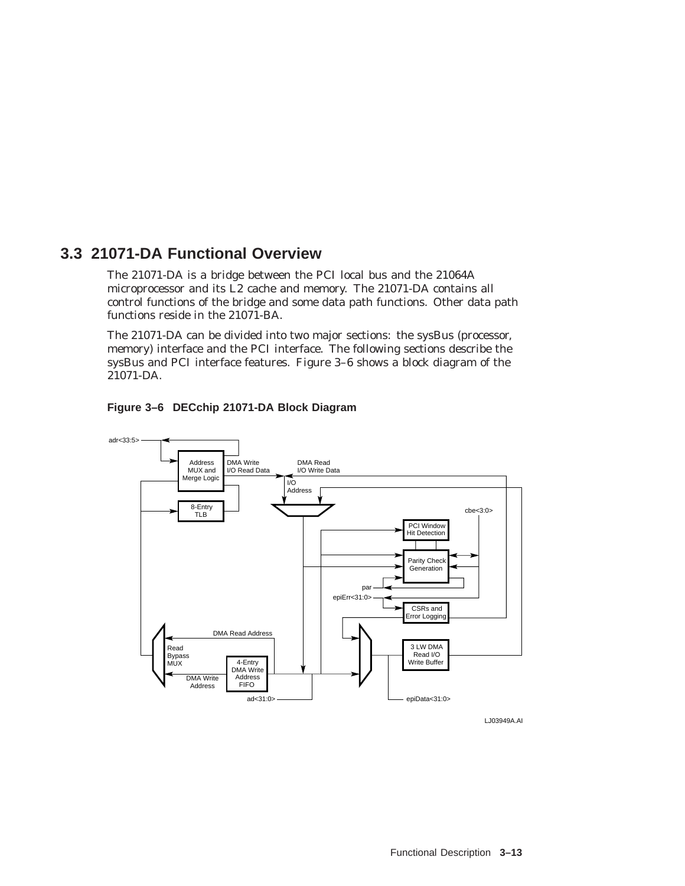## 3.3 21071-DA Functional Overview

The 21071-DA is a bridge between the PCI local bus and the 21064A microprocessor and its L2 cache and memory. The 21071-DA contains all control functions of the bridge and some data path functions. Other data path functions reside in the 21071-BA.

The 21071-DA can be divided into two major sections: the sysBus (processor, memory) interface and the PCI interface. The following sections describe the sysBus and PCI interface features. Figure 3–6 shows a block diagram of the 21071-DA.

**Figure 3–6 DECchip 21071-DA Block Diagram**

adr<33:5>
Address MUX and Merge Logic
DMA Write I/O Read Data
DMA Read I/O Write Data
I/O Address
8-Entry TLB
cbe<3:0>
PCI Window Hit Detection
Parity Check Generation
par
epiErr<31:0>
CSRs and Error Logging
DMA Read Address
Read Bypass MUX
4-Entry DMA Write Address FIFO
DMA Write Address
3 LW DMA Read I/O Write Buffer
ad<31:0>
epiData<31:0>
LJ03949A.AI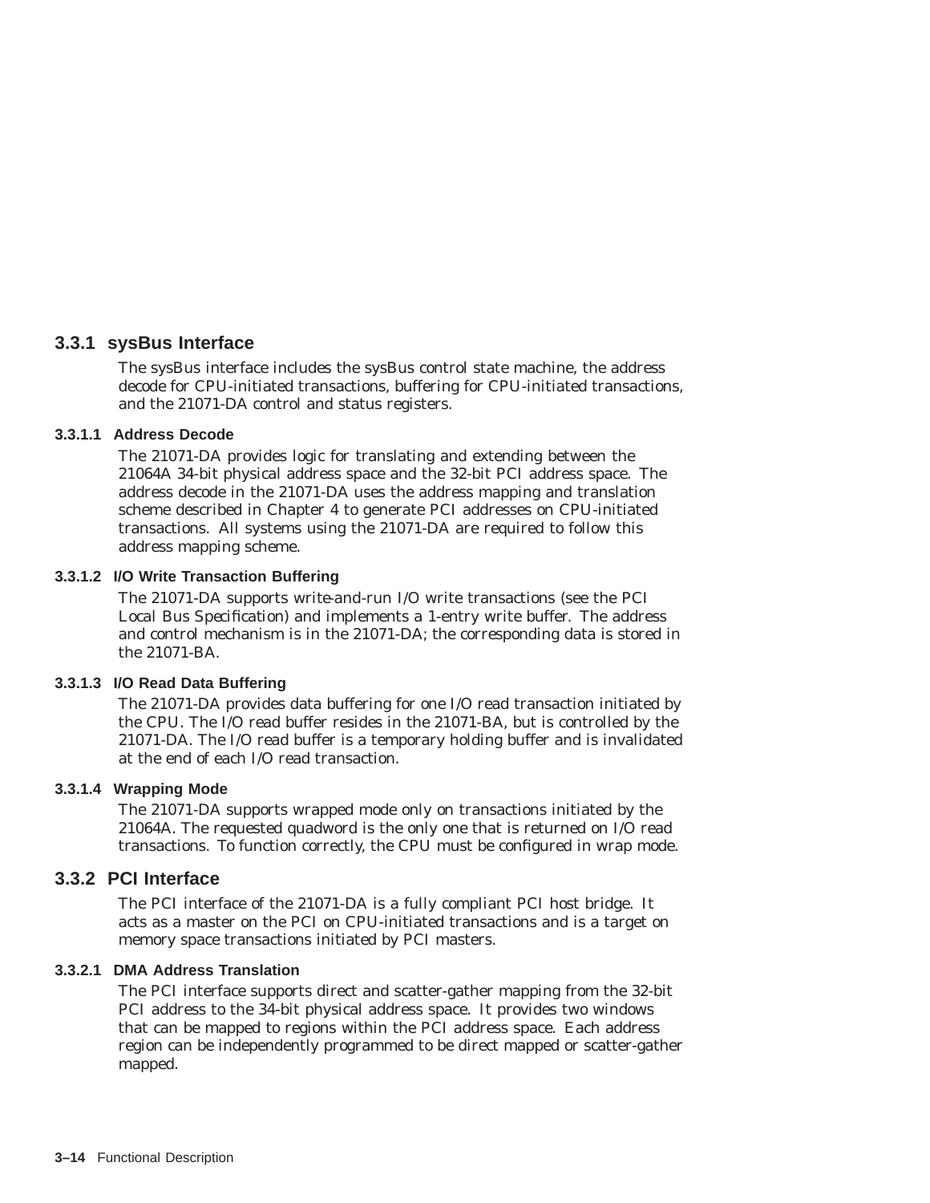### 3.3.1 sysBus Interface

The sysBus interface includes the sysBus control state machine, the address decode for CPU-initiated transactions, buffering for CPU-initiated transactions, and the 21071-DA control and status registers.

#### 3.3.1.1 Address Decode

The 21071-DA provides logic for translating and extending between the 21064A 34-bit physical address space and the 32-bit PCI address space. The address decode in the 21071-DA uses the address mapping and translation scheme described in Chapter 4 to generate PCI addresses on CPU-initiated transactions. All systems using the 21071-DA are required to follow this address mapping scheme.

#### 3.3.1.2 I/O Write Transaction Buffering

The 21071-DA supports write-and-run I/O write transactions (see the *PCI Local Bus Specification*) and implements a 1-entry write buffer. The address and control mechanism is in the 21071-DA; the corresponding data is stored in the 21071-BA.

#### 3.3.1.3 I/O Read Data Buffering

The 21071-DA provides data buffering for one I/O read transaction initiated by the CPU. The I/O read buffer resides in the 21071-BA, but is controlled by the 21071-DA. The I/O read buffer is a temporary holding buffer and is invalidated at the end of each I/O read transaction.

#### 3.3.1.4 Wrapping Mode

The 21071-DA supports wrapped mode only on transactions initiated by the 21064A. The requested quadword is the only one that is returned on I/O read transactions. To function correctly, the CPU must be configured in wrap mode.

### 3.3.2 PCI Interface

The PCI interface of the 21071-DA is a fully compliant PCI host bridge. It acts as a master on the PCI on CPU-initiated transactions and is a target on memory space transactions initiated by PCI masters.

#### 3.3.2.1 DMA Address Translation

The PCI interface supports direct and scatter-gather mapping from the 32-bit PCI address to the 34-bit physical address space. It provides two windows that can be mapped to regions within the PCI address space. Each address region can be independently programmed to be direct mapped or scatter-gather mapped.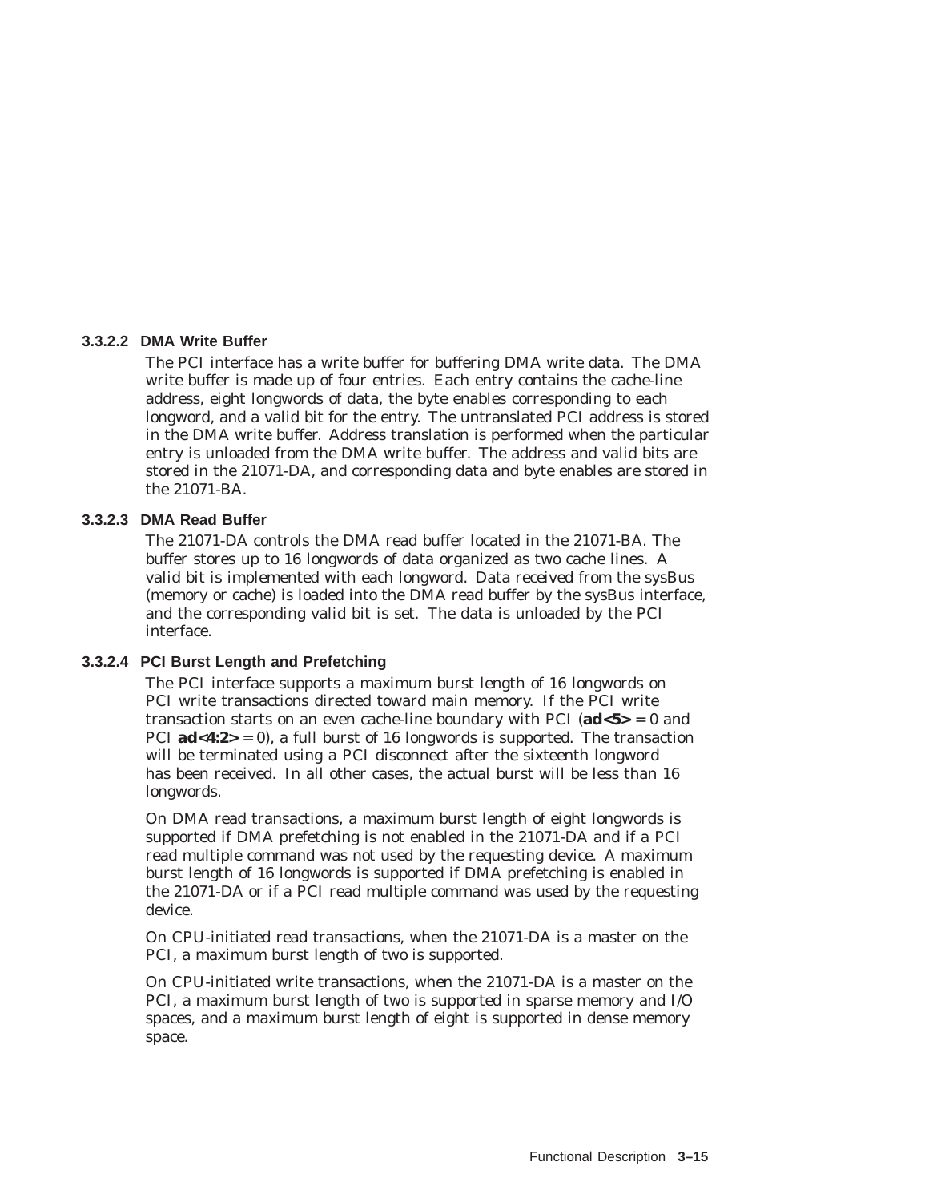#### 3.3.2.2 DMA Write Buffer

The PCI interface has a write buffer for buffering DMA write data. The DMA write buffer is made up of four entries. Each entry contains the cache-line address, eight longwords of data, the byte enables corresponding to each longword, and a valid bit for the entry. The untranslated PCI address is stored in the DMA write buffer. Address translation is performed when the particular entry is unloaded from the DMA write buffer. The address and valid bits are stored in the 21071-DA, and corresponding data and byte enables are stored in the 21071-BA.

#### 3.3.2.3 DMA Read Buffer

The 21071-DA controls the DMA read buffer located in the 21071-BA. The buffer stores up to 16 longwords of data organized as two cache lines. A valid bit is implemented with each longword. Data received from the sysBus (memory or cache) is loaded into the DMA read buffer by the sysBus interface, and the corresponding valid bit is set. The data is unloaded by the PCI interface.

#### 3.3.2.4 PCI Burst Length and Prefetching

The PCI interface supports a maximum burst length of 16 longwords on PCI write transactions directed toward main memory. If the PCI write transaction starts on an even cache-line boundary with PCI (**ad<5>** = 0 and PCI **ad<4:2>** = 0), a full burst of 16 longwords is supported. The transaction will be terminated using a PCI disconnect after the sixteenth longword has been received. In all other cases, the actual burst will be less than 16 longwords.

On DMA read transactions, a maximum burst length of eight longwords is supported if DMA prefetching is not enabled in the 21071-DA and if a PCI read multiple command was not used by the requesting device. A maximum burst length of 16 longwords is supported if DMA prefetching is enabled in the 21071-DA or if a PCI read multiple command was used by the requesting device.

On CPU-initiated read transactions, when the 21071-DA is a master on the PCI, a maximum burst length of two is supported.

On CPU-initiated write transactions, when the 21071-DA is a master on the PCI, a maximum burst length of two is supported in sparse memory and I/O spaces, and a maximum burst length of eight is supported in dense memory space.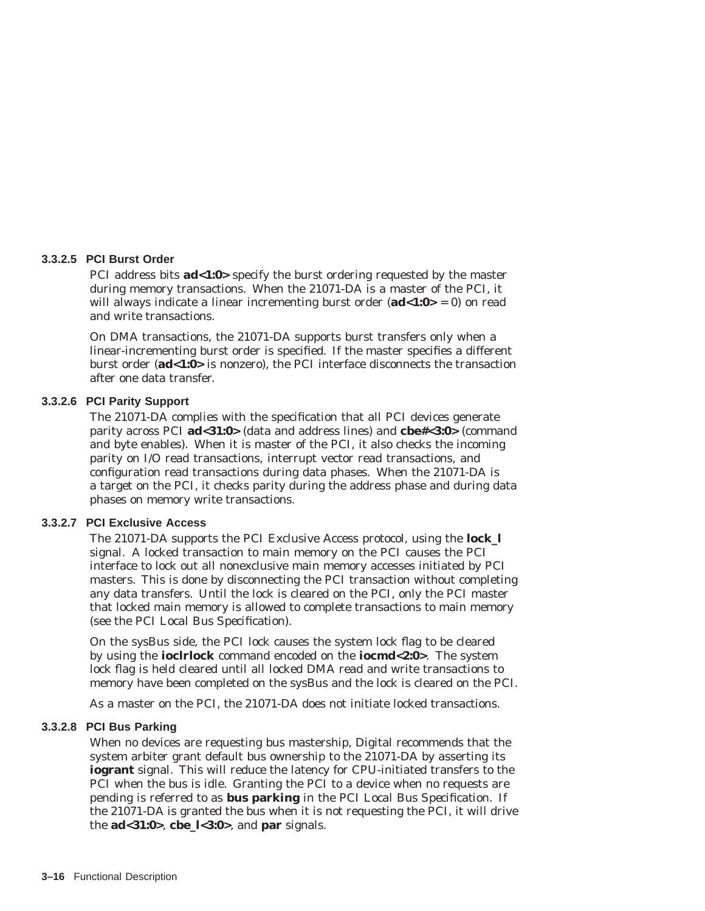#### 3.3.2.5 PCI Burst Order

PCI address bits **ad<1:0>** specify the burst ordering requested by the master during memory transactions. When the 21071-DA is a master of the PCI, it will always indicate a linear incrementing burst order (**ad<1:0>** = 0) on read and write transactions.

On DMA transactions, the 21071-DA supports burst transfers only when a linear-incrementing burst order is specified. If the master specifies a different burst order (**ad<1:0>** is nonzero), the PCI interface disconnects the transaction after one data transfer.

#### 3.3.2.6 PCI Parity Support

The 21071-DA complies with the specification that all PCI devices generate parity across PCI **ad<31:0>** (data and address lines) and **cbe#<3:0>** (command and byte enables). When it is master of the PCI, it also checks the incoming parity on I/O read transactions, interrupt vector read transactions, and configuration read transactions during data phases. When the 21071-DA is a target on the PCI, it checks parity during the address phase and during data phases on memory write transactions.

#### 3.3.2.7 PCI Exclusive Access

The 21071-DA supports the PCI Exclusive Access protocol, using the **lock_l** signal. A locked transaction to main memory on the PCI causes the PCI interface to lock out all nonexclusive main memory accesses initiated by PCI masters. This is done by disconnecting the PCI transaction without completing any data transfers. Until the lock is cleared on the PCI, only the PCI master that locked main memory is allowed to complete transactions to main memory (see the *PCI Local Bus Specification*).

On the sysBus side, the PCI lock causes the system lock flag to be cleared by using the **ioclrlock** command encoded on the **iocmd<2:0>**. The system lock flag is held cleared until all locked DMA read and write transactions to memory have been completed on the sysBus and the lock is cleared on the PCI.

As a master on the PCI, the 21071-DA does not initiate locked transactions.

#### 3.3.2.8 PCI Bus Parking

When no devices are requesting bus mastership, Digital recommends that the system arbiter grant default bus ownership to the 21071-DA by asserting its **iogrant** signal. This will reduce the latency for CPU-initiated transfers to the PCI when the bus is idle. Granting the PCI to a device when no requests are pending is referred to as **bus parking** in the *PCI Local Bus Specification*. If the 21071-DA is granted the bus when it is not requesting the PCI, it will drive the **ad<31:0>**, **cbe_l<3:0>**, and **par** signals.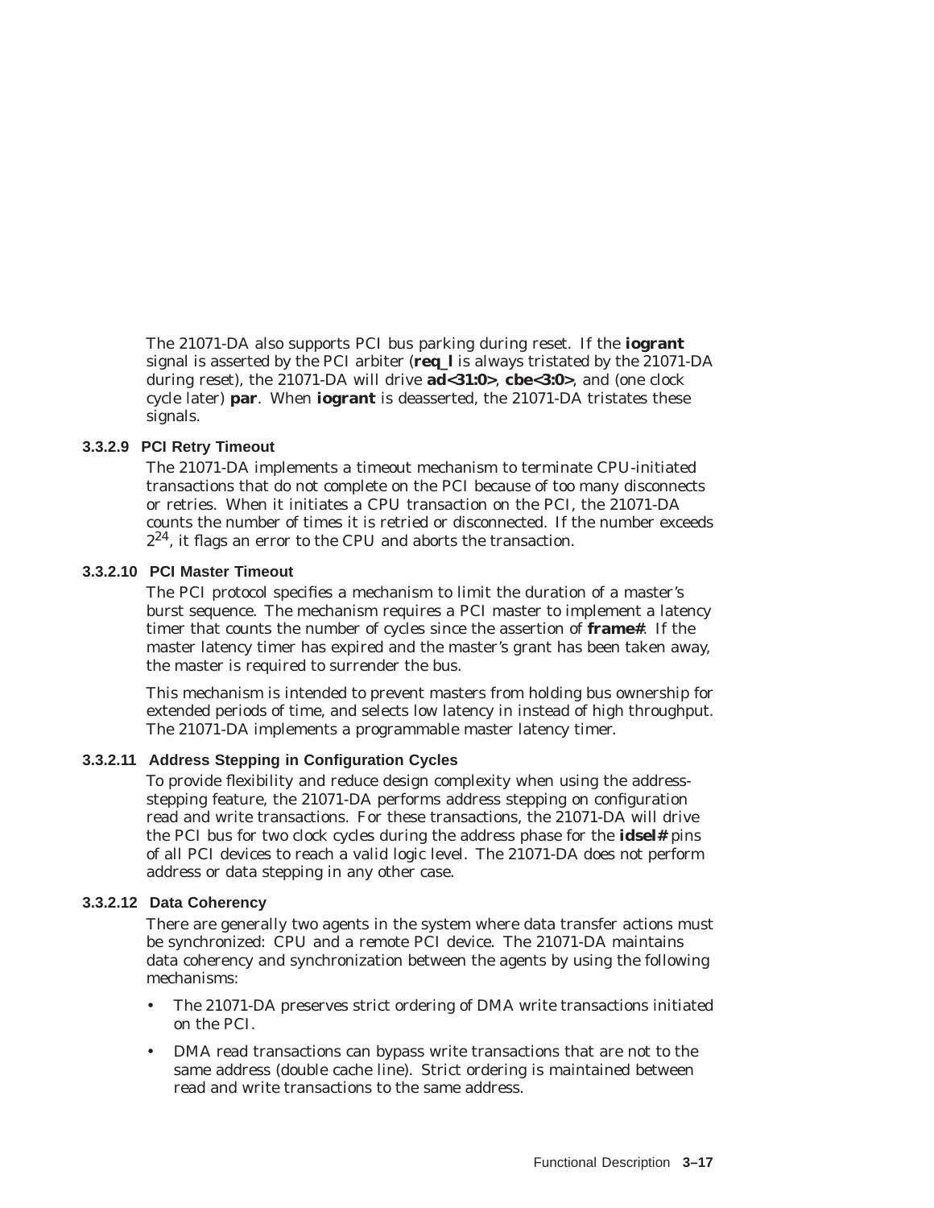The 21071-DA also supports PCI bus parking during reset. If the **iogrant** signal is asserted by the PCI arbiter (**req_l** is always tristated by the 21071-DA during reset), the 21071-DA will drive **ad<31:0>**, **cbe<3:0>**, and (one clock cycle later) **par**. When **iogrant** is deasserted, the 21071-DA tristates these signals.

#### 3.3.2.9 PCI Retry Timeout

The 21071-DA implements a timeout mechanism to terminate CPU-initiated transactions that do not complete on the PCI because of too many disconnects or retries. When it initiates a CPU transaction on the PCI, the 21071-DA counts the number of times it is retried or disconnected. If the number exceeds $2^{24}$, it flags an error to the CPU and aborts the transaction.

#### 3.3.2.10 PCI Master Timeout

The PCI protocol specifies a mechanism to limit the duration of a master's burst sequence. The mechanism requires a PCI master to implement a latency timer that counts the number of cycles since the assertion of **frame#**. If the master latency timer has expired and the master's grant has been taken away, the master is required to surrender the bus.

This mechanism is intended to prevent masters from holding bus ownership for extended periods of time, and selects low latency in instead of high throughput. The 21071-DA implements a programmable master latency timer.

#### 3.3.2.11 Address Stepping in Configuration Cycles

To provide flexibility and reduce design complexity when using the address-stepping feature, the 21071-DA performs address stepping on configuration read and write transactions. For these transactions, the 21071-DA will drive the PCI bus for two clock cycles during the address phase for the **idsel#** pins of all PCI devices to reach a valid logic level. The 21071-DA does not perform address or data stepping in any other case.

#### 3.3.2.12 Data Coherency

There are generally two agents in the system where data transfer actions must be synchronized: CPU and a remote PCI device. The 21071-DA maintains data coherency and synchronization between the agents by using the following mechanisms:

- The 21071-DA preserves strict ordering of DMA write transactions initiated on the PCI.
- DMA read transactions can bypass write transactions that are not to the same address (double cache line). Strict ordering is maintained between read and write transactions to the same address.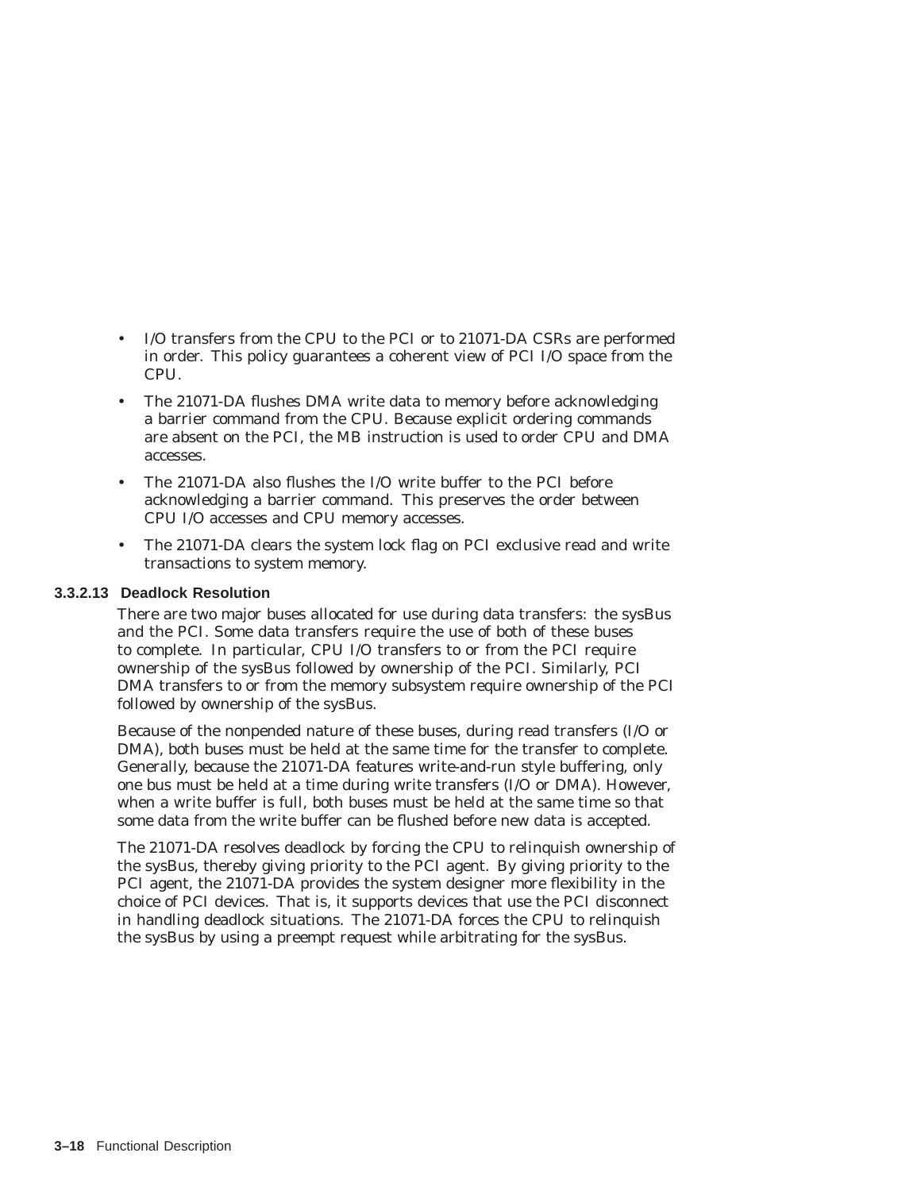- I/O transfers from the CPU to the PCI or to 21071-DA CSRs are performed in order. This policy guarantees a coherent view of PCI I/O space from the CPU.
- The 21071-DA flushes DMA write data to memory before acknowledging a barrier command from the CPU. Because explicit ordering commands are absent on the PCI, the MB instruction is used to order CPU and DMA accesses.
- The 21071-DA also flushes the I/O write buffer to the PCI before acknowledging a barrier command. This preserves the order between CPU I/O accesses and CPU memory accesses.
- The 21071-DA clears the system lock flag on PCI exclusive read and write transactions to system memory.

#### 3.3.2.13 Deadlock Resolution

There are two major buses allocated for use during data transfers: the sysBus and the PCI. Some data transfers require the use of both of these buses to complete. In particular, CPU I/O transfers to or from the PCI require ownership of the sysBus followed by ownership of the PCI. Similarly, PCI DMA transfers to or from the memory subsystem require ownership of the PCI followed by ownership of the sysBus.

Because of the nonpended nature of these buses, during read transfers (I/O or DMA), both buses must be held at the same time for the transfer to complete. Generally, because the 21071-DA features write-and-run style buffering, only one bus must be held at a time during write transfers (I/O or DMA). However, when a write buffer is full, both buses must be held at the same time so that some data from the write buffer can be flushed before new data is accepted.

The 21071-DA resolves deadlock by forcing the CPU to relinquish ownership of the sysBus, thereby giving priority to the PCI agent. By giving priority to the PCI agent, the 21071-DA provides the system designer more flexibility in the choice of PCI devices. That is, it supports devices that use the PCI disconnect in handling deadlock situations. The 21071-DA forces the CPU to relinquish the sysBus by using a preempt request while arbitrating for the sysBus.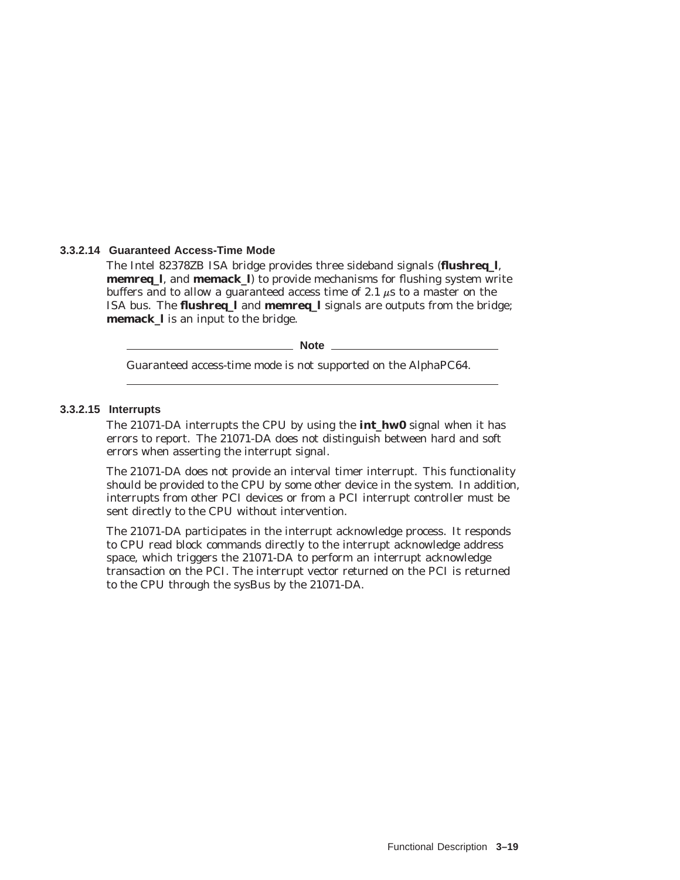#### 3.3.2.14 Guaranteed Access-Time Mode

The Intel 82378ZB ISA bridge provides three sideband signals (**flushreq_l**, **memreq_l**, and **memack_l**) to provide mechanisms for flushing system write buffers and to allow a guaranteed access time of 2.1 μs to a master on the ISA bus. The **flushreq_l** and **memreq_l** signals are outputs from the bridge; **memack_l** is an input to the bridge.

---

**Note**

Guaranteed access-time mode is not supported on the AlphaPC64.

---

#### 3.3.2.15 Interrupts

The 21071-DA interrupts the CPU by using the **int_hw0** signal when it has errors to report. The 21071-DA does not distinguish between hard and soft errors when asserting the interrupt signal.

The 21071-DA does not provide an interval timer interrupt. This functionality should be provided to the CPU by some other device in the system. In addition, interrupts from other PCI devices or from a PCI interrupt controller must be sent directly to the CPU without intervention.

The 21071-DA participates in the interrupt acknowledge process. It responds to CPU read block commands directly to the interrupt acknowledge address space, which triggers the 21071-DA to perform an interrupt acknowledge transaction on the PCI. The interrupt vector returned on the PCI is returned to the CPU through the sysBus by the 21071-DA.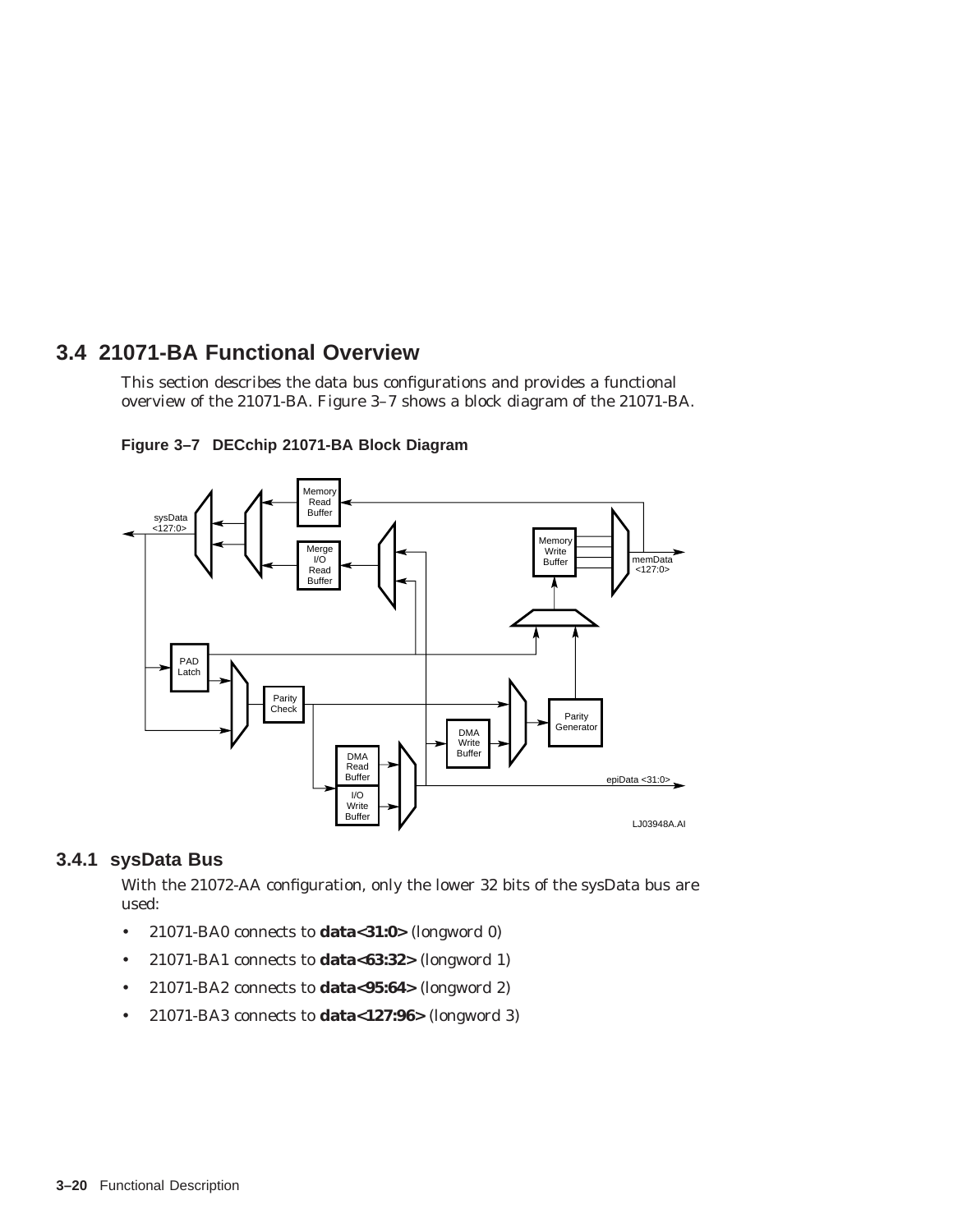## 3.4 21071-BA Functional Overview

This section describes the data bus configurations and provides a functional overview of the 21071-BA. Figure 3–7 shows a block diagram of the 21071-BA.

**Figure 3–7 DECchip 21071-BA Block Diagram**

sysData <127:0>
Memory Read Buffer
Merge I/O Read Buffer
Memory Write Buffer
memData <127:0>
PAD Latch
Parity Check
Parity Generator
DMA Write Buffer
DMA Read Buffer
I/O Write Buffer
epiData <31:0>
LJ03948A.AI

### 3.4.1 sysData Bus

With the 21072-AA configuration, only the lower 32 bits of the sysData bus are used:

- 21071-BA0 connects to **data<31:0>** (longword 0)
- 21071-BA1 connects to **data<63:32>** (longword 1)
- 21071-BA2 connects to **data<95:64>** (longword 2)
- 21071-BA3 connects to **data<127:96>** (longword 3)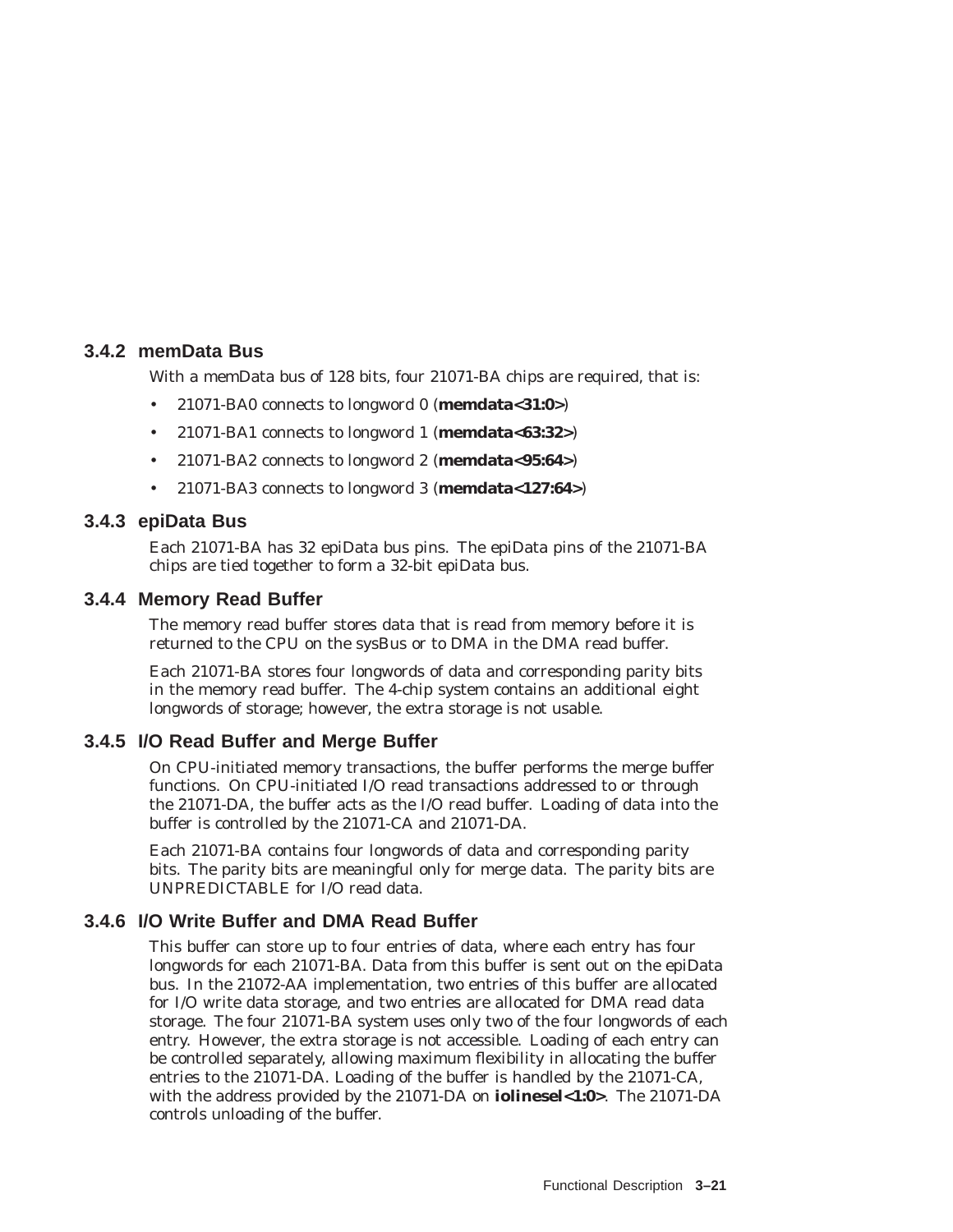### 3.4.2 memData Bus

With a memData bus of 128 bits, four 21071-BA chips are required, that is:

- 21071-BA0 connects to longword 0 (**memdata<31:0>**)
- 21071-BA1 connects to longword 1 (**memdata<63:32>**)
- 21071-BA2 connects to longword 2 (**memdata<95:64>**)
- 21071-BA3 connects to longword 3 (**memdata<127:64>**)

### 3.4.3 epiData Bus

Each 21071-BA has 32 epiData bus pins. The epiData pins of the 21071-BA chips are tied together to form a 32-bit epiData bus.

### 3.4.4 Memory Read Buffer

The memory read buffer stores data that is read from memory before it is returned to the CPU on the sysBus or to DMA in the DMA read buffer.

Each 21071-BA stores four longwords of data and corresponding parity bits in the memory read buffer. The 4-chip system contains an additional eight longwords of storage; however, the extra storage is not usable.

### 3.4.5 I/O Read Buffer and Merge Buffer

On CPU-initiated memory transactions, the buffer performs the merge buffer functions. On CPU-initiated I/O read transactions addressed to or through the 21071-DA, the buffer acts as the I/O read buffer. Loading of data into the buffer is controlled by the 21071-CA and 21071-DA.

Each 21071-BA contains four longwords of data and corresponding parity bits. The parity bits are meaningful only for merge data. The parity bits are UNPREDICTABLE for I/O read data.

### 3.4.6 I/O Write Buffer and DMA Read Buffer

This buffer can store up to four entries of data, where each entry has four longwords for each 21071-BA. Data from this buffer is sent out on the epiData bus. In the 21072-AA implementation, two entries of this buffer are allocated for I/O write data storage, and two entries are allocated for DMA read data storage. The four 21071-BA system uses only two of the four longwords of each entry. However, the extra storage is not accessible. Loading of each entry can be controlled separately, allowing maximum flexibility in allocating the buffer entries to the 21071-DA. Loading of the buffer is handled by the 21071-CA, with the address provided by the 21071-DA on **iolinesel<1:0>**. The 21071-DA controls unloading of the buffer.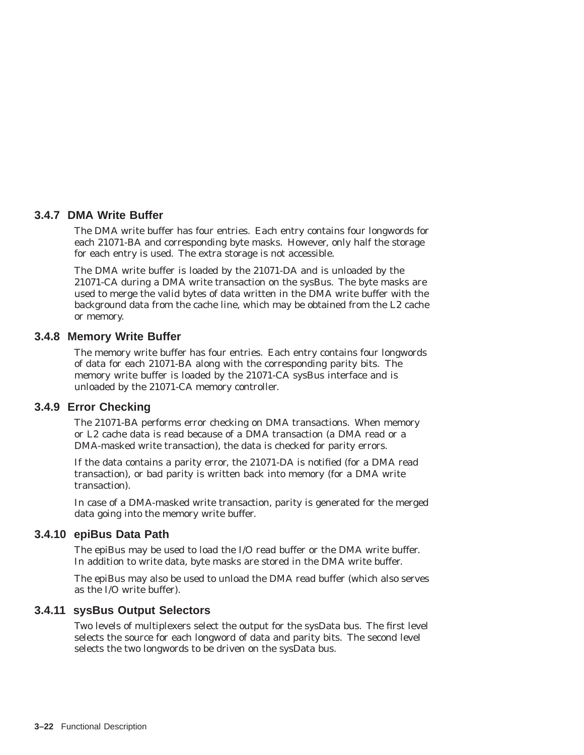### 3.4.7 DMA Write Buffer

The DMA write buffer has four entries. Each entry contains four longwords for each 21071-BA and corresponding byte masks. However, only half the storage for each entry is used. The extra storage is not accessible.

The DMA write buffer is loaded by the 21071-DA and is unloaded by the 21071-CA during a DMA write transaction on the sysBus. The byte masks are used to merge the valid bytes of data written in the DMA write buffer with the background data from the cache line, which may be obtained from the L2 cache or memory.

### 3.4.8 Memory Write Buffer

The memory write buffer has four entries. Each entry contains four longwords of data for each 21071-BA along with the corresponding parity bits. The memory write buffer is loaded by the 21071-CA sysBus interface and is unloaded by the 21071-CA memory controller.

### 3.4.9 Error Checking

The 21071-BA performs error checking on DMA transactions. When memory or L2 cache data is read because of a DMA transaction (a DMA read or a DMA-masked write transaction), the data is checked for parity errors.

If the data contains a parity error, the 21071-DA is notified (for a DMA read transaction), or bad parity is written back into memory (for a DMA write transaction).

In case of a DMA-masked write transaction, parity is generated for the merged data going into the memory write buffer.

### 3.4.10 epiBus Data Path

The epiBus may be used to load the I/O read buffer or the DMA write buffer. In addition to write data, byte masks are stored in the DMA write buffer.

The epiBus may also be used to unload the DMA read buffer (which also serves as the I/O write buffer).

### 3.4.11 sysBus Output Selectors

Two levels of multiplexers select the output for the sysData bus. The first level selects the source for each longword of data and parity bits. The second level selects the two longwords to be driven on the sysData bus.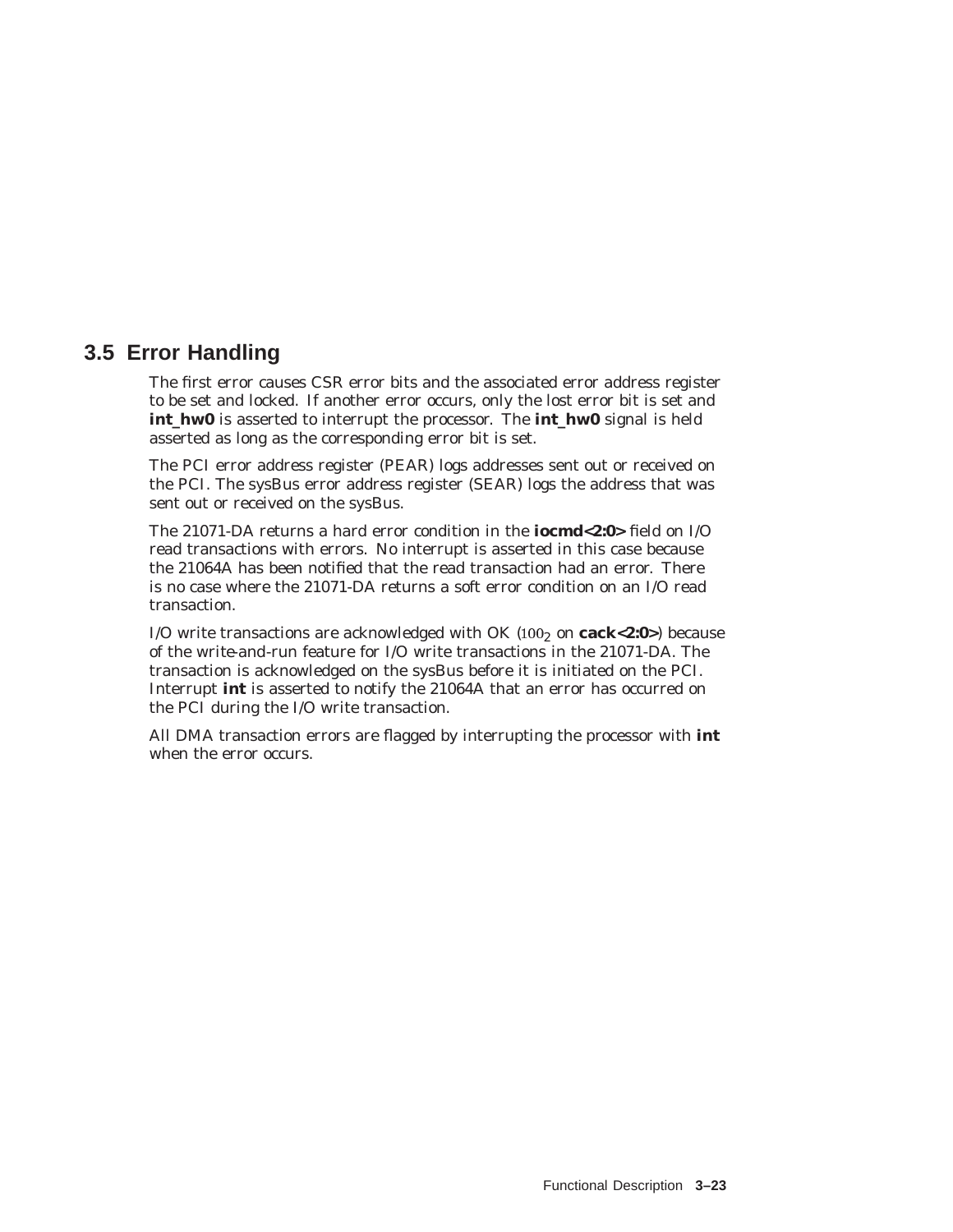## 3.5 Error Handling

The first error causes CSR error bits and the associated error address register to be set and locked. If another error occurs, only the lost error bit is set and **int_hw0** is asserted to interrupt the processor. The **int_hw0** signal is held asserted as long as the corresponding error bit is set.

The PCI error address register (PEAR) logs addresses sent out or received on the PCI. The sysBus error address register (SEAR) logs the address that was sent out or received on the sysBus.

The 21071-DA returns a hard error condition in the **iocmd<2:0>** field on I/O read transactions with errors. No interrupt is asserted in this case because the 21064A has been notified that the read transaction had an error. There is no case where the 21071-DA returns a soft error condition on an I/O read transaction.

I/O write transactions are acknowledged with OK ($100_2$ on **cack<2:0>**) because of the write-and-run feature for I/O write transactions in the 21071-DA. The transaction is acknowledged on the sysBus before it is initiated on the PCI. Interrupt **int** is asserted to notify the 21064A that an error has occurred on the PCI during the I/O write transaction.

All DMA transaction errors are flagged by interrupting the processor with **int** when the error occurs.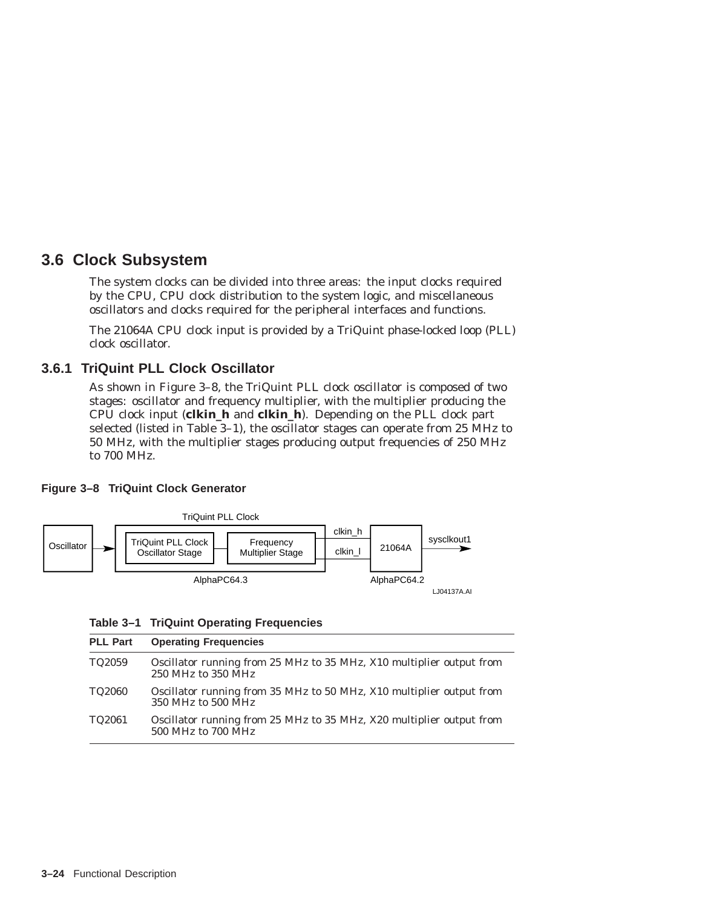## 3.6 Clock Subsystem

The system clocks can be divided into three areas: the input clocks required by the CPU, CPU clock distribution to the system logic, and miscellaneous oscillators and clocks required for the peripheral interfaces and functions.

The 21064A CPU clock input is provided by a TriQuint phase-locked loop (PLL) clock oscillator.

### 3.6.1 TriQuint PLL Clock Oscillator

As shown in Figure 3–8, the TriQuint PLL clock oscillator is composed of two stages: oscillator and frequency multiplier, with the multiplier producing the CPU clock input (**clkin_h** and **clkin_h**). Depending on the PLL clock part selected (listed in Table 3–1), the oscillator stages can operate from 25 MHz to 50 MHz, with the multiplier stages producing output frequencies of 250 MHz to 700 MHz.

**Figure 3–8 TriQuint Clock Generator**

TriQuint PLL Clock

Oscillator

TriQuint PLL Clock Oscillator Stage

Frequency Multiplier Stage

clkin_h

clkin_l

21064A

sysclkout1

AlphaPC64.3

AlphaPC64.2

LJ04137A.AI

**Table 3–1 TriQuint Operating Frequencies**

| PLL Part | Operating Frequencies |
|---|---|
| TQ2059 | Oscillator running from 25 MHz to 35 MHz, X10 multiplier output from 250 MHz to 350 MHz |
| TQ2060 | Oscillator running from 35 MHz to 50 MHz, X10 multiplier output from 350 MHz to 500 MHz |
| TQ2061 | Oscillator running from 25 MHz to 35 MHz, X20 multiplier output from 500 MHz to 700 MHz |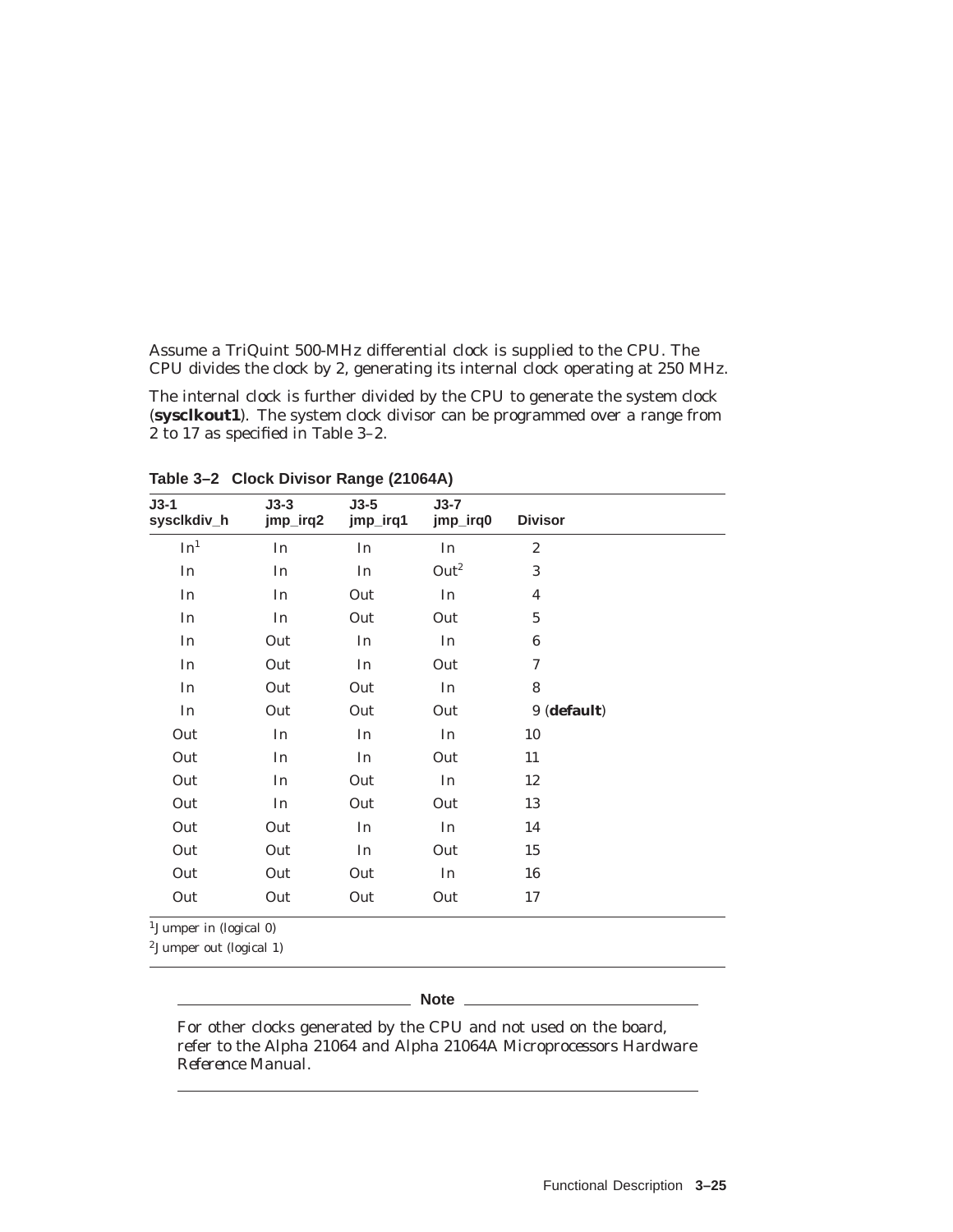Assume a TriQuint 500-MHz differential clock is supplied to the CPU. The CPU divides the clock by 2, generating its internal clock operating at 250 MHz.

The internal clock is further divided by the CPU to generate the system clock (**sysclkout1**). The system clock divisor can be programmed over a range from 2 to 17 as specified in Table 3–2.

**Table 3–2 Clock Divisor Range (21064A)**

| J3-1 sysclkdiv_h | J3-3 jmp_irq2 | J3-5 jmp_irq1 | J3-7 jmp_irq0 | Divisor |
|---|---|---|---|---|
| In[1] | In | In | In | 2 |
| In | In | In | Out[2] | 3 |
| In | In | Out | In | 4 |
| In | In | Out | Out | 5 |
| In | Out | In | In | 6 |
| In | Out | In | Out | 7 |
| In | Out | Out | In | 8 |
| In | Out | Out | Out | 9 (**default**) |
| Out | In | In | In | 10 |
| Out | In | In | Out | 11 |
| Out | In | Out | In | 12 |
| Out | In | Out | Out | 13 |
| Out | Out | In | In | 14 |
| Out | Out | In | Out | 15 |
| Out | Out | Out | In | 16 |
| Out | Out | Out | Out | 17 |

[1]Jumper in (logical 0)

[2]Jumper out (logical 1)

---

**Note**

For other clocks generated by the CPU and not used on the board, refer to the *Alpha 21064 and Alpha 21064A Microprocessors Hardware Reference Manual*.

---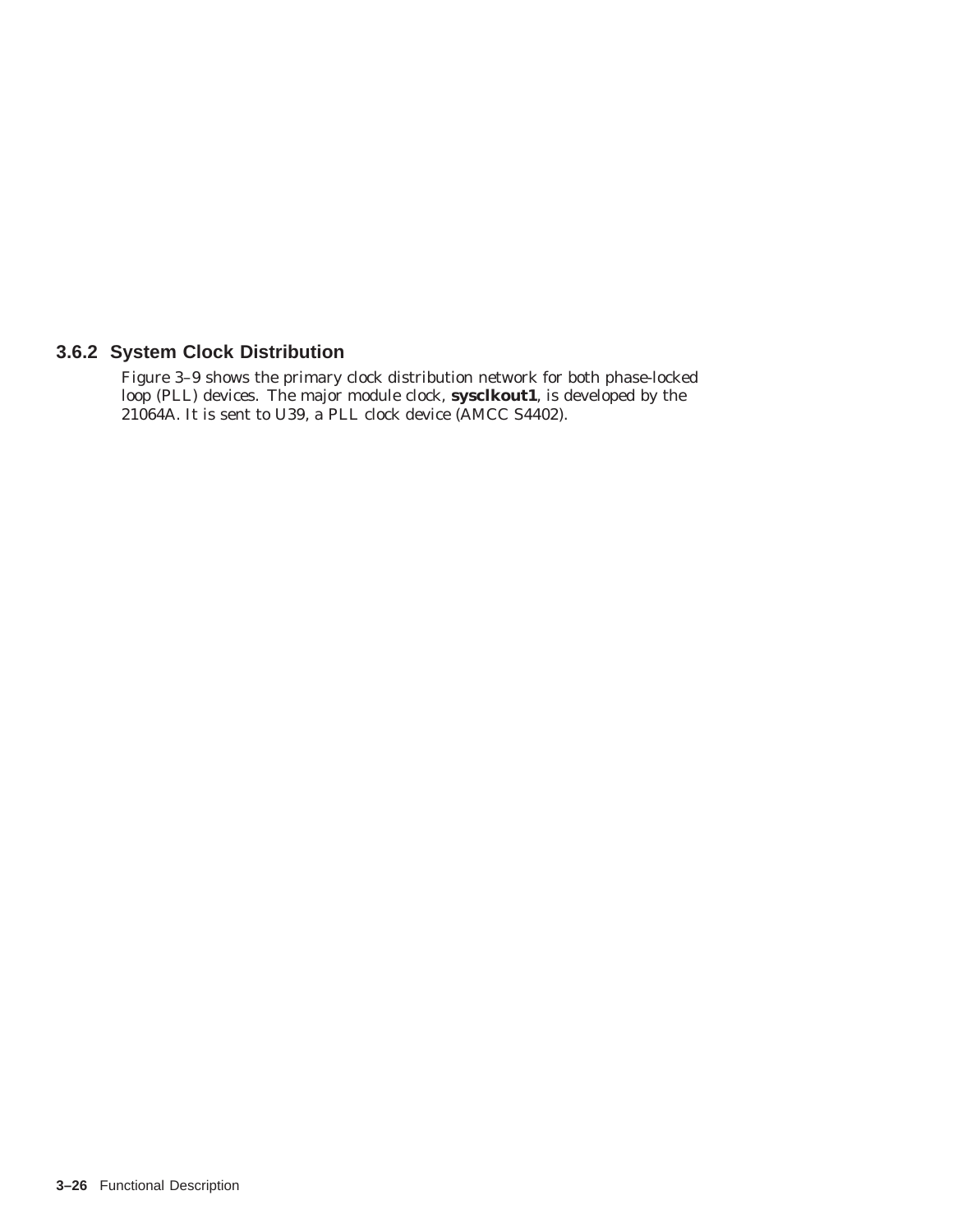### 3.6.2 System Clock Distribution

Figure 3–9 shows the primary clock distribution network for both phase-locked loop (PLL) devices. The major module clock, **sysclkout1**, is developed by the 21064A. It is sent to U39, a PLL clock device (AMCC S4402).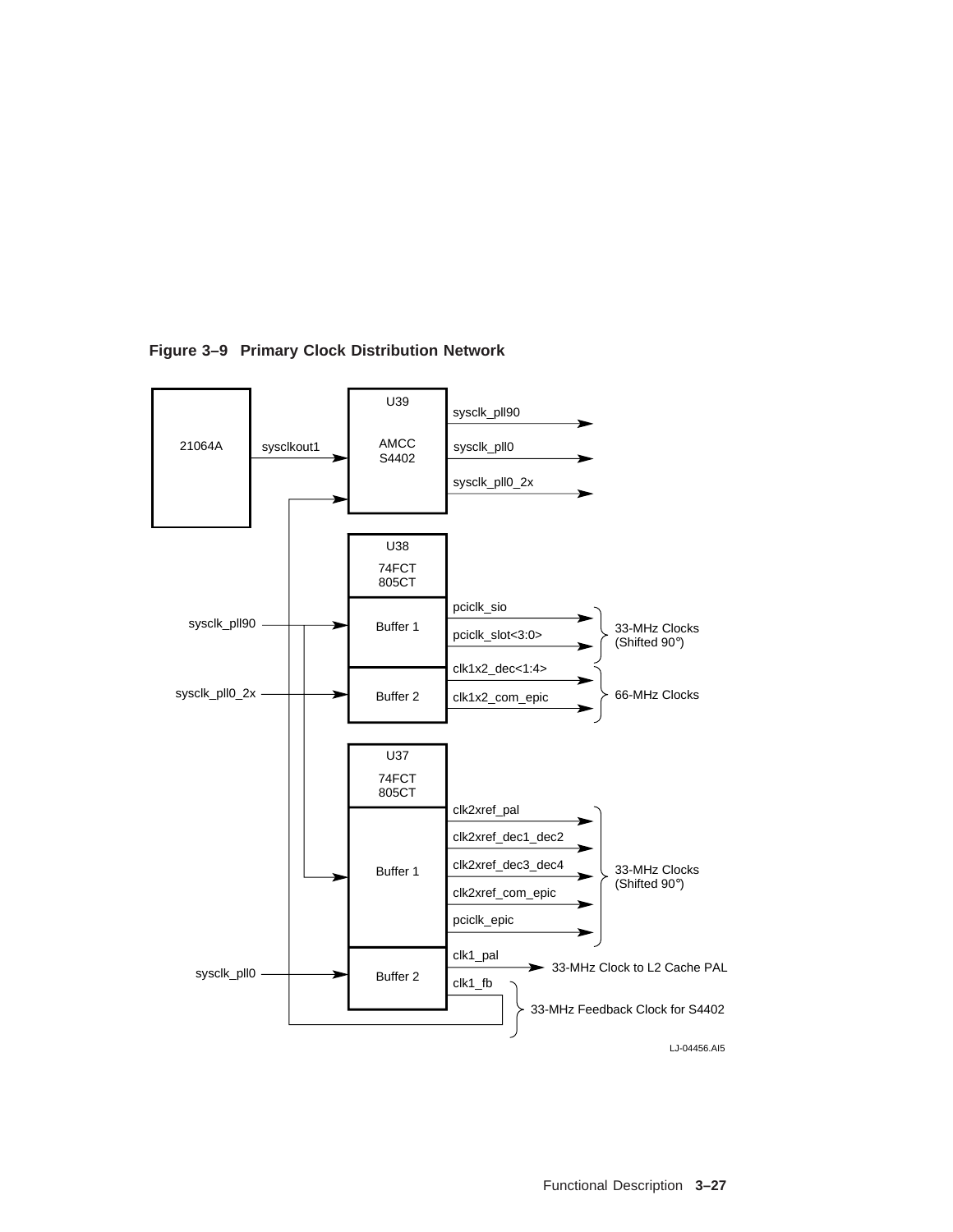**Figure 3–9 Primary Clock Distribution Network**

21064A

sysclkout1

U39

AMCC
S4402

sysclk_pll90

sysclk_pll0

sysclk_pll0_2x

U38

74FCT
805CT

sysclk_pll90

Buffer 1

pciclk_sio

pciclk_slot<3:0>

33-MHz Clocks
(Shifted 90°)

sysclk_pll0_2x

Buffer 2

clk1x2_dec<1:4>

clk1x2_com_epic

66-MHz Clocks

U37

74FCT
805CT

Buffer 1

clk2xref_pal

clk2xref_dec1_dec2

clk2xref_dec3_dec4

clk2xref_com_epic

pciclk_epic

33-MHz Clocks
(Shifted 90°)

sysclk_pll0

Buffer 2

clk1_pal

33-MHz Clock to L2 Cache PAL

clk1_fb

33-MHz Feedback Clock for S4402

LJ-04456.AI5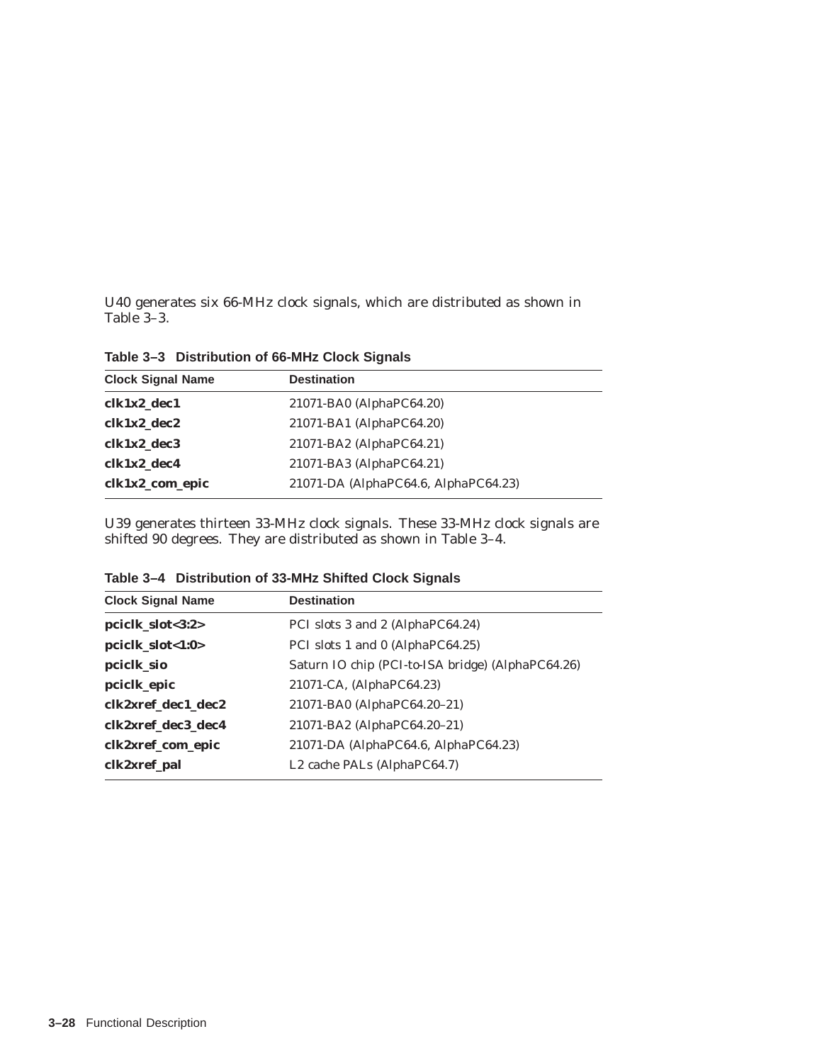U40 generates six 66-MHz clock signals, which are distributed as shown in Table 3–3.

**Table 3–3 Distribution of 66-MHz Clock Signals**

| Clock Signal Name | Destination |
|---|---|
| **clk1x2_dec1** | 21071-BA0 (AlphaPC64.20) |
| **clk1x2_dec2** | 21071-BA1 (AlphaPC64.20) |
| **clk1x2_dec3** | 21071-BA2 (AlphaPC64.21) |
| **clk1x2_dec4** | 21071-BA3 (AlphaPC64.21) |
| **clk1x2_com_epic** | 21071-DA (AlphaPC64.6, AlphaPC64.23) |

U39 generates thirteen 33-MHz clock signals. These 33-MHz clock signals are shifted 90 degrees. They are distributed as shown in Table 3–4.

**Table 3–4 Distribution of 33-MHz Shifted Clock Signals**

| Clock Signal Name | Destination |
|---|---|
| **pciclk_slot<3:2>** | PCI slots 3 and 2 (AlphaPC64.24) |
| **pciclk_slot<1:0>** | PCI slots 1 and 0 (AlphaPC64.25) |
| **pciclk_sio** | Saturn IO chip (PCI-to-ISA bridge) (AlphaPC64.26) |
| **pciclk_epic** | 21071-CA, (AlphaPC64.23) |
| **clk2xref_dec1_dec2** | 21071-BA0 (AlphaPC64.20–21) |
| **clk2xref_dec3_dec4** | 21071-BA2 (AlphaPC64.20–21) |
| **clk2xref_com_epic** | 21071-DA (AlphaPC64.6, AlphaPC64.23) |
| **clk2xref_pal** | L2 cache PALs (AlphaPC64.7) |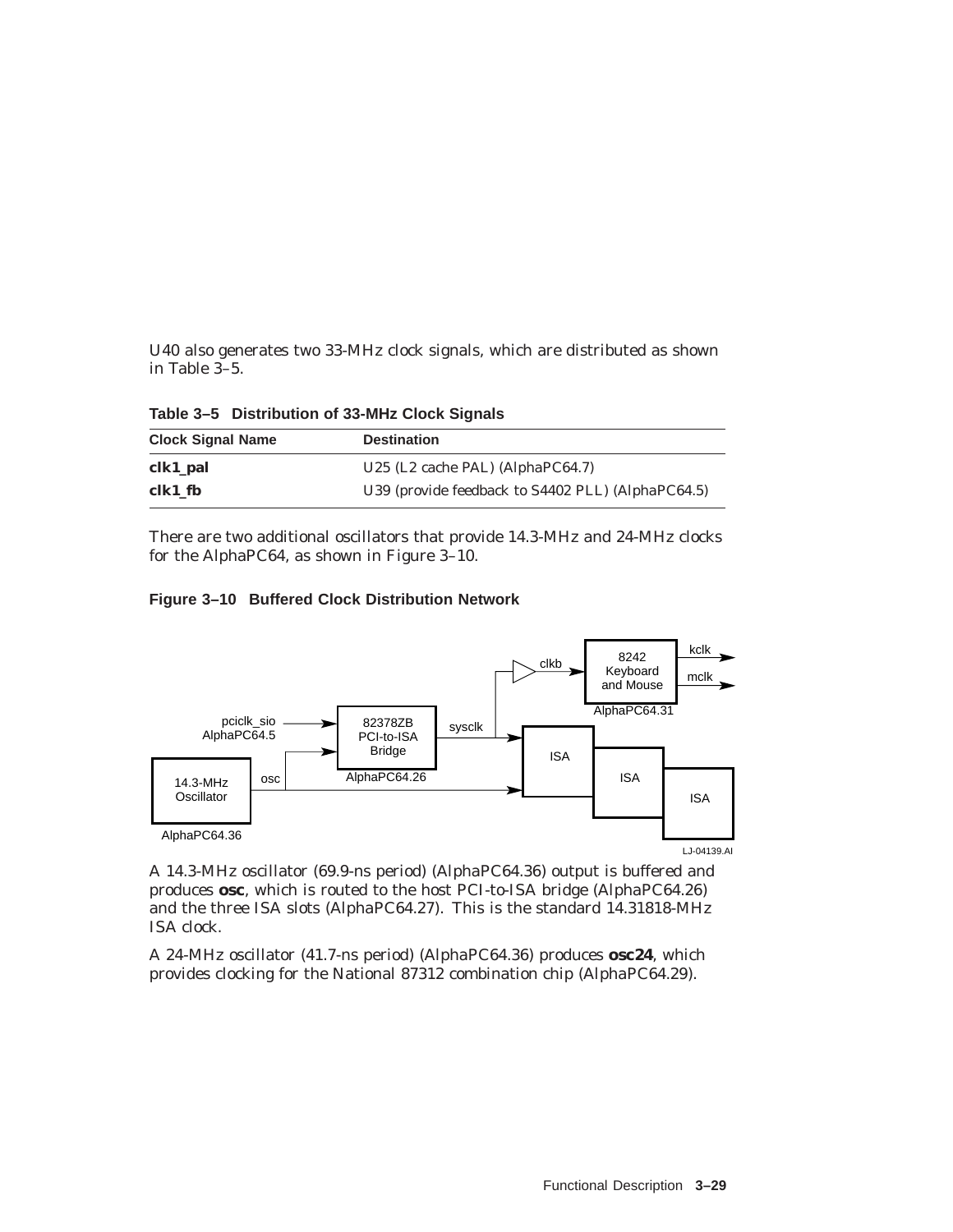U40 also generates two 33-MHz clock signals, which are distributed as shown in Table 3–5.

**Table 3–5 Distribution of 33-MHz Clock Signals**

| Clock Signal Name | Destination |
|---|---|
| **clk1_pal** | U25 (L2 cache PAL) (AlphaPC64.7) |
| **clk1_fb** | U39 (provide feedback to S4402 PLL) (AlphaPC64.5) |

There are two additional oscillators that provide 14.3-MHz and 24-MHz clocks for the AlphaPC64, as shown in Figure 3–10.

**Figure 3–10 Buffered Clock Distribution Network**

pciclk_sio AlphaPC64.5 → 82378ZB PCI-to-ISA Bridge (AlphaPC64.26) → sysclk → ISA, ISA, ISA; sysclk → clkb → 8242 Keyboard and Mouse (AlphaPC64.31) → kclk, mclk; 14.3-MHz Oscillator (AlphaPC64.36) → osc → 82378ZB and ISA

LJ-04139.AI

A 14.3-MHz oscillator (69.9-ns period) (AlphaPC64.36) output is buffered and produces **osc**, which is routed to the host PCI-to-ISA bridge (AlphaPC64.26) and the three ISA slots (AlphaPC64.27). This is the standard 14.31818-MHz ISA clock.

A 24-MHz oscillator (41.7-ns period) (AlphaPC64.36) produces **osc24**, which provides clocking for the National 87312 combination chip (AlphaPC64.29).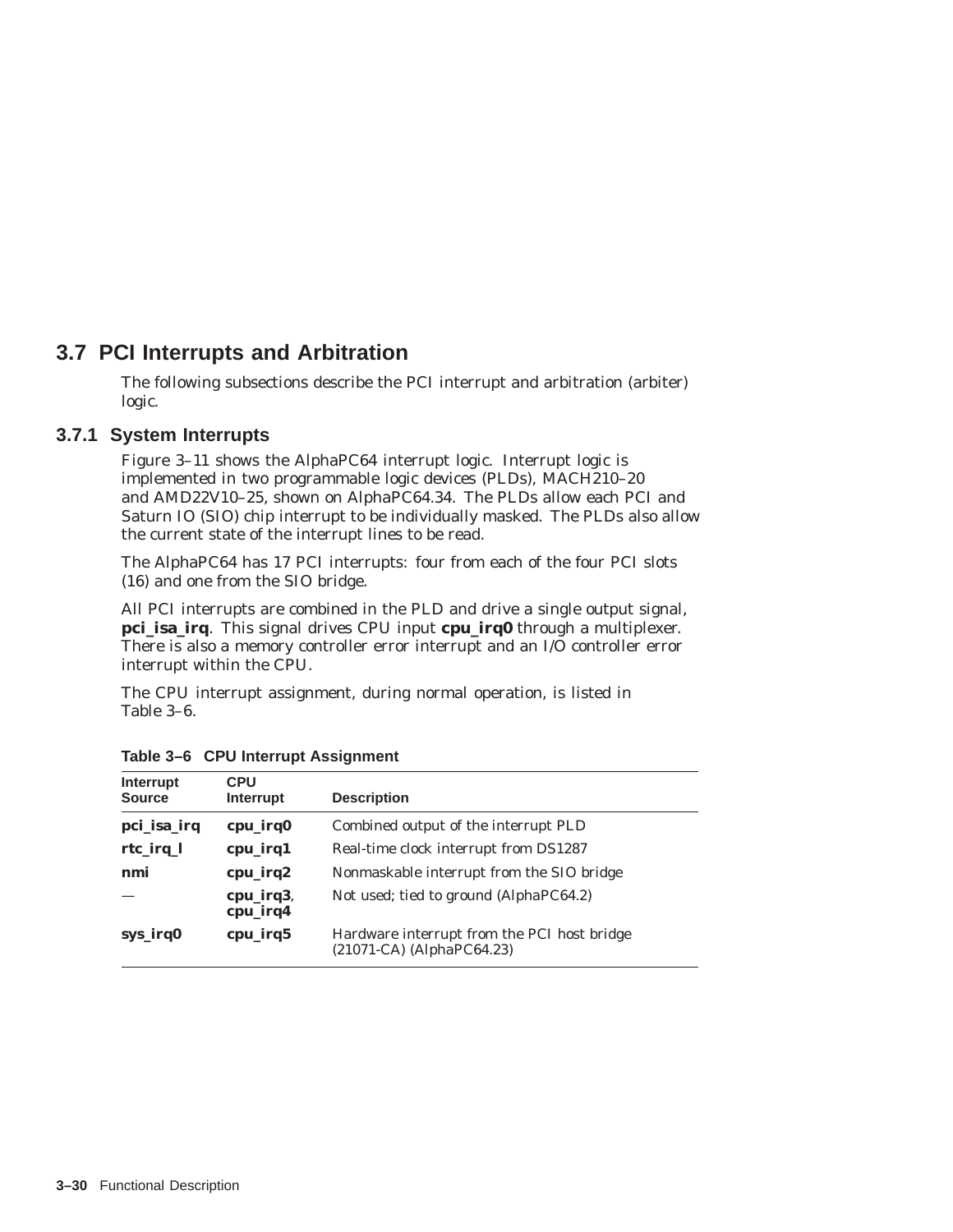## 3.7 PCI Interrupts and Arbitration

The following subsections describe the PCI interrupt and arbitration (arbiter) logic.

### 3.7.1 System Interrupts

Figure 3–11 shows the AlphaPC64 interrupt logic. Interrupt logic is implemented in two programmable logic devices (PLDs), MACH210–20 and AMD22V10–25, shown on AlphaPC64.34. The PLDs allow each PCI and Saturn IO (SIO) chip interrupt to be individually masked. The PLDs also allow the current state of the interrupt lines to be read.

The AlphaPC64 has 17 PCI interrupts: four from each of the four PCI slots (16) and one from the SIO bridge.

All PCI interrupts are combined in the PLD and drive a single output signal, **pci_isa_irq**. This signal drives CPU input **cpu_irq0** through a multiplexer. There is also a memory controller error interrupt and an I/O controller error interrupt within the CPU.

The CPU interrupt assignment, during normal operation, is listed in Table 3–6.

**Table 3–6 CPU Interrupt Assignment**

| Interrupt Source | CPU Interrupt | Description |
|---|---|---|
| **pci_isa_irq** | **cpu_irq0** | Combined output of the interrupt PLD |
| **rtc_irq_l** | **cpu_irq1** | Real-time clock interrupt from DS1287 |
| **nmi** | **cpu_irq2** | Nonmaskable interrupt from the SIO bridge |
| — | **cpu_irq3**, **cpu_irq4** | Not used; tied to ground (AlphaPC64.2) |
| **sys_irq0** | **cpu_irq5** | Hardware interrupt from the PCI host bridge (21071-CA) (AlphaPC64.23) |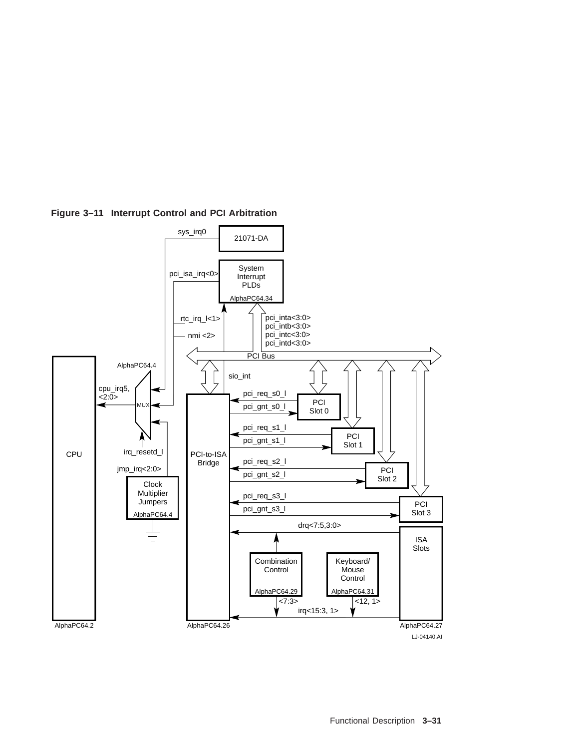**Figure 3–11 Interrupt Control and PCI Arbitration**

sys_irq0
21071-DA
System Interrupt PLDs
AlphaPC64.34
pci_isa_irq<0>
rtc_irq_l<1>
nmi <2>
pci_inta<3:0>
pci_intb<3:0>
pci_intc<3:0>
pci_intd<3:0>
PCI Bus
AlphaPC64.4
sio_int
cpu_irq5, <2:0>
MUX
CPU
irq_resetd_l
jmp_irq<2:0>
Clock Multiplier Jumpers
AlphaPC64.4
PCI-to-ISA Bridge
pci_req_s0_l
pci_gnt_s0_l
PCI Slot 0
pci_req_s1_l
pci_gnt_s1_l
PCI Slot 1
pci_req_s2_l
pci_gnt_s2_l
PCI Slot 2
pci_req_s3_l
pci_gnt_s3_l
PCI Slot 3
drq<7:5,3:0>
ISA Slots
Combination Control
AlphaPC64.29
Keyboard/ Mouse Control
AlphaPC64.31
<7:3>
<12, 1>
irq<15:3, 1>
AlphaPC64.2
AlphaPC64.26
AlphaPC64.27
LJ-04140.AI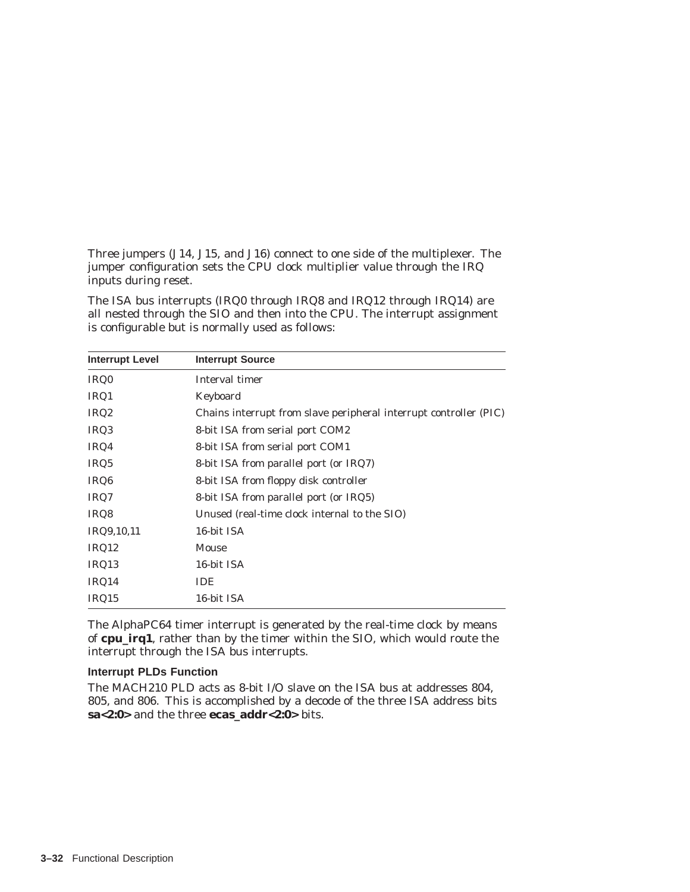Three jumpers (J14, J15, and J16) connect to one side of the multiplexer. The jumper configuration sets the CPU clock multiplier value through the IRQ inputs during reset.

The ISA bus interrupts (IRQ0 through IRQ8 and IRQ12 through IRQ14) are all nested through the SIO and then into the CPU. The interrupt assignment is configurable but is normally used as follows:

| Interrupt Level | Interrupt Source |
|---|---|
| IRQ0 | Interval timer |
| IRQ1 | Keyboard |
| IRQ2 | Chains interrupt from slave peripheral interrupt controller (PIC) |
| IRQ3 | 8-bit ISA from serial port COM2 |
| IRQ4 | 8-bit ISA from serial port COM1 |
| IRQ5 | 8-bit ISA from parallel port (or IRQ7) |
| IRQ6 | 8-bit ISA from floppy disk controller |
| IRQ7 | 8-bit ISA from parallel port (or IRQ5) |
| IRQ8 | Unused (real-time clock internal to the SIO) |
| IRQ9,10,11 | 16-bit ISA |
| IRQ12 | Mouse |
| IRQ13 | 16-bit ISA |
| IRQ14 | IDE |
| IRQ15 | 16-bit ISA |

The AlphaPC64 timer interrupt is generated by the real-time clock by means of **cpu_irq1**, rather than by the timer within the SIO, which would route the interrupt through the ISA bus interrupts.

#### Interrupt PLDs Function

The MACH210 PLD acts as 8-bit I/O slave on the ISA bus at addresses 804, 805, and 806. This is accomplished by a decode of the three ISA address bits **sa<2:0>** and the three **ecas_addr<2:0>** bits.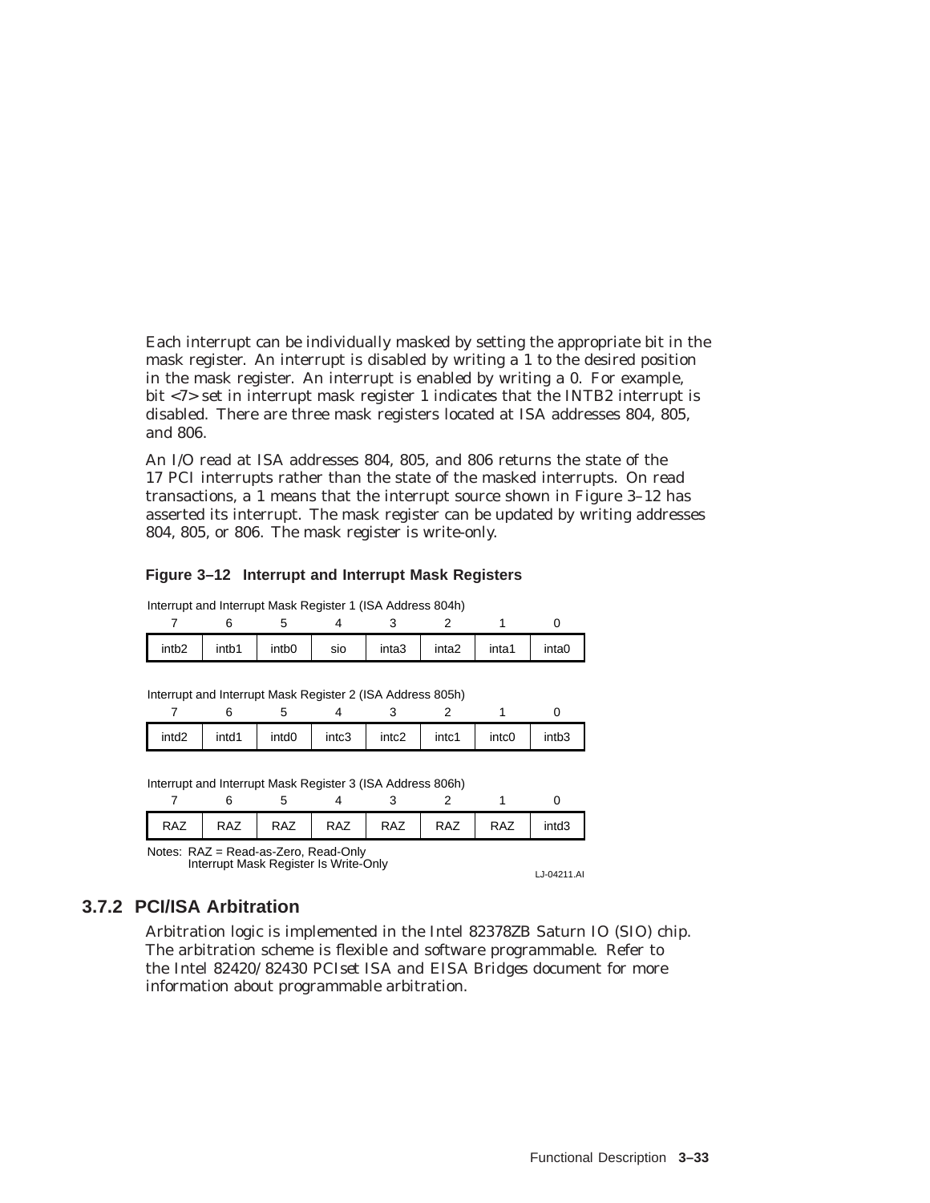Each interrupt can be individually masked by setting the appropriate bit in the mask register. An interrupt is disabled by writing a 1 to the desired position in the mask register. An interrupt is enabled by writing a 0. For example, bit <7> set in interrupt mask register 1 indicates that the INTB2 interrupt is disabled. There are three mask registers located at ISA addresses 804, 805, and 806.

An I/O read at ISA addresses 804, 805, and 806 returns the state of the 17 PCI interrupts rather than the state of the masked interrupts. On read transactions, a 1 means that the interrupt source shown in Figure 3–12 has asserted its interrupt. The mask register can be updated by writing addresses 804, 805, or 806. The mask register is write-only.

**Figure 3–12 Interrupt and Interrupt Mask Registers**

Interrupt and Interrupt Mask Register 1 (ISA Address 804h)

| 7 | 6 | 5 | 4 | 3 | 2 | 1 | 0 |
|---|---|---|---|---|---|---|---|
| intb2 | intb1 | intb0 | sio | inta3 | inta2 | inta1 | inta0 |

Interrupt and Interrupt Mask Register 2 (ISA Address 805h)

| 7 | 6 | 5 | 4 | 3 | 2 | 1 | 0 |
|---|---|---|---|---|---|---|---|
| intd2 | intd1 | intd0 | intc3 | intc2 | intc1 | intc0 | intb3 |

Interrupt and Interrupt Mask Register 3 (ISA Address 806h)

| 7 | 6 | 5 | 4 | 3 | 2 | 1 | 0 |
|---|---|---|---|---|---|---|---|
| RAZ | RAZ | RAZ | RAZ | RAZ | RAZ | RAZ | intd3 |

Notes: RAZ = Read-as-Zero, Read-Only
Interrupt Mask Register Is Write-Only

LJ-04211.AI

### 3.7.2 PCI/ISA Arbitration

Arbitration logic is implemented in the Intel 82378ZB Saturn IO (SIO) chip. The arbitration scheme is flexible and software programmable. Refer to the *Intel 82420/82430 PCIset ISA and EISA Bridges* document for more information about programmable arbitration.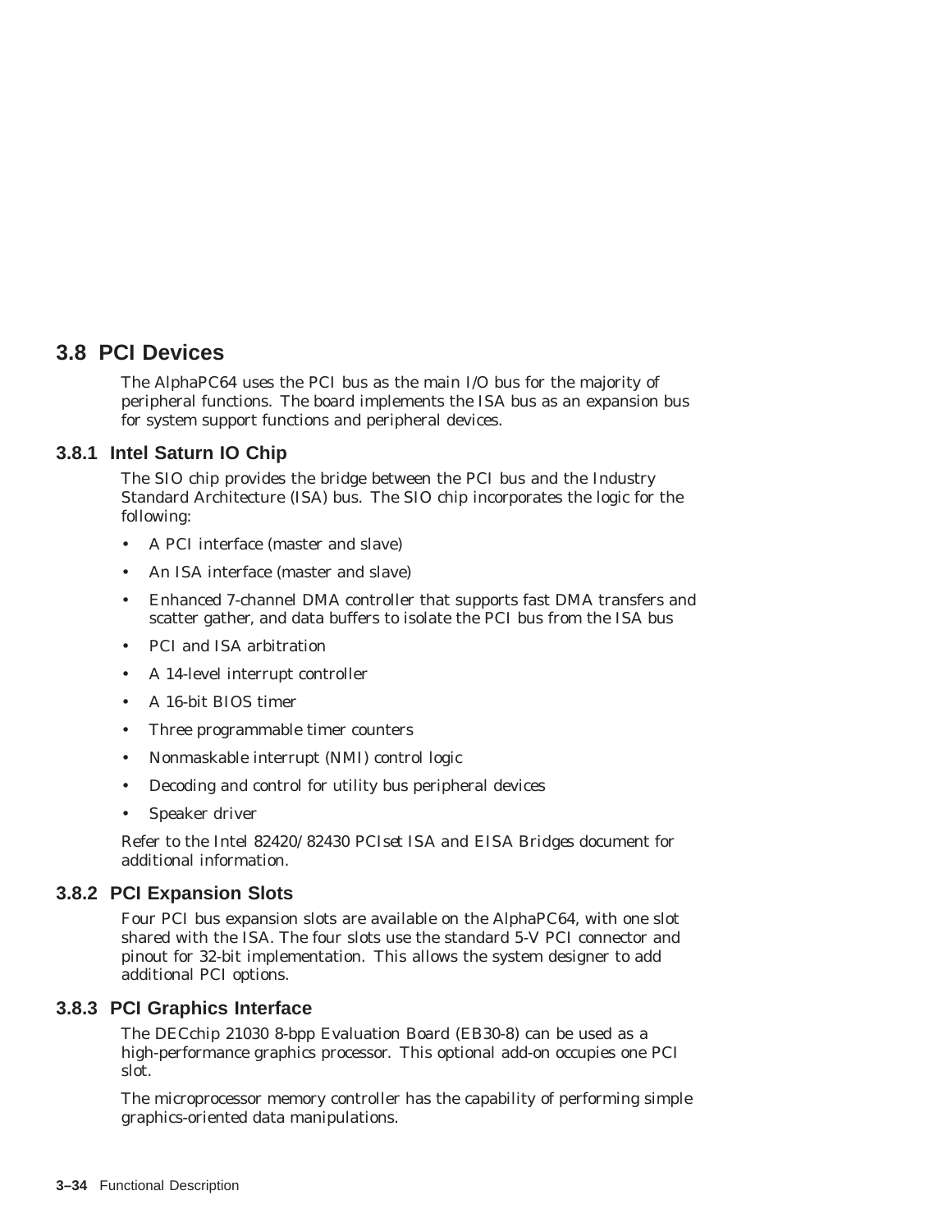## 3.8 PCI Devices

The AlphaPC64 uses the PCI bus as the main I/O bus for the majority of peripheral functions. The board implements the ISA bus as an expansion bus for system support functions and peripheral devices.

### 3.8.1 Intel Saturn IO Chip

The SIO chip provides the bridge between the PCI bus and the Industry Standard Architecture (ISA) bus. The SIO chip incorporates the logic for the following:

- A PCI interface (master and slave)
- An ISA interface (master and slave)
- Enhanced 7-channel DMA controller that supports fast DMA transfers and scatter gather, and data buffers to isolate the PCI bus from the ISA bus
- PCI and ISA arbitration
- A 14-level interrupt controller
- A 16-bit BIOS timer
- Three programmable timer counters
- Nonmaskable interrupt (NMI) control logic
- Decoding and control for utility bus peripheral devices
- Speaker driver

Refer to the *Intel 82420/82430 PCIset ISA and EISA Bridges* document for additional information.

### 3.8.2 PCI Expansion Slots

Four PCI bus expansion slots are available on the AlphaPC64, with one slot shared with the ISA. The four slots use the standard 5-V PCI connector and pinout for 32-bit implementation. This allows the system designer to add additional PCI options.

### 3.8.3 PCI Graphics Interface

The DECchip 21030 8-bpp Evaluation Board (EB30-8) can be used as a high-performance graphics processor. This optional add-on occupies one PCI slot.

The microprocessor memory controller has the capability of performing simple graphics-oriented data manipulations.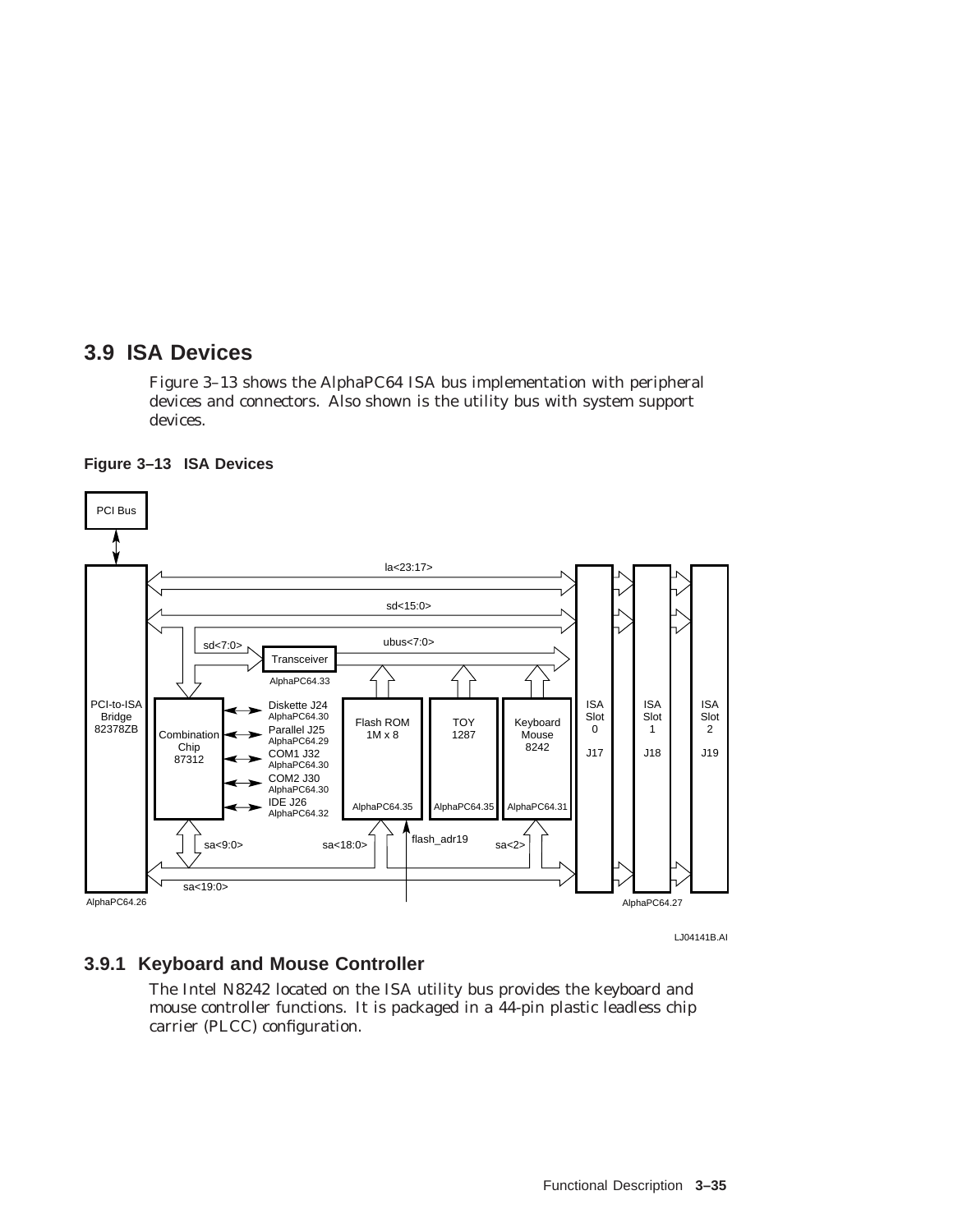## 3.9 ISA Devices

Figure 3–13 shows the AlphaPC64 ISA bus implementation with peripheral devices and connectors. Also shown is the utility bus with system support devices.

**Figure 3–13 ISA Devices**

PCI Bus
la<23:17>
sd<15:0>
sd<7:0>
Transceiver
AlphaPC64.33
ubus<7:0>
PCI-to-ISA Bridge 82378ZB
Combination Chip 87312
Diskette J24
AlphaPC64.30
Parallel J25
AlphaPC64.29
COM1 J32
AlphaPC64.30
COM2 J30
AlphaPC64.30
IDE J26
AlphaPC64.32
Flash ROM 1M x 8
AlphaPC64.35
TOY 1287
AlphaPC64.35
Keyboard Mouse 8242
AlphaPC64.31
ISA Slot 0 J17
ISA Slot 1 J18
ISA Slot 2 J19
sa<9:0>
sa<18:0>
flash_adr19
sa<2>
sa<19:0>
AlphaPC64.26
AlphaPC64.27
LJ04141B.AI

### 3.9.1 Keyboard and Mouse Controller

The Intel N8242 located on the ISA utility bus provides the keyboard and mouse controller functions. It is packaged in a 44-pin plastic leadless chip carrier (PLCC) configuration.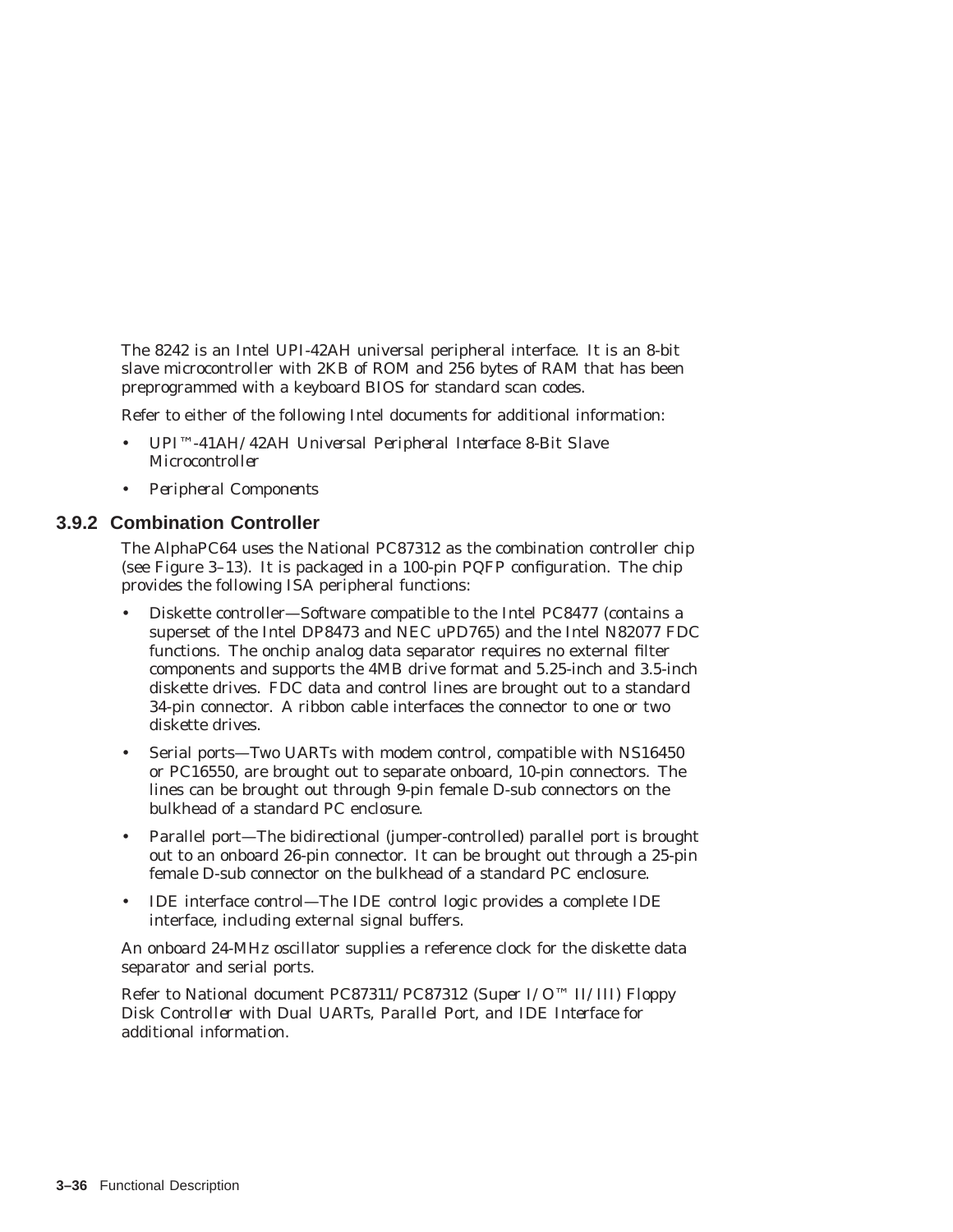The 8242 is an Intel UPI-42AH universal peripheral interface. It is an 8-bit slave microcontroller with 2KB of ROM and 256 bytes of RAM that has been preprogrammed with a keyboard BIOS for standard scan codes.

Refer to either of the following Intel documents for additional information:

- *UPI™-41AH/42AH Universal Peripheral Interface 8-Bit Slave Microcontroller*
- *Peripheral Components*

### 3.9.2 Combination Controller

The AlphaPC64 uses the National PC87312 as the combination controller chip (see Figure 3–13). It is packaged in a 100-pin PQFP configuration. The chip provides the following ISA peripheral functions:

- Diskette controller—Software compatible to the Intel PC8477 (contains a superset of the Intel DP8473 and NEC uPD765) and the Intel N82077 FDC functions. The onchip analog data separator requires no external filter components and supports the 4MB drive format and 5.25-inch and 3.5-inch diskette drives. FDC data and control lines are brought out to a standard 34-pin connector. A ribbon cable interfaces the connector to one or two diskette drives.
- Serial ports—Two UARTs with modem control, compatible with NS16450 or PC16550, are brought out to separate onboard, 10-pin connectors. The lines can be brought out through 9-pin female D-sub connectors on the bulkhead of a standard PC enclosure.
- Parallel port—The bidirectional (jumper-controlled) parallel port is brought out to an onboard 26-pin connector. It can be brought out through a 25-pin female D-sub connector on the bulkhead of a standard PC enclosure.
- IDE interface control—The IDE control logic provides a complete IDE interface, including external signal buffers.

An onboard 24-MHz oscillator supplies a reference clock for the diskette data separator and serial ports.

Refer to National document *PC87311/PC87312 (Super I/O™ II/III) Floppy Disk Controller with Dual UARTs, Parallel Port, and IDE Interface* for additional information.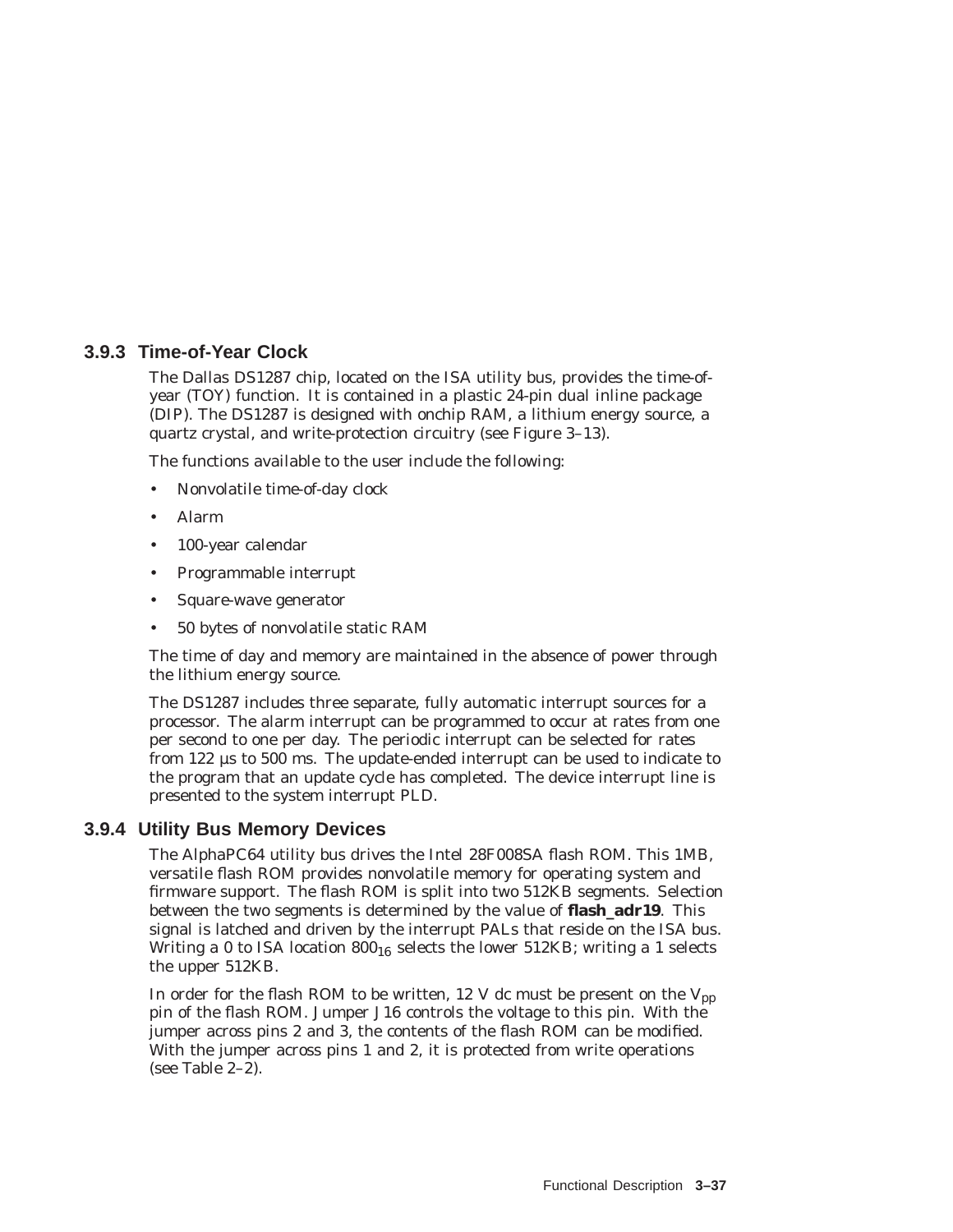### 3.9.3 Time-of-Year Clock

The Dallas DS1287 chip, located on the ISA utility bus, provides the time-of-year (TOY) function. It is contained in a plastic 24-pin dual inline package (DIP). The DS1287 is designed with onchip RAM, a lithium energy source, a quartz crystal, and write-protection circuitry (see Figure 3–13).

The functions available to the user include the following:

- Nonvolatile time-of-day clock
- Alarm
- 100-year calendar
- Programmable interrupt
- Square-wave generator
- 50 bytes of nonvolatile static RAM

The time of day and memory are maintained in the absence of power through the lithium energy source.

The DS1287 includes three separate, fully automatic interrupt sources for a processor. The alarm interrupt can be programmed to occur at rates from one per second to one per day. The periodic interrupt can be selected for rates from 122 µs to 500 ms. The update-ended interrupt can be used to indicate to the program that an update cycle has completed. The device interrupt line is presented to the system interrupt PLD.

### 3.9.4 Utility Bus Memory Devices

The AlphaPC64 utility bus drives the Intel 28F008SA flash ROM. This 1MB, versatile flash ROM provides nonvolatile memory for operating system and firmware support. The flash ROM is split into two 512KB segments. Selection between the two segments is determined by the value of **flash_adr19**. This signal is latched and driven by the interrupt PALs that reside on the ISA bus. Writing a 0 to ISA location $800_{16}$ selects the lower 512KB; writing a 1 selects the upper 512KB.

In order for the flash ROM to be written, 12 V dc must be present on the $V_{pp}$ pin of the flash ROM. Jumper J16 controls the voltage to this pin. With the jumper across pins 2 and 3, the contents of the flash ROM can be modified. With the jumper across pins 1 and 2, it is protected from write operations (see Table 2–2).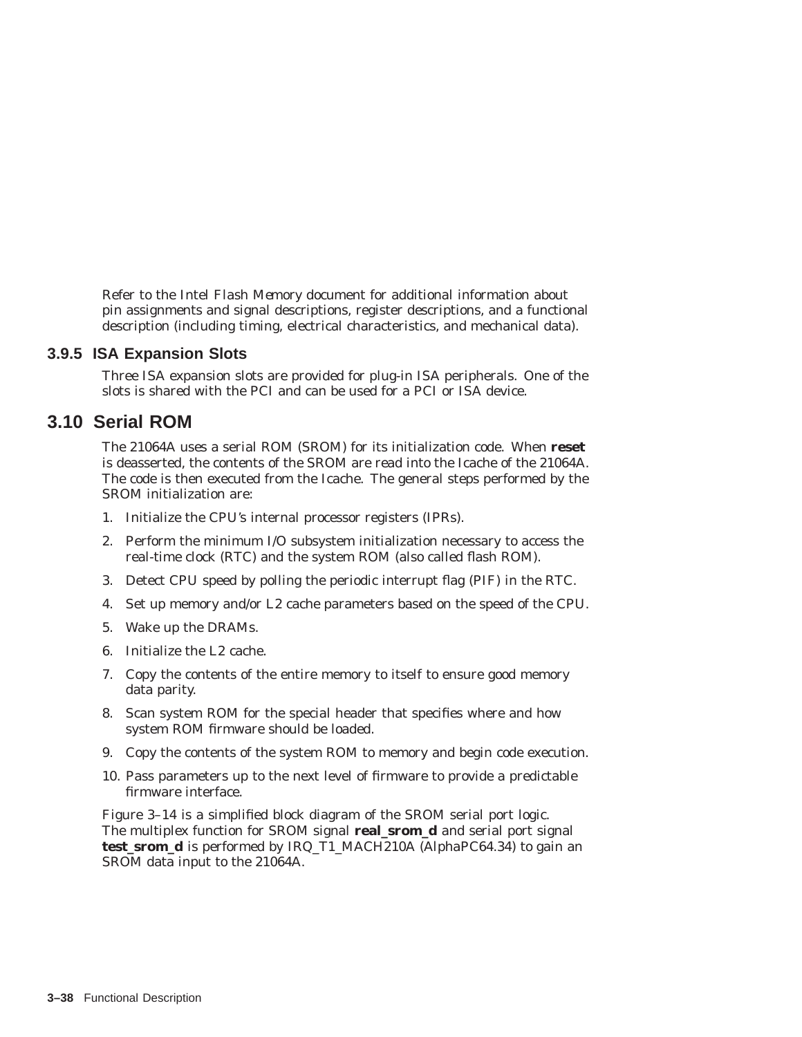Refer to the Intel Flash Memory document for additional information about pin assignments and signal descriptions, register descriptions, and a functional description (including timing, electrical characteristics, and mechanical data).

### 3.9.5 ISA Expansion Slots

Three ISA expansion slots are provided for plug-in ISA peripherals. One of the slots is shared with the PCI and can be used for a PCI or ISA device.

## 3.10 Serial ROM

The 21064A uses a serial ROM (SROM) for its initialization code. When **reset** is deasserted, the contents of the SROM are read into the Icache of the 21064A. The code is then executed from the Icache. The general steps performed by the SROM initialization are:

1. Initialize the CPU's internal processor registers (IPRs).
2. Perform the minimum I/O subsystem initialization necessary to access the real-time clock (RTC) and the system ROM (also called flash ROM).
3. Detect CPU speed by polling the periodic interrupt flag (PIF) in the RTC.
4. Set up memory and/or L2 cache parameters based on the speed of the CPU.
5. Wake up the DRAMs.
6. Initialize the L2 cache.
7. Copy the contents of the entire memory to itself to ensure good memory data parity.
8. Scan system ROM for the special header that specifies where and how system ROM firmware should be loaded.
9. Copy the contents of the system ROM to memory and begin code execution.
10. Pass parameters up to the next level of firmware to provide a predictable firmware interface.

Figure 3–14 is a simplified block diagram of the SROM serial port logic. The multiplex function for SROM signal **real_srom_d** and serial port signal **test_srom_d** is performed by IRQ_T1_MACH210A (AlphaPC64.34) to gain an SROM data input to the 21064A.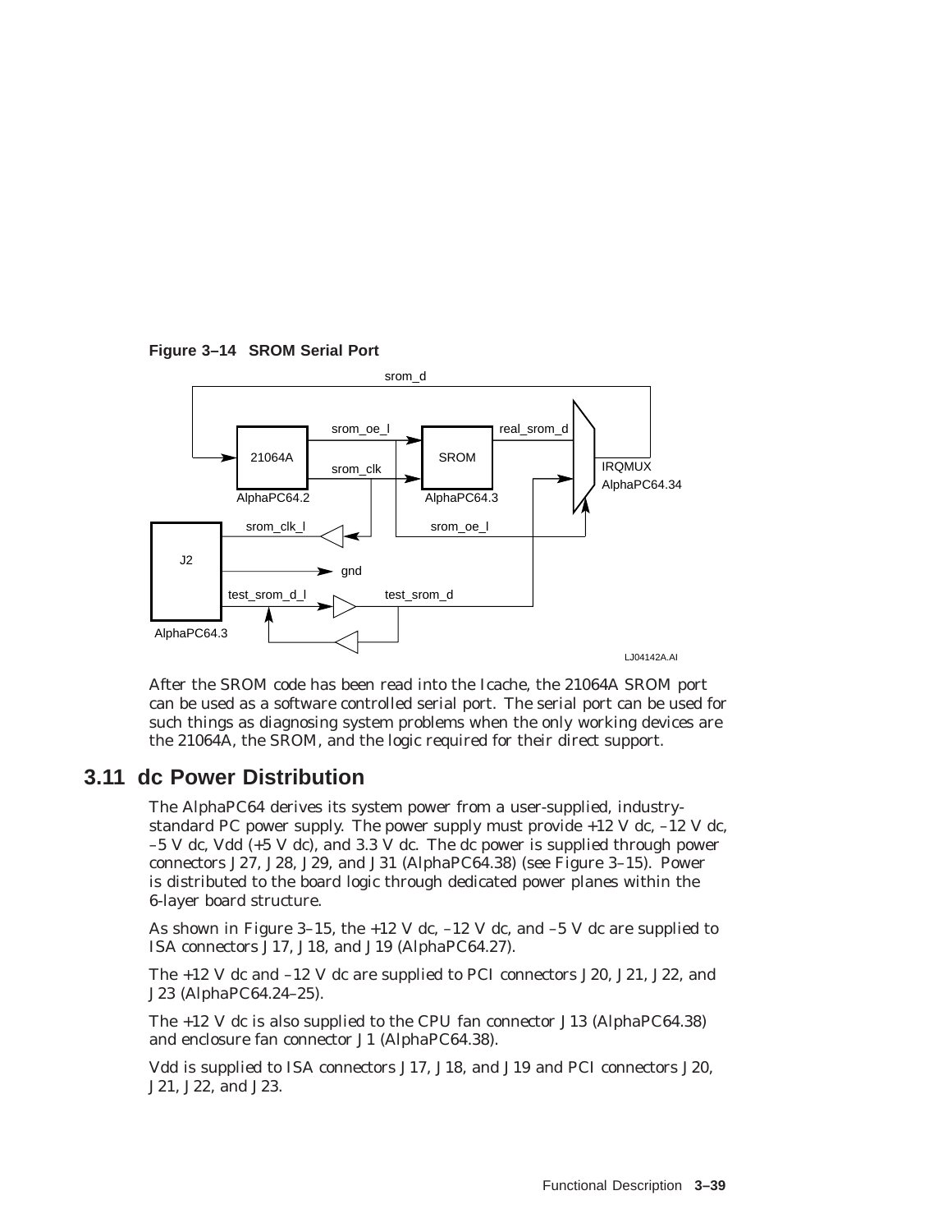**Figure 3–14 SROM Serial Port**

srom_d

21064A

AlphaPC64.2

srom_oe_l

srom_clk

SROM

AlphaPC64.3

real_srom_d

IRQMUX

AlphaPC64.34

J2

AlphaPC64.3

srom_clk_l

srom_oe_l

gnd

test_srom_d_l

test_srom_d

LJ04142A.AI

After the SROM code has been read into the Icache, the 21064A SROM port can be used as a software controlled serial port. The serial port can be used for such things as diagnosing system problems when the only working devices are the 21064A, the SROM, and the logic required for their direct support.

## 3.11 dc Power Distribution

The AlphaPC64 derives its system power from a user-supplied, industry-standard PC power supply. The power supply must provide +12 V dc, –12 V dc, –5 V dc, Vdd (+5 V dc), and 3.3 V dc. The dc power is supplied through power connectors J27, J28, J29, and J31 (AlphaPC64.38) (see Figure 3–15). Power is distributed to the board logic through dedicated power planes within the 6-layer board structure.

As shown in Figure 3–15, the +12 V dc, –12 V dc, and –5 V dc are supplied to ISA connectors J17, J18, and J19 (AlphaPC64.27).

The +12 V dc and –12 V dc are supplied to PCI connectors J20, J21, J22, and J23 (AlphaPC64.24–25).

The +12 V dc is also supplied to the CPU fan connector J13 (AlphaPC64.38) and enclosure fan connector J1 (AlphaPC64.38).

Vdd is supplied to ISA connectors J17, J18, and J19 and PCI connectors J20, J21, J22, and J23.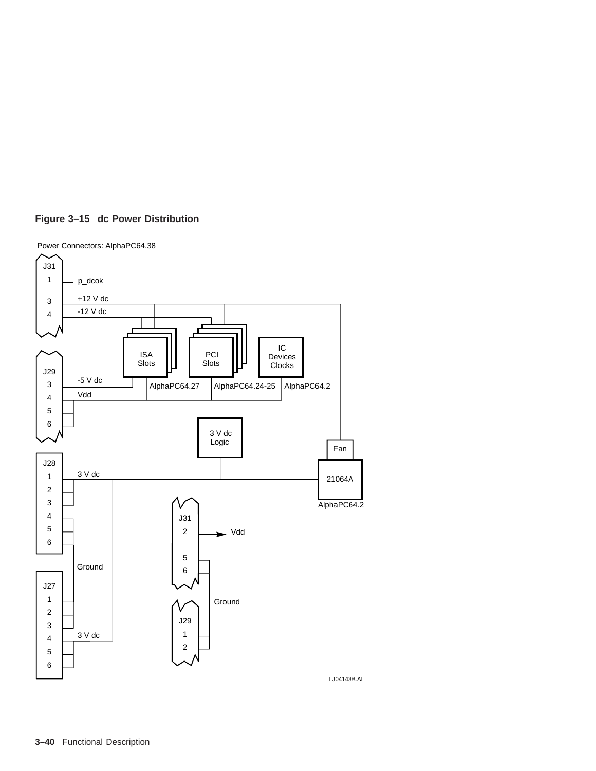**Figure 3–15 dc Power Distribution**

Power Connectors: AlphaPC64.38

J31
1
3
4
p_dcok
+12 V dc
-12 V dc

ISA Slots
PCI Slots
IC Devices Clocks

J29
3
4
5
6
-5 V dc
Vdd

AlphaPC64.27
AlphaPC64.24-25
AlphaPC64.2

3 V dc Logic

Fan

J28
1
2
3
4
5
6
3 V dc

21064A
AlphaPC64.2

J31
2
5
6
Vdd

Ground

J27
1
2
3
4
5
6
3 V dc

Ground

J29
1
2

LJ04143B.AI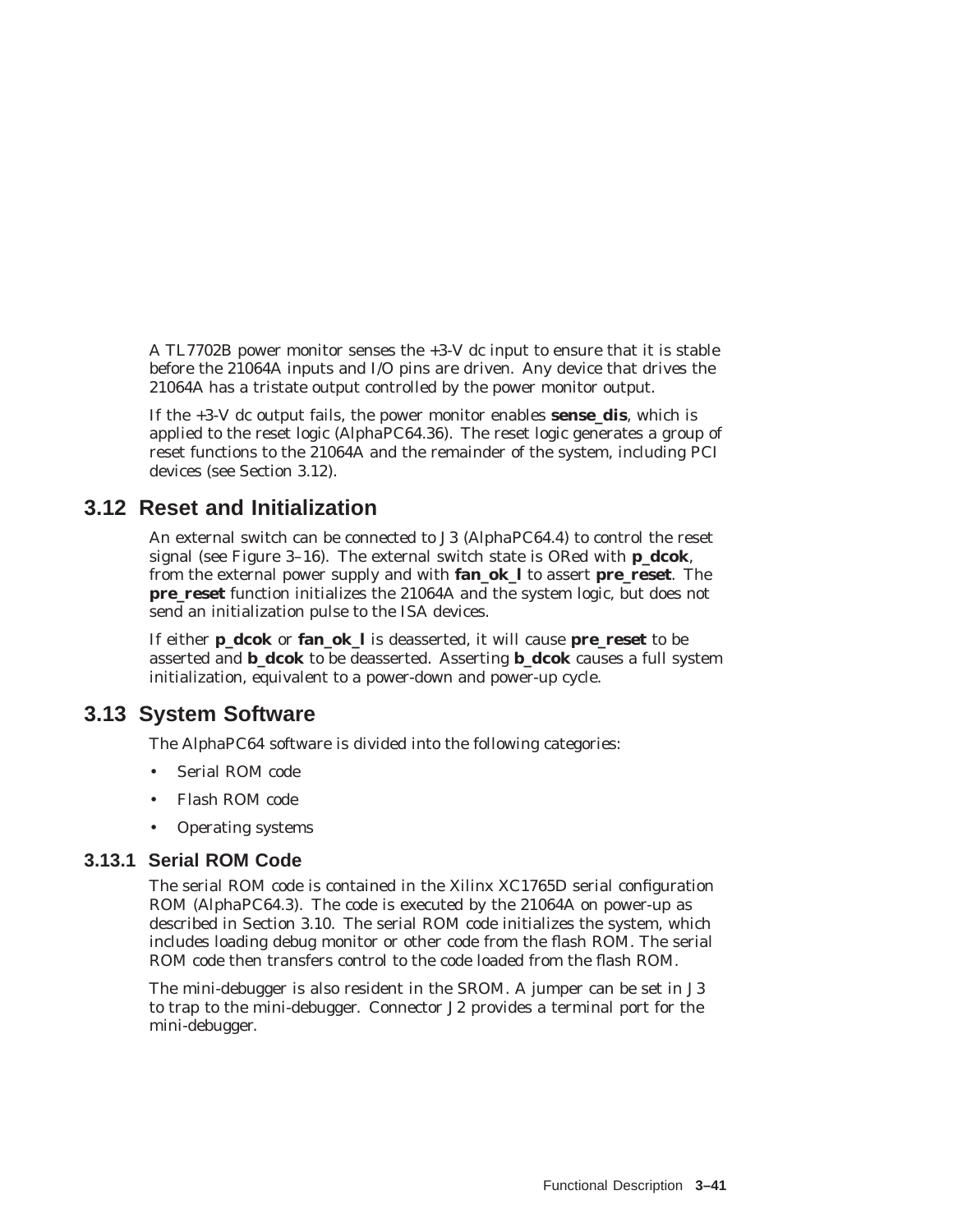A TL7702B power monitor senses the +3-V dc input to ensure that it is stable before the 21064A inputs and I/O pins are driven. Any device that drives the 21064A has a tristate output controlled by the power monitor output.

If the +3-V dc output fails, the power monitor enables **sense_dis**, which is applied to the reset logic (AlphaPC64.36). The reset logic generates a group of reset functions to the 21064A and the remainder of the system, including PCI devices (see Section 3.12).

## 3.12 Reset and Initialization

An external switch can be connected to J3 (AlphaPC64.4) to control the reset signal (see Figure 3–16). The external switch state is ORed with **p_dcok**, from the external power supply and with **fan_ok_l** to assert **pre_reset**. The **pre_reset** function initializes the 21064A and the system logic, but does not send an initialization pulse to the ISA devices.

If either **p_dcok** or **fan_ok_l** is deasserted, it will cause **pre_reset** to be asserted and **b_dcok** to be deasserted. Asserting **b_dcok** causes a full system initialization, equivalent to a power-down and power-up cycle.

## 3.13 System Software

The AlphaPC64 software is divided into the following categories:

- Serial ROM code
- Flash ROM code
- Operating systems

### 3.13.1 Serial ROM Code

The serial ROM code is contained in the Xilinx XC1765D serial configuration ROM (AlphaPC64.3). The code is executed by the 21064A on power-up as described in Section 3.10. The serial ROM code initializes the system, which includes loading debug monitor or other code from the flash ROM. The serial ROM code then transfers control to the code loaded from the flash ROM.

The mini-debugger is also resident in the SROM. A jumper can be set in J3 to trap to the mini-debugger. Connector J2 provides a terminal port for the mini-debugger.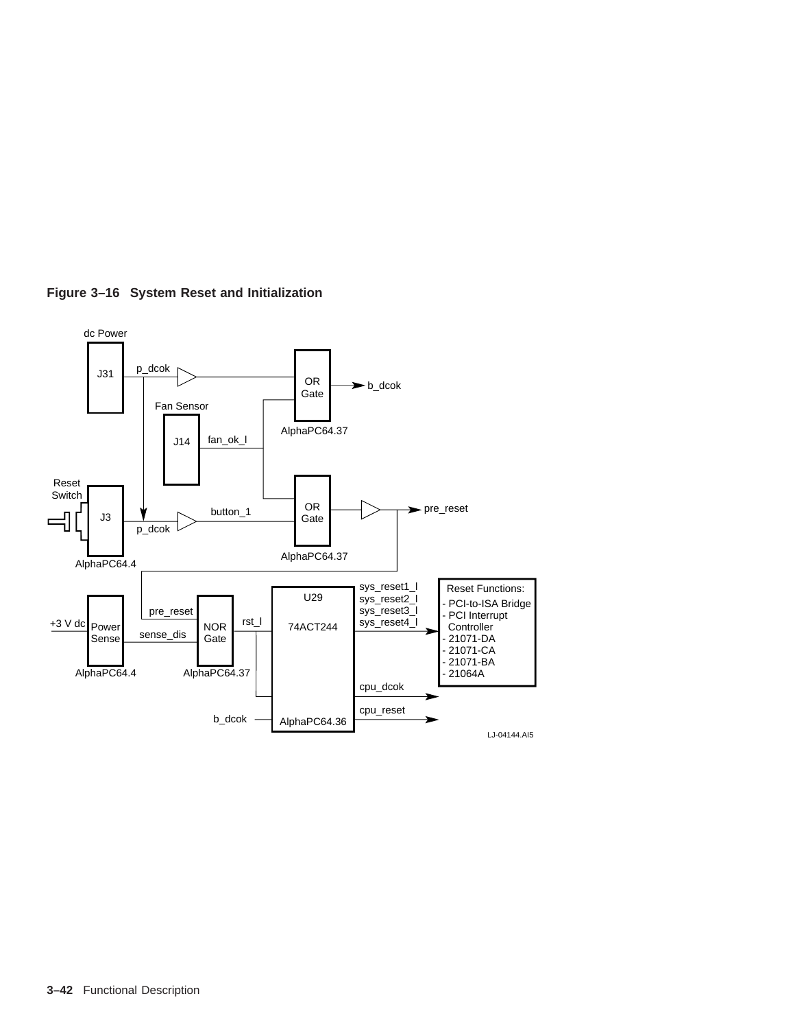**Figure 3–16 System Reset and Initialization**

dc Power

J31

p_dcok

OR Gate

b_dcok

Fan Sensor

J14

fan_ok_l

AlphaPC64.37

Reset Switch

J3

p_dcok

button_1

OR Gate

pre_reset

AlphaPC64.4

AlphaPC64.37

U29

sys_reset1_l
sys_reset2_l
sys_reset3_l
sys_reset4_l

Reset Functions:
- PCI-to-ISA Bridge
- PCI Interrupt Controller
- 21071-DA
- 21071-CA
- 21071-BA
- 21064A

pre_reset

+3 V dc

Power Sense

sense_dis

NOR Gate

rst_l

74ACT244

AlphaPC64.4

AlphaPC64.37

cpu_dcok

cpu_reset

b_dcok

AlphaPC64.36

LJ-04144.AI5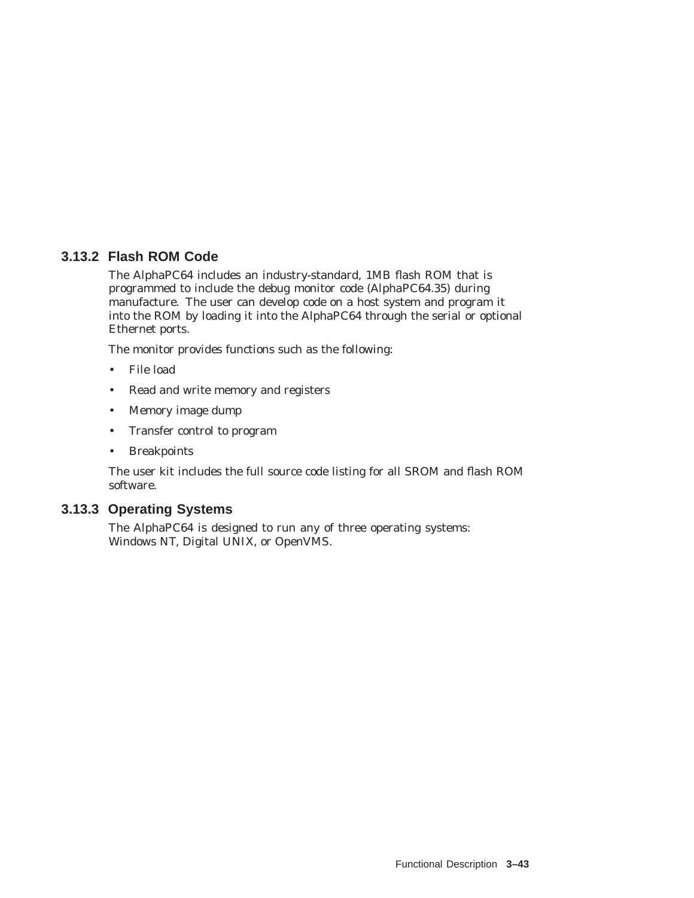### 3.13.2 Flash ROM Code

The AlphaPC64 includes an industry-standard, 1MB flash ROM that is programmed to include the debug monitor code (AlphaPC64.35) during manufacture. The user can develop code on a host system and program it into the ROM by loading it into the AlphaPC64 through the serial or optional Ethernet ports.

The monitor provides functions such as the following:

- File load
- Read and write memory and registers
- Memory image dump
- Transfer control to program
- Breakpoints

The user kit includes the full source code listing for all SROM and flash ROM software.

### 3.13.3 Operating Systems

The AlphaPC64 is designed to run any of three operating systems: Windows NT, Digital UNIX, or OpenVMS.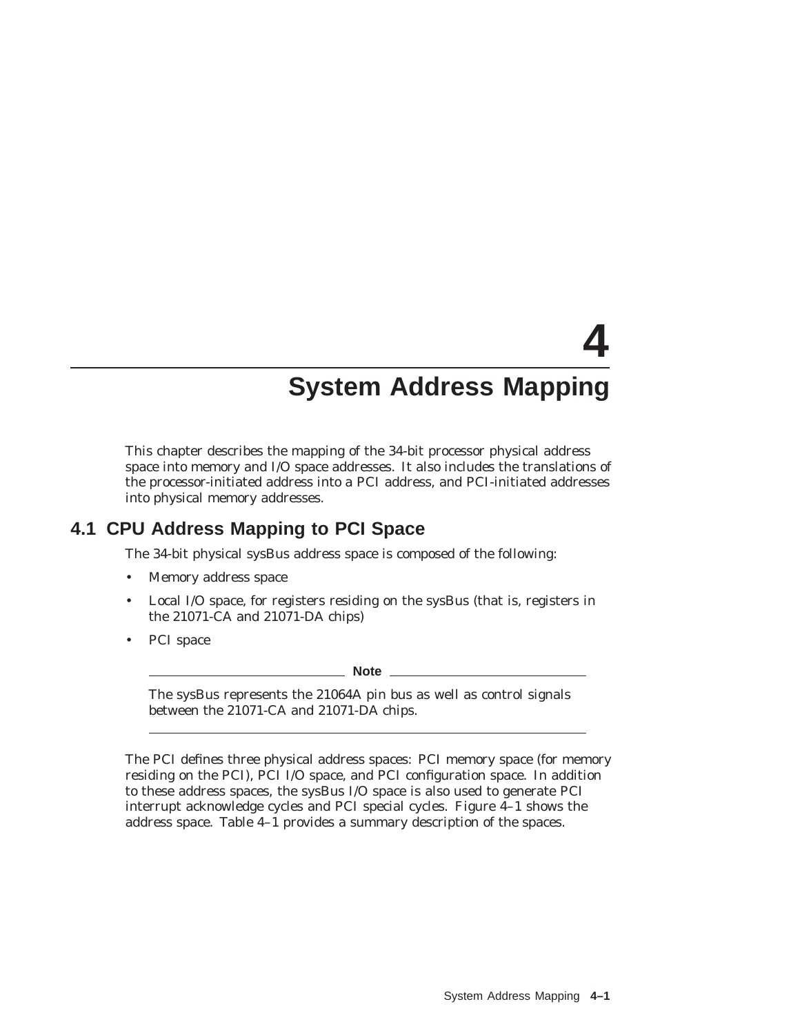# 4 System Address Mapping

This chapter describes the mapping of the 34-bit processor physical address space into memory and I/O space addresses. It also includes the translations of the processor-initiated address into a PCI address, and PCI-initiated addresses into physical memory addresses.

## 4.1 CPU Address Mapping to PCI Space

The 34-bit physical sysBus address space is composed of the following:

- Memory address space
- Local I/O space, for registers residing on the sysBus (that is, registers in the 21071-CA and 21071-DA chips)
- PCI space

**Note**

The sysBus represents the 21064A pin bus as well as control signals between the 21071-CA and 21071-DA chips.

---

The PCI defines three physical address spaces: PCI memory space (for memory residing on the PCI), PCI I/O space, and PCI configuration space. In addition to these address spaces, the sysBus I/O space is also used to generate PCI interrupt acknowledge cycles and PCI special cycles. Figure 4–1 shows the address space. Table 4–1 provides a summary description of the spaces.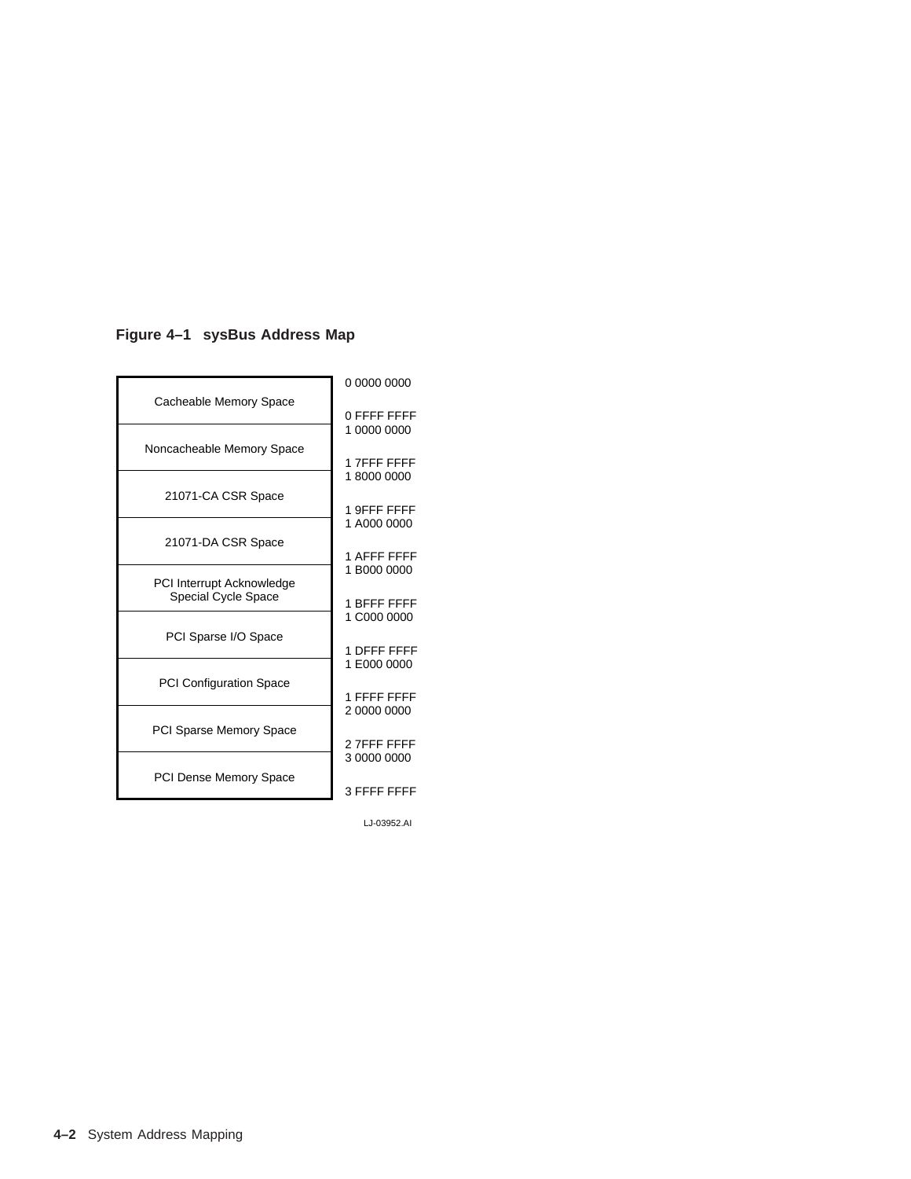**Figure 4–1 sysBus Address Map**

Cacheable Memory Space
0 0000 0000
0 FFFF FFFF

Noncacheable Memory Space
1 0000 0000
1 7FFF FFFF

21071-CA CSR Space
1 8000 0000
1 9FFF FFFF

21071-DA CSR Space
1 A000 0000
1 AFFF FFFF

PCI Interrupt Acknowledge Special Cycle Space
1 B000 0000
1 BFFF FFFF

PCI Sparse I/O Space
1 C000 0000
1 DFFF FFFF

PCI Configuration Space
1 E000 0000
1 FFFF FFFF

PCI Sparse Memory Space
2 0000 0000
2 7FFF FFFF

PCI Dense Memory Space
3 0000 0000
3 FFFF FFFF

LJ-03952.AI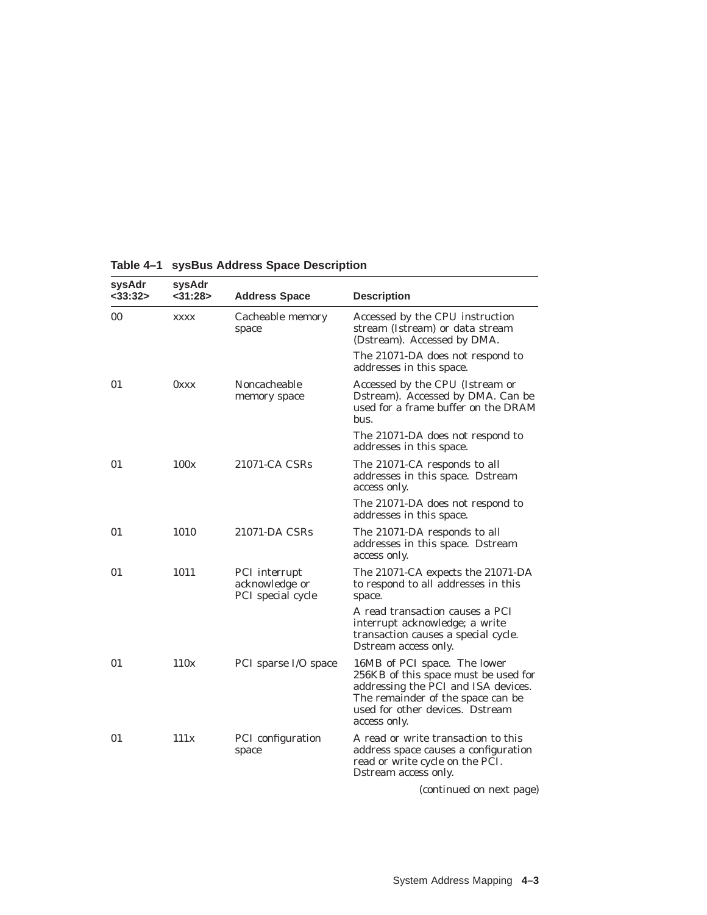**Table 4–1 sysBus Address Space Description**

| sysAdr <33:32> | sysAdr <31:28> | Address Space | Description |
| --- | --- | --- | --- |
| 00 | xxxx | Cacheable memory space | Accessed by the CPU instruction stream (Istream) or data stream (Dstream). Accessed by DMA.<br><br>The 21071-DA does not respond to addresses in this space. |
| 01 | 0xxx | Noncacheable memory space | Accessed by the CPU (Istream or Dstream). Accessed by DMA. Can be used for a frame buffer on the DRAM bus.<br><br>The 21071-DA does not respond to addresses in this space. |
| 01 | 100x | 21071-CA CSRs | The 21071-CA responds to all addresses in this space. Dstream access only.<br><br>The 21071-DA does not respond to addresses in this space. |
| 01 | 1010 | 21071-DA CSRs | The 21071-DA responds to all addresses in this space. Dstream access only. |
| 01 | 1011 | PCI interrupt acknowledge or PCI special cycle | The 21071-CA expects the 21071-DA to respond to all addresses in this space.<br><br>A read transaction causes a PCI interrupt acknowledge; a write transaction causes a special cycle. Dstream access only. |
| 01 | 110x | PCI sparse I/O space | 16MB of PCI space. The lower 256KB of this space must be used for addressing the PCI and ISA devices. The remainder of the space can be used for other devices. Dstream access only. |
| 01 | 111x | PCI configuration space | A read or write transaction to this address space causes a configuration read or write cycle on the PCI. Dstream access only. |

*(continued on next page)*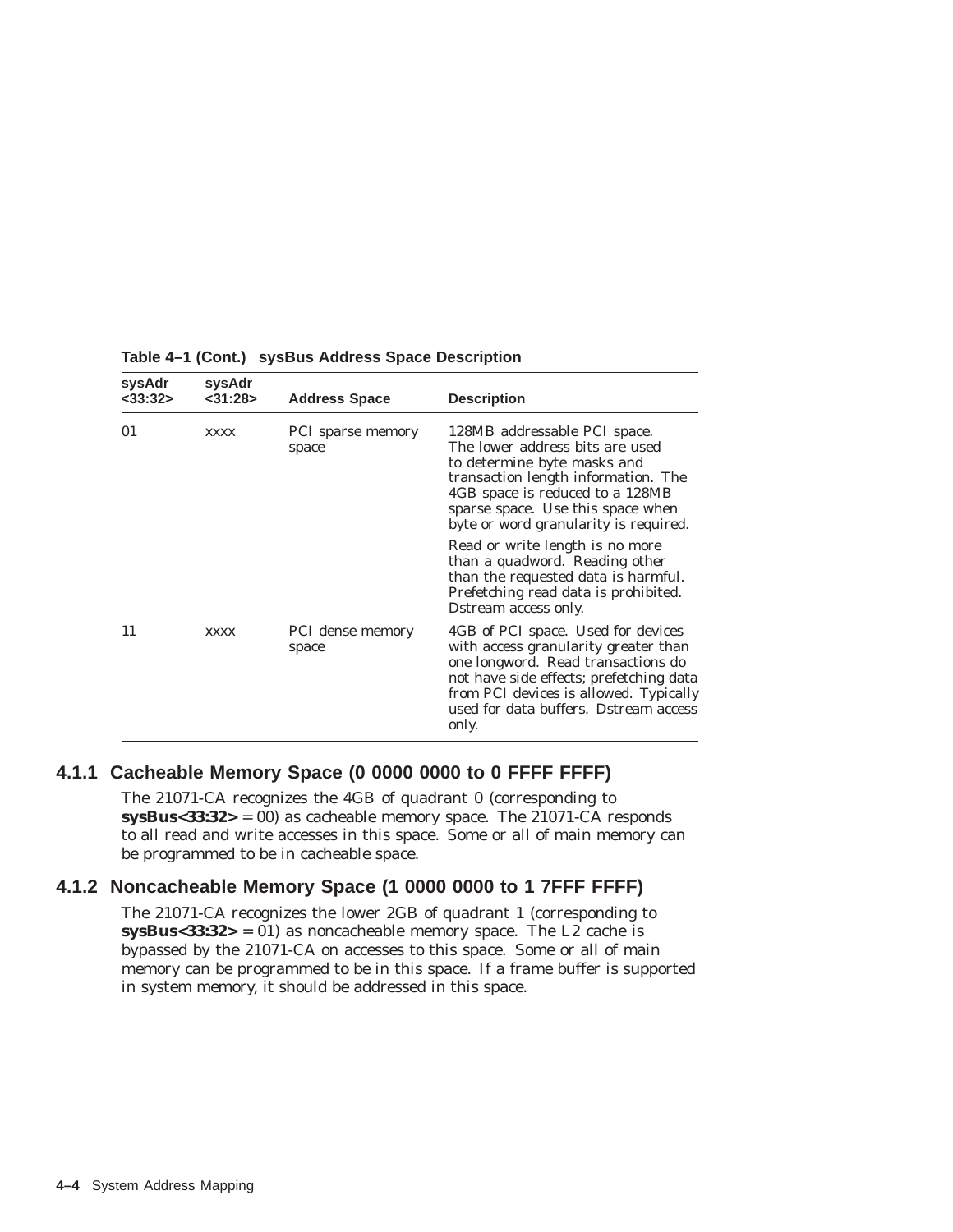**Table 4–1 (Cont.) sysBus Address Space Description**

| sysAdr <33:32> | sysAdr <31:28> | Address Space | Description |
|---|---|---|---|
| 01 | xxxx | PCI sparse memory space | 128MB addressable PCI space. The lower address bits are used to determine byte masks and transaction length information. The 4GB space is reduced to a 128MB sparse space. Use this space when byte or word granularity is required. Read or write length is no more than a quadword. Reading other than the requested data is harmful. Prefetching read data is prohibited. Dstream access only. |
| 11 | xxxx | PCI dense memory space | 4GB of PCI space. Used for devices with access granularity greater than one longword. Read transactions do not have side effects; prefetching data from PCI devices is allowed. Typically used for data buffers. Dstream access only. |

### 4.1.1 Cacheable Memory Space (0 0000 0000 to 0 FFFF FFFF)

The 21071-CA recognizes the 4GB of quadrant 0 (corresponding to **sysBus<33:32>** = 00) as cacheable memory space. The 21071-CA responds to all read and write accesses in this space. Some or all of main memory can be programmed to be in cacheable space.

### 4.1.2 Noncacheable Memory Space (1 0000 0000 to 1 7FFF FFFF)

The 21071-CA recognizes the lower 2GB of quadrant 1 (corresponding to **sysBus<33:32>** = 01) as noncacheable memory space. The L2 cache is bypassed by the 21071-CA on accesses to this space. Some or all of main memory can be programmed to be in this space. If a frame buffer is supported in system memory, it should be addressed in this space.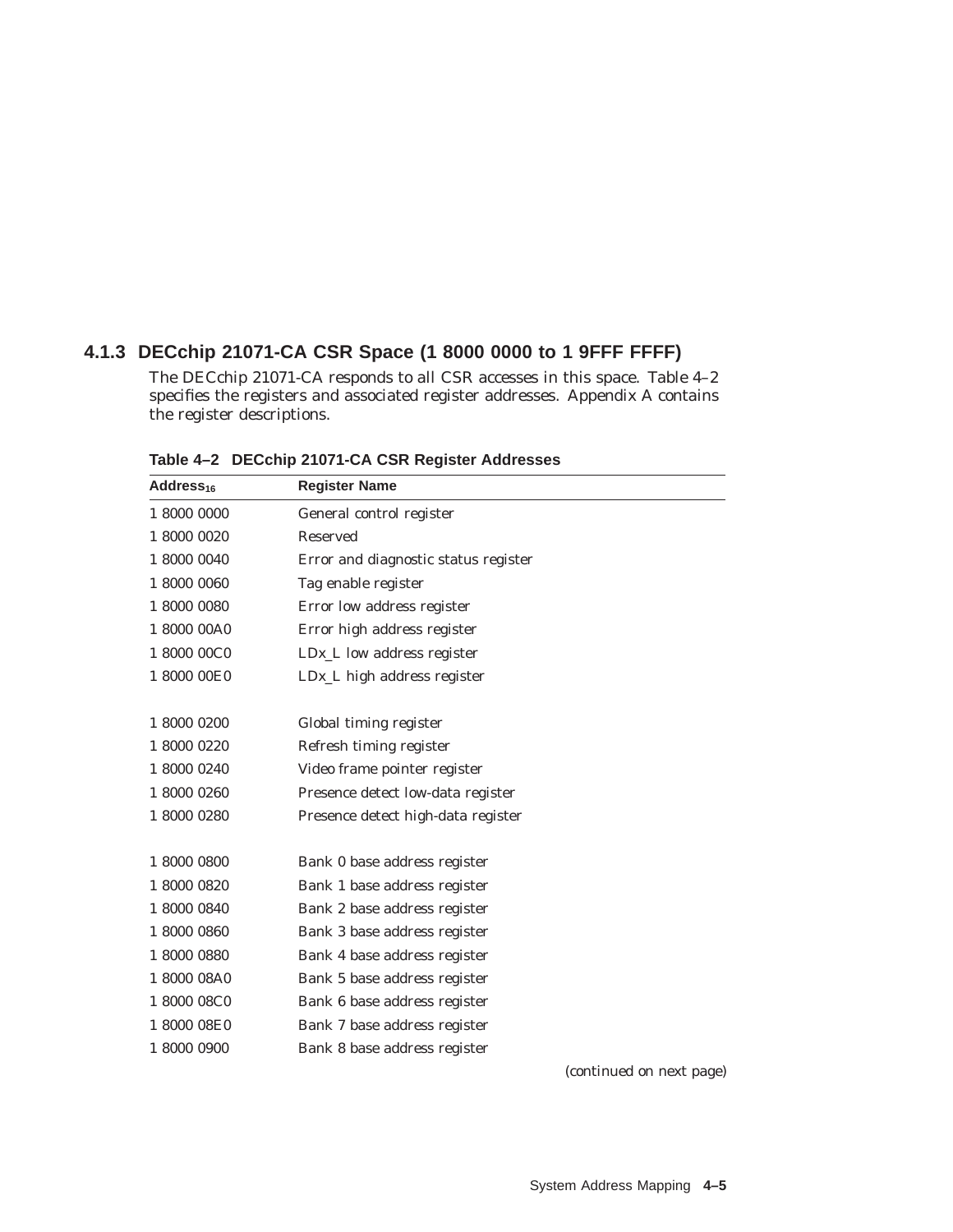### 4.1.3 DECchip 21071-CA CSR Space (1 8000 0000 to 1 9FFF FFFF)

The DECchip 21071-CA responds to all CSR accesses in this space. Table 4–2 specifies the registers and associated register addresses. Appendix A contains the register descriptions.

**Table 4–2 DECchip 21071-CA CSR Register Addresses**

| $Address_{16}$ | Register Name |
|---|---|
| 1 8000 0000 | General control register |
| 1 8000 0020 | Reserved |
| 1 8000 0040 | Error and diagnostic status register |
| 1 8000 0060 | Tag enable register |
| 1 8000 0080 | Error low address register |
| 1 8000 00A0 | Error high address register |
| 1 8000 00C0 | LDx_L low address register |
| 1 8000 00E0 | LDx_L high address register |
| | |
| 1 8000 0200 | Global timing register |
| 1 8000 0220 | Refresh timing register |
| 1 8000 0240 | Video frame pointer register |
| 1 8000 0260 | Presence detect low-data register |
| 1 8000 0280 | Presence detect high-data register |
| | |
| 1 8000 0800 | Bank 0 base address register |
| 1 8000 0820 | Bank 1 base address register |
| 1 8000 0840 | Bank 2 base address register |
| 1 8000 0860 | Bank 3 base address register |
| 1 8000 0880 | Bank 4 base address register |
| 1 8000 08A0 | Bank 5 base address register |
| 1 8000 08C0 | Bank 6 base address register |
| 1 8000 08E0 | Bank 7 base address register |
| 1 8000 0900 | Bank 8 base address register |

*(continued on next page)*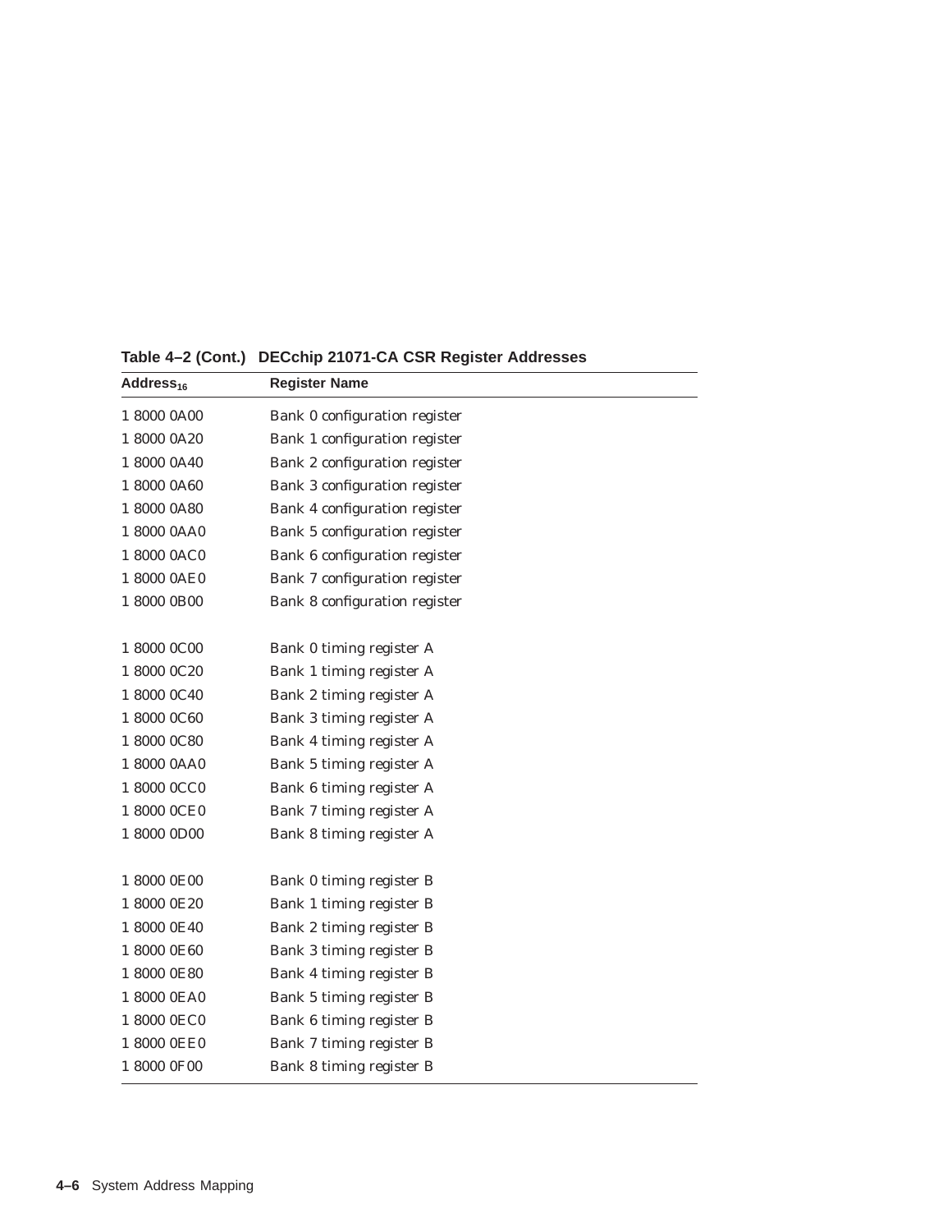**Table 4–2 (Cont.) DECchip 21071-CA CSR Register Addresses**

| $Address_{16}$ | Register Name |
|---|---|
| 1 8000 0A00 | Bank 0 configuration register |
| 1 8000 0A20 | Bank 1 configuration register |
| 1 8000 0A40 | Bank 2 configuration register |
| 1 8000 0A60 | Bank 3 configuration register |
| 1 8000 0A80 | Bank 4 configuration register |
| 1 8000 0AA0 | Bank 5 configuration register |
| 1 8000 0AC0 | Bank 6 configuration register |
| 1 8000 0AE0 | Bank 7 configuration register |
| 1 8000 0B00 | Bank 8 configuration register |
| | |
| 1 8000 0C00 | Bank 0 timing register A |
| 1 8000 0C20 | Bank 1 timing register A |
| 1 8000 0C40 | Bank 2 timing register A |
| 1 8000 0C60 | Bank 3 timing register A |
| 1 8000 0C80 | Bank 4 timing register A |
| 1 8000 0AA0 | Bank 5 timing register A |
| 1 8000 0CC0 | Bank 6 timing register A |
| 1 8000 0CE0 | Bank 7 timing register A |
| 1 8000 0D00 | Bank 8 timing register A |
| | |
| 1 8000 0E00 | Bank 0 timing register B |
| 1 8000 0E20 | Bank 1 timing register B |
| 1 8000 0E40 | Bank 2 timing register B |
| 1 8000 0E60 | Bank 3 timing register B |
| 1 8000 0E80 | Bank 4 timing register B |
| 1 8000 0EA0 | Bank 5 timing register B |
| 1 8000 0EC0 | Bank 6 timing register B |
| 1 8000 0EE0 | Bank 7 timing register B |
| 1 8000 0F00 | Bank 8 timing register B |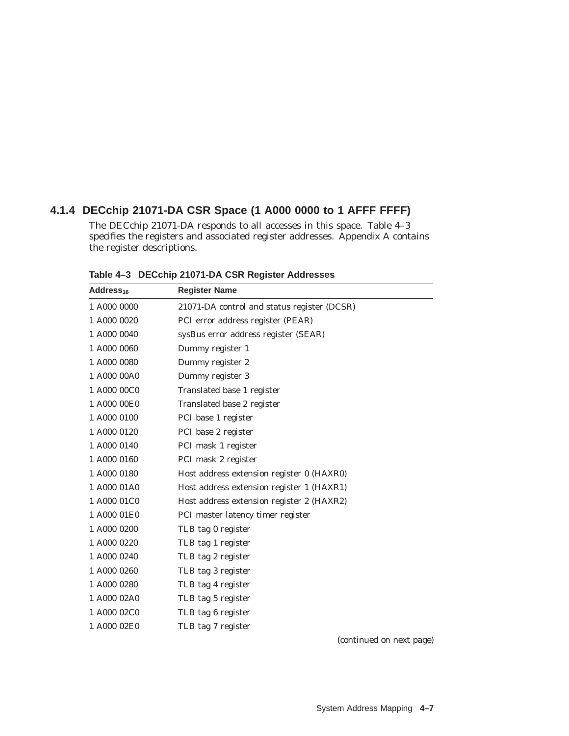### 4.1.4 DECchip 21071-DA CSR Space (1 A000 0000 to 1 AFFF FFFF)

The DECchip 21071-DA responds to all accesses in this space. Table 4–3 specifies the registers and associated register addresses. Appendix A contains the register descriptions.

**Table 4–3 DECchip 21071-DA CSR Register Addresses**

| $Address_{16}$ | Register Name |
|---|---|
| 1 A000 0000 | 21071-DA control and status register (DCSR) |
| 1 A000 0020 | PCI error address register (PEAR) |
| 1 A000 0040 | sysBus error address register (SEAR) |
| 1 A000 0060 | Dummy register 1 |
| 1 A000 0080 | Dummy register 2 |
| 1 A000 00A0 | Dummy register 3 |
| 1 A000 00C0 | Translated base 1 register |
| 1 A000 00E0 | Translated base 2 register |
| 1 A000 0100 | PCI base 1 register |
| 1 A000 0120 | PCI base 2 register |
| 1 A000 0140 | PCI mask 1 register |
| 1 A000 0160 | PCI mask 2 register |
| 1 A000 0180 | Host address extension register 0 (HAXR0) |
| 1 A000 01A0 | Host address extension register 1 (HAXR1) |
| 1 A000 01C0 | Host address extension register 2 (HAXR2) |
| 1 A000 01E0 | PCI master latency timer register |
| 1 A000 0200 | TLB tag 0 register |
| 1 A000 0220 | TLB tag 1 register |
| 1 A000 0240 | TLB tag 2 register |
| 1 A000 0260 | TLB tag 3 register |
| 1 A000 0280 | TLB tag 4 register |
| 1 A000 02A0 | TLB tag 5 register |
| 1 A000 02C0 | TLB tag 6 register |
| 1 A000 02E0 | TLB tag 7 register |

*(continued on next page)*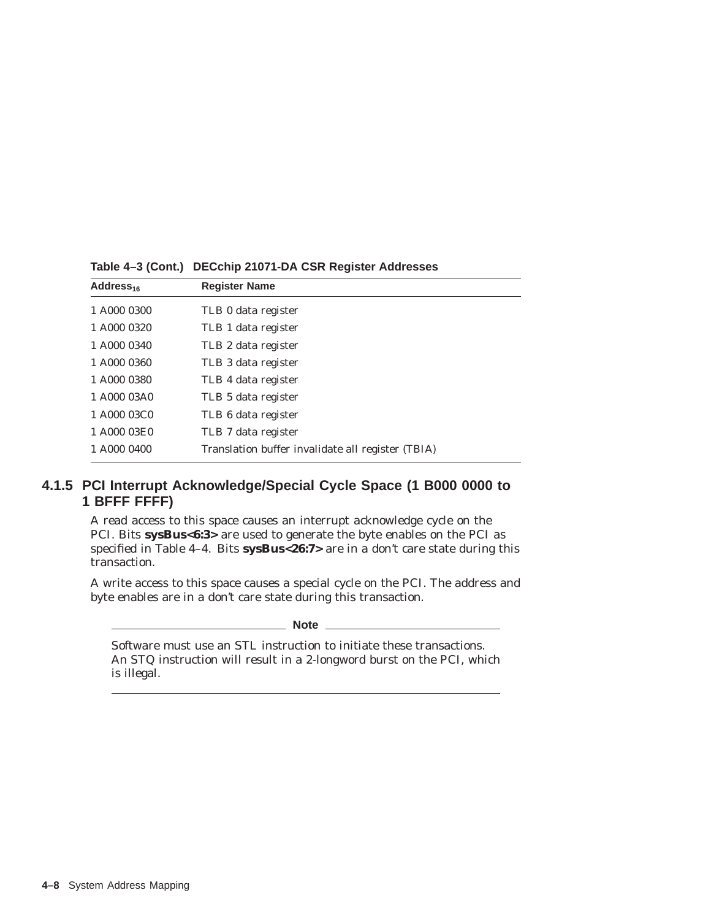**Table 4–3 (Cont.) DECchip 21071-DA CSR Register Addresses**

| $Address_{16}$ | Register Name |
|---|---|
| 1 A000 0300 | TLB 0 data register |
| 1 A000 0320 | TLB 1 data register |
| 1 A000 0340 | TLB 2 data register |
| 1 A000 0360 | TLB 3 data register |
| 1 A000 0380 | TLB 4 data register |
| 1 A000 03A0 | TLB 5 data register |
| 1 A000 03C0 | TLB 6 data register |
| 1 A000 03E0 | TLB 7 data register |
| 1 A000 0400 | Translation buffer invalidate all register (TBIA) |

### 4.1.5 PCI Interrupt Acknowledge/Special Cycle Space (1 B000 0000 to 1 BFFF FFFF)

A read access to this space causes an interrupt acknowledge cycle on the PCI. Bits **sysBus<6:3>** are used to generate the byte enables on the PCI as specified in Table 4–4. Bits **sysBus<26:7>** are in a don't care state during this transaction.

A write access to this space causes a special cycle on the PCI. The address and byte enables are in a don't care state during this transaction.

**Note**

Software must use an STL instruction to initiate these transactions. An STQ instruction will result in a 2-longword burst on the PCI, which is illegal.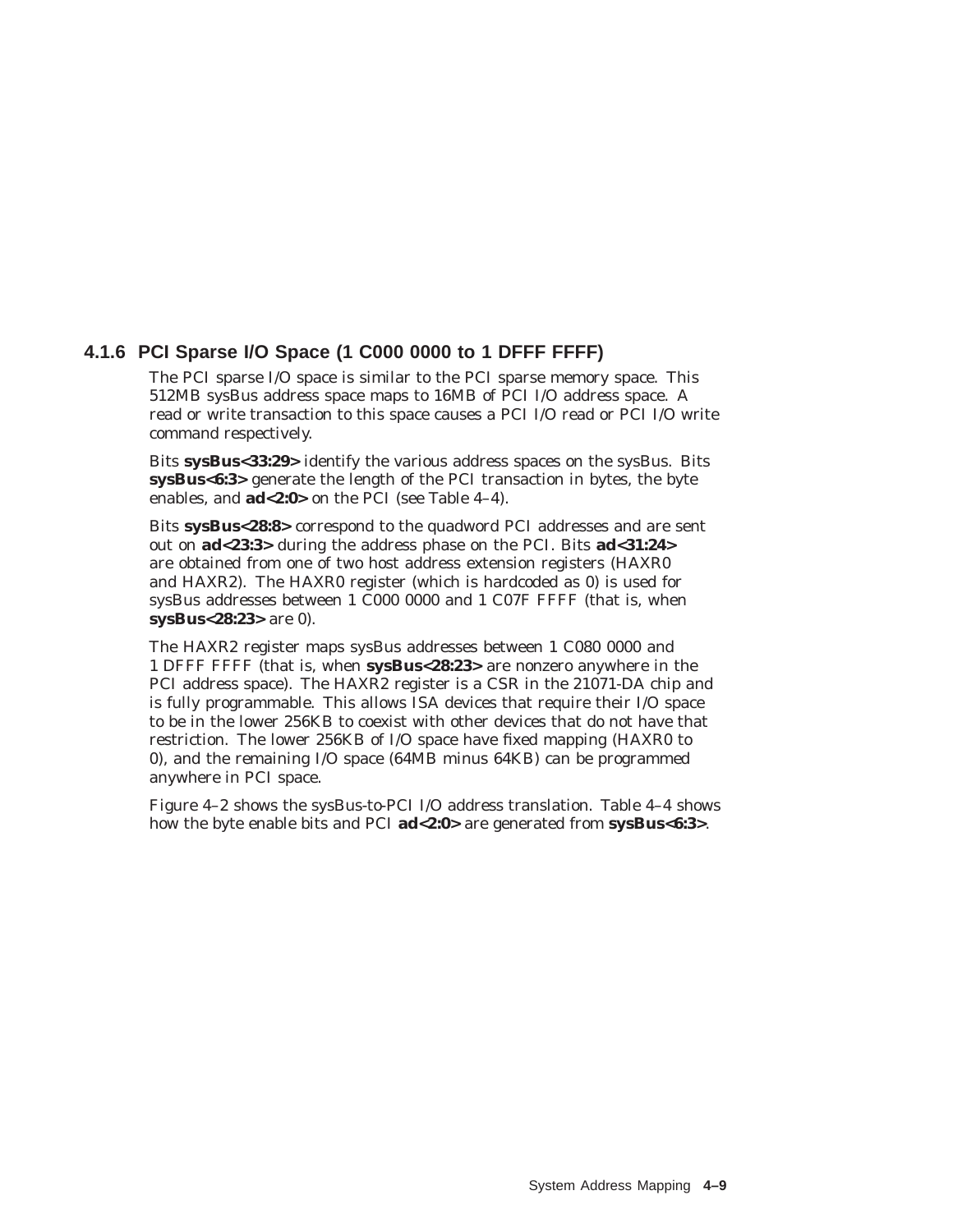### 4.1.6 PCI Sparse I/O Space (1 C000 0000 to 1 DFFF FFFF)

The PCI sparse I/O space is similar to the PCI sparse memory space. This 512MB sysBus address space maps to 16MB of PCI I/O address space. A read or write transaction to this space causes a PCI I/O read or PCI I/O write command respectively.

Bits **sysBus<33:29>** identify the various address spaces on the sysBus. Bits **sysBus<6:3>** generate the length of the PCI transaction in bytes, the byte enables, and **ad<2:0>** on the PCI (see Table 4–4).

Bits **sysBus<28:8>** correspond to the quadword PCI addresses and are sent out on **ad<23:3>** during the address phase on the PCI. Bits **ad<31:24>** are obtained from one of two host address extension registers (HAXR0 and HAXR2). The HAXR0 register (which is hardcoded as 0) is used for sysBus addresses between 1 C000 0000 and 1 C07F FFFF (that is, when **sysBus<28:23>** are 0).

The HAXR2 register maps sysBus addresses between 1 C080 0000 and 1 DFFF FFFF (that is, when **sysBus<28:23>** are nonzero anywhere in the PCI address space). The HAXR2 register is a CSR in the 21071-DA chip and is fully programmable. This allows ISA devices that require their I/O space to be in the lower 256KB to coexist with other devices that do not have that restriction. The lower 256KB of I/O space have fixed mapping (HAXR0 to 0), and the remaining I/O space (64MB minus 64KB) can be programmed anywhere in PCI space.

Figure 4–2 shows the sysBus-to-PCI I/O address translation. Table 4–4 shows how the byte enable bits and PCI **ad<2:0>** are generated from **sysBus<6:3>**.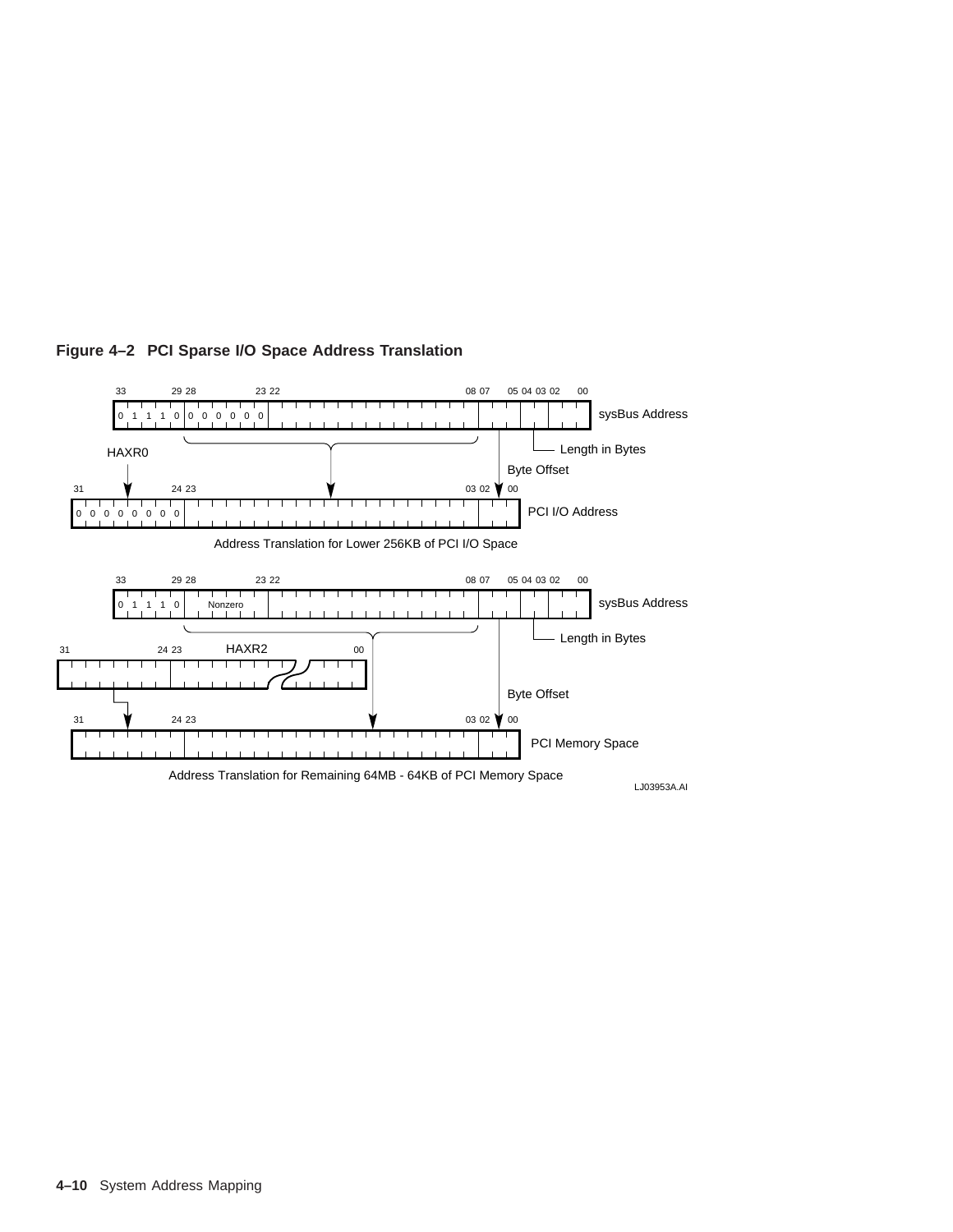**Figure 4–2 PCI Sparse I/O Space Address Translation**

33 29 28 23 22 08 07 05 04 03 02 00

0 1 1 1 0 0 0 0 0 0 0

sysBus Address

HAXR0

Length in Bytes

Byte Offset

31 24 23 03 02 00

0 0 0 0 0 0 0 0

PCI I/O Address

Address Translation for Lower 256KB of PCI I/O Space

33 29 28 23 22 08 07 05 04 03 02 00

0 1 1 1 0 Nonzero

sysBus Address

Length in Bytes

31 24 23 HAXR2 00

Byte Offset

31 24 23 03 02 00

PCI Memory Space

Address Translation for Remaining 64MB - 64KB of PCI Memory Space

LJ03953A.AI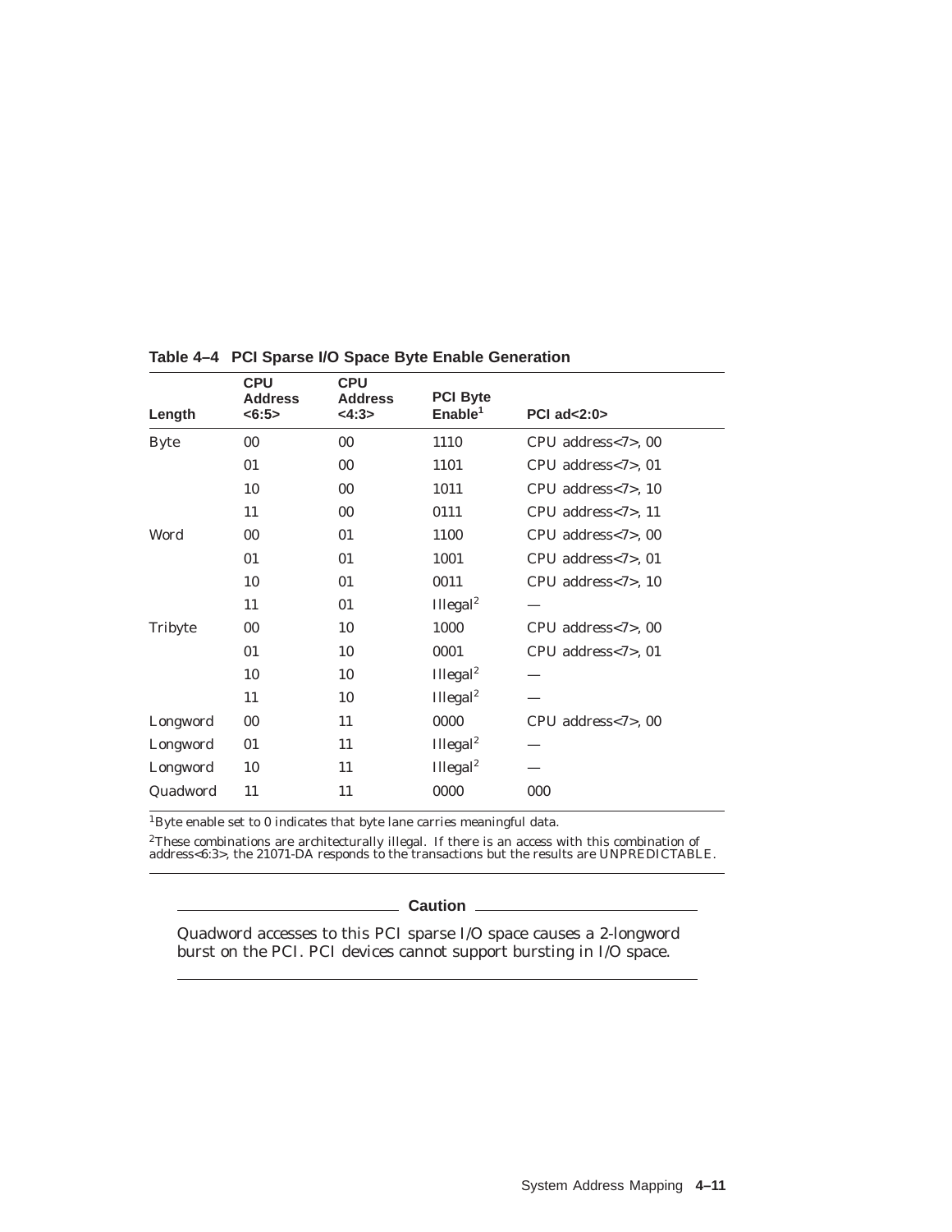**Table 4–4 PCI Sparse I/O Space Byte Enable Generation**

| Length | CPU Address <6:5> | CPU Address <4:3> | PCI Byte Enable[1] | PCI ad<2:0> |
|---|---|---|---|---|
| Byte | 00 | 00 | 1110 | CPU address<7>, 00 |
| | 01 | 00 | 1101 | CPU address<7>, 01 |
| | 10 | 00 | 1011 | CPU address<7>, 10 |
| | 11 | 00 | 0111 | CPU address<7>, 11 |
| Word | 00 | 01 | 1100 | CPU address<7>, 00 |
| | 01 | 01 | 1001 | CPU address<7>, 01 |
| | 10 | 01 | 0011 | CPU address<7>, 10 |
| | 11 | 01 | Illegal[2] | — |
| Tribyte | 00 | 10 | 1000 | CPU address<7>, 00 |
| | 01 | 10 | 0001 | CPU address<7>, 01 |
| | 10 | 10 | Illegal[2] | — |
| | 11 | 10 | Illegal[2] | — |
| Longword | 00 | 11 | 0000 | CPU address<7>, 00 |
| Longword | 01 | 11 | Illegal[2] | — |
| Longword | 10 | 11 | Illegal[2] | — |
| Quadword | 11 | 11 | 0000 | 000 |

[1]Byte enable set to 0 indicates that byte lane carries meaningful data.

[2]These combinations are architecturally illegal. If there is an access with this combination of address<6:3>, the 21071-DA responds to the transactions but the results are UNPREDICTABLE.

**Caution**

Quadword accesses to this PCI sparse I/O space causes a 2-longword burst on the PCI. PCI devices cannot support bursting in I/O space.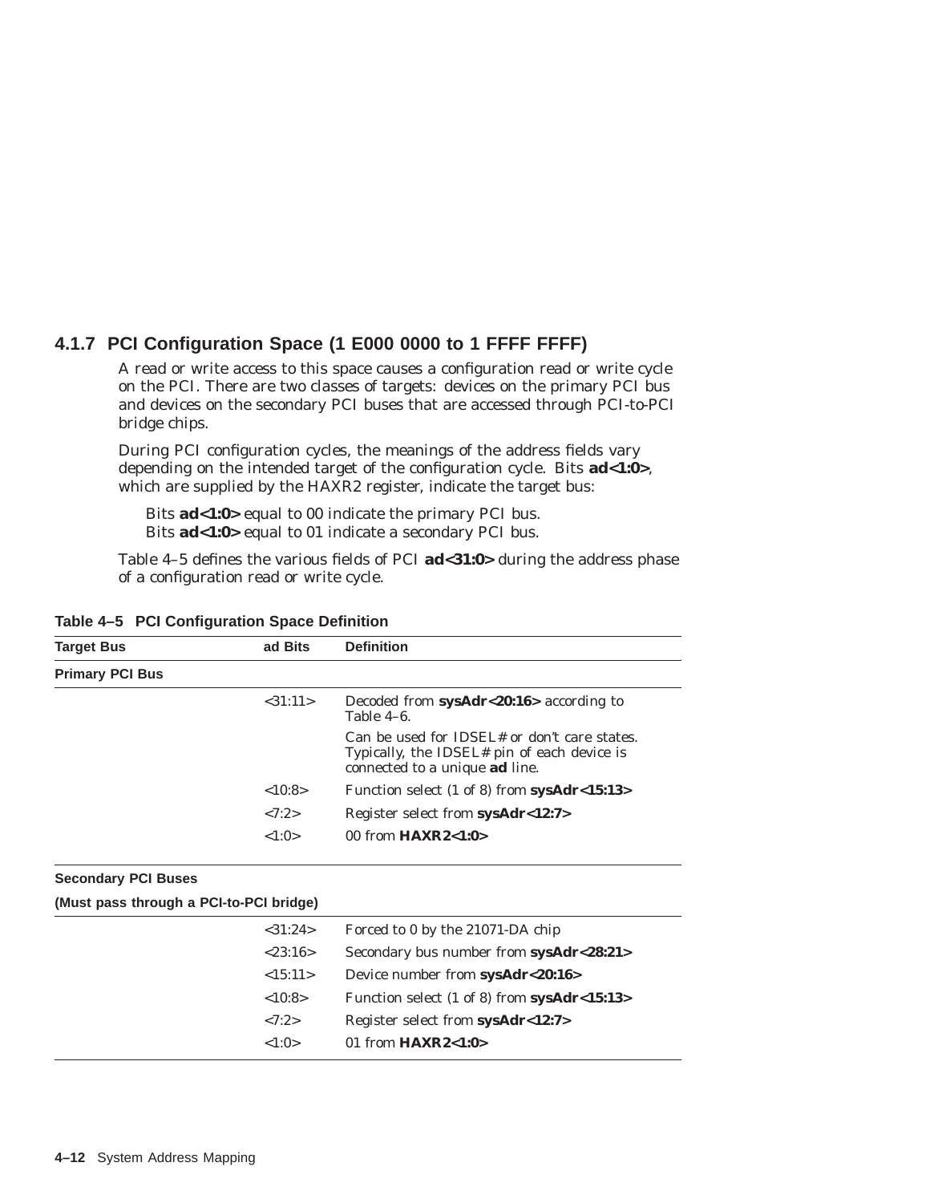### 4.1.7 PCI Configuration Space (1 E000 0000 to 1 FFFF FFFF)

A read or write access to this space causes a configuration read or write cycle on the PCI. There are two classes of targets: devices on the primary PCI bus and devices on the secondary PCI buses that are accessed through PCI-to-PCI bridge chips.

During PCI configuration cycles, the meanings of the address fields vary depending on the intended target of the configuration cycle. Bits **ad<1:0>**, which are supplied by the HAXR2 register, indicate the target bus:

Bits **ad<1:0>** equal to 00 indicate the primary PCI bus.
Bits **ad<1:0>** equal to 01 indicate a secondary PCI bus.

Table 4–5 defines the various fields of PCI **ad<31:0>** during the address phase of a configuration read or write cycle.

**Table 4–5 PCI Configuration Space Definition**

| Target Bus | ad Bits | Definition |
|---|---|---|
| **Primary PCI Bus** | | |
| | <31:11> | Decoded from **sysAdr<20:16>** according to Table 4–6. |
| | | Can be used for IDSEL# or don't care states. Typically, the IDSEL# pin of each device is connected to a unique **ad** line. |
| | <10:8> | Function select (1 of 8) from **sysAdr<15:13>** |
| | <7:2> | Register select from **sysAdr<12:7>** |
| | <1:0> | 00 from **HAXR2<1:0>** |
| **Secondary PCI Buses** | | |
| **(Must pass through a PCI-to-PCI bridge)** | | |
| | <31:24> | Forced to 0 by the 21071-DA chip |
| | <23:16> | Secondary bus number from **sysAdr<28:21>** |
| | <15:11> | Device number from **sysAdr<20:16>** |
| | <10:8> | Function select (1 of 8) from **sysAdr<15:13>** |
| | <7:2> | Register select from **sysAdr<12:7>** |
| | <1:0> | 01 from **HAXR2<1:0>** |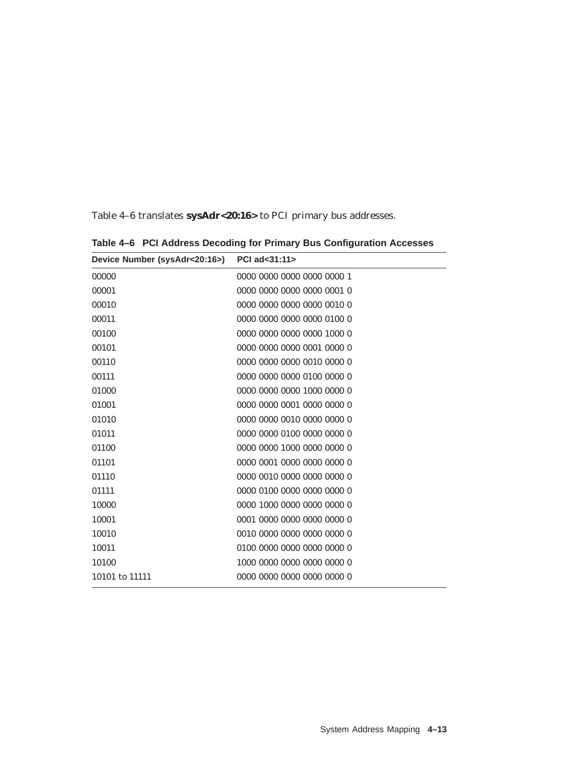Table 4–6 translates **sysAdr<20:16>** to PCI primary bus addresses.

**Table 4–6 PCI Address Decoding for Primary Bus Configuration Accesses**

| Device Number (sysAdr<20:16>) | PCI ad<31:11> |
|---|---|
| 00000 | 0000 0000 0000 0000 0000 1 |
| 00001 | 0000 0000 0000 0000 0001 0 |
| 00010 | 0000 0000 0000 0000 0010 0 |
| 00011 | 0000 0000 0000 0000 0100 0 |
| 00100 | 0000 0000 0000 0000 1000 0 |
| 00101 | 0000 0000 0000 0001 0000 0 |
| 00110 | 0000 0000 0000 0010 0000 0 |
| 00111 | 0000 0000 0000 0100 0000 0 |
| 01000 | 0000 0000 0000 1000 0000 0 |
| 01001 | 0000 0000 0001 0000 0000 0 |
| 01010 | 0000 0000 0010 0000 0000 0 |
| 01011 | 0000 0000 0100 0000 0000 0 |
| 01100 | 0000 0000 1000 0000 0000 0 |
| 01101 | 0000 0001 0000 0000 0000 0 |
| 01110 | 0000 0010 0000 0000 0000 0 |
| 01111 | 0000 0100 0000 0000 0000 0 |
| 10000 | 0000 1000 0000 0000 0000 0 |
| 10001 | 0001 0000 0000 0000 0000 0 |
| 10010 | 0010 0000 0000 0000 0000 0 |
| 10011 | 0100 0000 0000 0000 0000 0 |
| 10100 | 1000 0000 0000 0000 0000 0 |
| 10101 to 11111 | 0000 0000 0000 0000 0000 0 |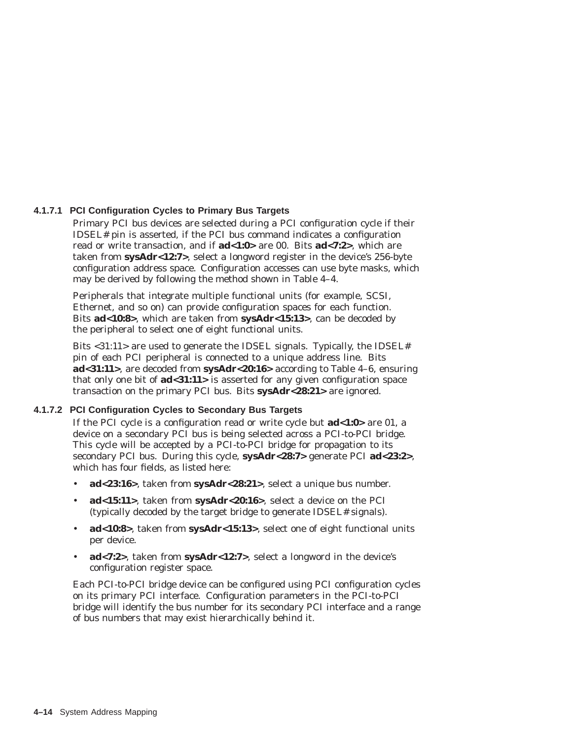#### 4.1.7.1 PCI Configuration Cycles to Primary Bus Targets

Primary PCI bus devices are selected during a PCI configuration cycle if their IDSEL# pin is asserted, if the PCI bus command indicates a configuration read or write transaction, and if **ad<1:0>** are 00. Bits **ad<7:2>**, which are taken from **sysAdr<12:7>**, select a longword register in the device's 256-byte configuration address space. Configuration accesses can use byte masks, which may be derived by following the method shown in Table 4–4.

Peripherals that integrate multiple functional units (for example, SCSI, Ethernet, and so on) can provide configuration spaces for each function. Bits **ad<10:8>**, which are taken from **sysAdr<15:13>**, can be decoded by the peripheral to select one of eight functional units.

Bits <31:11> are used to generate the IDSEL signals. Typically, the IDSEL# pin of each PCI peripheral is connected to a unique address line. Bits **ad<31:11>**, are decoded from **sysAdr<20:16>** according to Table 4–6, ensuring that only one bit of **ad<31:11>** is asserted for any given configuration space transaction on the primary PCI bus. Bits **sysAdr<28:21>** are ignored.

#### 4.1.7.2 PCI Configuration Cycles to Secondary Bus Targets

If the PCI cycle is a configuration read or write cycle but **ad<1:0>** are 01, a device on a secondary PCI bus is being selected across a PCI-to-PCI bridge. This cycle will be accepted by a PCI-to-PCI bridge for propagation to its secondary PCI bus. During this cycle, **sysAdr<28:7>** generate PCI **ad<23:2>**, which has four fields, as listed here:

- **ad<23:16>**, taken from **sysAdr<28:21>**, select a unique bus number.
- **ad<15:11>**, taken from **sysAdr<20:16>**, select a device on the PCI (typically decoded by the target bridge to generate IDSEL# signals).
- **ad<10:8>**, taken from **sysAdr<15:13>**, select one of eight functional units per device.
- **ad<7:2>**, taken from **sysAdr<12:7>**, select a longword in the device's configuration register space.

Each PCI-to-PCI bridge device can be configured using PCI configuration cycles on its primary PCI interface. Configuration parameters in the PCI-to-PCI bridge will identify the bus number for its secondary PCI interface and a range of bus numbers that may exist hierarchically behind it.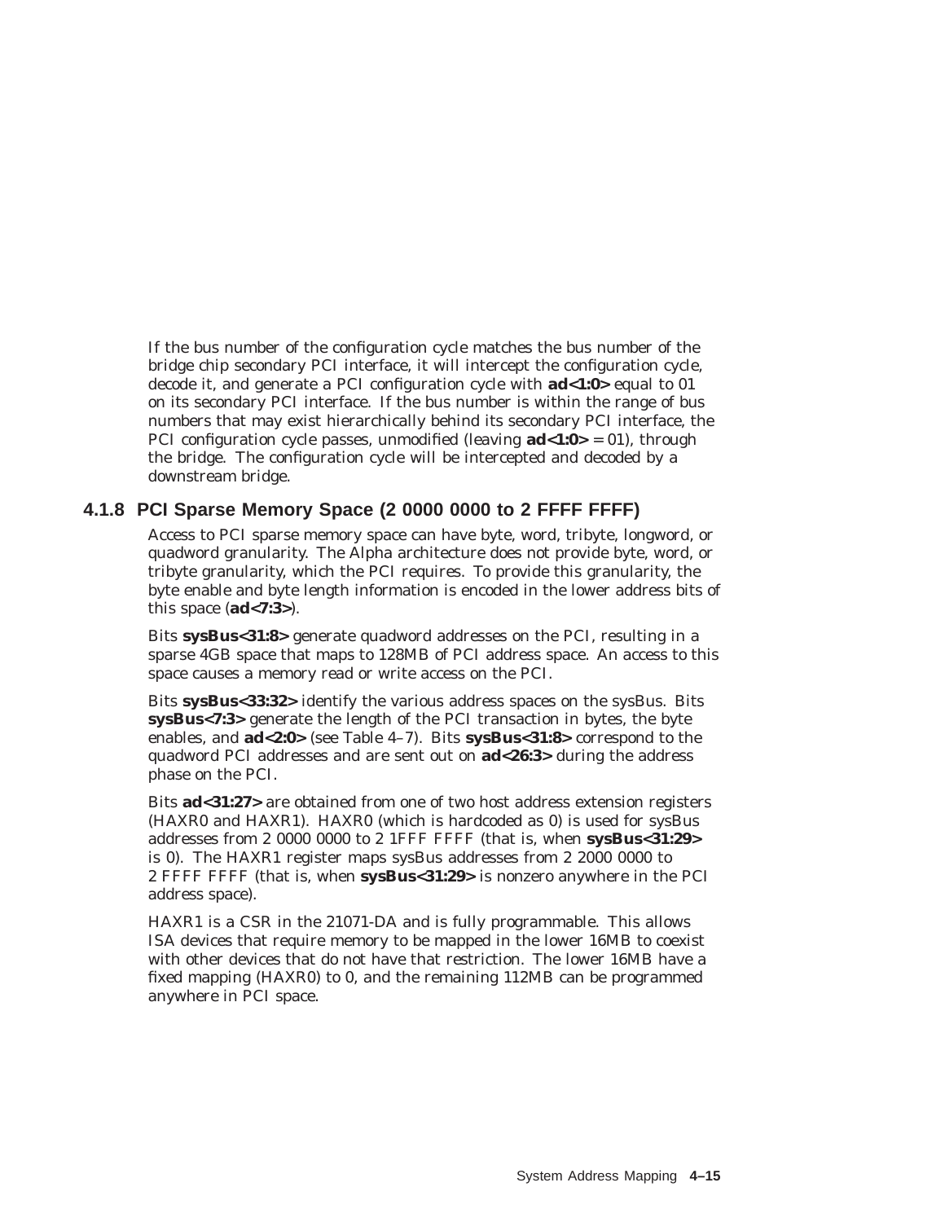If the bus number of the configuration cycle matches the bus number of the bridge chip secondary PCI interface, it will intercept the configuration cycle, decode it, and generate a PCI configuration cycle with **ad<1:0>** equal to 01 on its secondary PCI interface. If the bus number is within the range of bus numbers that may exist hierarchically behind its secondary PCI interface, the PCI configuration cycle passes, unmodified (leaving **ad<1:0>** = 01), through the bridge. The configuration cycle will be intercepted and decoded by a downstream bridge.

### 4.1.8 PCI Sparse Memory Space (2 0000 0000 to 2 FFFF FFFF)

Access to PCI sparse memory space can have byte, word, tribyte, longword, or quadword granularity. The Alpha architecture does not provide byte, word, or tribyte granularity, which the PCI requires. To provide this granularity, the byte enable and byte length information is encoded in the lower address bits of this space (**ad<7:3>**).

Bits **sysBus<31:8>** generate quadword addresses on the PCI, resulting in a sparse 4GB space that maps to 128MB of PCI address space. An access to this space causes a memory read or write access on the PCI.

Bits **sysBus<33:32>** identify the various address spaces on the sysBus. Bits **sysBus<7:3>** generate the length of the PCI transaction in bytes, the byte enables, and **ad<2:0>** (see Table 4–7). Bits **sysBus<31:8>** correspond to the quadword PCI addresses and are sent out on **ad<26:3>** during the address phase on the PCI.

Bits **ad<31:27>** are obtained from one of two host address extension registers (HAXR0 and HAXR1). HAXR0 (which is hardcoded as 0) is used for sysBus addresses from 2 0000 0000 to 2 1FFF FFFF (that is, when **sysBus<31:29>** is 0). The HAXR1 register maps sysBus addresses from 2 2000 0000 to 2 FFFF FFFF (that is, when **sysBus<31:29>** is nonzero anywhere in the PCI address space).

HAXR1 is a CSR in the 21071-DA and is fully programmable. This allows ISA devices that require memory to be mapped in the lower 16MB to coexist with other devices that do not have that restriction. The lower 16MB have a fixed mapping (HAXR0) to 0, and the remaining 112MB can be programmed anywhere in PCI space.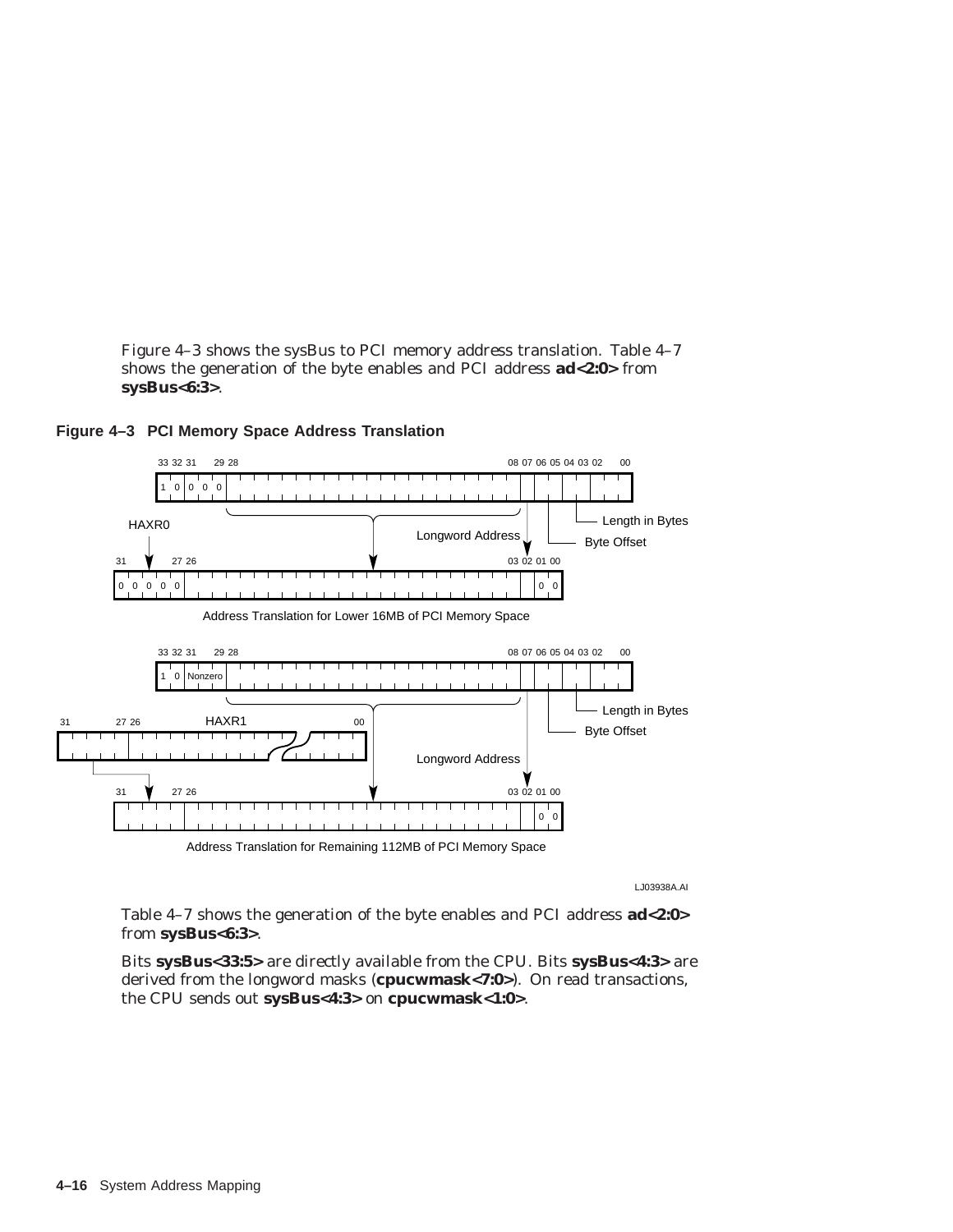Figure 4–3 shows the sysBus to PCI memory address translation. Table 4–7 shows the generation of the byte enables and PCI address **ad<2:0>** from **sysBus<6:3>**.

**Figure 4–3 PCI Memory Space Address Translation**

33 32 31 29 28 08 07 06 05 04 03 02 00

1 0 0 0 0

HAXR0

Longword Address

Length in Bytes

Byte Offset

31 27 26 03 02 01 00

0 0 0 0 0 0 0

Address Translation for Lower 16MB of PCI Memory Space

33 32 31 29 28 08 07 06 05 04 03 02 00

1 0 Nonzero

Length in Bytes

31 27 26 HAXR1 00

Byte Offset

Longword Address

31 27 26 03 02 01 00

0 0

Address Translation for Remaining 112MB of PCI Memory Space

LJ03938A.AI

Table 4–7 shows the generation of the byte enables and PCI address **ad<2:0>** from **sysBus<6:3>**.

Bits **sysBus<33:5>** are directly available from the CPU. Bits **sysBus<4:3>** are derived from the longword masks (**cpucwmask<7:0>**). On read transactions, the CPU sends out **sysBus<4:3>** on **cpucwmask<1:0>**.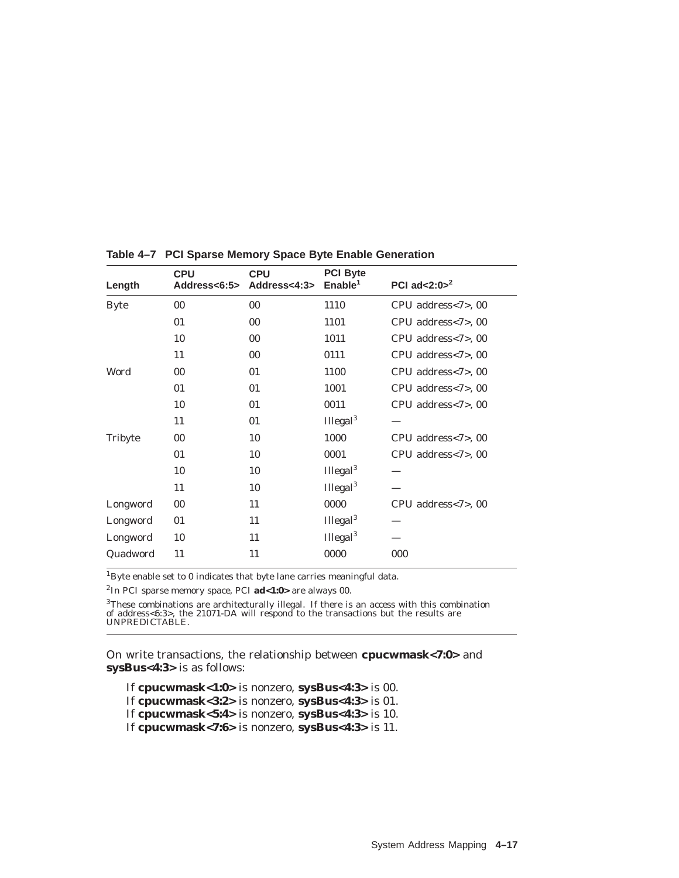**Table 4–7 PCI Sparse Memory Space Byte Enable Generation**

| Length | CPU Address<6:5> | CPU Address<4:3> | PCI Byte Enable[1] | PCI ad<2:0>[2] |
|---|---|---|---|---|
| Byte | 00 | 00 | 1110 | CPU address<7>, 00 |
| | 01 | 00 | 1101 | CPU address<7>, 00 |
| | 10 | 00 | 1011 | CPU address<7>, 00 |
| | 11 | 00 | 0111 | CPU address<7>, 00 |
| Word | 00 | 01 | 1100 | CPU address<7>, 00 |
| | 01 | 01 | 1001 | CPU address<7>, 00 |
| | 10 | 01 | 0011 | CPU address<7>, 00 |
| | 11 | 01 | Illegal[3] | — |
| Tribyte | 00 | 10 | 1000 | CPU address<7>, 00 |
| | 01 | 10 | 0001 | CPU address<7>, 00 |
| | 10 | 10 | Illegal[3] | — |
| | 11 | 10 | Illegal[3] | — |
| Longword | 00 | 11 | 0000 | CPU address<7>, 00 |
| Longword | 01 | 11 | Illegal[3] | — |
| Longword | 10 | 11 | Illegal[3] | — |
| Quadword | 11 | 11 | 0000 | 000 |

[1]Byte enable set to 0 indicates that byte lane carries meaningful data.

[2]In PCI sparse memory space, PCI **ad<1:0>** are always 00.

[3]These combinations are architecturally illegal. If there is an access with this combination of address<6:3>, the 21071-DA will respond to the transactions but the results are UNPREDICTABLE.

On write transactions, the relationship between **cpucwmask<7:0>** and **sysBus<4:3>** is as follows:

If **cpucwmask<1:0>** is nonzero, **sysBus<4:3>** is 00.
If **cpucwmask<3:2>** is nonzero, **sysBus<4:3>** is 01.
If **cpucwmask<5:4>** is nonzero, **sysBus<4:3>** is 10.
If **cpucwmask<7:6>** is nonzero, **sysBus<4:3>** is 11.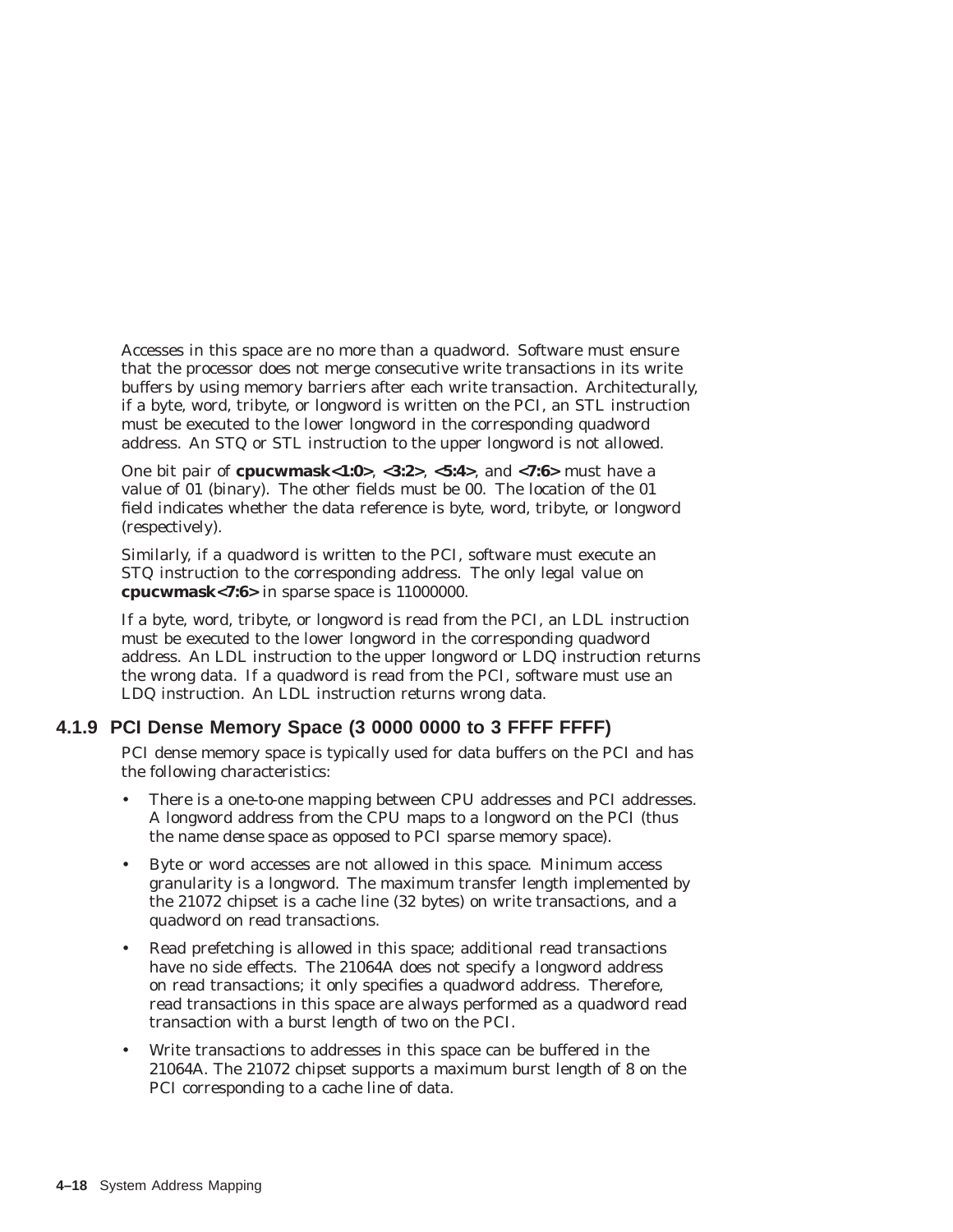Accesses in this space are no more than a quadword. Software must ensure that the processor does not merge consecutive write transactions in its write buffers by using memory barriers after each write transaction. Architecturally, if a byte, word, tribyte, or longword is written on the PCI, an STL instruction must be executed to the lower longword in the corresponding quadword address. An STQ or STL instruction to the upper longword is not allowed.

One bit pair of **cpucwmask<1:0>**, **<3:2>**, **<5:4>**, and **<7:6>** must have a value of 01 (binary). The other fields must be 00. The location of the 01 field indicates whether the data reference is byte, word, tribyte, or longword (respectively).

Similarly, if a quadword is written to the PCI, software must execute an STQ instruction to the corresponding address. The only legal value on **cpucwmask<7:6>** in sparse space is 11000000.

If a byte, word, tribyte, or longword is read from the PCI, an LDL instruction must be executed to the lower longword in the corresponding quadword address. An LDL instruction to the upper longword or LDQ instruction returns the wrong data. If a quadword is read from the PCI, software must use an LDQ instruction. An LDL instruction returns wrong data.

### 4.1.9 PCI Dense Memory Space (3 0000 0000 to 3 FFFF FFFF)

PCI dense memory space is typically used for data buffers on the PCI and has the following characteristics:

- There is a one-to-one mapping between CPU addresses and PCI addresses. A longword address from the CPU maps to a longword on the PCI (thus the name *dense space* as opposed to PCI sparse memory space).
- Byte or word accesses are not allowed in this space. Minimum access granularity is a longword. The maximum transfer length implemented by the 21072 chipset is a cache line (32 bytes) on write transactions, and a quadword on read transactions.
- Read prefetching is allowed in this space; additional read transactions have no side effects. The 21064A does not specify a longword address on read transactions; it only specifies a quadword address. Therefore, read transactions in this space are always performed as a quadword read transaction with a burst length of two on the PCI.
- Write transactions to addresses in this space can be buffered in the 21064A. The 21072 chipset supports a maximum burst length of 8 on the PCI corresponding to a cache line of data.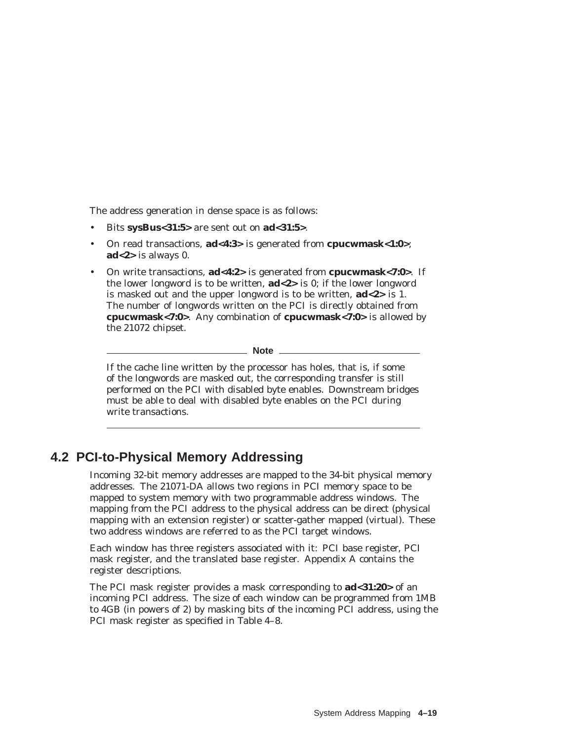The address generation in dense space is as follows:

- Bits **sysBus<31:5>** are sent out on **ad<31:5>**.
- On read transactions, **ad<4:3>** is generated from **cpucwmask<1:0>**; **ad<2>** is always 0.
- On write transactions, **ad<4:2>** is generated from **cpucwmask<7:0>**. If the lower longword is to be written, **ad<2>** is 0; if the lower longword is masked out and the upper longword is to be written, **ad<2>** is 1. The number of longwords written on the PCI is directly obtained from **cpucwmask<7:0>**. Any combination of **cpucwmask<7:0>** is allowed by the 21072 chipset.

---

**Note**

If the cache line written by the processor has holes, that is, if some of the longwords are masked out, the corresponding transfer is still performed on the PCI with disabled byte enables. Downstream bridges must be able to deal with disabled byte enables on the PCI during write transactions.

---

## 4.2 PCI-to-Physical Memory Addressing

Incoming 32-bit memory addresses are mapped to the 34-bit physical memory addresses. The 21071-DA allows two regions in PCI memory space to be mapped to system memory with two programmable address windows. The mapping from the PCI address to the physical address can be direct (physical mapping with an extension register) or scatter-gather mapped (virtual). These two address windows are referred to as the PCI target windows.

Each window has three registers associated with it: PCI base register, PCI mask register, and the translated base register. Appendix A contains the register descriptions.

The PCI mask register provides a mask corresponding to **ad<31:20>** of an incoming PCI address. The size of each window can be programmed from 1MB to 4GB (in powers of 2) by masking bits of the incoming PCI address, using the PCI mask register as specified in Table 4–8.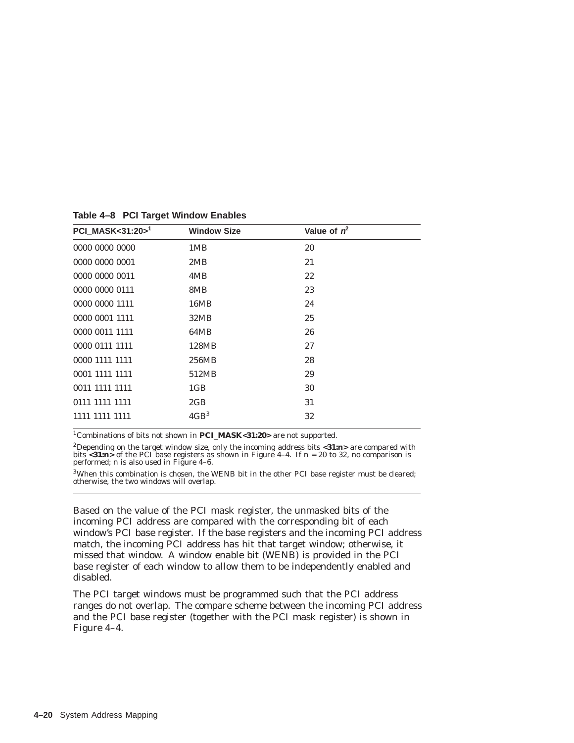**Table 4–8 PCI Target Window Enables**

| PCI_MASK<31:20>[1] | Window Size | Value of $n$[2] |
|---|---|---|
| 0000 0000 0000 | 1MB | 20 |
| 0000 0000 0001 | 2MB | 21 |
| 0000 0000 0011 | 4MB | 22 |
| 0000 0000 0111 | 8MB | 23 |
| 0000 0000 1111 | 16MB | 24 |
| 0000 0001 1111 | 32MB | 25 |
| 0000 0011 1111 | 64MB | 26 |
| 0000 0111 1111 | 128MB | 27 |
| 0000 1111 1111 | 256MB | 28 |
| 0001 1111 1111 | 512MB | 29 |
| 0011 1111 1111 | 1GB | 30 |
| 0111 1111 1111 | 2GB | 31 |
| 1111 1111 1111 | 4GB[3] | 32 |

[1]Combinations of bits not shown in **PCI_MASK<31:20>** are not supported.

[2]Depending on the target window size, only the incoming address bits **<31:n>** are compared with bits **<31:n>** of the PCI base registers as shown in Figure 4–4. If n = 20 to 32, no comparison is performed; n is also used in Figure 4–6.

[3]When this combination is chosen, the WENB bit in the other PCI base register must be cleared; otherwise, the two windows will overlap.

Based on the value of the PCI mask register, the unmasked bits of the incoming PCI address are compared with the corresponding bit of each window's PCI base register. If the base registers and the incoming PCI address match, the incoming PCI address has hit that target window; otherwise, it missed that window. A window enable bit (WENB) is provided in the PCI base register of each window to allow them to be independently enabled and disabled.

The PCI target windows must be programmed such that the PCI address ranges do not overlap. The compare scheme between the incoming PCI address and the PCI base register (together with the PCI mask register) is shown in Figure 4–4.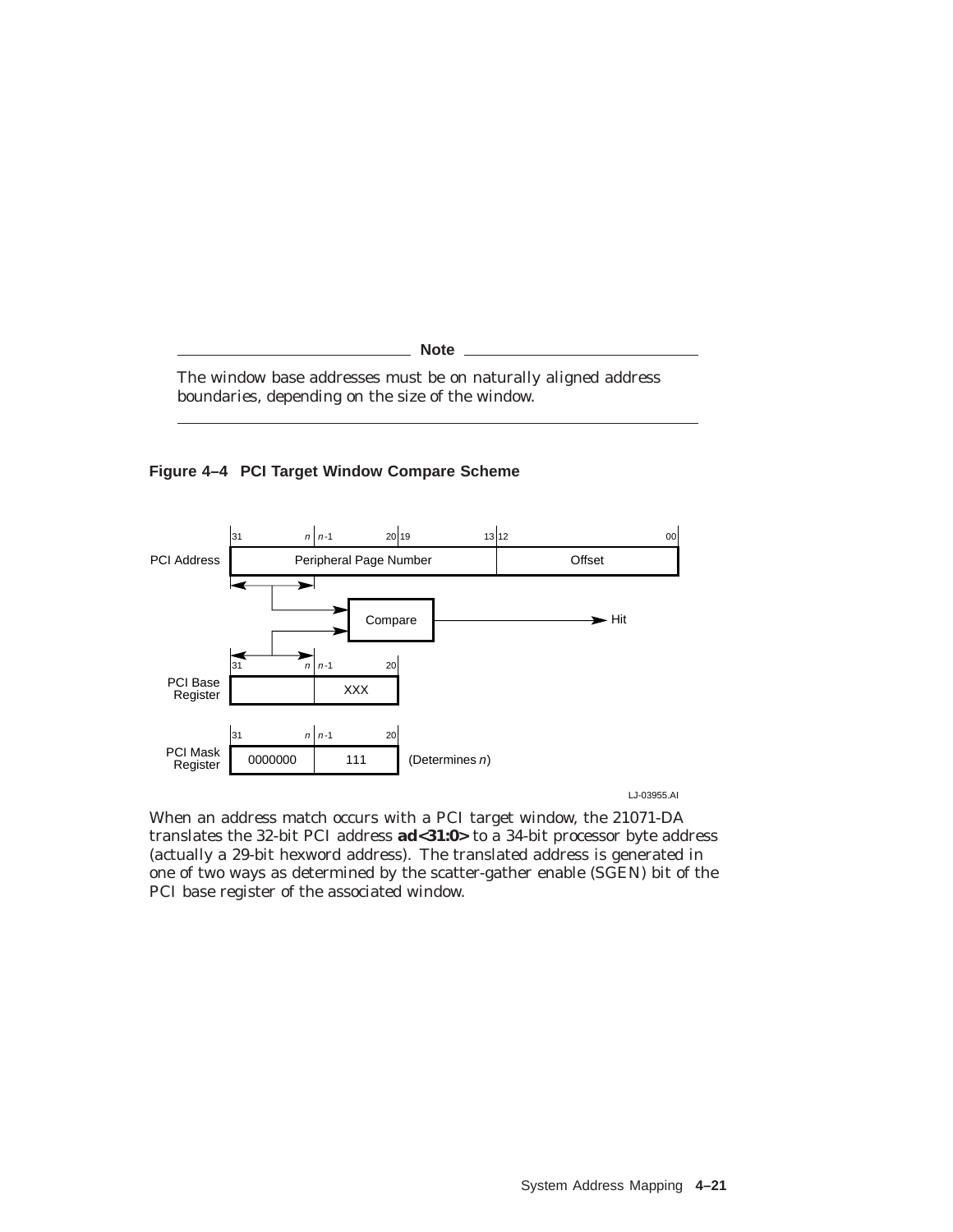---

**Note**

The window base addresses must be on naturally aligned address boundaries, depending on the size of the window.

---

**Figure 4–4 PCI Target Window Compare Scheme**

When an address match occurs with a PCI target window, the 21071-DA translates the 32-bit PCI address **ad<31:0>** to a 34-bit processor byte address (actually a 29-bit hexword address). The translated address is generated in one of two ways as determined by the scatter-gather enable (SGEN) bit of the PCI base register of the associated window.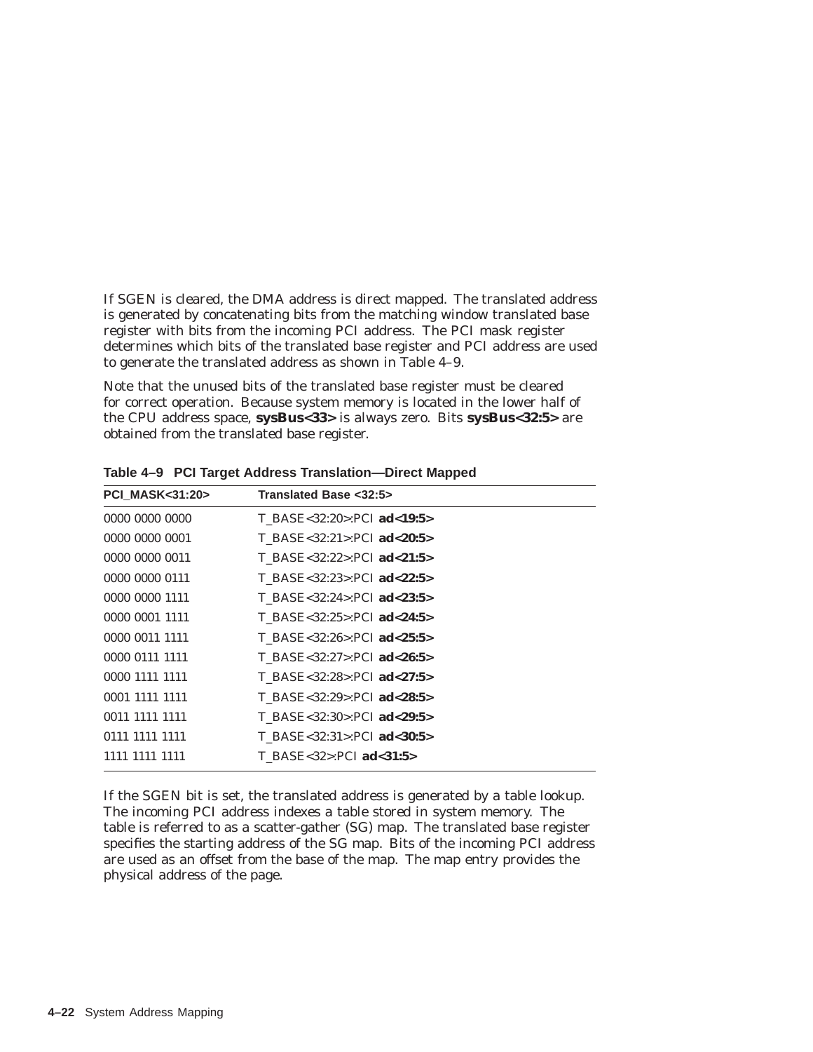If SGEN is cleared, the DMA address is direct mapped. The translated address is generated by concatenating bits from the matching window translated base register with bits from the incoming PCI address. The PCI mask register determines which bits of the translated base register and PCI address are used to generate the translated address as shown in Table 4–9.

Note that the unused bits of the translated base register must be cleared for correct operation. Because system memory is located in the lower half of the CPU address space, **sysBus<33>** is always zero. Bits **sysBus<32:5>** are obtained from the translated base register.

**Table 4–9 PCI Target Address Translation—Direct Mapped**

| PCI_MASK<31:20> | Translated Base <32:5> |
|---|---|
| 0000 0000 0000 | T_BASE<32:20>:PCI **ad<19:5>** |
| 0000 0000 0001 | T_BASE<32:21>:PCI **ad<20:5>** |
| 0000 0000 0011 | T_BASE<32:22>:PCI **ad<21:5>** |
| 0000 0000 0111 | T_BASE<32:23>:PCI **ad<22:5>** |
| 0000 0000 1111 | T_BASE<32:24>:PCI **ad<23:5>** |
| 0000 0001 1111 | T_BASE<32:25>:PCI **ad<24:5>** |
| 0000 0011 1111 | T_BASE<32:26>:PCI **ad<25:5>** |
| 0000 0111 1111 | T_BASE<32:27>:PCI **ad<26:5>** |
| 0000 1111 1111 | T_BASE<32:28>:PCI **ad<27:5>** |
| 0001 1111 1111 | T_BASE<32:29>:PCI **ad<28:5>** |
| 0011 1111 1111 | T_BASE<32:30>:PCI **ad<29:5>** |
| 0111 1111 1111 | T_BASE<32:31>:PCI **ad<30:5>** |
| 1111 1111 1111 | T_BASE<32>:PCI **ad<31:5>** |

If the SGEN bit is set, the translated address is generated by a table lookup. The incoming PCI address indexes a table stored in system memory. The table is referred to as a scatter-gather (SG) map. The translated base register specifies the starting address of the SG map. Bits of the incoming PCI address are used as an offset from the base of the map. The map entry provides the physical address of the page.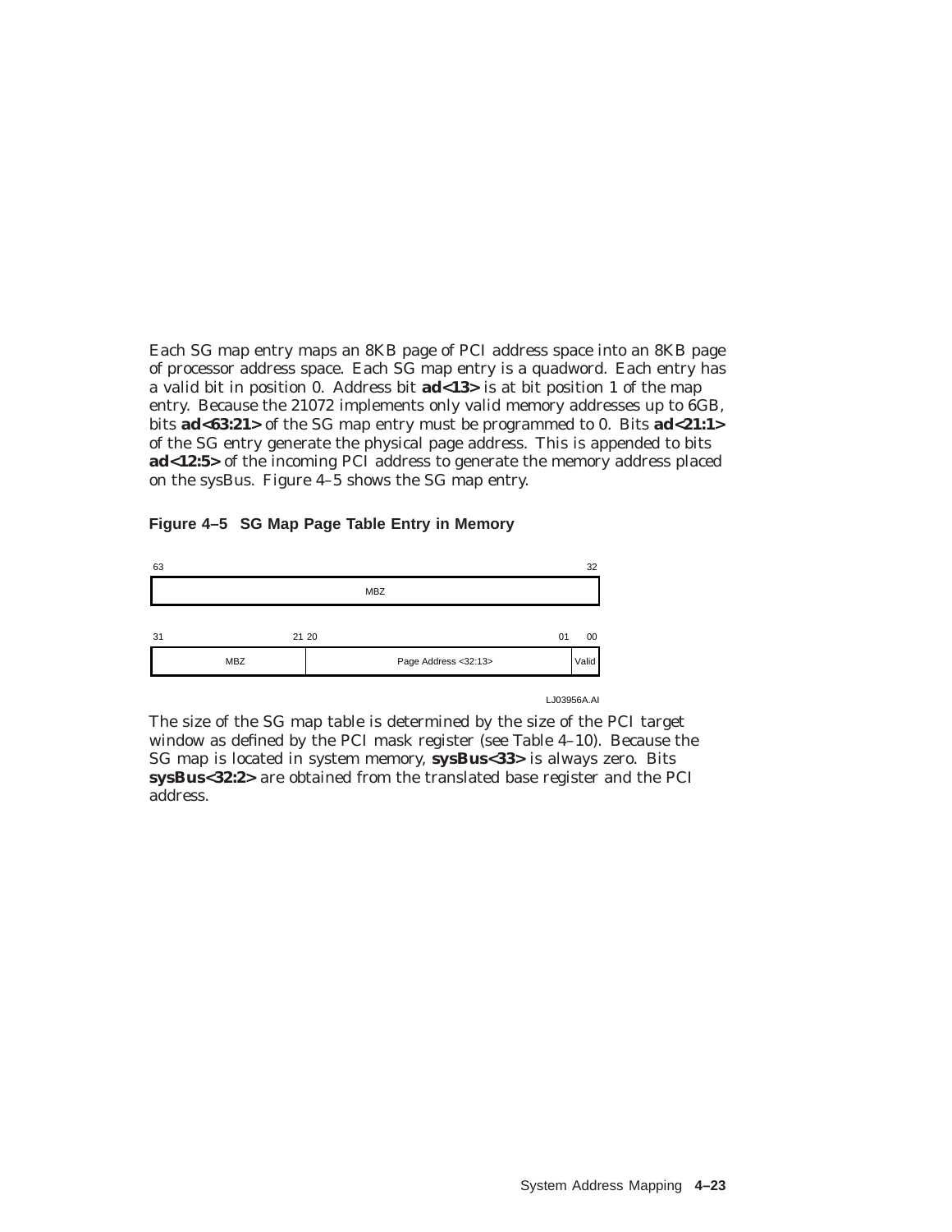Each SG map entry maps an 8KB page of PCI address space into an 8KB page of processor address space. Each SG map entry is a quadword. Each entry has a valid bit in position 0. Address bit **ad<13>** is at bit position 1 of the map entry. Because the 21072 implements only valid memory addresses up to 6GB, bits **ad<63:21>** of the SG map entry must be programmed to 0. Bits **ad<21:1>** of the SG entry generate the physical page address. This is appended to bits **ad<12:5>** of the incoming PCI address to generate the memory address placed on the sysBus. Figure 4–5 shows the SG map entry.

**Figure 4–5 SG Map Page Table Entry in Memory**

| 63 | | 32 |
|---|---|---|
| | MBZ | |

| 31 | 21 20 | 01 | 00 |
|---|---|---|---|
| MBZ | Page Address <32:13> | | Valid |

LJ03956A.AI

The size of the SG map table is determined by the size of the PCI target window as defined by the PCI mask register (see Table 4–10). Because the SG map is located in system memory, **sysBus<33>** is always zero. Bits **sysBus<32:2>** are obtained from the translated base register and the PCI address.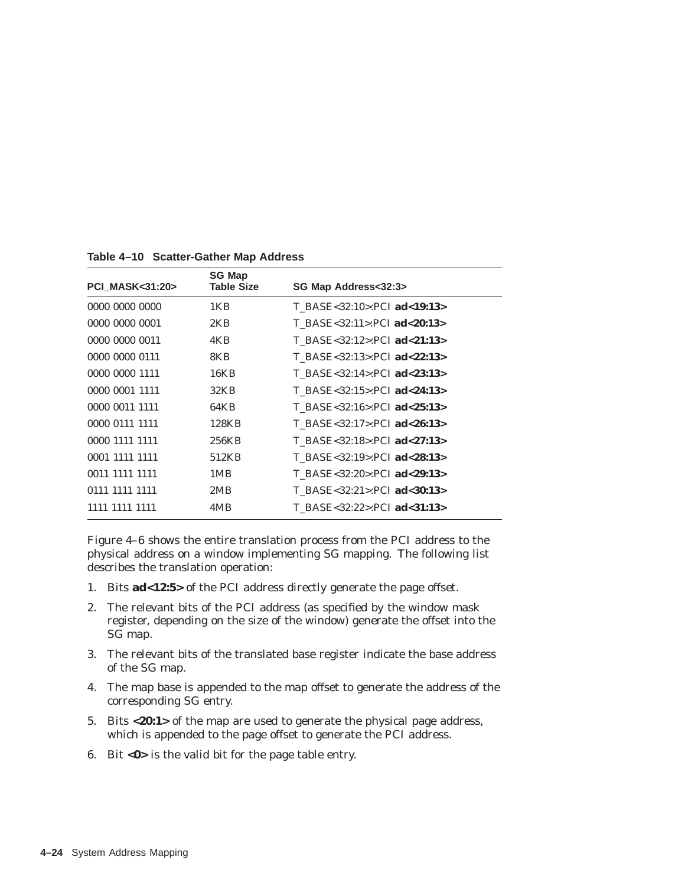**Table 4–10 Scatter-Gather Map Address**

| PCI_MASK<31:20> | SG Map Table Size | SG Map Address<32:3> |
|---|---|---|
| 0000 0000 0000 | 1KB | T_BASE<32:10>:PCI **ad<19:13>** |
| 0000 0000 0001 | 2KB | T_BASE<32:11>:PCI **ad<20:13>** |
| 0000 0000 0011 | 4KB | T_BASE<32:12>:PCI **ad<21:13>** |
| 0000 0000 0111 | 8KB | T_BASE<32:13>:PCI **ad<22:13>** |
| 0000 0000 1111 | 16KB | T_BASE<32:14>:PCI **ad<23:13>** |
| 0000 0001 1111 | 32KB | T_BASE<32:15>:PCI **ad<24:13>** |
| 0000 0011 1111 | 64KB | T_BASE<32:16>:PCI **ad<25:13>** |
| 0000 0111 1111 | 128KB | T_BASE<32:17>:PCI **ad<26:13>** |
| 0000 1111 1111 | 256KB | T_BASE<32:18>:PCI **ad<27:13>** |
| 0001 1111 1111 | 512KB | T_BASE<32:19>:PCI **ad<28:13>** |
| 0011 1111 1111 | 1MB | T_BASE<32:20>:PCI **ad<29:13>** |
| 0111 1111 1111 | 2MB | T_BASE<32:21>:PCI **ad<30:13>** |
| 1111 1111 1111 | 4MB | T_BASE<32:22>:PCI **ad<31:13>** |

Figure 4–6 shows the entire translation process from the PCI address to the physical address on a window implementing SG mapping. The following list describes the translation operation:

1. Bits **ad<12:5>** of the PCI address directly generate the page offset.
2. The relevant bits of the PCI address (as specified by the window mask register, depending on the size of the window) generate the offset into the SG map.
3. The relevant bits of the translated base register indicate the base address of the SG map.
4. The map base is appended to the map offset to generate the address of the corresponding SG entry.
5. Bits **<20:1>** of the map are used to generate the physical page address, which is appended to the page offset to generate the PCI address.
6. Bit **<0>** is the valid bit for the page table entry.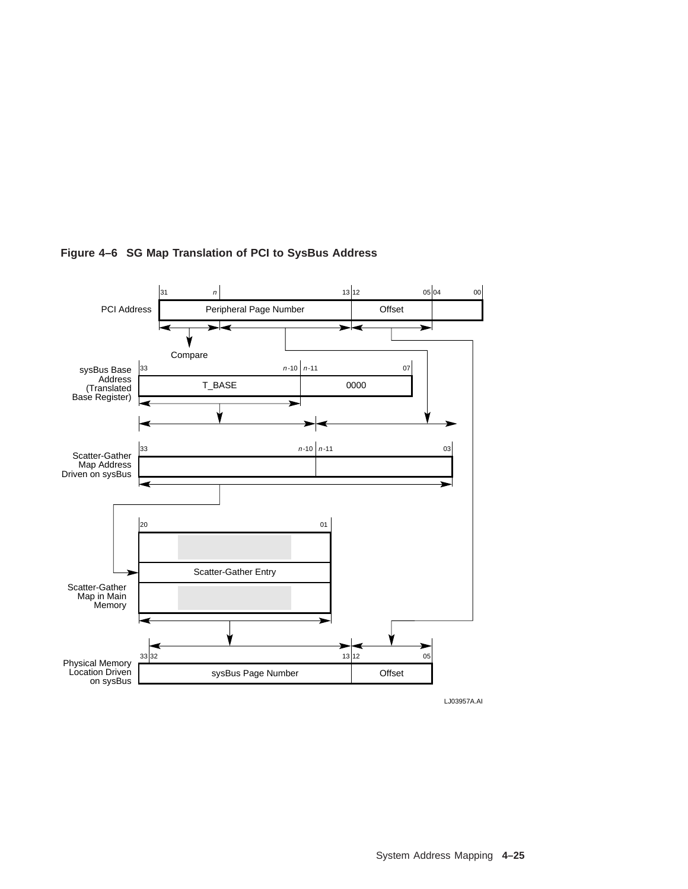**Figure 4–6 SG Map Translation of PCI to SysBus Address**

PCI Address
31 n 13 12 05 04 00
Peripheral Page Number
Offset

Compare

sysBus Base Address (Translated Base Register)
33 n-10 n-11 07
T_BASE
0000

Scatter-Gather Map Address Driven on sysBus
33 n-10 n-11 03

Scatter-Gather Map in Main Memory
20 01
Scatter-Gather Entry

Physical Memory Location Driven on sysBus
33 32 13 12 05
sysBus Page Number
Offset

LJ03957A.AI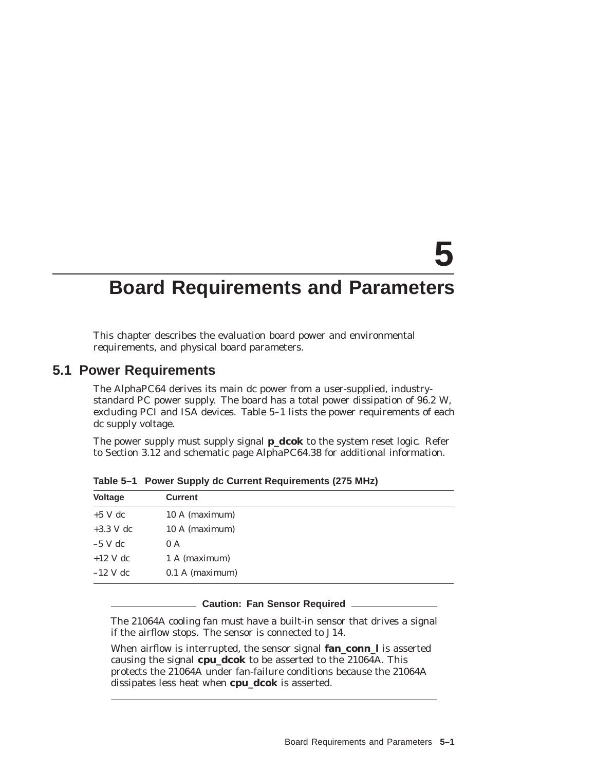# 5 Board Requirements and Parameters

This chapter describes the evaluation board power and environmental requirements, and physical board parameters.

## 5.1 Power Requirements

The AlphaPC64 derives its main dc power from a user-supplied, industry-standard PC power supply. The board has a total power dissipation of 96.2 W, excluding PCI and ISA devices. Table 5–1 lists the power requirements of each dc supply voltage.

The power supply must supply signal **p_dcok** to the system reset logic. Refer to Section 3.12 and schematic page AlphaPC64.38 for additional information.

**Table 5–1 Power Supply dc Current Requirements (275 MHz)**

| Voltage | Current |
|---|---|
| +5 V dc | 10 A (maximum) |
| +3.3 V dc | 10 A (maximum) |
| –5 V dc | 0 A |
| +12 V dc | 1 A (maximum) |
| –12 V dc | 0.1 A (maximum) |

**Caution: Fan Sensor Required**

The 21064A cooling fan must have a built-in sensor that drives a signal if the airflow stops. The sensor is connected to J14.

When airflow is interrupted, the sensor signal **fan_conn_l** is asserted causing the signal **cpu_dcok** to be asserted to the 21064A. This protects the 21064A under fan-failure conditions because the 21064A dissipates less heat when **cpu_dcok** is asserted.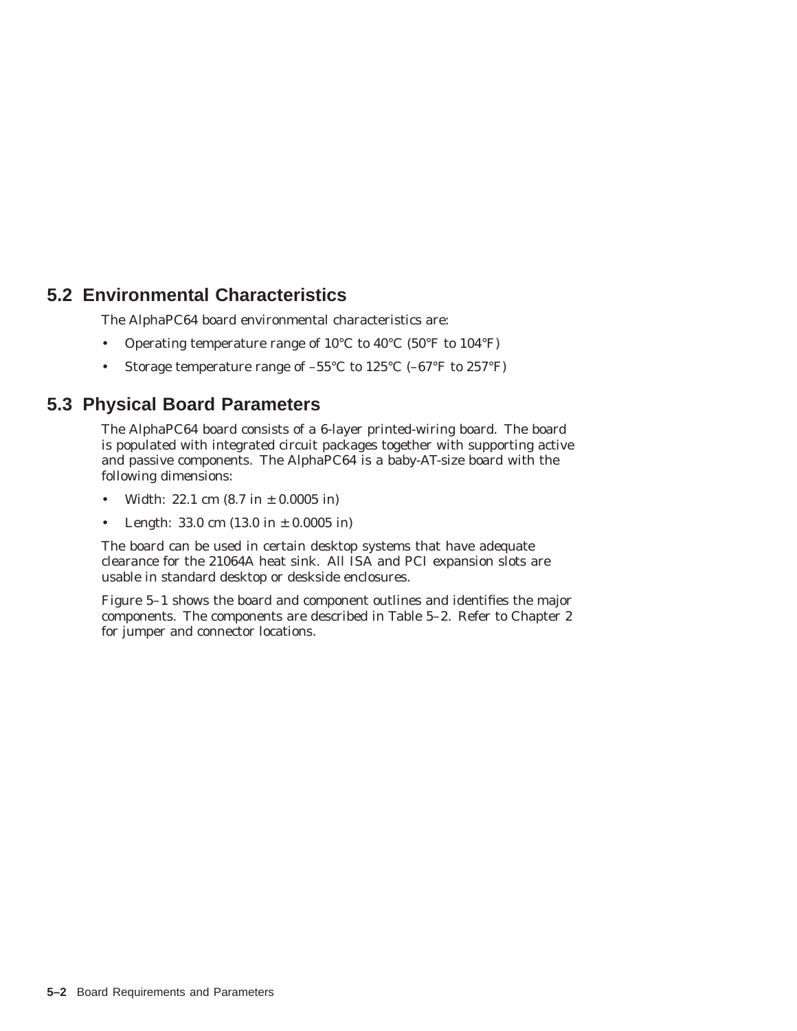## 5.2 Environmental Characteristics

The AlphaPC64 board environmental characteristics are:

- Operating temperature range of 10°C to 40°C (50°F to 104°F)
- Storage temperature range of –55°C to 125°C (–67°F to 257°F)

## 5.3 Physical Board Parameters

The AlphaPC64 board consists of a 6-layer printed-wiring board. The board is populated with integrated circuit packages together with supporting active and passive components. The AlphaPC64 is a baby-AT-size board with the following dimensions:

- Width: 22.1 cm (8.7 in ± 0.0005 in)
- Length: 33.0 cm (13.0 in ± 0.0005 in)

The board can be used in certain desktop systems that have adequate clearance for the 21064A heat sink. All ISA and PCI expansion slots are usable in standard desktop or deskside enclosures.

Figure 5–1 shows the board and component outlines and identifies the major components. The components are described in Table 5–2. Refer to Chapter 2 for jumper and connector locations.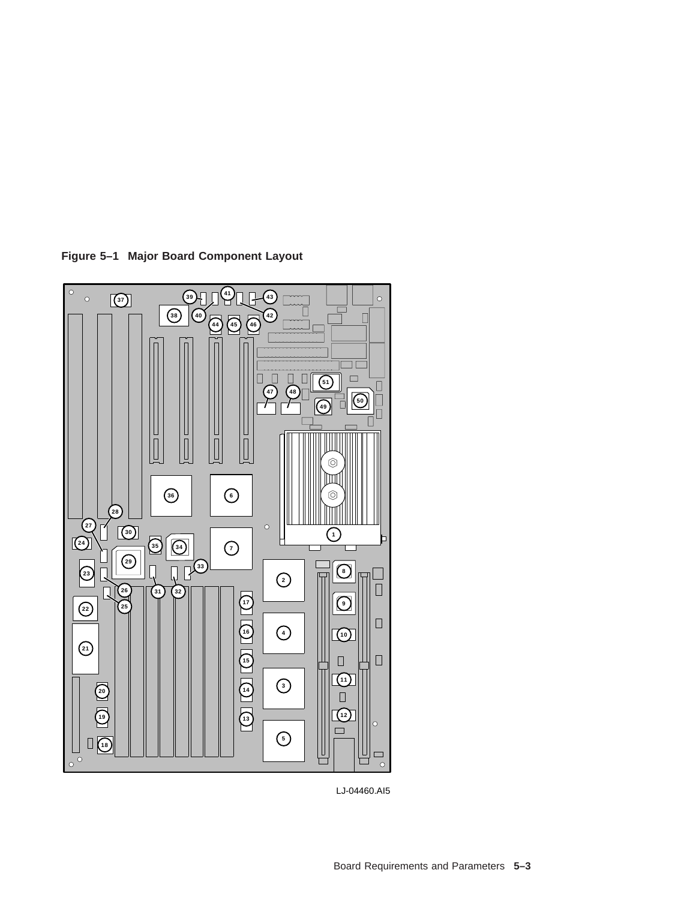**Figure 5–1 Major Board Component Layout**

37
39
41
43
38
40
42
44
45
46
51
47
48
50
49
36
6
28
27
30
1
24
35
34
7
29
33
23
8
2
26
31
32
25
22
17
9
16
4
10
21
15
11
20
14
3
19
13
12
18
5

LJ-04460.AI5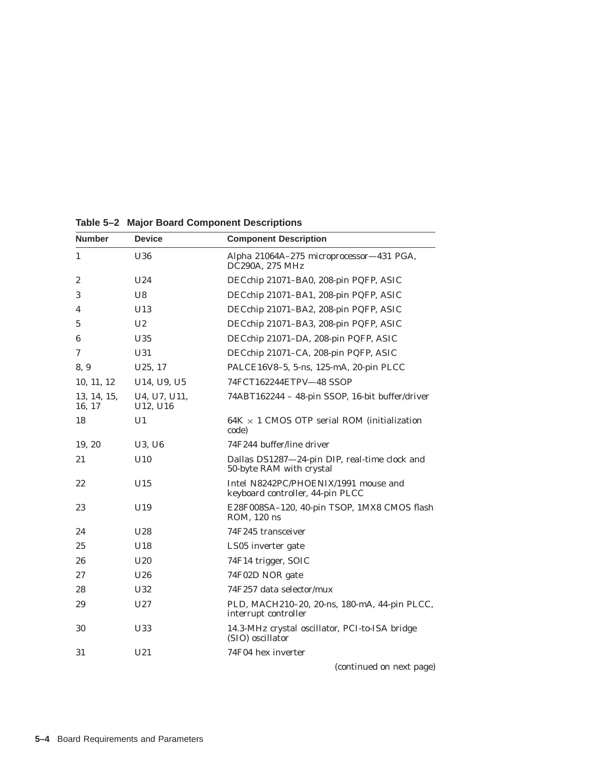**Table 5–2 Major Board Component Descriptions**

| Number | Device | Component Description |
|---|---|---|
| 1 | U36 | Alpha 21064A–275 microprocessor—431 PGA, DC290A, 275 MHz |
| 2 | U24 | DECchip 21071–BA0, 208-pin PQFP, ASIC |
| 3 | U8 | DECchip 21071–BA1, 208-pin PQFP, ASIC |
| 4 | U13 | DECchip 21071–BA2, 208-pin PQFP, ASIC |
| 5 | U2 | DECchip 21071–BA3, 208-pin PQFP, ASIC |
| 6 | U35 | DECchip 21071–DA, 208-pin PQFP, ASIC |
| 7 | U31 | DECchip 21071–CA, 208-pin PQFP, ASIC |
| 8, 9 | U25, 17 | PALCE16V8–5, 5-ns, 125-mA, 20-pin PLCC |
| 10, 11, 12 | U14, U9, U5 | 74FCT162244ETPV—48 SSOP |
| 13, 14, 15, 16, 17 | U4, U7, U11, U12, U16 | 74ABT162244 – 48-pin SSOP, 16-bit buffer/driver |
| 18 | U1 | 64K × 1 CMOS OTP serial ROM (initialization code) |
| 19, 20 | U3, U6 | 74F244 buffer/line driver |
| 21 | U10 | Dallas DS1287—24-pin DIP, real-time clock and 50-byte RAM with crystal |
| 22 | U15 | Intel N8242PC/PHOENIX/1991 mouse and keyboard controller, 44-pin PLCC |
| 23 | U19 | E28F008SA–120, 40-pin TSOP, 1MX8 CMOS flash ROM, 120 ns |
| 24 | U28 | 74F245 transceiver |
| 25 | U18 | LS05 inverter gate |
| 26 | U20 | 74F14 trigger, SOIC |
| 27 | U26 | 74F02D NOR gate |
| 28 | U32 | 74F257 data selector/mux |
| 29 | U27 | PLD, MACH210–20, 20-ns, 180-mA, 44-pin PLCC, interrupt controller |
| 30 | U33 | 14.3-MHz crystal oscillator, PCI-to-ISA bridge (SIO) oscillator |
| 31 | U21 | 74F04 hex inverter |

*(continued on next page)*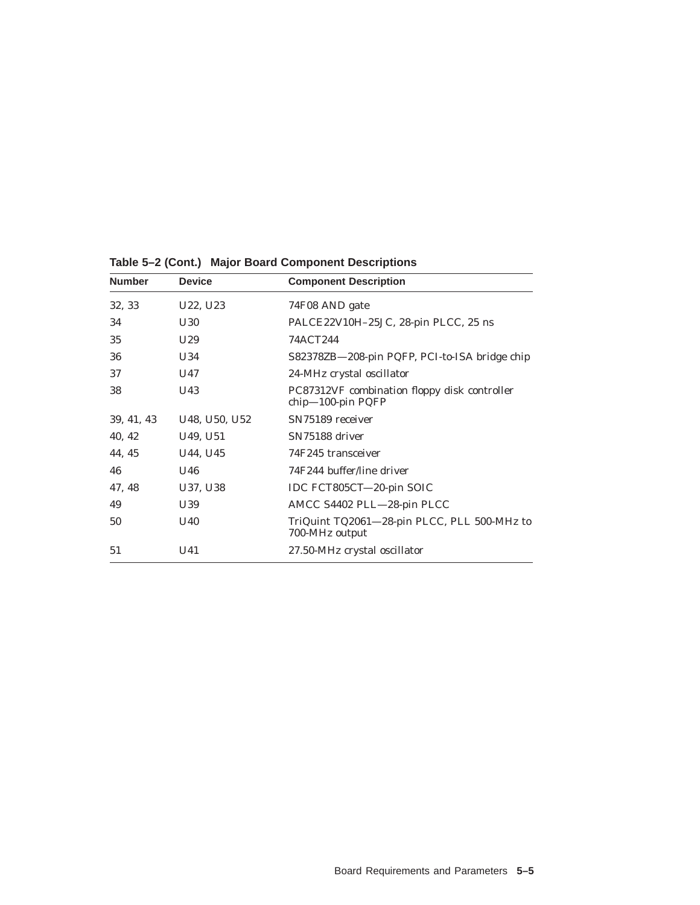**Table 5–2 (Cont.) Major Board Component Descriptions**

| Number | Device | Component Description |
|---|---|---|
| 32, 33 | U22, U23 | 74F08 AND gate |
| 34 | U30 | PALCE22V10H–25JC, 28-pin PLCC, 25 ns |
| 35 | U29 | 74ACT244 |
| 36 | U34 | S82378ZB—208-pin PQFP, PCI-to-ISA bridge chip |
| 37 | U47 | 24-MHz crystal oscillator |
| 38 | U43 | PC87312VF combination floppy disk controller chip—100-pin PQFP |
| 39, 41, 43 | U48, U50, U52 | SN75189 receiver |
| 40, 42 | U49, U51 | SN75188 driver |
| 44, 45 | U44, U45 | 74F245 transceiver |
| 46 | U46 | 74F244 buffer/line driver |
| 47, 48 | U37, U38 | IDC FCT805CT—20-pin SOIC |
| 49 | U39 | AMCC S4402 PLL—28-pin PLCC |
| 50 | U40 | TriQuint TQ2061—28-pin PLCC, PLL 500-MHz to 700-MHz output |
| 51 | U41 | 27.50-MHz crystal oscillator |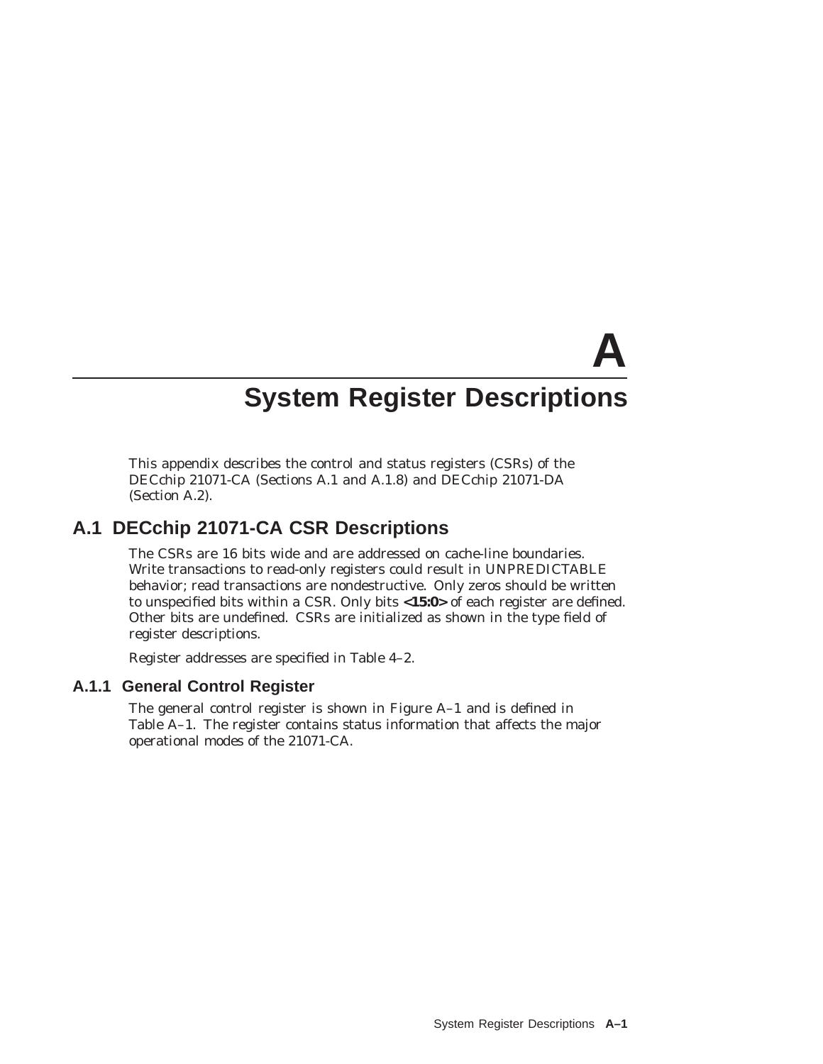# A
# System Register Descriptions

This appendix describes the control and status registers (CSRs) of the DECchip 21071-CA (Sections A.1 and A.1.8) and DECchip 21071-DA (Section A.2).

## A.1 DECchip 21071-CA CSR Descriptions

The CSRs are 16 bits wide and are addressed on cache-line boundaries. Write transactions to read-only registers could result in UNPREDICTABLE behavior; read transactions are nondestructive. Only zeros should be written to unspecified bits within a CSR. Only bits **<15:0>** of each register are defined. Other bits are undefined. CSRs are initialized as shown in the type field of register descriptions.

Register addresses are specified in Table 4–2.

### A.1.1 General Control Register

The general control register is shown in Figure A–1 and is defined in Table A–1. The register contains status information that affects the major operational modes of the 21071-CA.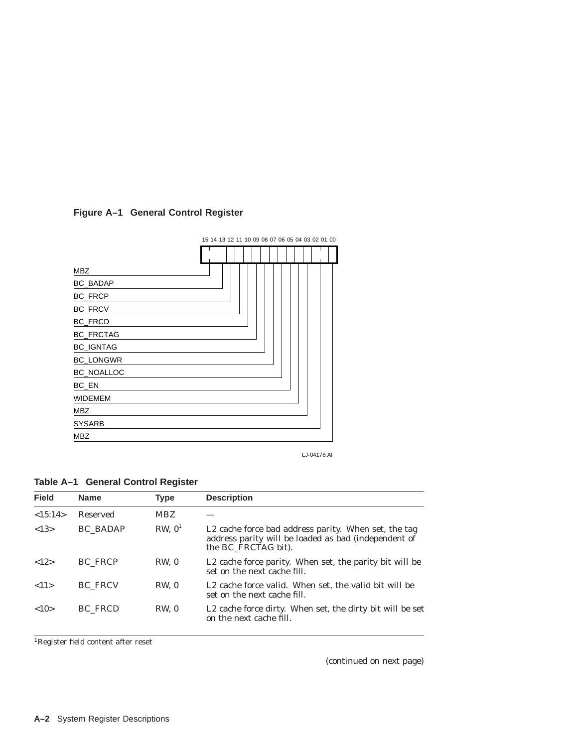**Figure A–1 General Control Register**

15 14 13 12 11 10 09 08 07 06 05 04 03 02 01 00

MBZ
BC_BADAP
BC_FRCP
BC_FRCV
BC_FRCD
BC_FRCTAG
BC_IGNTAG
BC_LONGWR
BC_NOALLOC
BC_EN
WIDEMEM
MBZ
SYSARB
MBZ

LJ-04178.AI

**Table A–1 General Control Register**

| Field | Name | Type | Description |
|---|---|---|---|
| <15:14> | Reserved | MBZ | — |
| <13> | BC_BADAP | RW, 0[1] | L2 cache force bad address parity. When set, the tag address parity will be loaded as bad (independent of the BC_FRCTAG bit). |
| <12> | BC_FRCP | RW, 0 | L2 cache force parity. When set, the parity bit will be set on the next cache fill. |
| <11> | BC_FRCV | RW, 0 | L2 cache force valid. When set, the valid bit will be set on the next cache fill. |
| <10> | BC_FRCD | RW, 0 | L2 cache force dirty. When set, the dirty bit will be set on the next cache fill. |

[1]Register field content after reset

(continued on next page)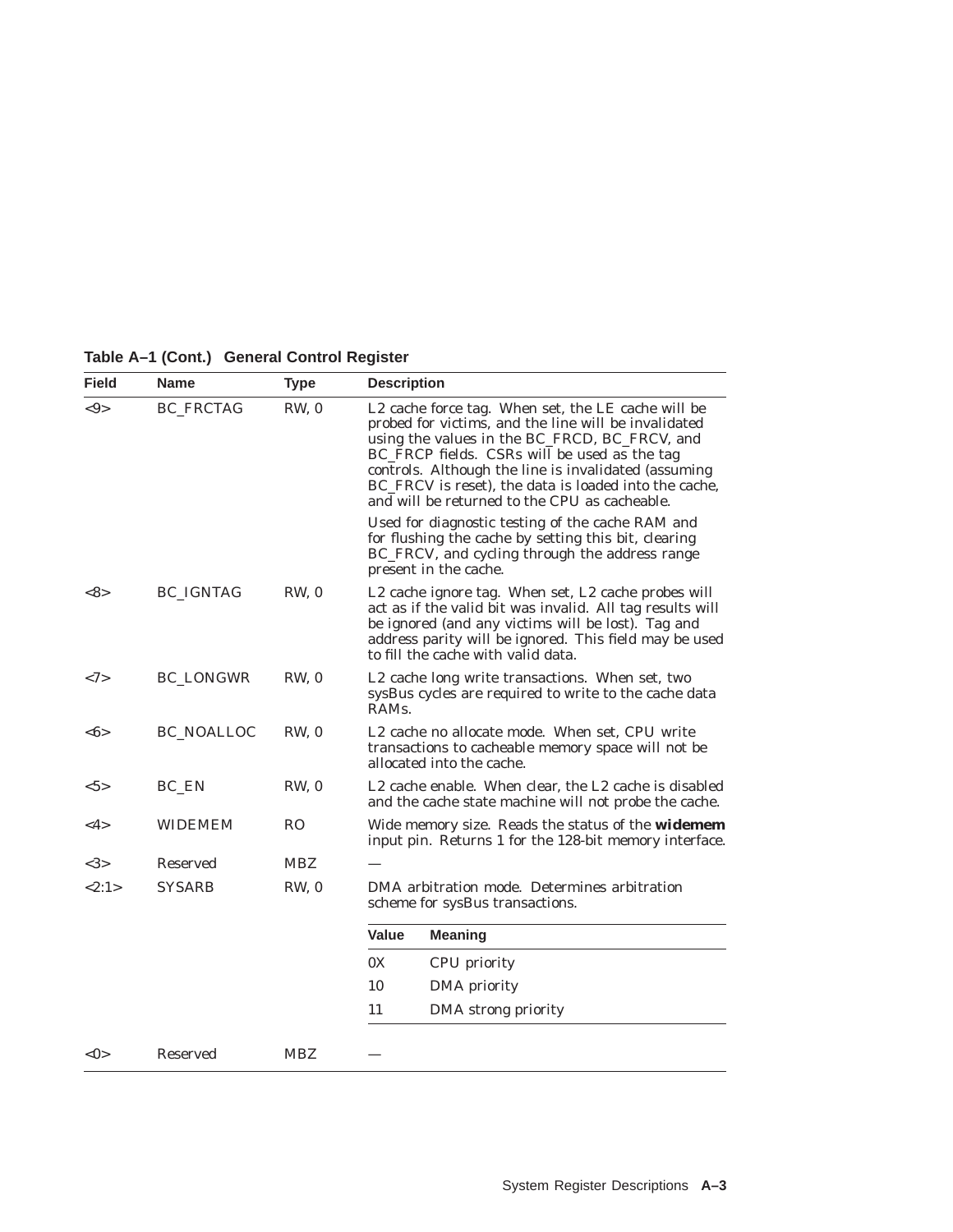**Table A–1 (Cont.) General Control Register**

| Field | Name | Type | Description |
|---|---|---|---|
| <9> | BC_FRCTAG | RW, 0 | L2 cache force tag. When set, the LE cache will be probed for victims, and the line will be invalidated using the values in the BC_FRCD, BC_FRCV, and BC_FRCP fields. CSRs will be used as the tag controls. Although the line is invalidated (assuming BC_FRCV is reset), the data is loaded into the cache, and will be returned to the CPU as cacheable.<br><br>Used for diagnostic testing of the cache RAM and for flushing the cache by setting this bit, clearing BC_FRCV, and cycling through the address range present in the cache. |
| <8> | BC_IGNTAG | RW, 0 | L2 cache ignore tag. When set, L2 cache probes will act as if the valid bit was invalid. All tag results will be ignored (and any victims will be lost). Tag and address parity will be ignored. This field may be used to fill the cache with valid data. |
| <7> | BC_LONGWR | RW, 0 | L2 cache long write transactions. When set, two sysBus cycles are required to write to the cache data RAMs. |
| <6> | BC_NOALLOC | RW, 0 | L2 cache no allocate mode. When set, CPU write transactions to cacheable memory space will not be allocated into the cache. |
| <5> | BC_EN | RW, 0 | L2 cache enable. When clear, the L2 cache is disabled and the cache state machine will not probe the cache. |
| <4> | WIDEMEM | RO | Wide memory size. Reads the status of the **widemem** input pin. Returns 1 for the 128-bit memory interface. |
| <3> | Reserved | MBZ | — |
| <2:1> | SYSARB | RW, 0 | DMA arbitration mode. Determines arbitration scheme for sysBus transactions.<br><br>**Value** — **Meaning**<br>0X — CPU priority<br>10 — DMA priority<br>11 — DMA strong priority |
| <0> | Reserved | MBZ | — |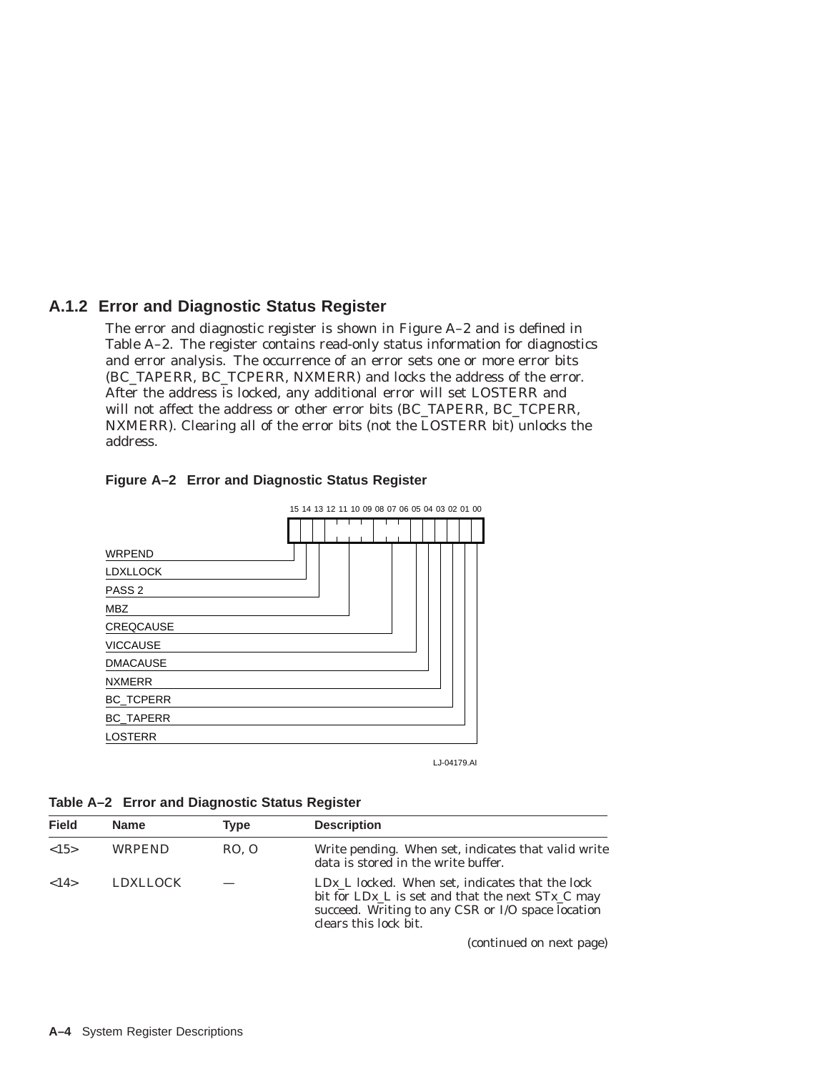### A.1.2 Error and Diagnostic Status Register

The error and diagnostic register is shown in Figure A–2 and is defined in Table A–2. The register contains read-only status information for diagnostics and error analysis. The occurrence of an error sets one or more error bits (BC_TAPERR, BC_TCPERR, NXMERR) and locks the address of the error. After the address is locked, any additional error will set LOSTERR and will not affect the address or other error bits (BC_TAPERR, BC_TCPERR, NXMERR). Clearing all of the error bits (not the LOSTERR bit) unlocks the address.

**Figure A–2 Error and Diagnostic Status Register**

15 14 13 12 11 10 09 08 07 06 05 04 03 02 01 00

WRPEND
LDXLLOCK
PASS 2
MBZ
CREQCAUSE
VICCAUSE
DMACAUSE
NXMERR
BC_TCPERR
BC_TAPERR
LOSTERR

LJ-04179.AI

**Table A–2 Error and Diagnostic Status Register**

| Field | Name | Type | Description |
|---|---|---|---|
| <15> | WRPEND | RO, O | Write pending. When set, indicates that valid write data is stored in the write buffer. |
| <14> | LDXLLOCK | — | LDx_L locked. When set, indicates that the lock bit for LDx_L is set and that the next STx_C may succeed. Writing to any CSR or I/O space location clears this lock bit. |

(continued on next page)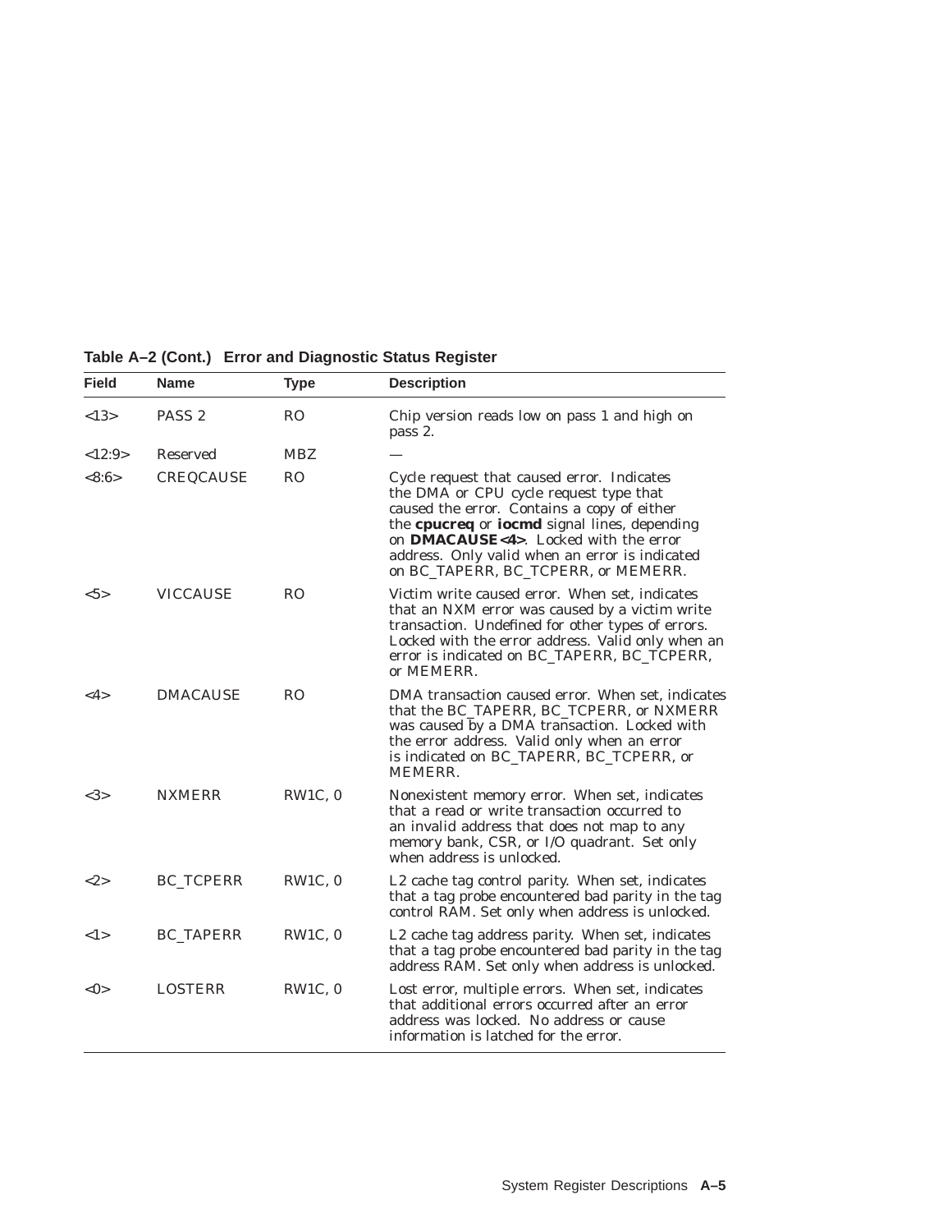**Table A–2 (Cont.) Error and Diagnostic Status Register**

| Field | Name | Type | Description |
|---|---|---|---|
| <13> | PASS 2 | RO | Chip version reads low on pass 1 and high on pass 2. |
| <12:9> | Reserved | MBZ | — |
| <8:6> | CREQCAUSE | RO | Cycle request that caused error. Indicates the DMA or CPU cycle request type that caused the error. Contains a copy of either the **cpucreq** or **iocmd** signal lines, depending on **DMACAUSE<4>**. Locked with the error address. Only valid when an error is indicated on BC_TAPERR, BC_TCPERR, or MEMERR. |
| <5> | VICCAUSE | RO | Victim write caused error. When set, indicates that an NXM error was caused by a victim write transaction. Undefined for other types of errors. Locked with the error address. Valid only when an error is indicated on BC_TAPERR, BC_TCPERR, or MEMERR. |
| <4> | DMACAUSE | RO | DMA transaction caused error. When set, indicates that the BC_TAPERR, BC_TCPERR, or NXMERR was caused by a DMA transaction. Locked with the error address. Valid only when an error is indicated on BC_TAPERR, BC_TCPERR, or MEMERR. |
| <3> | NXMERR | RW1C, 0 | Nonexistent memory error. When set, indicates that a read or write transaction occurred to an invalid address that does not map to any memory bank, CSR, or I/O quadrant. Set only when address is unlocked. |
| <2> | BC_TCPERR | RW1C, 0 | L2 cache tag control parity. When set, indicates that a tag probe encountered bad parity in the tag control RAM. Set only when address is unlocked. |
| <1> | BC_TAPERR | RW1C, 0 | L2 cache tag address parity. When set, indicates that a tag probe encountered bad parity in the tag address RAM. Set only when address is unlocked. |
| <0> | LOSTERR | RW1C, 0 | Lost error, multiple errors. When set, indicates that additional errors occurred after an error address was locked. No address or cause information is latched for the error. |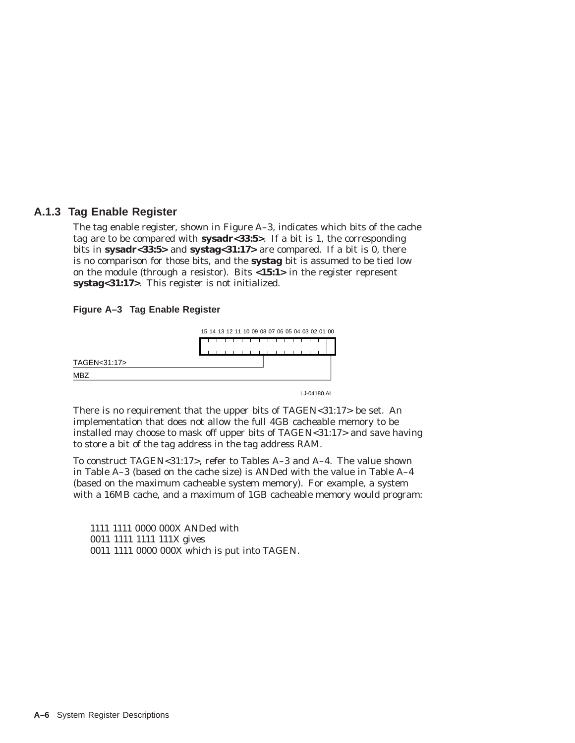### A.1.3 Tag Enable Register

The tag enable register, shown in Figure A–3, indicates which bits of the cache tag are to be compared with **sysadr<33:5>**. If a bit is 1, the corresponding bits in **sysadr<33:5>** and **systag<31:17>** are compared. If a bit is 0, there is no comparison for those bits, and the **systag** bit is assumed to be tied low on the module (through a resistor). Bits **<15:1>** in the register represent **systag<31:17>**. This register is not initialized.

**Figure A–3 Tag Enable Register**

15 14 13 12 11 10 09 08 07 06 05 04 03 02 01 00

TAGEN<31:17>

MBZ

LJ-04180.AI

There is no requirement that the upper bits of TAGEN<31:17> be set. An implementation that does not allow the full 4GB cacheable memory to be installed may choose to mask off upper bits of TAGEN<31:17> and save having to store a bit of the tag address in the tag address RAM.

To construct TAGEN<31:17>, refer to Tables A–3 and A–4. The value shown in Table A–3 (based on the cache size) is ANDed with the value in Table A–4 (based on the maximum cacheable system memory). For example, a system with a 16MB cache, and a maximum of 1GB cacheable memory would program:

```
1111 1111 0000 000X ANDed with
0011 1111 1111 111X gives
0011 1111 0000 000X which is put into TAGEN.
```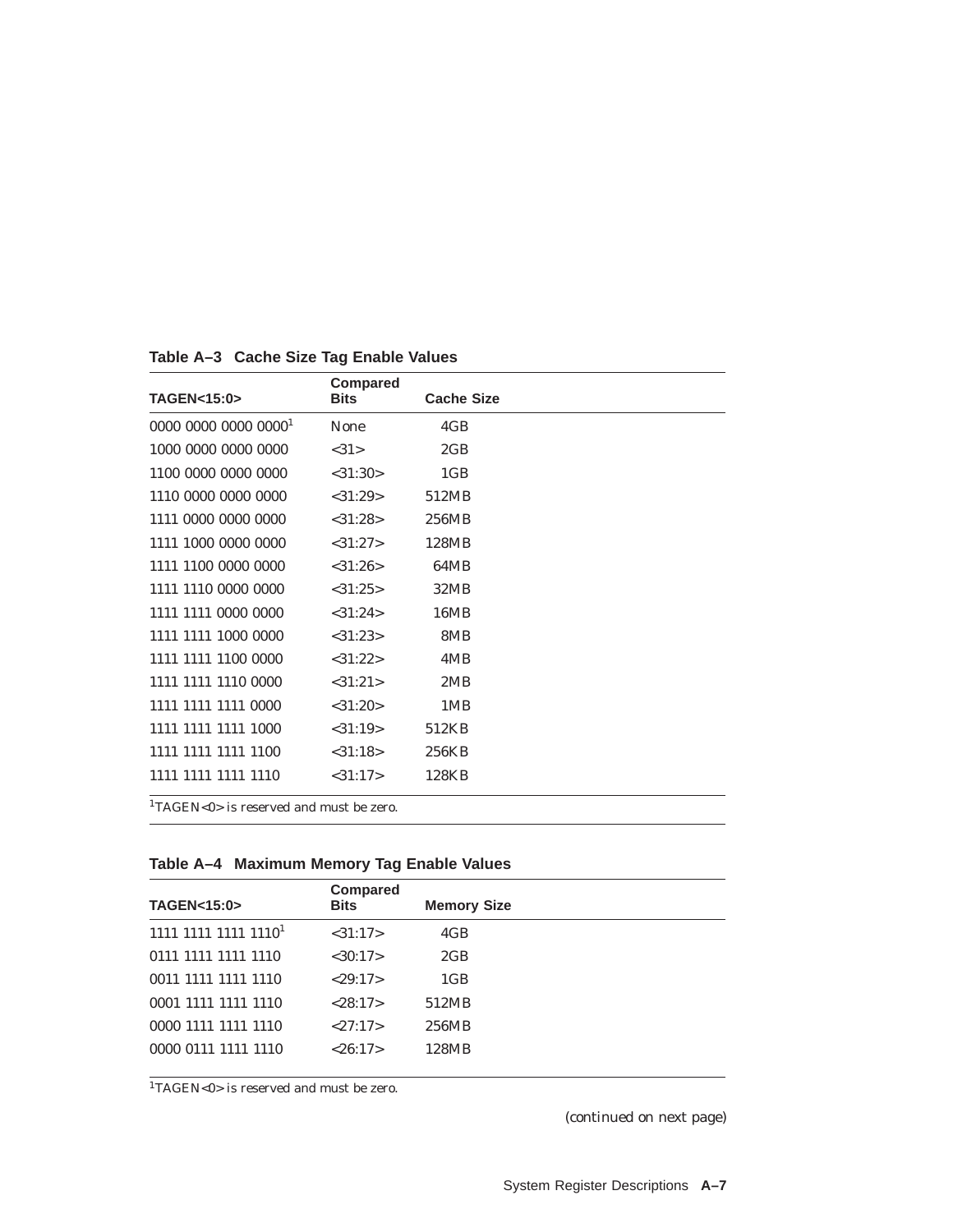**Table A–3 Cache Size Tag Enable Values**

| TAGEN<15:0> | Compared Bits | Cache Size |
|---|---|---|
| 0000 0000 0000 0000[1] | None | 4GB |
| 1000 0000 0000 0000 | <31> | 2GB |
| 1100 0000 0000 0000 | <31:30> | 1GB |
| 1110 0000 0000 0000 | <31:29> | 512MB |
| 1111 0000 0000 0000 | <31:28> | 256MB |
| 1111 1000 0000 0000 | <31:27> | 128MB |
| 1111 1100 0000 0000 | <31:26> | 64MB |
| 1111 1110 0000 0000 | <31:25> | 32MB |
| 1111 1111 0000 0000 | <31:24> | 16MB |
| 1111 1111 1000 0000 | <31:23> | 8MB |
| 1111 1111 1100 0000 | <31:22> | 4MB |
| 1111 1111 1110 0000 | <31:21> | 2MB |
| 1111 1111 1111 0000 | <31:20> | 1MB |
| 1111 1111 1111 1000 | <31:19> | 512KB |
| 1111 1111 1111 1100 | <31:18> | 256KB |
| 1111 1111 1111 1110 | <31:17> | 128KB |

[1]TAGEN<0> is reserved and must be zero.

**Table A–4 Maximum Memory Tag Enable Values**

| TAGEN<15:0> | Compared Bits | Memory Size |
|---|---|---|
| 1111 1111 1111 1110[1] | <31:17> | 4GB |
| 0111 1111 1111 1110 | <30:17> | 2GB |
| 0011 1111 1111 1110 | <29:17> | 1GB |
| 0001 1111 1111 1110 | <28:17> | 512MB |
| 0000 1111 1111 1110 | <27:17> | 256MB |
| 0000 0111 1111 1110 | <26:17> | 128MB |

[1]TAGEN<0> is reserved and must be zero.

*(continued on next page)*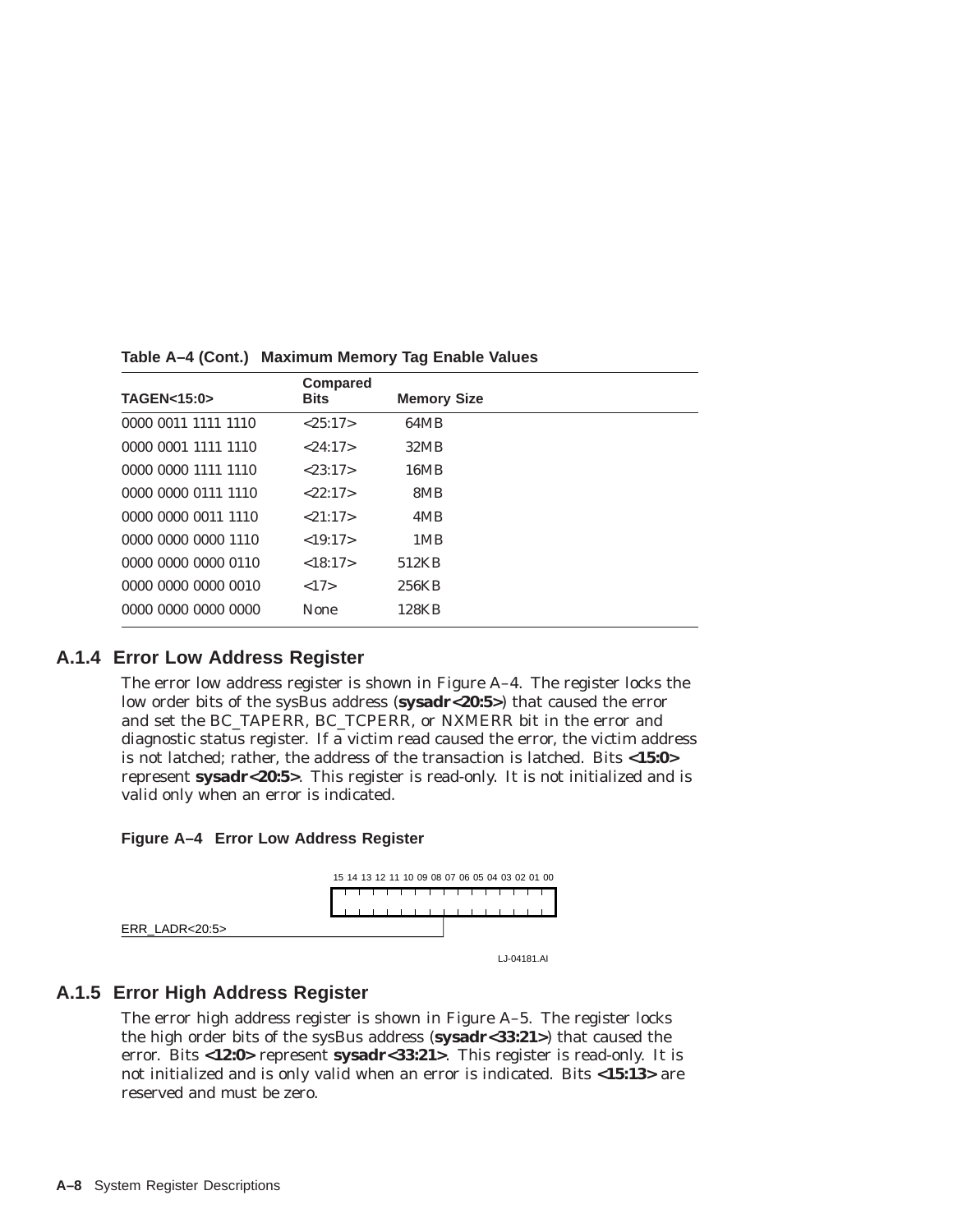**Table A–4 (Cont.) Maximum Memory Tag Enable Values**

| TAGEN<15:0> | Compared Bits | Memory Size |
|---|---|---|
| 0000 0011 1111 1110 | <25:17> | 64MB |
| 0000 0001 1111 1110 | <24:17> | 32MB |
| 0000 0000 1111 1110 | <23:17> | 16MB |
| 0000 0000 0111 1110 | <22:17> | 8MB |
| 0000 0000 0011 1110 | <21:17> | 4MB |
| 0000 0000 0000 1110 | <19:17> | 1MB |
| 0000 0000 0000 0110 | <18:17> | 512KB |
| 0000 0000 0000 0010 | <17> | 256KB |
| 0000 0000 0000 0000 | None | 128KB |

### A.1.4 Error Low Address Register

The error low address register is shown in Figure A–4. The register locks the low order bits of the sysBus address (**sysadr<20:5>**) that caused the error and set the BC_TAPERR, BC_TCPERR, or NXMERR bit in the error and diagnostic status register. If a victim read caused the error, the victim address is not latched; rather, the address of the transaction is latched. Bits **<15:0>** represent **sysadr<20:5>**. This register is read-only. It is not initialized and is valid only when an error is indicated.

**Figure A–4 Error Low Address Register**

15 14 13 12 11 10 09 08 07 06 05 04 03 02 01 00

ERR_LADR<20:5>

LJ-04181.AI

### A.1.5 Error High Address Register

The error high address register is shown in Figure A–5. The register locks the high order bits of the sysBus address (**sysadr<33:21>**) that caused the error. Bits **<12:0>** represent **sysadr<33:21>**. This register is read-only. It is not initialized and is only valid when an error is indicated. Bits **<15:13>** are reserved and must be zero.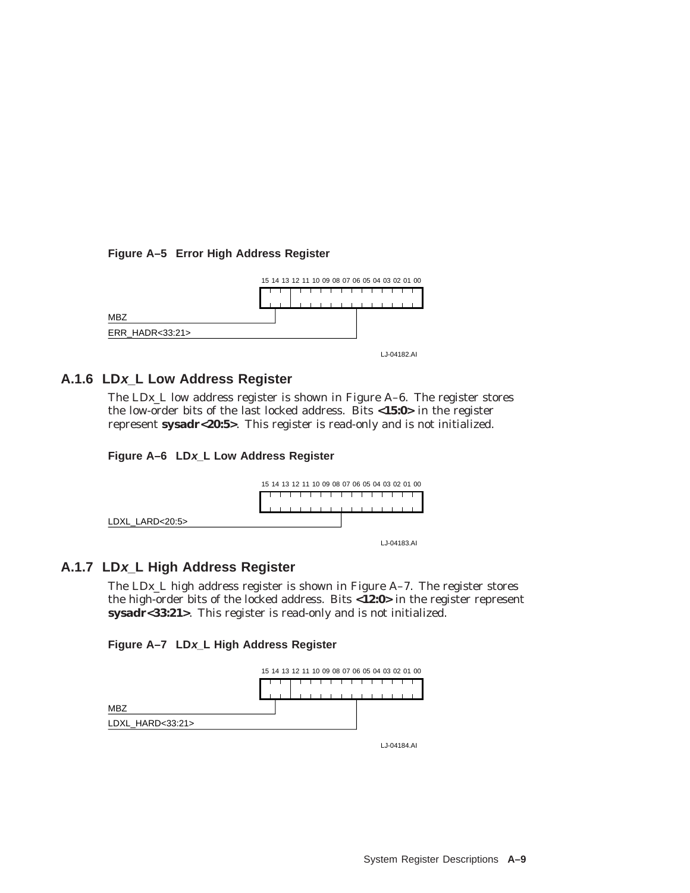**Figure A–5 Error High Address Register**

15 14 13 12 11 10 09 08 07 06 05 04 03 02 01 00

MBZ

ERR_HADR<33:21>

LJ-04182.AI

## A.1.6 LD*x*_L Low Address Register

The LDx_L low address register is shown in Figure A–6. The register stores the low-order bits of the last locked address. Bits **<15:0>** in the register represent **sysadr<20:5>**. This register is read-only and is not initialized.

**Figure A–6 LD*x*_L Low Address Register**

15 14 13 12 11 10 09 08 07 06 05 04 03 02 01 00

LDXL_LARD<20:5>

LJ-04183.AI

## A.1.7 LD*x*_L High Address Register

The LDx_L high address register is shown in Figure A–7. The register stores the high-order bits of the locked address. Bits **<12:0>** in the register represent **sysadr<33:21>**. This register is read-only and is not initialized.

**Figure A–7 LD*x*_L High Address Register**

15 14 13 12 11 10 09 08 07 06 05 04 03 02 01 00

MBZ

LDXL_HARD<33:21>

LJ-04184.AI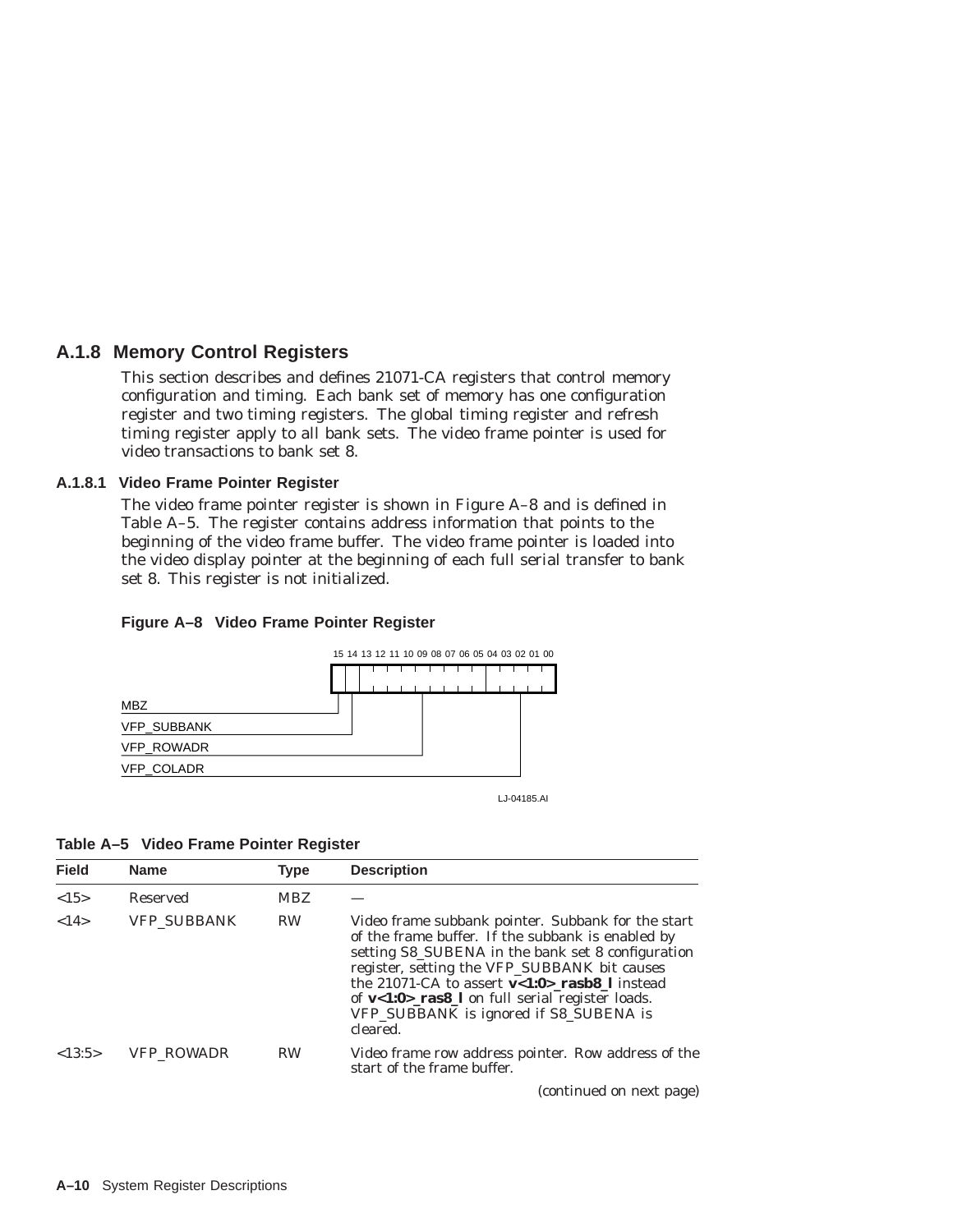### A.1.8 Memory Control Registers

This section describes and defines 21071-CA registers that control memory configuration and timing. Each bank set of memory has one configuration register and two timing registers. The global timing register and refresh timing register apply to all bank sets. The video frame pointer is used for video transactions to bank set 8.

#### A.1.8.1 Video Frame Pointer Register

The video frame pointer register is shown in Figure A–8 and is defined in Table A–5. The register contains address information that points to the beginning of the video frame buffer. The video frame pointer is loaded into the video display pointer at the beginning of each full serial transfer to bank set 8. This register is not initialized.

**Figure A–8 Video Frame Pointer Register**

15 14 13 12 11 10 09 08 07 06 05 04 03 02 01 00

MBZ

VFP_SUBBANK

VFP_ROWADR

VFP_COLADR

LJ-04185.AI

**Table A–5 Video Frame Pointer Register**

| Field | Name | Type | Description |
|---|---|---|---|
| <15> | Reserved | MBZ | — |
| <14> | VFP_SUBBANK | RW | Video frame subbank pointer. Subbank for the start of the frame buffer. If the subbank is enabled by setting S8_SUBENA in the bank set 8 configuration register, setting the VFP_SUBBANK bit causes the 21071-CA to assert **v<1:0>_rasb8_l** instead of **v<1:0>_ras8_l** on full serial register loads. VFP_SUBBANK is ignored if S8_SUBENA is cleared. |
| <13:5> | VFP_ROWADR | RW | Video frame row address pointer. Row address of the start of the frame buffer. |

(continued on next page)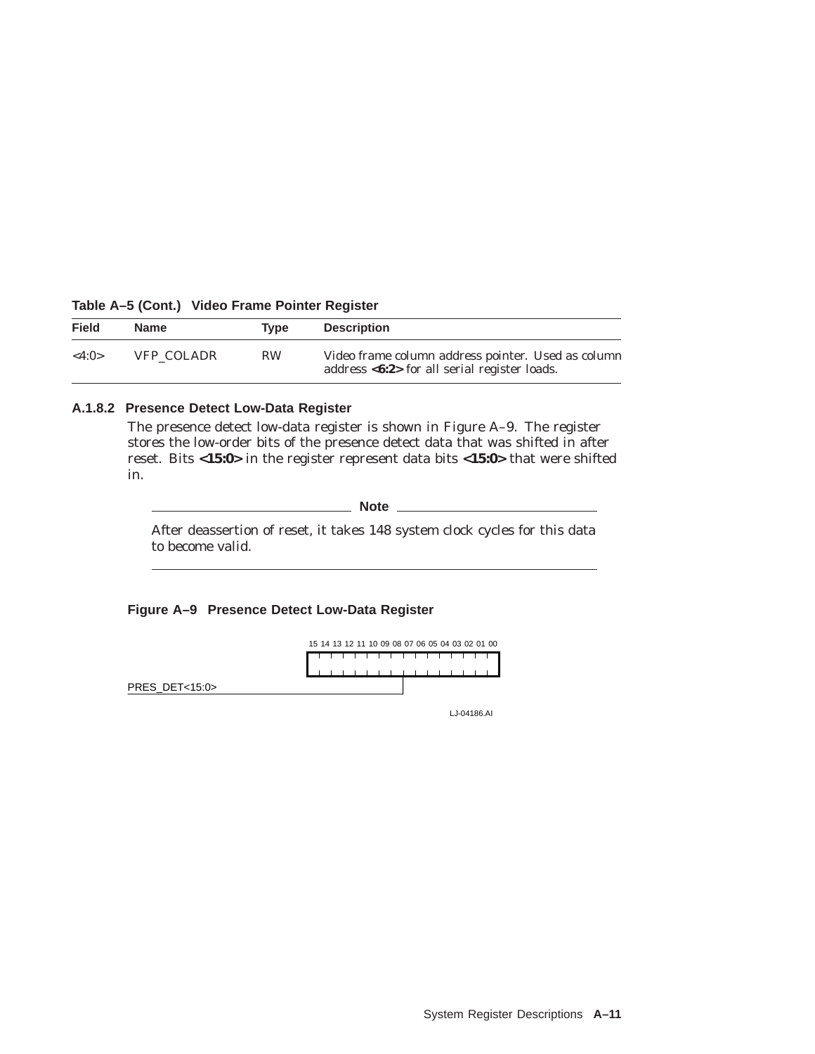**Table A–5 (Cont.) Video Frame Pointer Register**

| Field | Name | Type | Description |
|---|---|---|---|
| <4:0> | VFP_COLADR | RW | Video frame column address pointer. Used as column address **<6:2>** for all serial register loads. |

### A.1.8.2 Presence Detect Low-Data Register

The presence detect low-data register is shown in Figure A–9. The register stores the low-order bits of the presence detect data that was shifted in after reset. Bits **<15:0>** in the register represent data bits **<15:0>** that were shifted in.

**Note**

After deassertion of reset, it takes 148 system clock cycles for this data to become valid.

**Figure A–9 Presence Detect Low-Data Register**

15 14 13 12 11 10 09 08 07 06 05 04 03 02 01 00

PRES_DET<15:0>

LJ-04186.AI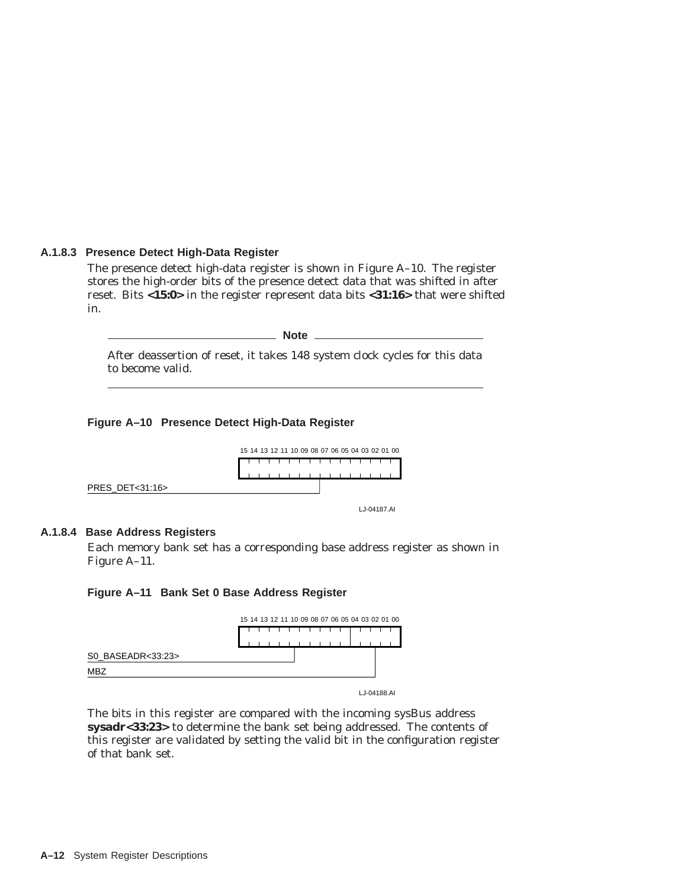### A.1.8.3 Presence Detect High-Data Register

The presence detect high-data register is shown in Figure A–10. The register stores the high-order bits of the presence detect data that was shifted in after reset. Bits **<15:0>** in the register represent data bits **<31:16>** that were shifted in.

**Note**

After deassertion of reset, it takes 148 system clock cycles for this data to become valid.

**Figure A–10 Presence Detect High-Data Register**

15 14 13 12 11 10 09 08 07 06 05 04 03 02 01 00

PRES_DET<31:16>

LJ-04187.AI

### A.1.8.4 Base Address Registers

Each memory bank set has a corresponding base address register as shown in Figure A–11.

**Figure A–11 Bank Set 0 Base Address Register**

15 14 13 12 11 10 09 08 07 06 05 04 03 02 01 00

S0_BASEADR<33:23>

MBZ

LJ-04188.AI

The bits in this register are compared with the incoming sysBus address **sysadr<33:23>** to determine the bank set being addressed. The contents of this register are validated by setting the valid bit in the configuration register of that bank set.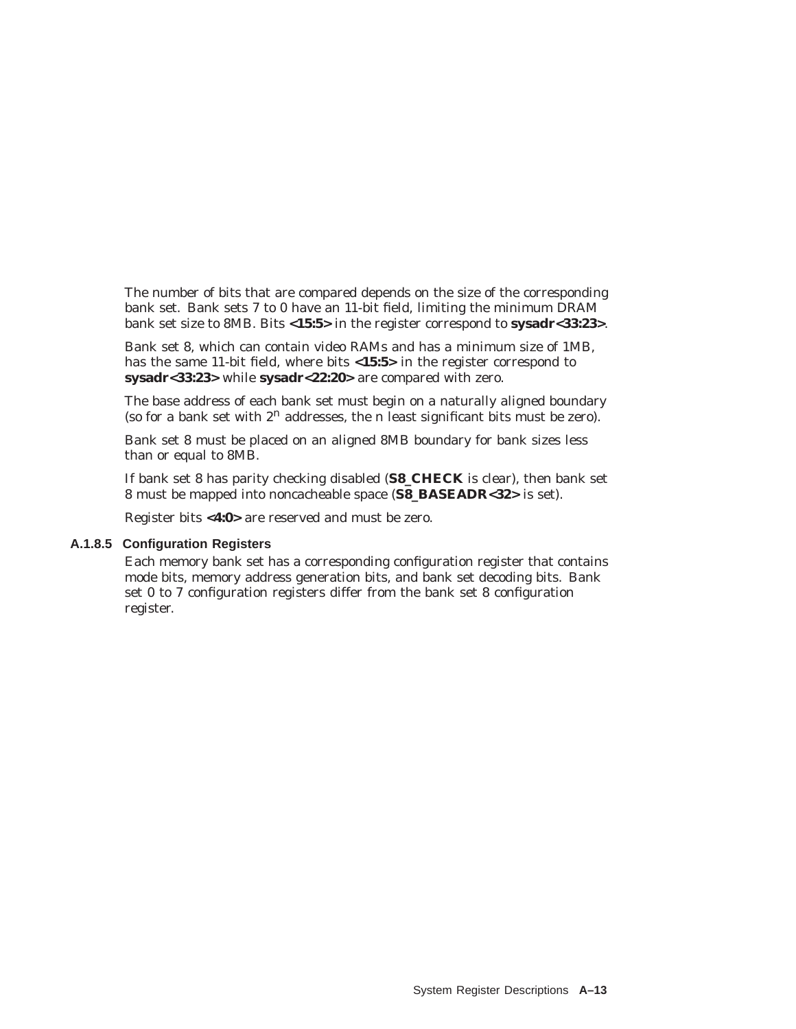The number of bits that are compared depends on the size of the corresponding bank set. Bank sets 7 to 0 have an 11-bit field, limiting the minimum DRAM bank set size to 8MB. Bits **<15:5>** in the register correspond to **sysadr<33:23>**.

Bank set 8, which can contain video RAMs and has a minimum size of 1MB, has the same 11-bit field, where bits **<15:5>** in the register correspond to **sysadr<33:23>** while **sysadr<22:20>** are compared with zero.

The base address of each bank set must begin on a naturally aligned boundary (so for a bank set with $2^n$ addresses, the n least significant bits must be zero).

Bank set 8 must be placed on an aligned 8MB boundary for bank sizes less than or equal to 8MB.

If bank set 8 has parity checking disabled (**S8_CHECK** is clear), then bank set 8 must be mapped into noncacheable space (**S8_BASEADR<32>** is set).

Register bits **<4:0>** are reserved and must be zero.

### A.1.8.5 Configuration Registers

Each memory bank set has a corresponding configuration register that contains mode bits, memory address generation bits, and bank set decoding bits. Bank set 0 to 7 configuration registers differ from the bank set 8 configuration register.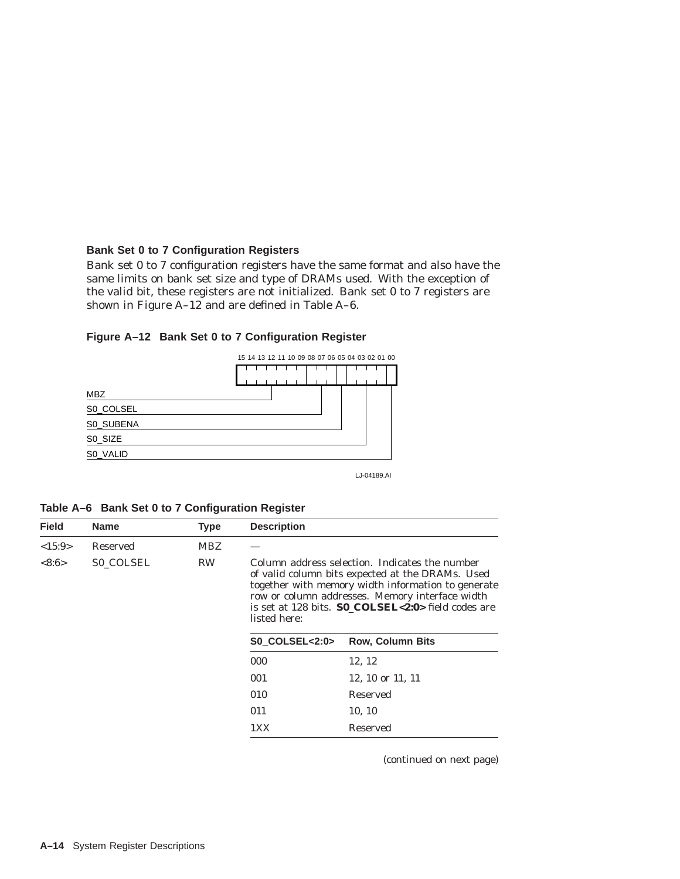### Bank Set 0 to 7 Configuration Registers

Bank set 0 to 7 configuration registers have the same format and also have the same limits on bank set size and type of DRAMs used. With the exception of the valid bit, these registers are not initialized. Bank set 0 to 7 registers are shown in Figure A–12 and are defined in Table A–6.

**Figure A–12 Bank Set 0 to 7 Configuration Register**

15 14 13 12 11 10 09 08 07 06 05 04 03 02 01 00

MBZ

S0_COLSEL

S0_SUBENA

S0_SIZE

S0_VALID

LJ-04189.AI

**Table A–6 Bank Set 0 to 7 Configuration Register**

| Field | Name | Type | Description |
|---|---|---|---|
| <15:9> | Reserved | MBZ | — |
| <8:6> | S0_COLSEL | RW | Column address selection. Indicates the number of valid column bits expected at the DRAMs. Used together with memory width information to generate row or column addresses. Memory interface width is set at 128 bits. **S0_COLSEL<2:0>** field codes are listed here: |

| S0_COLSEL<2:0> | Row, Column Bits |
|---|---|
| 000 | 12, 12 |
| 001 | 12, 10 or 11, 11 |
| 010 | Reserved |
| 011 | 10, 10 |
| 1XX | Reserved |

(continued on next page)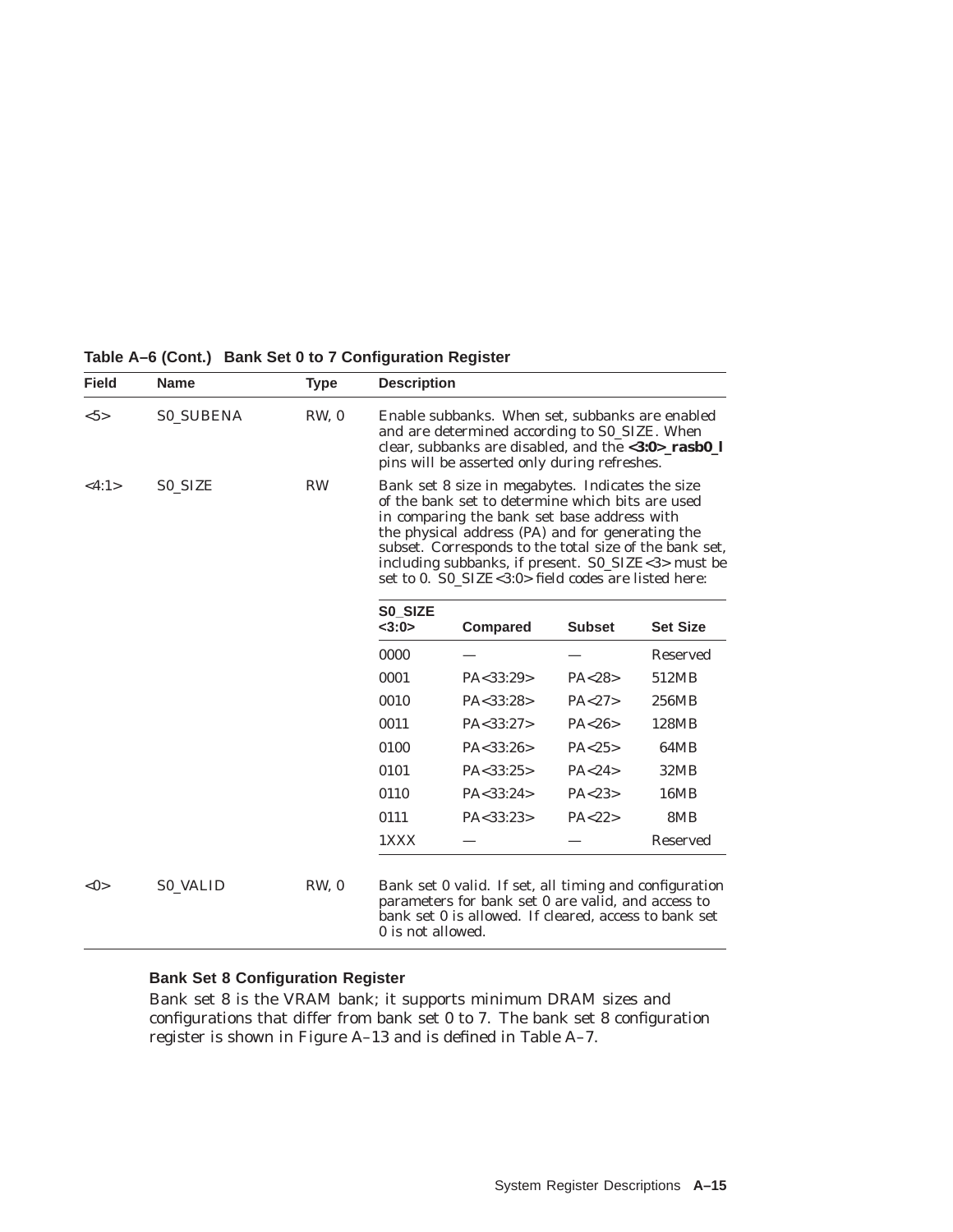**Table A–6 (Cont.) Bank Set 0 to 7 Configuration Register**

| Field | Name | Type | Description |
|---|---|---|---|
| <5> | S0_SUBENA | RW, 0 | Enable subbanks. When set, subbanks are enabled and are determined according to S0_SIZE. When clear, subbanks are disabled, and the **<3:0>_rasb0_l** pins will be asserted only during refreshes. |
| <4:1> | S0_SIZE | RW | Bank set 8 size in megabytes. Indicates the size of the bank set to determine which bits are used in comparing the bank set base address with the physical address (PA) and for generating the subset. Corresponds to the total size of the bank set, including subbanks, if present. S0_SIZE<3> must be set to 0. S0_SIZE<3:0> field codes are listed here: |
| <0> | S0_VALID | RW, 0 | Bank set 0 valid. If set, all timing and configuration parameters for bank set 0 are valid, and access to bank set 0 is allowed. If cleared, access to bank set 0 is not allowed. |

| S0_SIZE <3:0> | Compared | Subset | Set Size |
|---|---|---|---|
| 0000 | — | — | Reserved |
| 0001 | PA<33:29> | PA<28> | 512MB |
| 0010 | PA<33:28> | PA<27> | 256MB |
| 0011 | PA<33:27> | PA<26> | 128MB |
| 0100 | PA<33:26> | PA<25> | 64MB |
| 0101 | PA<33:25> | PA<24> | 32MB |
| 0110 | PA<33:24> | PA<23> | 16MB |
| 0111 | PA<33:23> | PA<22> | 8MB |
| 1XXX | — | — | Reserved |

### Bank Set 8 Configuration Register

Bank set 8 is the VRAM bank; it supports minimum DRAM sizes and configurations that differ from bank set 0 to 7. The bank set 8 configuration register is shown in Figure A–13 and is defined in Table A–7.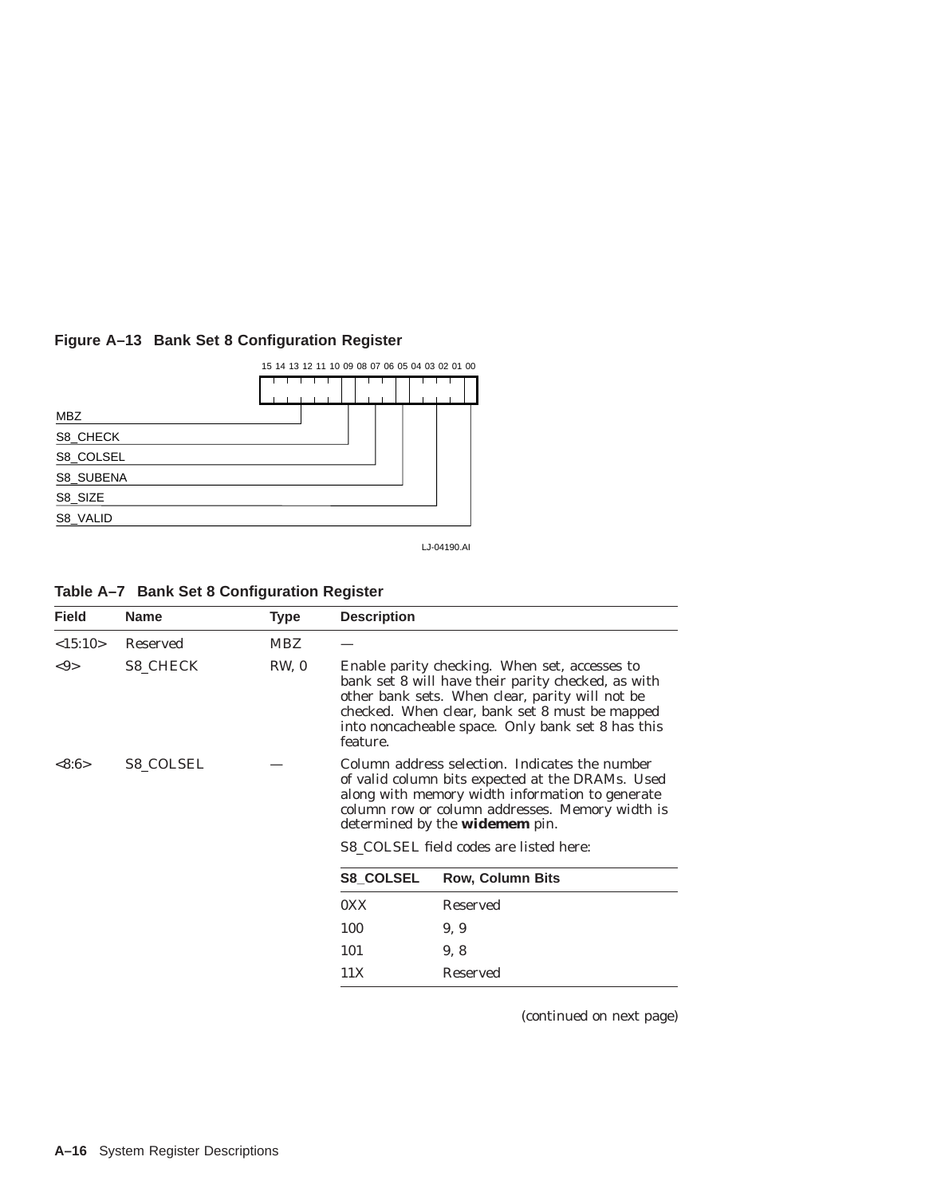**Figure A–13 Bank Set 8 Configuration Register**

15 14 13 12 11 10 09 08 07 06 05 04 03 02 01 00

MBZ
S8_CHECK
S8_COLSEL
S8_SUBENA
S8_SIZE
S8_VALID

LJ-04190.AI

**Table A–7 Bank Set 8 Configuration Register**

| Field | Name | Type | Description |
|---|---|---|---|
| <15:10> | Reserved | MBZ | — |
| <9> | S8_CHECK | RW, 0 | Enable parity checking. When set, accesses to bank set 8 will have their parity checked, as with other bank sets. When clear, parity will not be checked. When clear, bank set 8 must be mapped into noncacheable space. Only bank set 8 has this feature. |
| <8:6> | S8_COLSEL | — | Column address selection. Indicates the number of valid column bits expected at the DRAMs. Used along with memory width information to generate column row or column addresses. Memory width is determined by the **widemem** pin. S8_COLSEL field codes are listed here: |

| S8_COLSEL | Row, Column Bits |
|---|---|
| 0XX | Reserved |
| 100 | 9, 9 |
| 101 | 9, 8 |
| 11X | Reserved |

*(continued on next page)*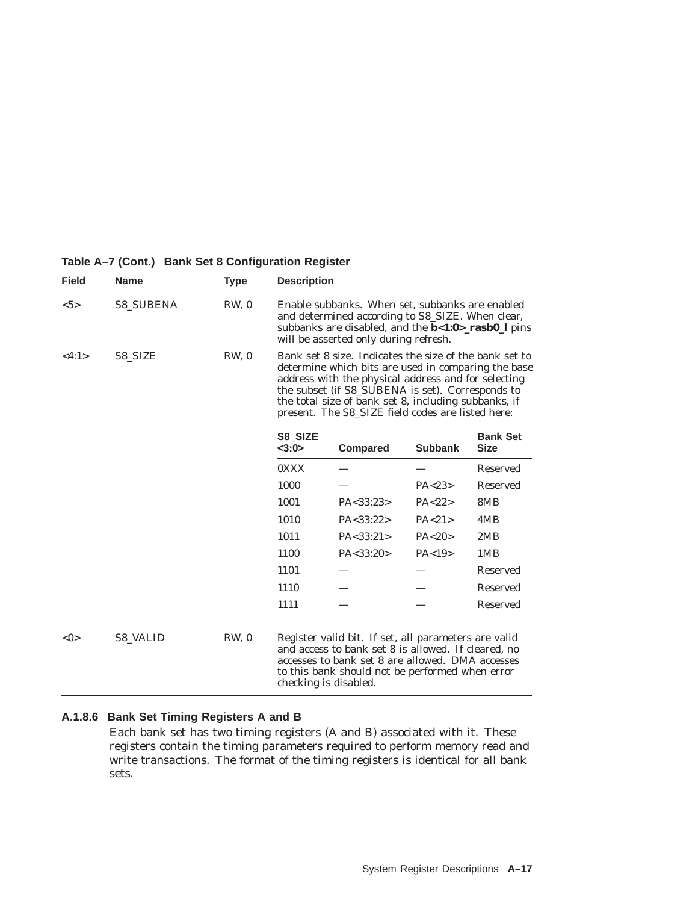**Table A–7 (Cont.) Bank Set 8 Configuration Register**

| Field | Name | Type | Description |
|---|---|---|---|
| <5> | S8_SUBENA | RW, 0 | Enable subbanks. When set, subbanks are enabled and determined according to S8_SIZE. When clear, subbanks are disabled, and the **b<1:0>_rasb0_l** pins will be asserted only during refresh. |
| <4:1> | S8_SIZE | RW, 0 | Bank set 8 size. Indicates the size of the bank set to determine which bits are used in comparing the base address with the physical address and for selecting the subset (if S8_SUBENA is set). Corresponds to the total size of bank set 8, including subbanks, if present. The S8_SIZE field codes are listed here: |

| S8_SIZE <3:0> | Compared | Subbank | Bank Set Size |
|---|---|---|---|
| 0XXX | — | — | Reserved |
| 1000 | — | PA<23> | Reserved |
| 1001 | PA<33:23> | PA<22> | 8MB |
| 1010 | PA<33:22> | PA<21> | 4MB |
| 1011 | PA<33:21> | PA<20> | 2MB |
| 1100 | PA<33:20> | PA<19> | 1MB |
| 1101 | — | — | Reserved |
| 1110 | — | — | Reserved |
| 1111 | — | — | Reserved |

| Field | Name | Type | Description |
|---|---|---|---|
| <0> | S8_VALID | RW, 0 | Register valid bit. If set, all parameters are valid and access to bank set 8 is allowed. If cleared, no accesses to bank set 8 are allowed. DMA accesses to this bank should not be performed when error checking is disabled. |

### A.1.8.6 Bank Set Timing Registers A and B

Each bank set has two timing registers (A and B) associated with it. These registers contain the timing parameters required to perform memory read and write transactions. The format of the timing registers is identical for all bank sets.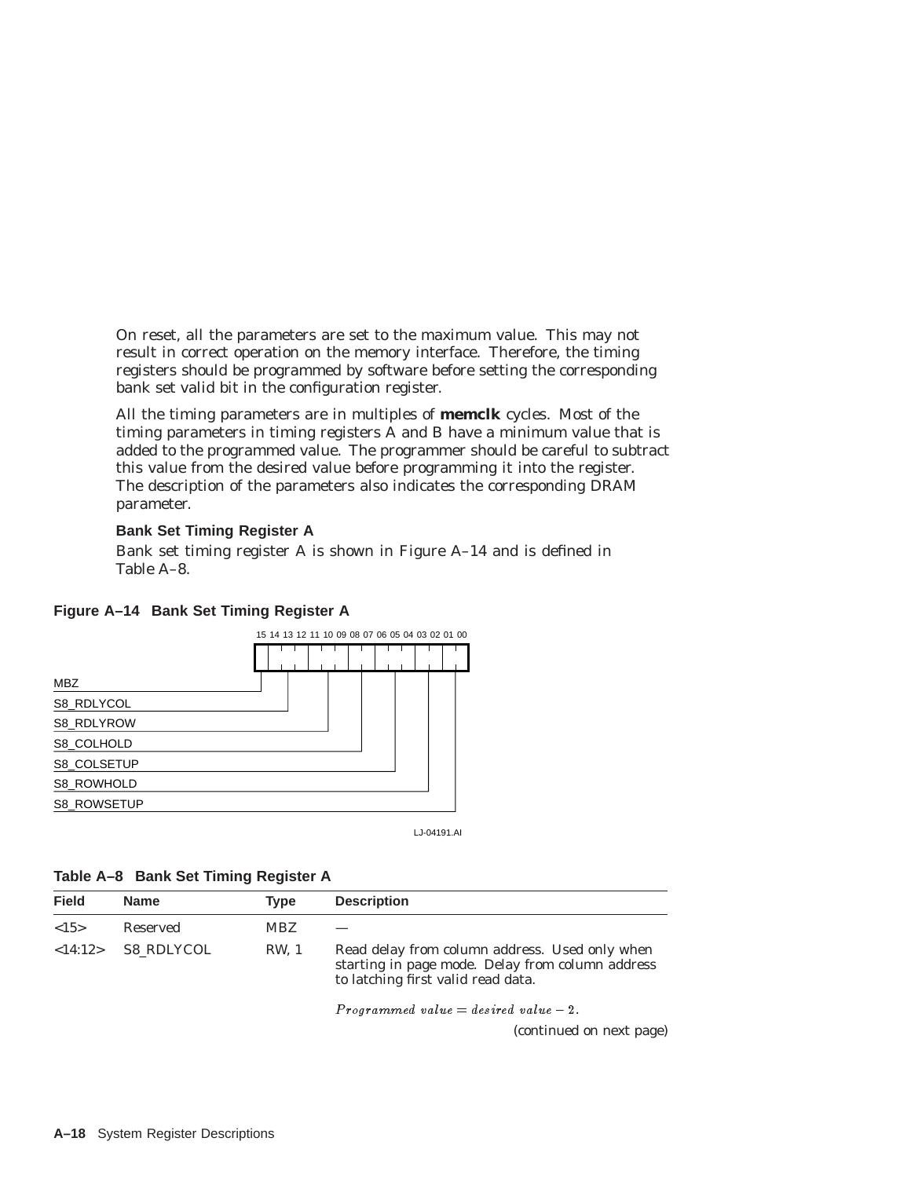On reset, all the parameters are set to the maximum value. This may not result in correct operation on the memory interface. Therefore, the timing registers should be programmed by software before setting the corresponding bank set valid bit in the configuration register.

All the timing parameters are in multiples of **memclk** cycles. Most of the timing parameters in timing registers A and B have a minimum value that is added to the programmed value. The programmer should be careful to subtract this value from the desired value before programming it into the register. The description of the parameters also indicates the corresponding DRAM parameter.

### Bank Set Timing Register A

Bank set timing register A is shown in Figure A–14 and is defined in Table A–8.

**Figure A–14 Bank Set Timing Register A**

15 14 13 12 11 10 09 08 07 06 05 04 03 02 01 00

MBZ
S8_RDLYCOL
S8_RDLYROW
S8_COLHOLD
S8_COLSETUP
S8_ROWHOLD
S8_ROWSETUP

LJ-04191.AI

**Table A–8 Bank Set Timing Register A**

| Field | Name | Type | Description |
|---|---|---|---|
| <15> | Reserved | MBZ | — |
| <14:12> | S8_RDLYCOL | RW, 1 | Read delay from column address. Used only when starting in page mode. Delay from column address to latching first valid read data. $Programmed\ value = desired\ value - 2.$ |

(continued on next page)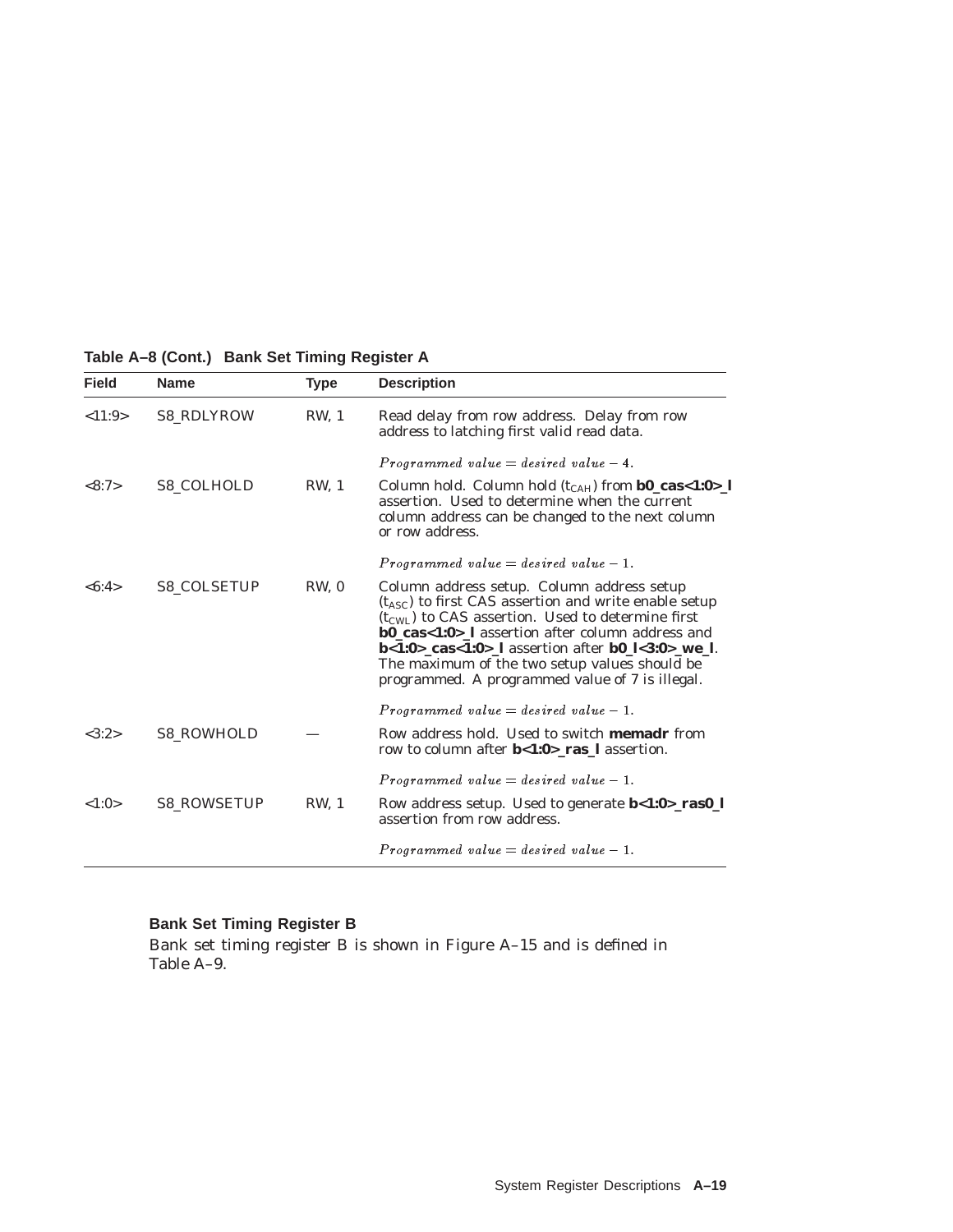**Table A–8 (Cont.) Bank Set Timing Register A**

| Field | Name | Type | Description |
|---|---|---|---|
| <11:9> | S8_RDLYROW | RW, 1 | Read delay from row address. Delay from row address to latching first valid read data. <br><br> $Programmed\ value = desired\ value - 4.$ |
| <8:7> | S8_COLHOLD | RW, 1 | Column hold. Column hold ($t_{CAH}$) from **b0_cas<1:0>_l** assertion. Used to determine when the current column address can be changed to the next column or row address. <br><br> $Programmed\ value = desired\ value - 1.$ |
| <6:4> | S8_COLSETUP | RW, 0 | Column address setup. Column address setup ($t_{ASC}$) to first CAS assertion and write enable setup ($t_{CWL}$) to CAS assertion. Used to determine first **b0_cas<1:0>_l** assertion after column address and **b<1:0>_cas<1:0>_l** assertion after **b0_l<3:0>_we_l**. The maximum of the two setup values should be programmed. A programmed value of 7 is illegal. <br><br> $Programmed\ value = desired\ value - 1.$ |
| <3:2> | S8_ROWHOLD | — | Row address hold. Used to switch **memadr** from row to column after **b<1:0>_ras_l** assertion. <br><br> $Programmed\ value = desired\ value - 1.$ |
| <1:0> | S8_ROWSETUP | RW, 1 | Row address setup. Used to generate **b<1:0>_ras0_l** assertion from row address. <br><br> $Programmed\ value = desired\ value - 1.$ |

### Bank Set Timing Register B

Bank set timing register B is shown in Figure A–15 and is defined in Table A–9.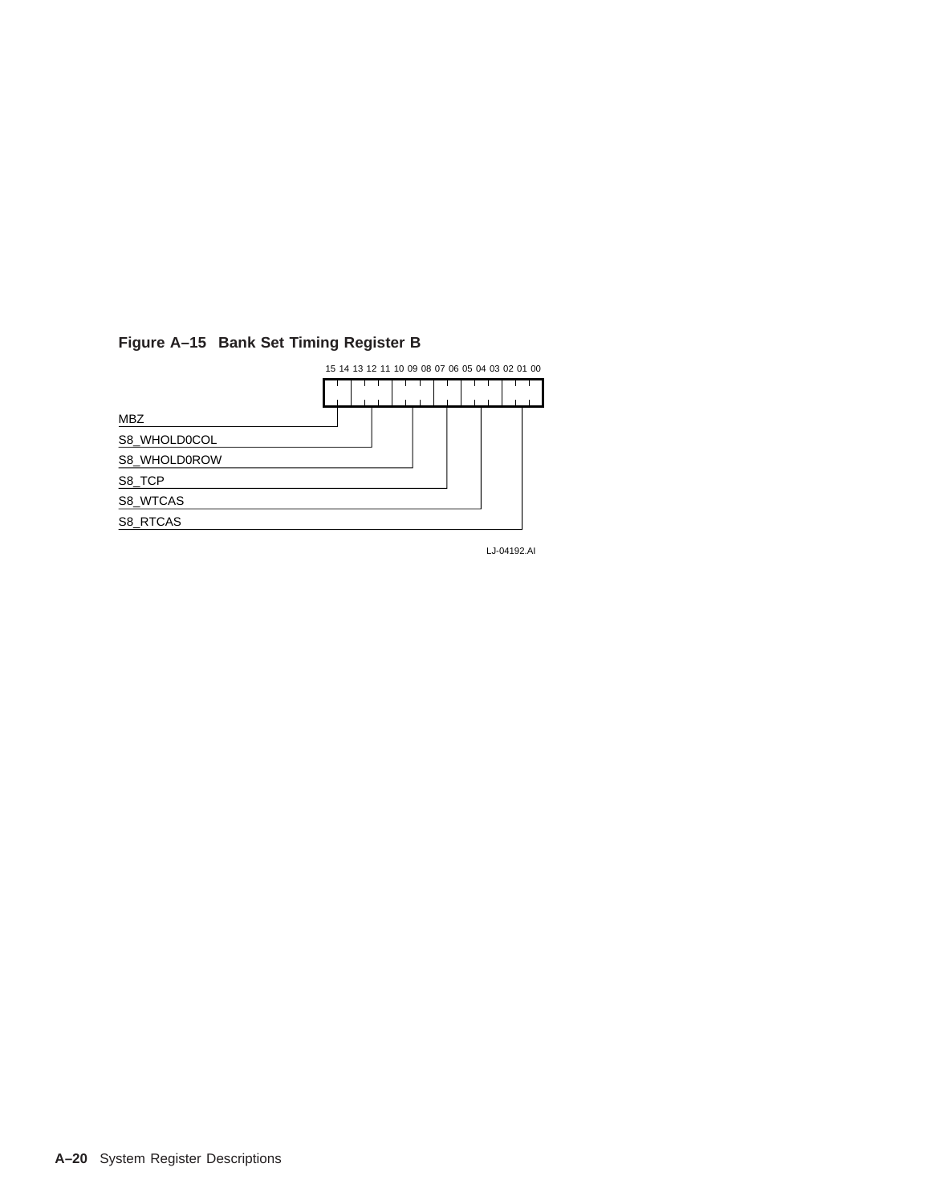**Figure A–15 Bank Set Timing Register B**

15 14 13 12 11 10 09 08 07 06 05 04 03 02 01 00

MBZ

S8_WHOLD0COL

S8_WHOLD0ROW

S8_TCP

S8_WTCAS

S8_RTCAS

LJ-04192.AI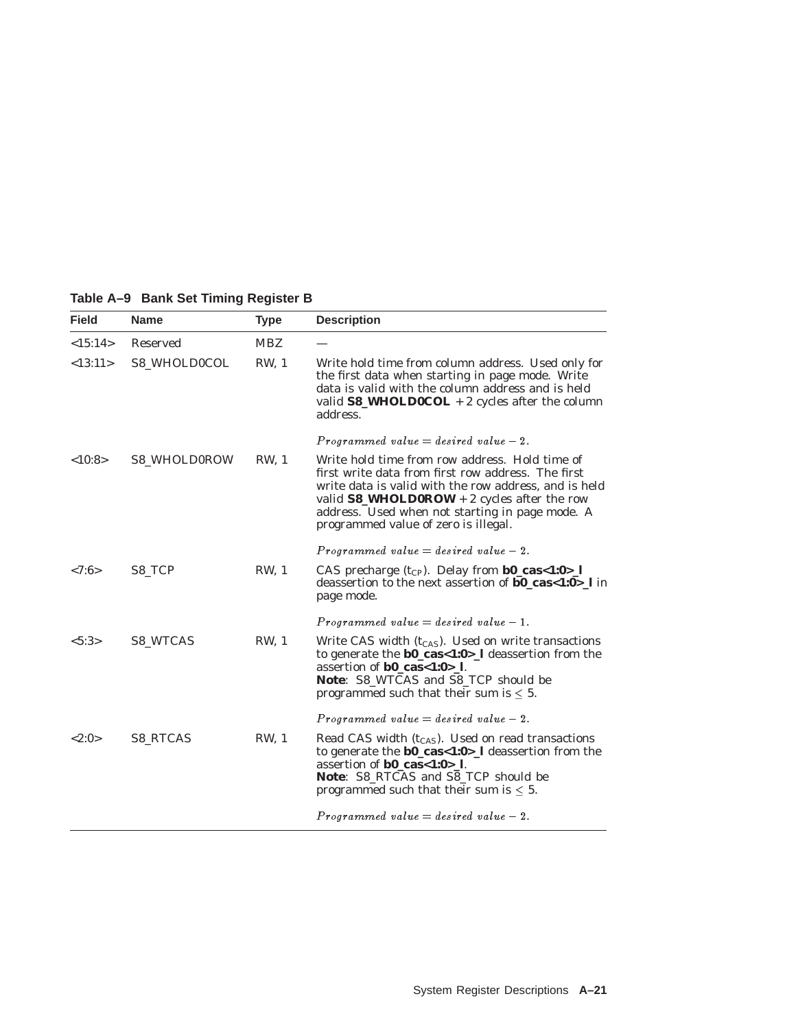**Table A–9 Bank Set Timing Register B**

| Field | Name | Type | Description |
|---|---|---|---|
| <15:14> | Reserved | MBZ | — |
| <13:11> | S8_WHOLD0COL | RW, 1 | Write hold time from column address. Used only for the first data when starting in page mode. Write data is valid with the column address and is held valid **S8_WHOLD0COL** + 2 cycles after the column address. <br><br> $Programmed\ value = desired\ value - 2.$ |
| <10:8> | S8_WHOLD0ROW | RW, 1 | Write hold time from row address. Hold time of first write data from first row address. The first write data is valid with the row address, and is held valid **S8_WHOLD0ROW** + 2 cycles after the row address. Used when not starting in page mode. A programmed value of zero is illegal. <br><br> $Programmed\ value = desired\ value - 2.$ |
| <7:6> | S8_TCP | RW, 1 | CAS precharge ($t_{CP}$). Delay from **b0_cas<1:0>_l** deassertion to the next assertion of **b0_cas<1:0>_l** in page mode. <br><br> $Programmed\ value = desired\ value - 1.$ |
| <5:3> | S8_WTCAS | RW, 1 | Write CAS width ($t_{CAS}$). Used on write transactions to generate the **b0_cas<1:0>_l** deassertion from the assertion of **b0_cas<1:0>_l**. <br> **Note**: S8_WTCAS and S8_TCP should be programmed such that their sum is $\leq$ 5. <br><br> $Programmed\ value = desired\ value - 2.$ |
| <2:0> | S8_RTCAS | RW, 1 | Read CAS width ($t_{CAS}$). Used on read transactions to generate the **b0_cas<1:0>_l** deassertion from the assertion of **b0_cas<1:0>_l**. <br> **Note**: S8_RTCAS and S8_TCP should be programmed such that their sum is $\leq$ 5. <br><br> $Programmed\ value = desired\ value - 2.$ |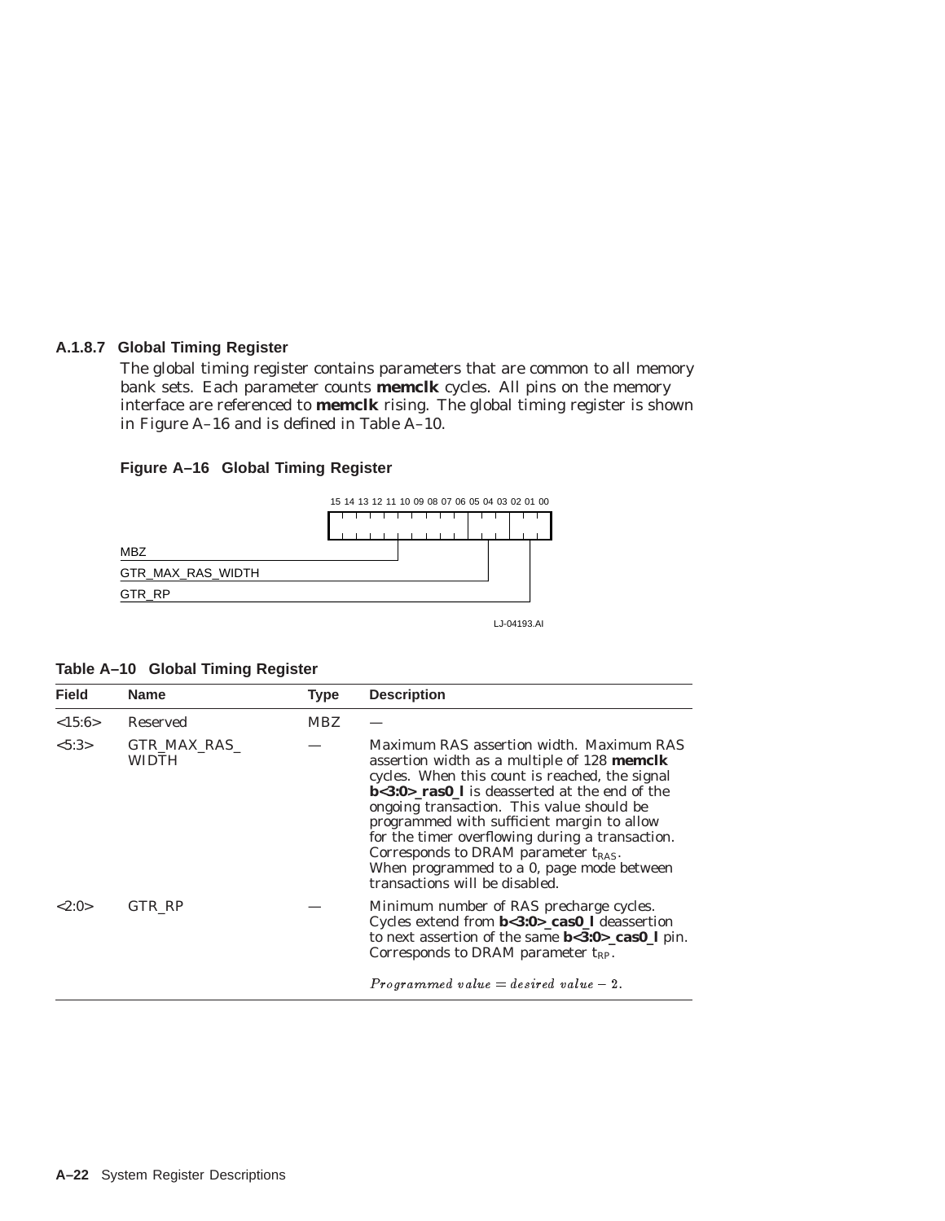### A.1.8.7 Global Timing Register

The global timing register contains parameters that are common to all memory bank sets. Each parameter counts **memclk** cycles. All pins on the memory interface are referenced to **memclk** rising. The global timing register is shown in Figure A–16 and is defined in Table A–10.

**Figure A–16 Global Timing Register**

```
15 14 13 12 11 10 09 08 07 06 05 04 03 02 01 00
MBZ
GTR_MAX_RAS_WIDTH
GTR_RP
```

LJ-04193.AI

**Table A–10 Global Timing Register**

| Field | Name | Type | Description |
|---|---|---|---|
| <15:6> | Reserved | MBZ | — |
| <5:3> | GTR_MAX_RAS_WIDTH | — | Maximum RAS assertion width. Maximum RAS assertion width as a multiple of 128 **memclk** cycles. When this count is reached, the signal **b<3:0>_ras0_l** is deasserted at the end of the ongoing transaction. This value should be programmed with sufficient margin to allow for the timer overflowing during a transaction. Corresponds to DRAM parameter $t_{RAS}$. When programmed to a 0, page mode between transactions will be disabled. |
| <2:0> | GTR_RP | — | Minimum number of RAS precharge cycles. Cycles extend from **b<3:0>_cas0_l** deassertion to next assertion of the same **b<3:0>_cas0_l** pin. Corresponds to DRAM parameter $t_{RP}$. $Programmed\ value = desired\ value - 2.$ |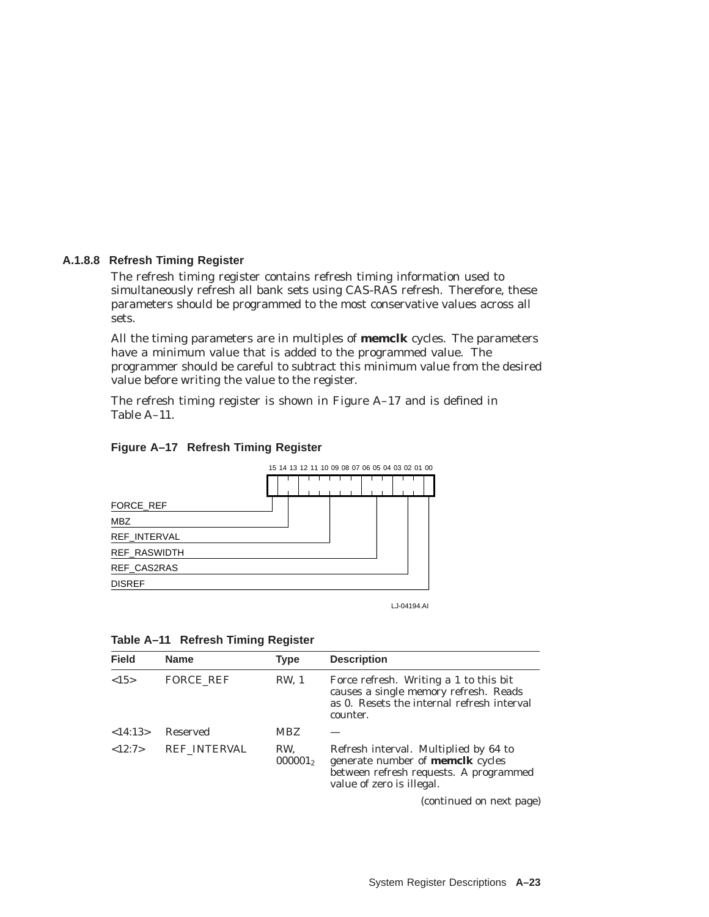### A.1.8.8 Refresh Timing Register

The refresh timing register contains refresh timing information used to simultaneously refresh all bank sets using CAS-RAS refresh. Therefore, these parameters should be programmed to the most conservative values across all sets.

All the timing parameters are in multiples of **memclk** cycles. The parameters have a minimum value that is added to the programmed value. The programmer should be careful to subtract this minimum value from the desired value before writing the value to the register.

The refresh timing register is shown in Figure A–17 and is defined in Table A–11.

**Figure A–17 Refresh Timing Register**

15 14 13 12 11 10 09 08 07 06 05 04 03 02 01 00

FORCE_REF
MBZ
REF_INTERVAL
REF_RASWIDTH
REF_CAS2RAS
DISREF

LJ-04194.AI

**Table A–11 Refresh Timing Register**

| Field | Name | Type | Description |
|---|---|---|---|
| <15> | FORCE_REF | RW, 1 | Force refresh. Writing a 1 to this bit causes a single memory refresh. Reads as 0. Resets the internal refresh interval counter. |
| <14:13> | Reserved | MBZ | — |
| <12:7> | REF_INTERVAL | RW, $000001_2$ | Refresh interval. Multiplied by 64 to generate number of **memclk** cycles between refresh requests. A programmed value of zero is illegal. |

(continued on next page)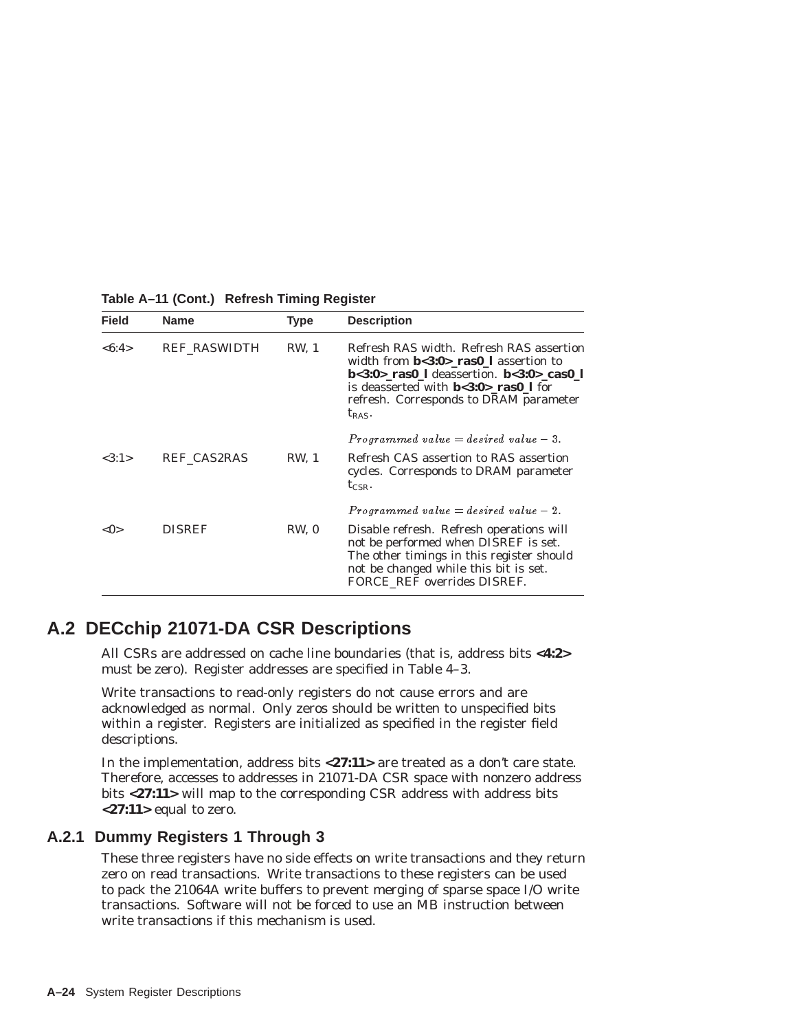**Table A–11 (Cont.) Refresh Timing Register**

| Field | Name | Type | Description |
|---|---|---|---|
| <6:4> | REF_RASWIDTH | RW, 1 | Refresh RAS width. Refresh RAS assertion width from **b<3:0>_ras0_l** assertion to **b<3:0>_ras0_l** deassertion. **b<3:0>_cas0_l** is deasserted with **b<3:0>_ras0_l** for refresh. Corresponds to DRAM parameter $t_{RAS}$. $Programmed\ value = desired\ value - 3.$ |
| <3:1> | REF_CAS2RAS | RW, 1 | Refresh CAS assertion to RAS assertion cycles. Corresponds to DRAM parameter $t_{CSR}$. $Programmed\ value = desired\ value - 2.$ |
| <0> | DISREF | RW, 0 | Disable refresh. Refresh operations will not be performed when DISREF is set. The other timings in this register should not be changed while this bit is set. FORCE_REF overrides DISREF. |

## A.2 DECchip 21071-DA CSR Descriptions

All CSRs are addressed on cache line boundaries (that is, address bits **<4:2>** must be zero). Register addresses are specified in Table 4–3.

Write transactions to read-only registers do not cause errors and are acknowledged as normal. Only zeros should be written to unspecified bits within a register. Registers are initialized as specified in the register field descriptions.

In the implementation, address bits **<27:11>** are treated as a don't care state. Therefore, accesses to addresses in 21071-DA CSR space with nonzero address bits **<27:11>** will map to the corresponding CSR address with address bits **<27:11>** equal to zero.

### A.2.1 Dummy Registers 1 Through 3

These three registers have no side effects on write transactions and they return zero on read transactions. Write transactions to these registers can be used to pack the 21064A write buffers to prevent merging of sparse space I/O write transactions. Software will not be forced to use an MB instruction between write transactions if this mechanism is used.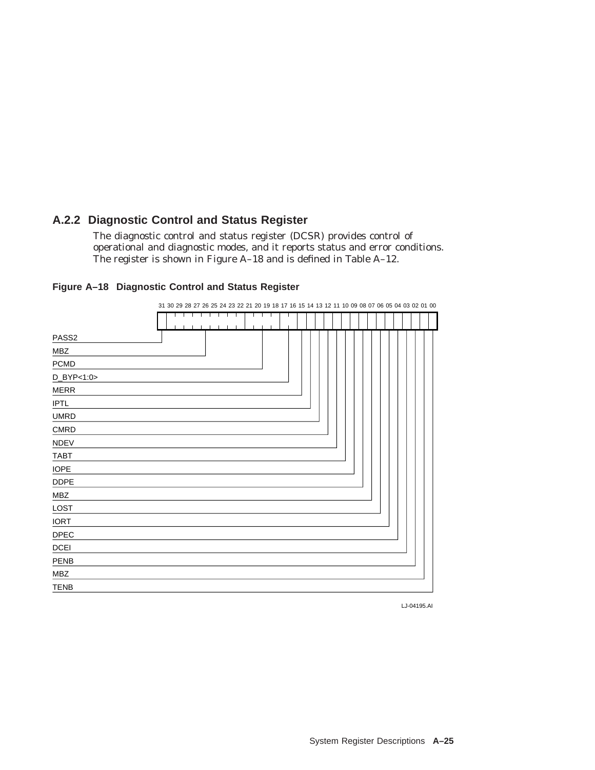## A.2.2 Diagnostic Control and Status Register

The diagnostic control and status register (DCSR) provides control of operational and diagnostic modes, and it reports status and error conditions. The register is shown in Figure A–18 and is defined in Table A–12.

**Figure A–18 Diagnostic Control and Status Register**

31 30 29 28 27 26 25 24 23 22 21 20 19 18 17 16 15 14 13 12 11 10 09 08 07 06 05 04 03 02 01 00

PASS2
MBZ
PCMD
D_BYP<1:0>
MERR
IPTL
UMRD
CMRD
NDEV
TABT
IOPE
DDPE
MBZ
LOST
IORT
DPEC
DCEI
PENB
MBZ
TENB

LJ-04195.AI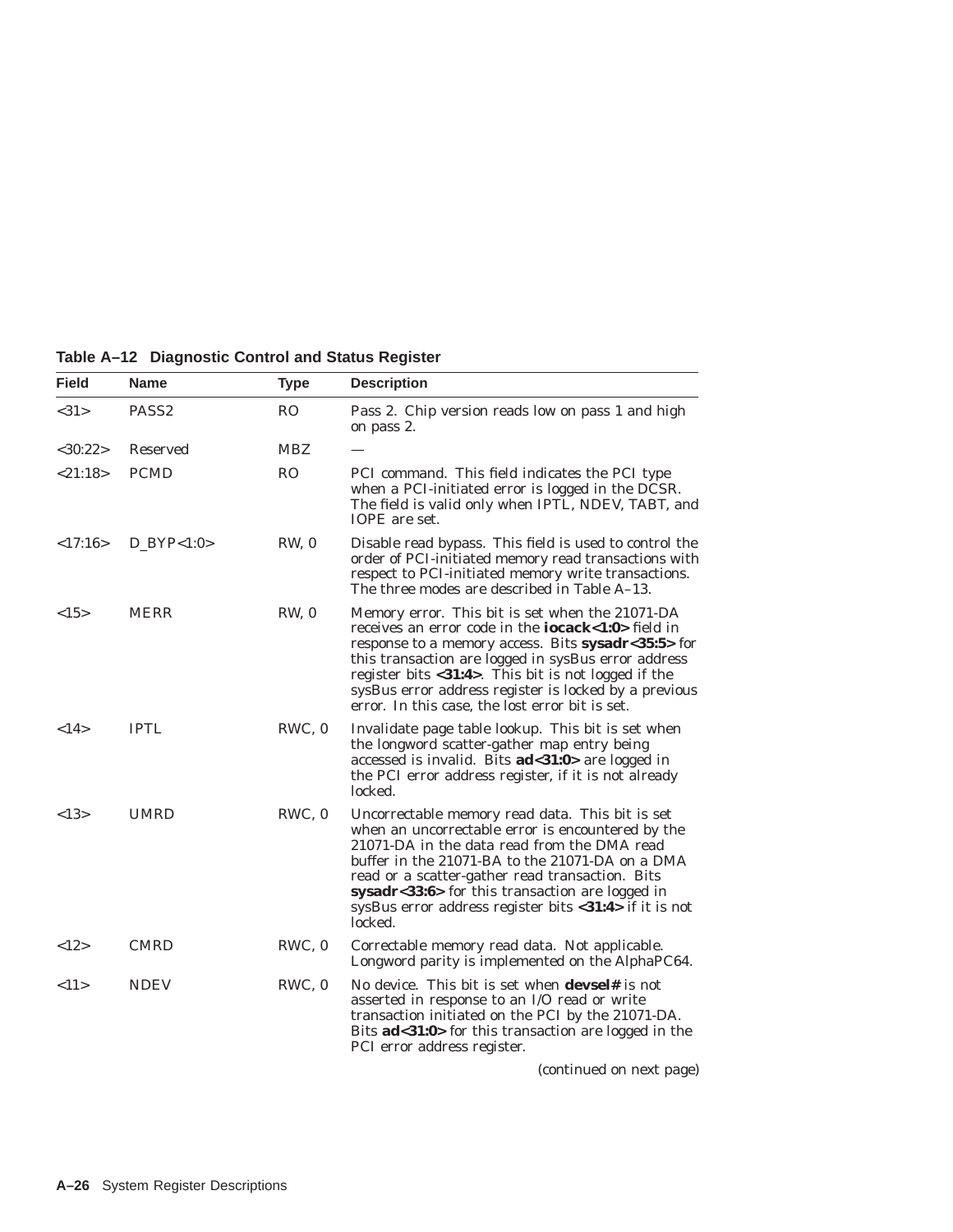**Table A–12 Diagnostic Control and Status Register**

| Field | Name | Type | Description |
|---|---|---|---|
| <31> | PASS2 | RO | Pass 2. Chip version reads low on pass 1 and high on pass 2. |
| <30:22> | Reserved | MBZ | — |
| <21:18> | PCMD | RO | PCI command. This field indicates the PCI type when a PCI-initiated error is logged in the DCSR. The field is valid only when IPTL, NDEV, TABT, and IOPE are set. |
| <17:16> | D_BYP<1:0> | RW, 0 | Disable read bypass. This field is used to control the order of PCI-initiated memory read transactions with respect to PCI-initiated memory write transactions. The three modes are described in Table A–13. |
| <15> | MERR | RW, 0 | Memory error. This bit is set when the 21071-DA receives an error code in the **iocack<1:0>** field in response to a memory access. Bits **sysadr<35:5>** for this transaction are logged in sysBus error address register bits **<31:4>**. This bit is not logged if the sysBus error address register is locked by a previous error. In this case, the lost error bit is set. |
| <14> | IPTL | RWC, 0 | Invalidate page table lookup. This bit is set when the longword scatter-gather map entry being accessed is invalid. Bits **ad<31:0>** are logged in the PCI error address register, if it is not already locked. |
| <13> | UMRD | RWC, 0 | Uncorrectable memory read data. This bit is set when an uncorrectable error is encountered by the 21071-DA in the data read from the DMA read buffer in the 21071-BA to the 21071-DA on a DMA read or a scatter-gather read transaction. Bits **sysadr<33:6>** for this transaction are logged in sysBus error address register bits **<31:4>** if it is not locked. |
| <12> | CMRD | RWC, 0 | Correctable memory read data. Not applicable. Longword parity is implemented on the AlphaPC64. |
| <11> | NDEV | RWC, 0 | No device. This bit is set when **devsel#** is not asserted in response to an I/O read or write transaction initiated on the PCI by the 21071-DA. Bits **ad<31:0>** for this transaction are logged in the PCI error address register. |

*(continued on next page)*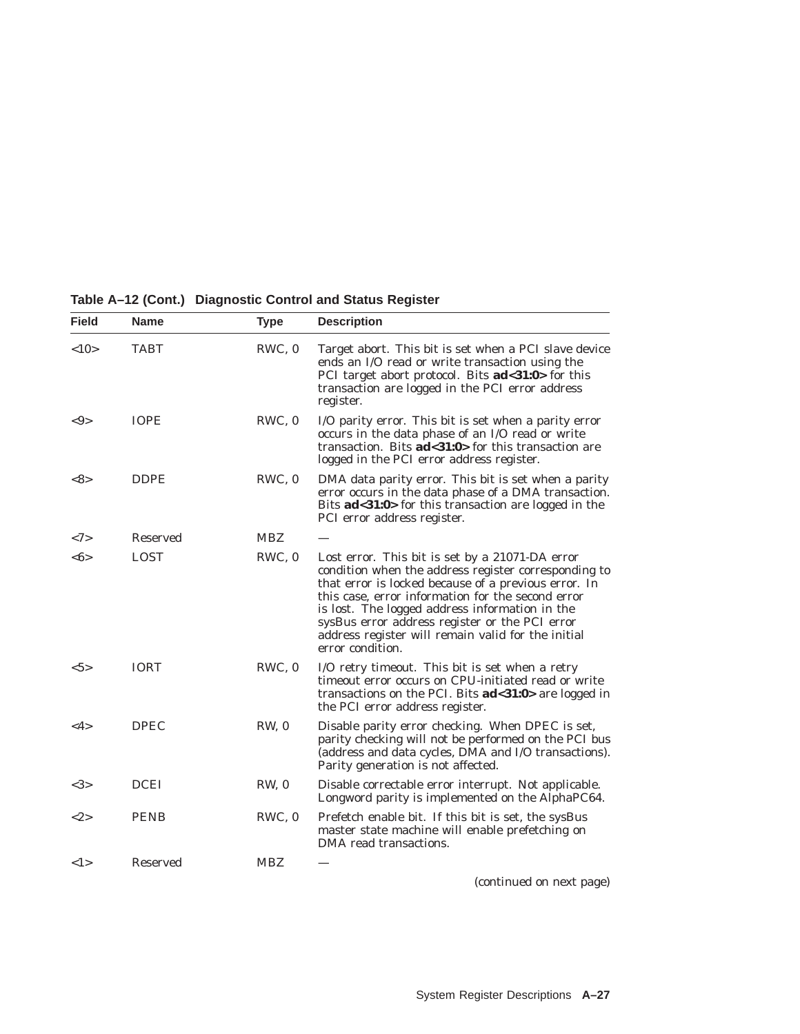**Table A–12 (Cont.) Diagnostic Control and Status Register**

| Field | Name | Type | Description |
|---|---|---|---|
| <10> | TABT | RWC, 0 | Target abort. This bit is set when a PCI slave device ends an I/O read or write transaction using the PCI target abort protocol. Bits **ad<31:0>** for this transaction are logged in the PCI error address register. |
| <9> | IOPE | RWC, 0 | I/O parity error. This bit is set when a parity error occurs in the data phase of an I/O read or write transaction. Bits **ad<31:0>** for this transaction are logged in the PCI error address register. |
| <8> | DDPE | RWC, 0 | DMA data parity error. This bit is set when a parity error occurs in the data phase of a DMA transaction. Bits **ad<31:0>** for this transaction are logged in the PCI error address register. |
| <7> | Reserved | MBZ | — |
| <6> | LOST | RWC, 0 | Lost error. This bit is set by a 21071-DA error condition when the address register corresponding to that error is locked because of a previous error. In this case, error information for the second error is lost. The logged address information in the sysBus error address register or the PCI error address register will remain valid for the initial error condition. |
| <5> | IORT | RWC, 0 | I/O retry timeout. This bit is set when a retry timeout error occurs on CPU-initiated read or write transactions on the PCI. Bits **ad<31:0>** are logged in the PCI error address register. |
| <4> | DPEC | RW, 0 | Disable parity error checking. When DPEC is set, parity checking will not be performed on the PCI bus (address and data cycles, DMA and I/O transactions). Parity generation is not affected. |
| <3> | DCEI | RW, 0 | Disable correctable error interrupt. Not applicable. Longword parity is implemented on the AlphaPC64. |
| <2> | PENB | RWC, 0 | Prefetch enable bit. If this bit is set, the sysBus master state machine will enable prefetching on DMA read transactions. |
| <1> | Reserved | MBZ | — |

(continued on next page)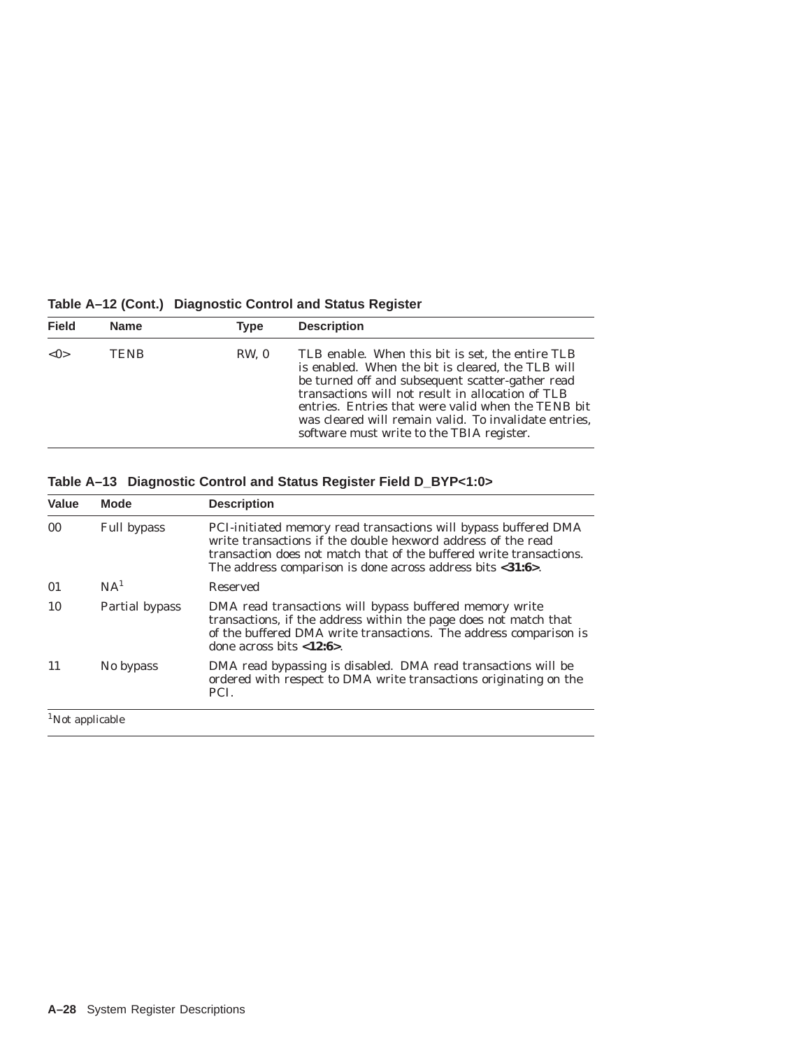**Table A–12 (Cont.) Diagnostic Control and Status Register**

| Field | Name | Type | Description |
|---|---|---|---|
| <0> | TENB | RW, 0 | TLB enable. When this bit is set, the entire TLB is enabled. When the bit is cleared, the TLB will be turned off and subsequent scatter-gather read transactions will not result in allocation of TLB entries. Entries that were valid when the TENB bit was cleared will remain valid. To invalidate entries, software must write to the TBIA register. |

**Table A–13 Diagnostic Control and Status Register Field D_BYP<1:0>**

| Value | Mode | Description |
|---|---|---|
| 00 | Full bypass | PCI-initiated memory read transactions will bypass buffered DMA write transactions if the double hexword address of the read transaction does not match that of the buffered write transactions. The address comparison is done across address bits **<31:6>**. |
| 01 | NA[1] | Reserved |
| 10 | Partial bypass | DMA read transactions will bypass buffered memory write transactions, if the address within the page does not match that of the buffered DMA write transactions. The address comparison is done across bits **<12:6>**. |
| 11 | No bypass | DMA read bypassing is disabled. DMA read transactions will be ordered with respect to DMA write transactions originating on the PCI. |

[1]Not applicable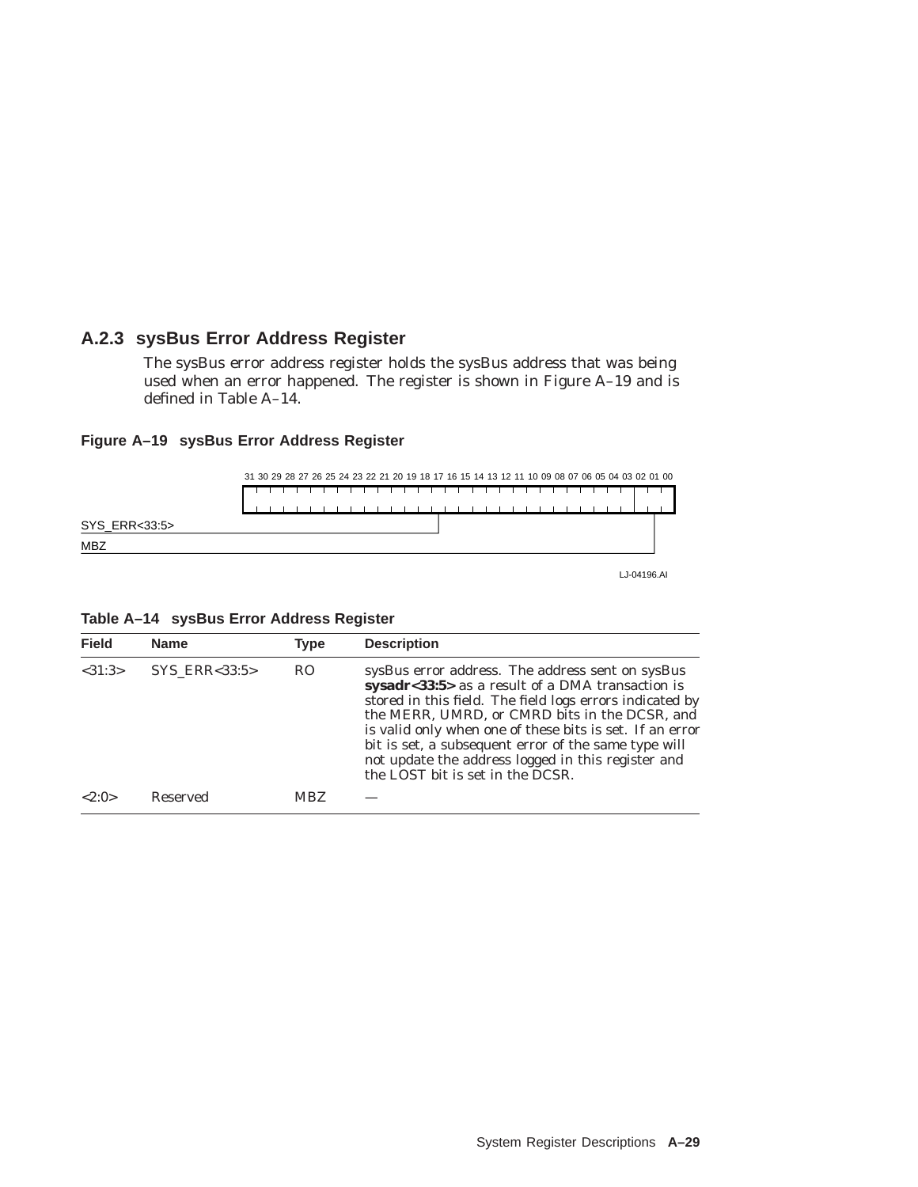### A.2.3 sysBus Error Address Register

The sysBus error address register holds the sysBus address that was being used when an error happened. The register is shown in Figure A–19 and is defined in Table A–14.

**Figure A–19 sysBus Error Address Register**

31 30 29 28 27 26 25 24 23 22 21 20 19 18 17 16 15 14 13 12 11 10 09 08 07 06 05 04 03 02 01 00

SYS_ERR<33:5>

MBZ

LJ-04196.AI

**Table A–14 sysBus Error Address Register**

| Field | Name | Type | Description |
|---|---|---|---|
| <31:3> | SYS_ERR<33:5> | RO | sysBus error address. The address sent on sysBus **sysadr<33:5>** as a result of a DMA transaction is stored in this field. The field logs errors indicated by the MERR, UMRD, or CMRD bits in the DCSR, and is valid only when one of these bits is set. If an error bit is set, a subsequent error of the same type will not update the address logged in this register and the LOST bit is set in the DCSR. |
| <2:0> | Reserved | MBZ | — |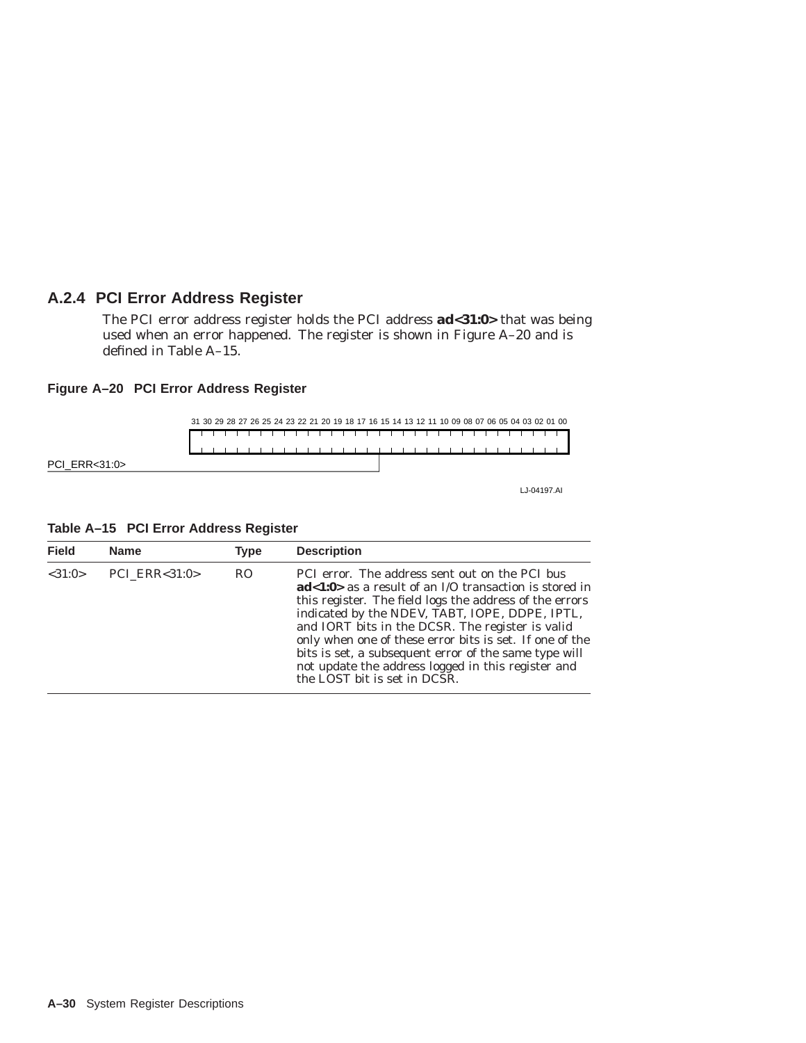### A.2.4 PCI Error Address Register

The PCI error address register holds the PCI address **ad<31:0>** that was being used when an error happened. The register is shown in Figure A–20 and is defined in Table A–15.

**Figure A–20 PCI Error Address Register**

31 30 29 28 27 26 25 24 23 22 21 20 19 18 17 16 15 14 13 12 11 10 09 08 07 06 05 04 03 02 01 00

PCI_ERR<31:0>

LJ-04197.AI

**Table A–15 PCI Error Address Register**

| Field | Name | Type | Description |
|---|---|---|---|
| <31:0> | PCI_ERR<31:0> | RO | PCI error. The address sent out on the PCI bus **ad<1:0>** as a result of an I/O transaction is stored in this register. The field logs the address of the errors indicated by the NDEV, TABT, IOPE, DDPE, IPTL, and IORT bits in the DCSR. The register is valid only when one of these error bits is set. If one of the bits is set, a subsequent error of the same type will not update the address logged in this register and the LOST bit is set in DCSR. |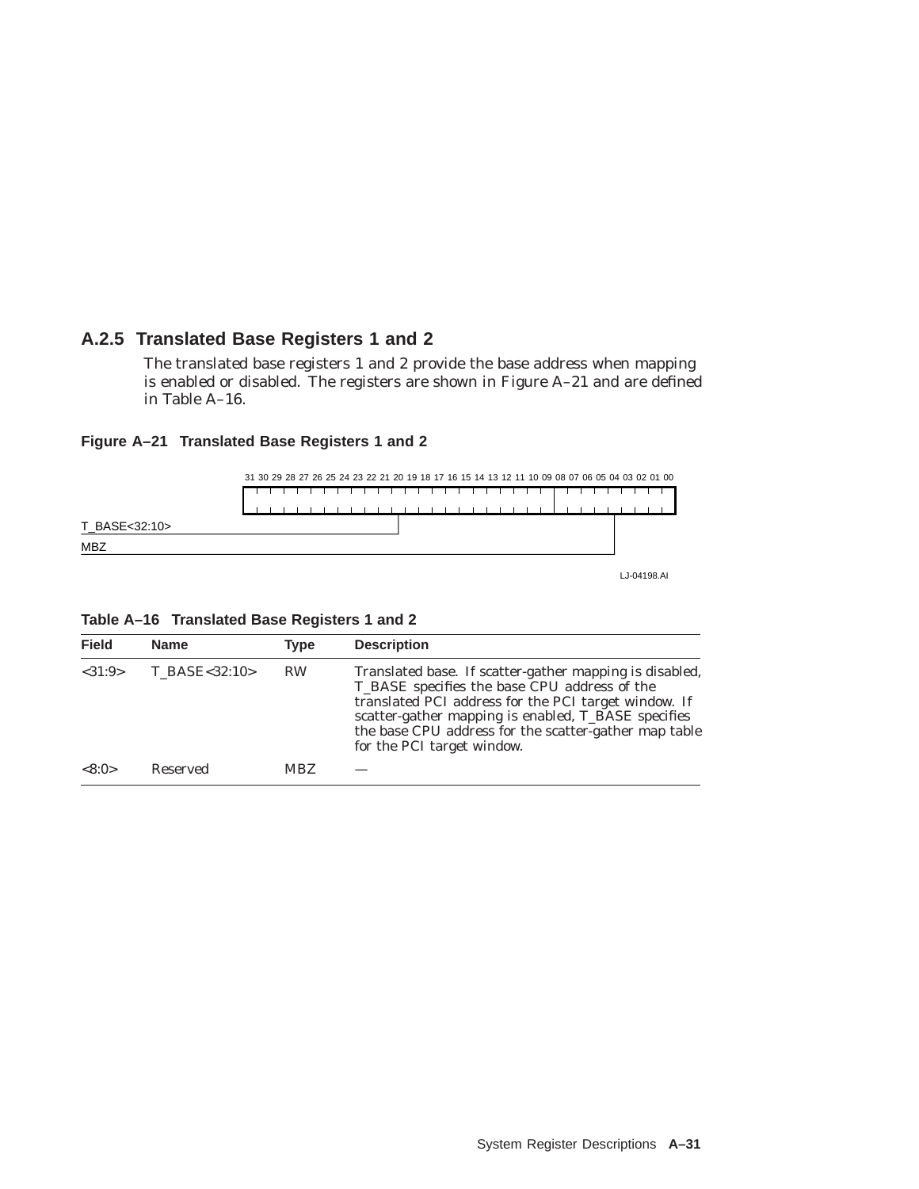### A.2.5 Translated Base Registers 1 and 2

The translated base registers 1 and 2 provide the base address when mapping is enabled or disabled. The registers are shown in Figure A–21 and are defined in Table A–16.

**Figure A–21 Translated Base Registers 1 and 2**

31 30 29 28 27 26 25 24 23 22 21 20 19 18 17 16 15 14 13 12 11 10 09 08 07 06 05 04 03 02 01 00

T_BASE<32:10>

MBZ

LJ-04198.AI

**Table A–16 Translated Base Registers 1 and 2**

| Field | Name | Type | Description |
|---|---|---|---|
| <31:9> | T_BASE<32:10> | RW | Translated base. If scatter-gather mapping is disabled, T_BASE specifies the base CPU address of the translated PCI address for the PCI target window. If scatter-gather mapping is enabled, T_BASE specifies the base CPU address for the scatter-gather map table for the PCI target window. |
| <8:0> | Reserved | MBZ | — |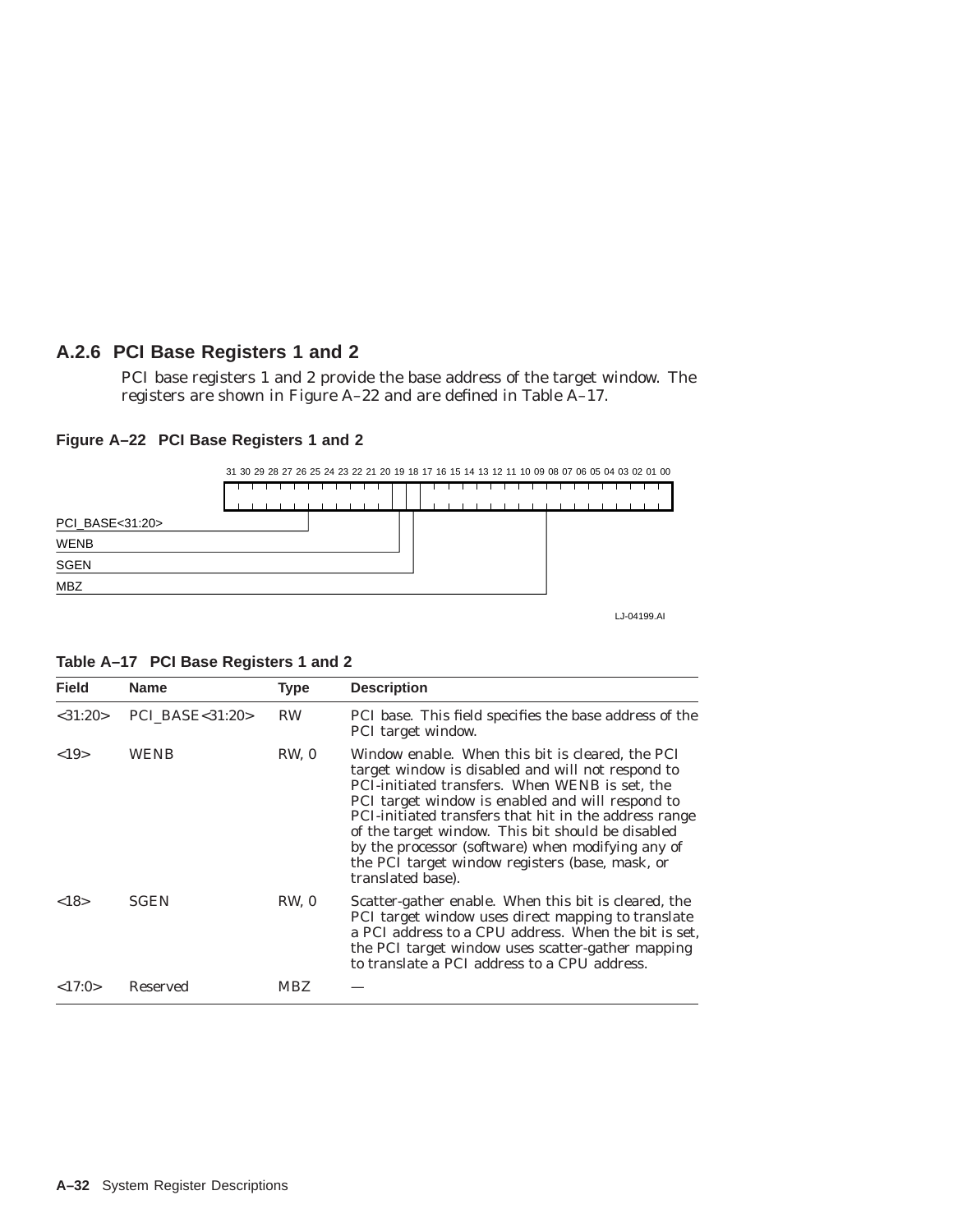### A.2.6 PCI Base Registers 1 and 2

PCI base registers 1 and 2 provide the base address of the target window. The registers are shown in Figure A–22 and are defined in Table A–17.

**Figure A–22 PCI Base Registers 1 and 2**

31 30 29 28 27 26 25 24 23 22 21 20 19 18 17 16 15 14 13 12 11 10 09 08 07 06 05 04 03 02 01 00

PCI_BASE<31:20>

WENB

SGEN

MBZ

LJ-04199.AI

**Table A–17 PCI Base Registers 1 and 2**

| Field | Name | Type | Description |
|---|---|---|---|
| <31:20> | PCI_BASE<31:20> | RW | PCI base. This field specifies the base address of the PCI target window. |
| <19> | WENB | RW, 0 | Window enable. When this bit is cleared, the PCI target window is disabled and will not respond to PCI-initiated transfers. When WENB is set, the PCI target window is enabled and will respond to PCI-initiated transfers that hit in the address range of the target window. This bit should be disabled by the processor (software) when modifying any of the PCI target window registers (base, mask, or translated base). |
| <18> | SGEN | RW, 0 | Scatter-gather enable. When this bit is cleared, the PCI target window uses direct mapping to translate a PCI address to a CPU address. When the bit is set, the PCI target window uses scatter-gather mapping to translate a PCI address to a CPU address. |
| <17:0> | Reserved | MBZ | — |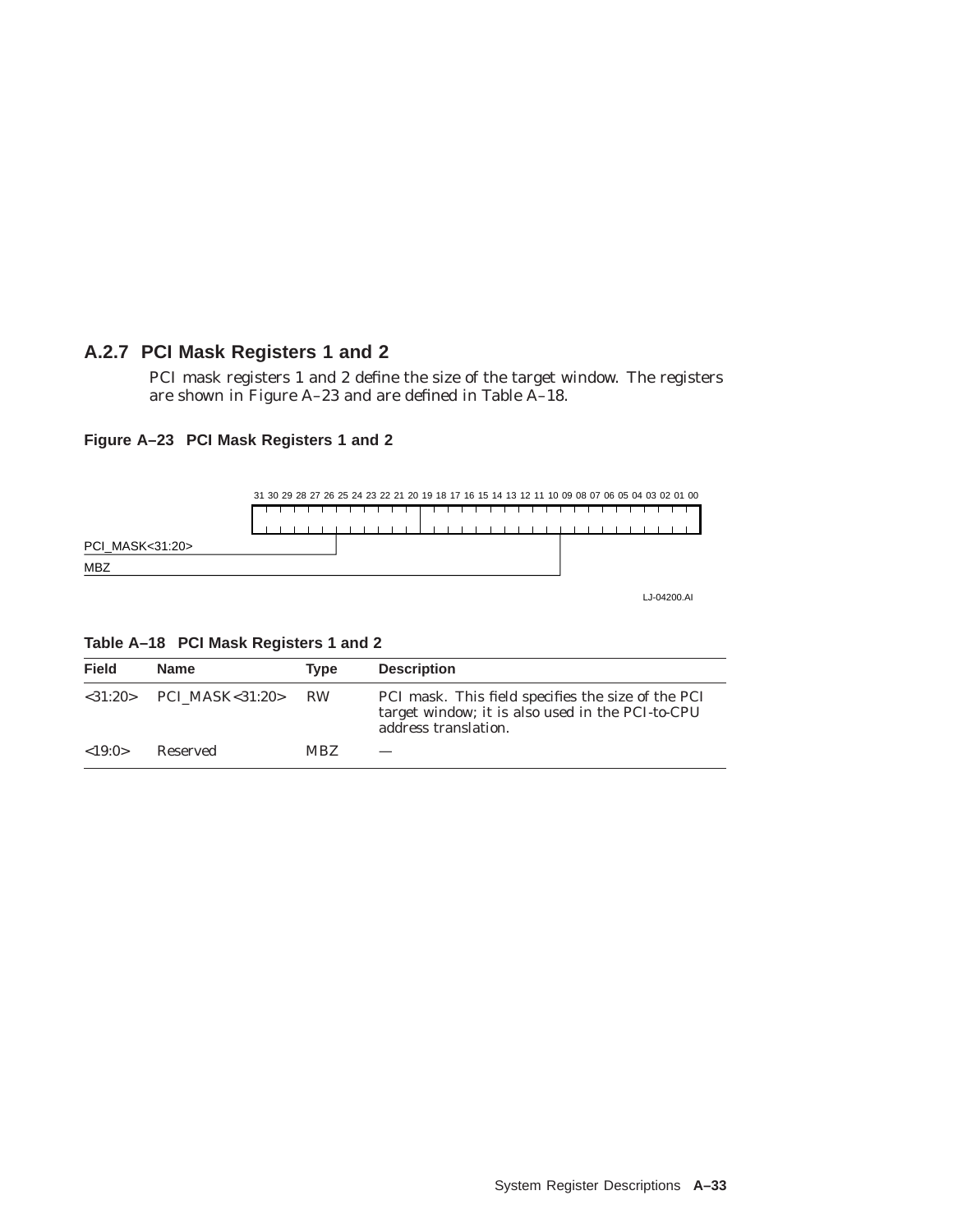### A.2.7 PCI Mask Registers 1 and 2

PCI mask registers 1 and 2 define the size of the target window. The registers are shown in Figure A–23 and are defined in Table A–18.

**Figure A–23 PCI Mask Registers 1 and 2**

31 30 29 28 27 26 25 24 23 22 21 20 19 18 17 16 15 14 13 12 11 10 09 08 07 06 05 04 03 02 01 00

PCI_MASK<31:20>

MBZ

LJ-04200.AI

**Table A–18 PCI Mask Registers 1 and 2**

| Field | Name | Type | Description |
|---|---|---|---|
| <31:20> | PCI_MASK<31:20> | RW | PCI mask. This field specifies the size of the PCI target window; it is also used in the PCI-to-CPU address translation. |
| <19:0> | Reserved | MBZ | — |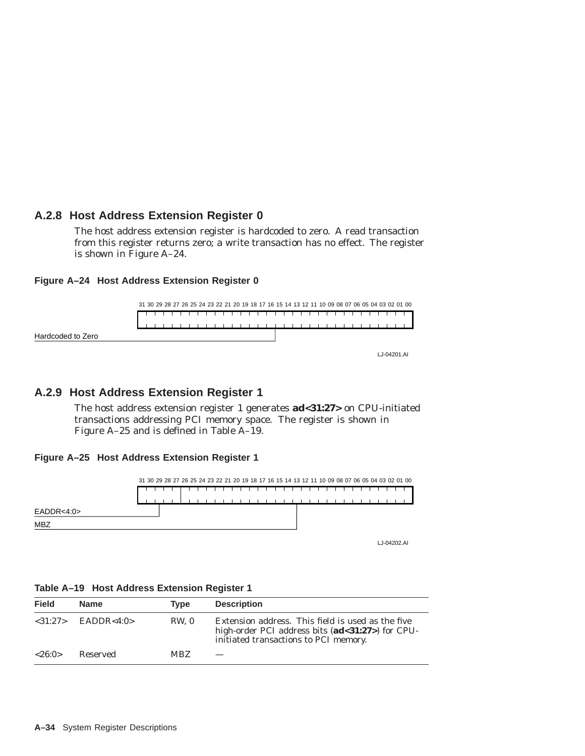### A.2.8 Host Address Extension Register 0

The host address extension register is hardcoded to zero. A read transaction from this register returns zero; a write transaction has no effect. The register is shown in Figure A–24.

**Figure A–24 Host Address Extension Register 0**

31 30 29 28 27 26 25 24 23 22 21 20 19 18 17 16 15 14 13 12 11 10 09 08 07 06 05 04 03 02 01 00

Hardcoded to Zero

LJ-04201.AI

### A.2.9 Host Address Extension Register 1

The host address extension register 1 generates **ad<31:27>** on CPU-initiated transactions addressing PCI memory space. The register is shown in Figure A–25 and is defined in Table A–19.

**Figure A–25 Host Address Extension Register 1**

31 30 29 28 27 26 25 24 23 22 21 20 19 18 17 16 15 14 13 12 11 10 09 08 07 06 05 04 03 02 01 00

EADDR<4:0>

MBZ

LJ-04202.AI

**Table A–19 Host Address Extension Register 1**

| Field | Name | Type | Description |
|---|---|---|---|
| <31:27> | EADDR<4:0> | RW, 0 | Extension address. This field is used as the five high-order PCI address bits (**ad<31:27>**) for CPU-initiated transactions to PCI memory. |
| <26:0> | Reserved | MBZ | — |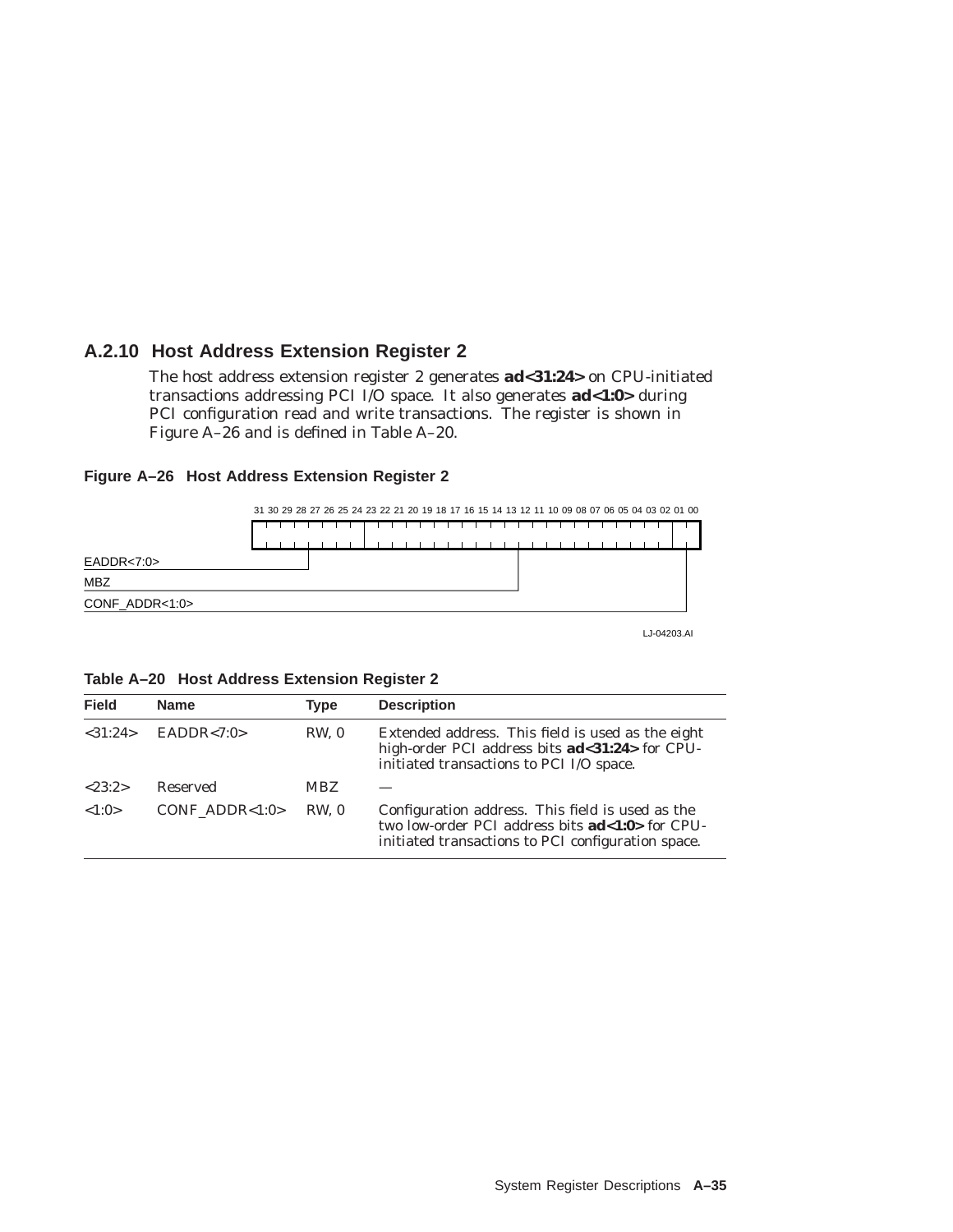### A.2.10 Host Address Extension Register 2

The host address extension register 2 generates **ad<31:24>** on CPU-initiated transactions addressing PCI I/O space. It also generates **ad<1:0>** during PCI configuration read and write transactions. The register is shown in Figure A–26 and is defined in Table A–20.

**Figure A–26 Host Address Extension Register 2**

31 30 29 28 27 26 25 24 23 22 21 20 19 18 17 16 15 14 13 12 11 10 09 08 07 06 05 04 03 02 01 00

EADDR<7:0>

MBZ

CONF_ADDR<1:0>

LJ-04203.AI

**Table A–20 Host Address Extension Register 2**

| Field | Name | Type | Description |
|---|---|---|---|
| <31:24> | EADDR<7:0> | RW, 0 | Extended address. This field is used as the eight high-order PCI address bits **ad<31:24>** for CPU-initiated transactions to PCI I/O space. |
| <23:2> | Reserved | MBZ | — |
| <1:0> | CONF_ADDR<1:0> | RW, 0 | Configuration address. This field is used as the two low-order PCI address bits **ad<1:0>** for CPU-initiated transactions to PCI configuration space. |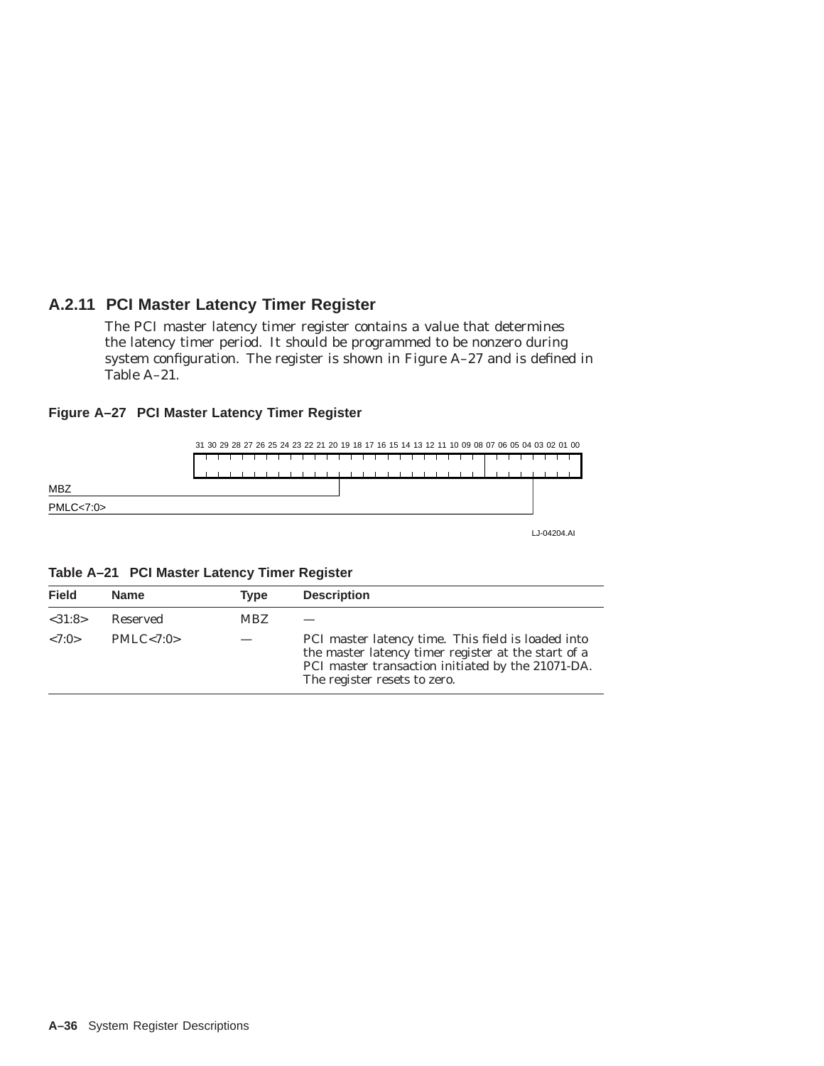### A.2.11 PCI Master Latency Timer Register

The PCI master latency timer register contains a value that determines the latency timer period. It should be programmed to be nonzero during system configuration. The register is shown in Figure A–27 and is defined in Table A–21.

**Figure A–27 PCI Master Latency Timer Register**

31 30 29 28 27 26 25 24 23 22 21 20 19 18 17 16 15 14 13 12 11 10 09 08 07 06 05 04 03 02 01 00

MBZ

PMLC<7:0>

LJ-04204.AI

**Table A–21 PCI Master Latency Timer Register**

| Field | Name | Type | Description |
|---|---|---|---|
| <31:8> | Reserved | MBZ | — |
| <7:0> | PMLC<7:0> | — | PCI master latency time. This field is loaded into the master latency timer register at the start of a PCI master transaction initiated by the 21071-DA. The register resets to zero. |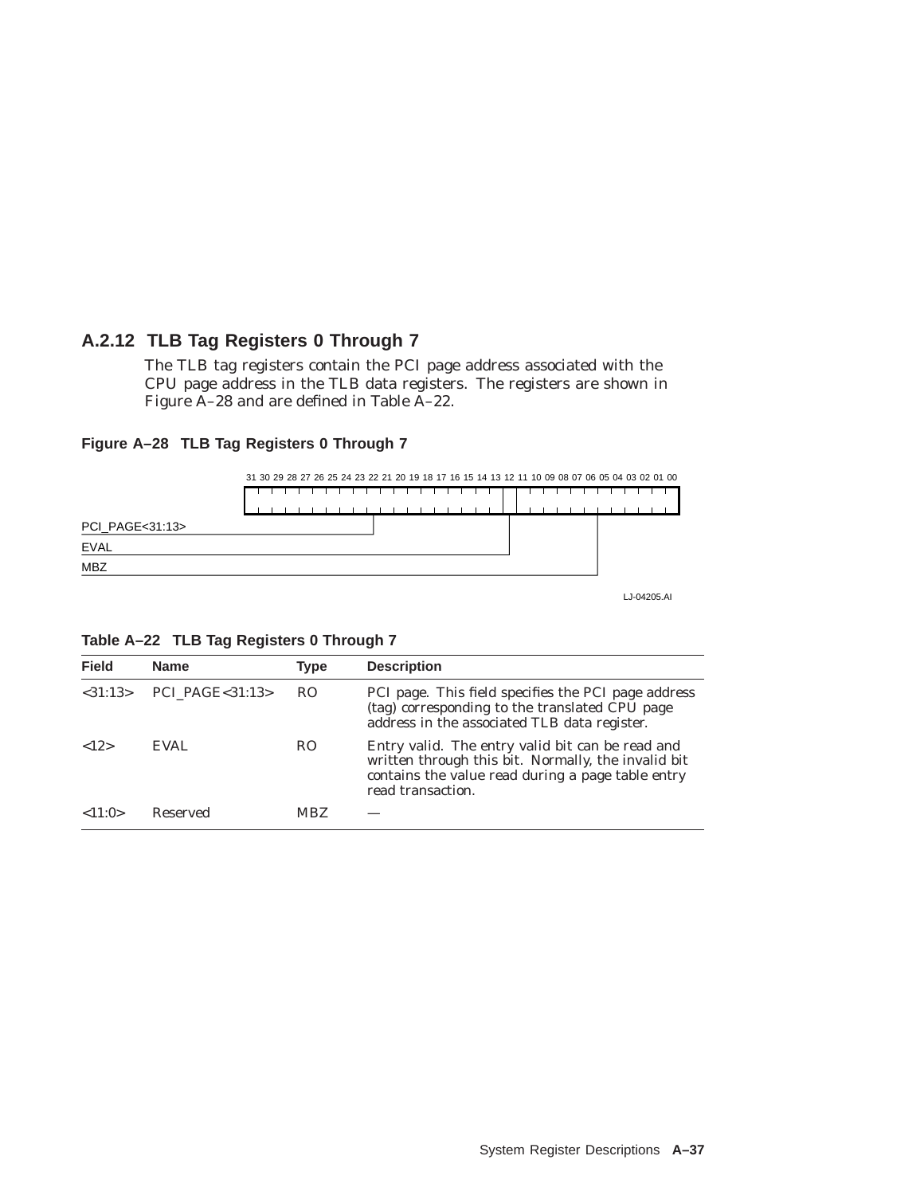## A.2.12 TLB Tag Registers 0 Through 7

The TLB tag registers contain the PCI page address associated with the CPU page address in the TLB data registers. The registers are shown in Figure A–28 and are defined in Table A–22.

**Figure A–28 TLB Tag Registers 0 Through 7**

31 30 29 28 27 26 25 24 23 22 21 20 19 18 17 16 15 14 13 12 11 10 09 08 07 06 05 04 03 02 01 00

PCI_PAGE<31:13>

EVAL

MBZ

LJ-04205.AI

**Table A–22 TLB Tag Registers 0 Through 7**

| Field | Name | Type | Description |
|---|---|---|---|
| <31:13> | PCI_PAGE<31:13> | RO | PCI page. This field specifies the PCI page address (tag) corresponding to the translated CPU page address in the associated TLB data register. |
| <12> | EVAL | RO | Entry valid. The entry valid bit can be read and written through this bit. Normally, the invalid bit contains the value read during a page table entry read transaction. |
| <11:0> | Reserved | MBZ | — |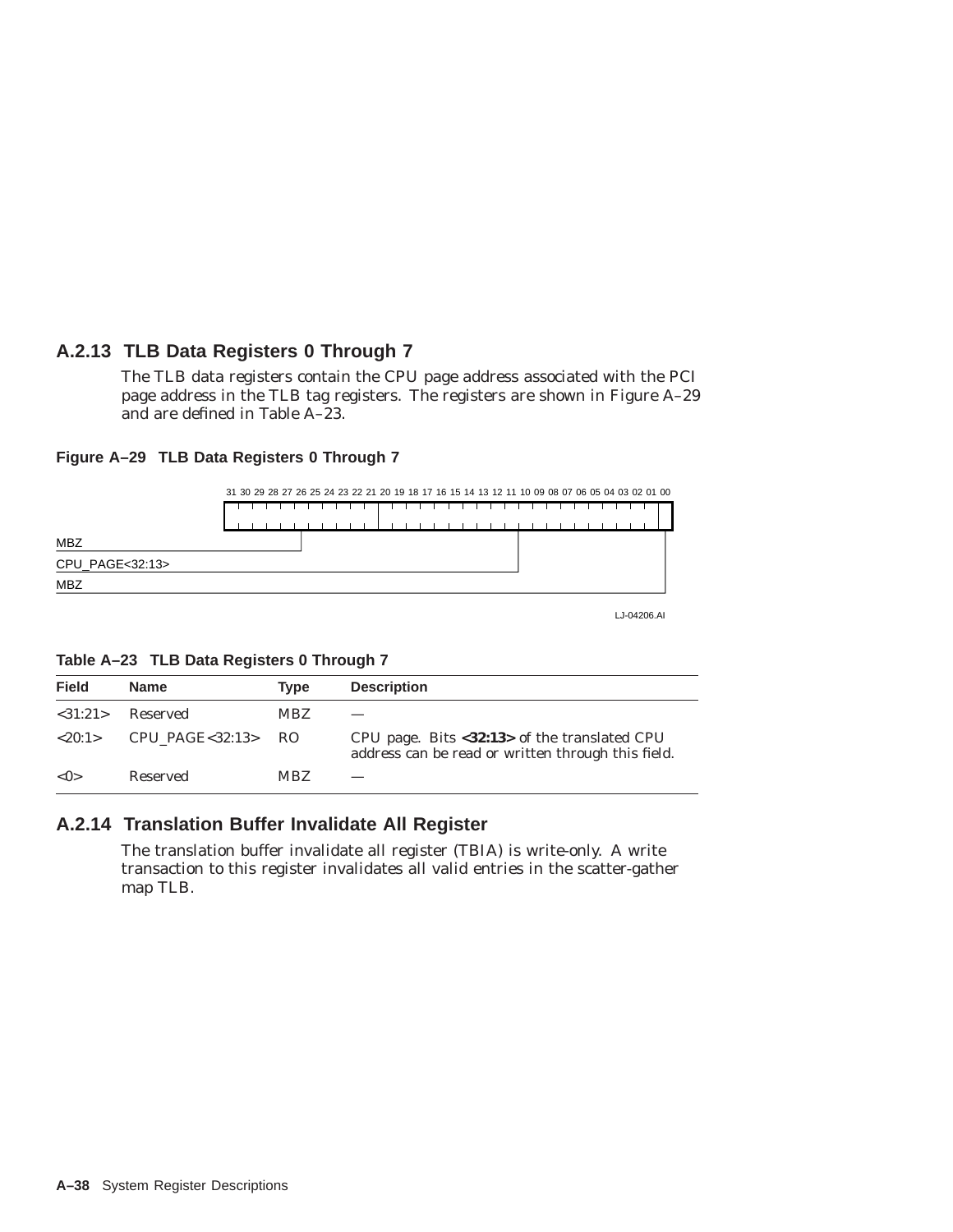### A.2.13 TLB Data Registers 0 Through 7

The TLB data registers contain the CPU page address associated with the PCI page address in the TLB tag registers. The registers are shown in Figure A–29 and are defined in Table A–23.

**Figure A–29 TLB Data Registers 0 Through 7**

31 30 29 28 27 26 25 24 23 22 21 20 19 18 17 16 15 14 13 12 11 10 09 08 07 06 05 04 03 02 01 00

MBZ

CPU_PAGE<32:13>

MBZ

LJ-04206.AI

**Table A–23 TLB Data Registers 0 Through 7**

| Field | Name | Type | Description |
|---|---|---|---|
| <31:21> | Reserved | MBZ | — |
| <20:1> | CPU_PAGE<32:13> | RO | CPU page. Bits **<32:13>** of the translated CPU address can be read or written through this field. |
| <0> | Reserved | MBZ | — |

### A.2.14 Translation Buffer Invalidate All Register

The translation buffer invalidate all register (TBIA) is write-only. A write transaction to this register invalidates all valid entries in the scatter-gather map TLB.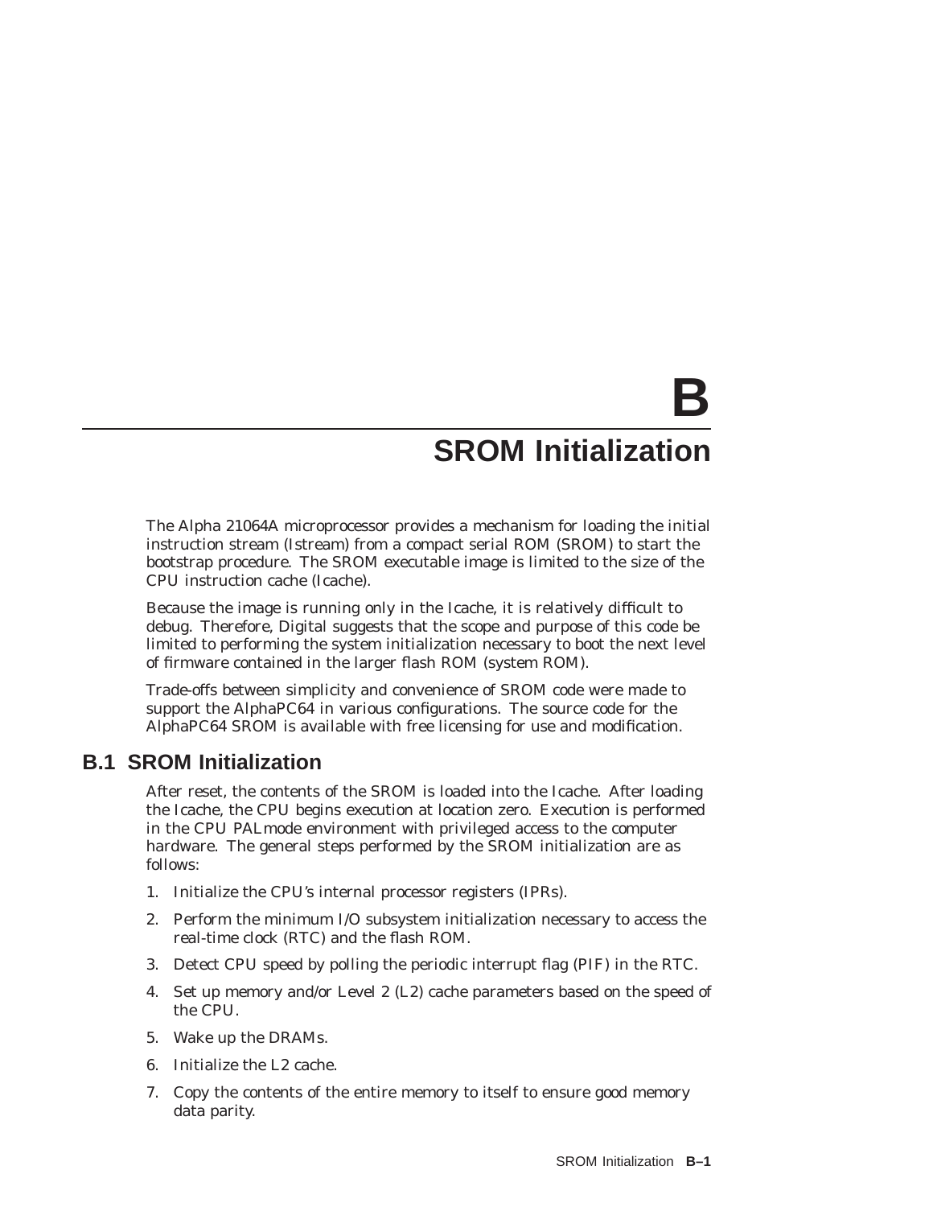# B
# SROM Initialization

The Alpha 21064A microprocessor provides a mechanism for loading the initial instruction stream (Istream) from a compact serial ROM (SROM) to start the bootstrap procedure. The SROM executable image is limited to the size of the CPU instruction cache (Icache).

Because the image is running only in the Icache, it is relatively difficult to debug. Therefore, Digital suggests that the scope and purpose of this code be limited to performing the system initialization necessary to boot the next level of firmware contained in the larger flash ROM (system ROM).

Trade-offs between simplicity and convenience of SROM code were made to support the AlphaPC64 in various configurations. The source code for the AlphaPC64 SROM is available with free licensing for use and modification.

## B.1 SROM Initialization

After reset, the contents of the SROM is loaded into the Icache. After loading the Icache, the CPU begins execution at location zero. Execution is performed in the CPU PALmode environment with privileged access to the computer hardware. The general steps performed by the SROM initialization are as follows:

1. Initialize the CPU's internal processor registers (IPRs).
2. Perform the minimum I/O subsystem initialization necessary to access the real-time clock (RTC) and the flash ROM.
3. Detect CPU speed by polling the periodic interrupt flag (PIF) in the RTC.
4. Set up memory and/or Level 2 (L2) cache parameters based on the speed of the CPU.
5. Wake up the DRAMs.
6. Initialize the L2 cache.
7. Copy the contents of the entire memory to itself to ensure good memory data parity.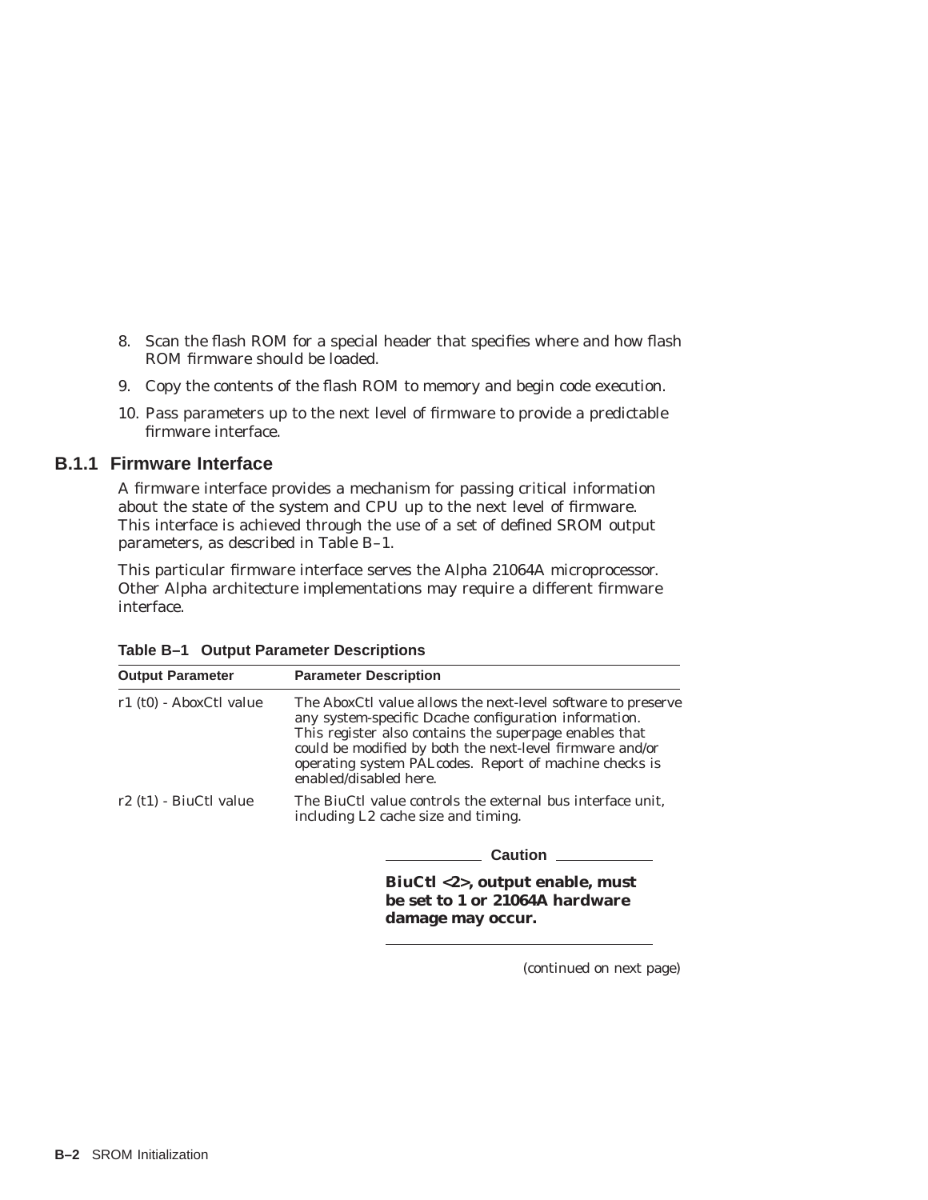8. Scan the flash ROM for a special header that specifies where and how flash ROM firmware should be loaded.
9. Copy the contents of the flash ROM to memory and begin code execution.
10. Pass parameters up to the next level of firmware to provide a predictable firmware interface.

### B.1.1 Firmware Interface

A firmware interface provides a mechanism for passing critical information about the state of the system and CPU up to the next level of firmware. This interface is achieved through the use of a set of defined SROM output parameters, as described in Table B–1.

This particular firmware interface serves the Alpha 21064A microprocessor. Other Alpha architecture implementations may require a different firmware interface.

**Table B–1 Output Parameter Descriptions**

| Output Parameter | Parameter Description |
|---|---|
| r1 (t0) - AboxCtl value | The AboxCtl value allows the next-level software to preserve any system-specific Dcache configuration information. This register also contains the superpage enables that could be modified by both the next-level firmware and/or operating system PALcodes. Report of machine checks is enabled/disabled here. |
| r2 (t1) - BiuCtl value | The BiuCtl value controls the external bus interface unit, including L2 cache size and timing.<br><br>**Caution**<br><br>**BiuCtl <2>, output enable, must be set to 1 or 21064A hardware damage may occur.** |

(continued on next page)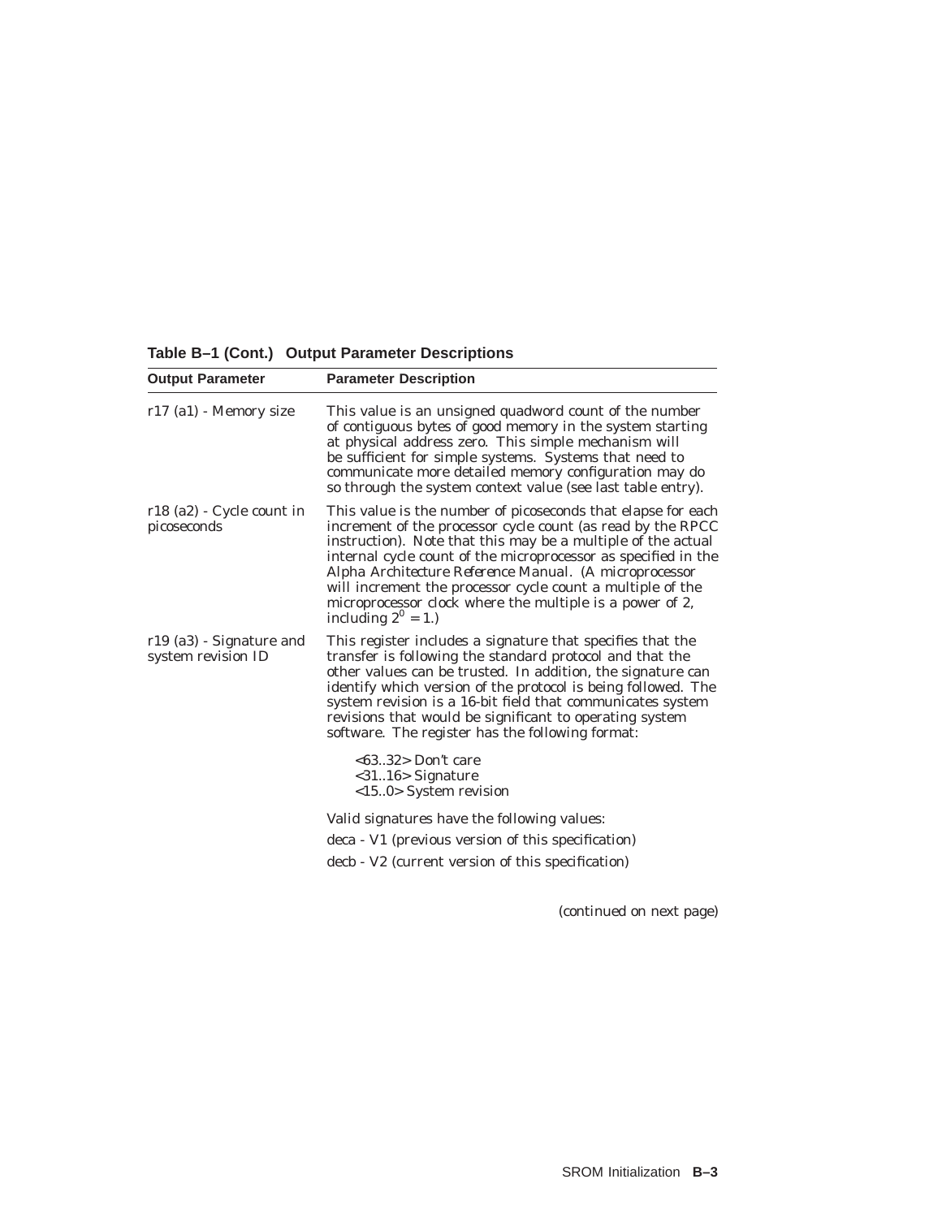**Table B–1 (Cont.) Output Parameter Descriptions**

| Output Parameter | Parameter Description |
|---|---|
| r17 (a1) - Memory size | This value is an unsigned quadword count of the number of contiguous bytes of good memory in the system starting at physical address zero. This simple mechanism will be sufficient for simple systems. Systems that need to communicate more detailed memory configuration may do so through the system context value (see last table entry). |
| r18 (a2) - Cycle count in picoseconds | This value is the number of picoseconds that elapse for each increment of the processor cycle count (as read by the RPCC instruction). Note that this may be a multiple of the actual internal cycle count of the microprocessor as specified in the *Alpha Architecture Reference Manual*. (A microprocessor will increment the processor cycle count a multiple of the microprocessor clock where the multiple is a power of 2, including $2^0 = 1$.) |
| r19 (a3) - Signature and system revision ID | This register includes a signature that specifies that the transfer is following the standard protocol and that the other values can be trusted. In addition, the signature can identify which version of the protocol is being followed. The system revision is a 16-bit field that communicates system revisions that would be significant to operating system software. The register has the following format:<br><br><63..32> Don't care<br><31..16> Signature<br><15..0> System revision<br><br>Valid signatures have the following values:<br>deca - V1 (previous version of this specification)<br>decb - V2 (current version of this specification) |

(continued on next page)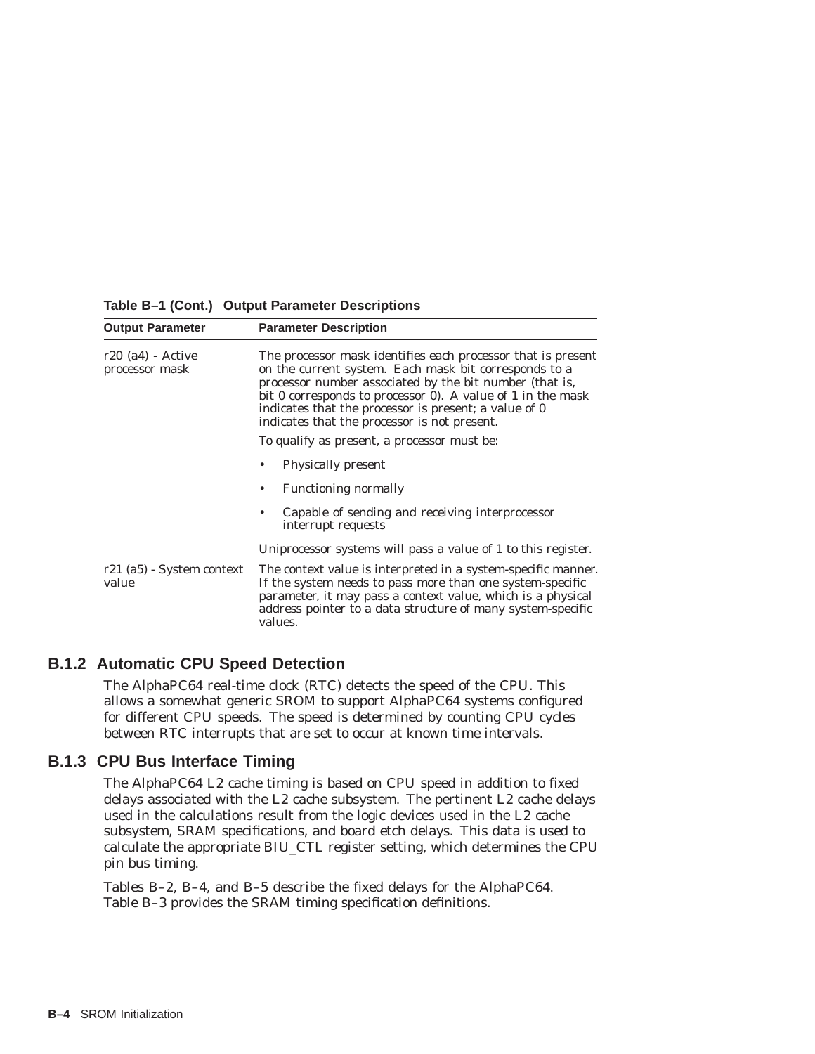**Table B–1 (Cont.) Output Parameter Descriptions**

| Output Parameter | Parameter Description |
| --- | --- |
| r20 (a4) - Active processor mask | The processor mask identifies each processor that is present on the current system. Each mask bit corresponds to a processor number associated by the bit number (that is, bit 0 corresponds to processor 0). A value of 1 in the mask indicates that the processor is present; a value of 0 indicates that the processor is not present.<br><br>To qualify as present, a processor must be:<br><br>• Physically present<br>• Functioning normally<br>• Capable of sending and receiving interprocessor interrupt requests<br><br>Uniprocessor systems will pass a value of 1 to this register. |
| r21 (a5) - System context value | The context value is interpreted in a system-specific manner. If the system needs to pass more than one system-specific parameter, it may pass a context value, which is a physical address pointer to a data structure of many system-specific values. |

### B.1.2 Automatic CPU Speed Detection

The AlphaPC64 real-time clock (RTC) detects the speed of the CPU. This allows a somewhat generic SROM to support AlphaPC64 systems configured for different CPU speeds. The speed is determined by counting CPU cycles between RTC interrupts that are set to occur at known time intervals.

### B.1.3 CPU Bus Interface Timing

The AlphaPC64 L2 cache timing is based on CPU speed in addition to fixed delays associated with the L2 cache subsystem. The pertinent L2 cache delays used in the calculations result from the logic devices used in the L2 cache subsystem, SRAM specifications, and board etch delays. This data is used to calculate the appropriate BIU_CTL register setting, which determines the CPU pin bus timing.

Tables B–2, B–4, and B–5 describe the fixed delays for the AlphaPC64. Table B–3 provides the SRAM timing specification definitions.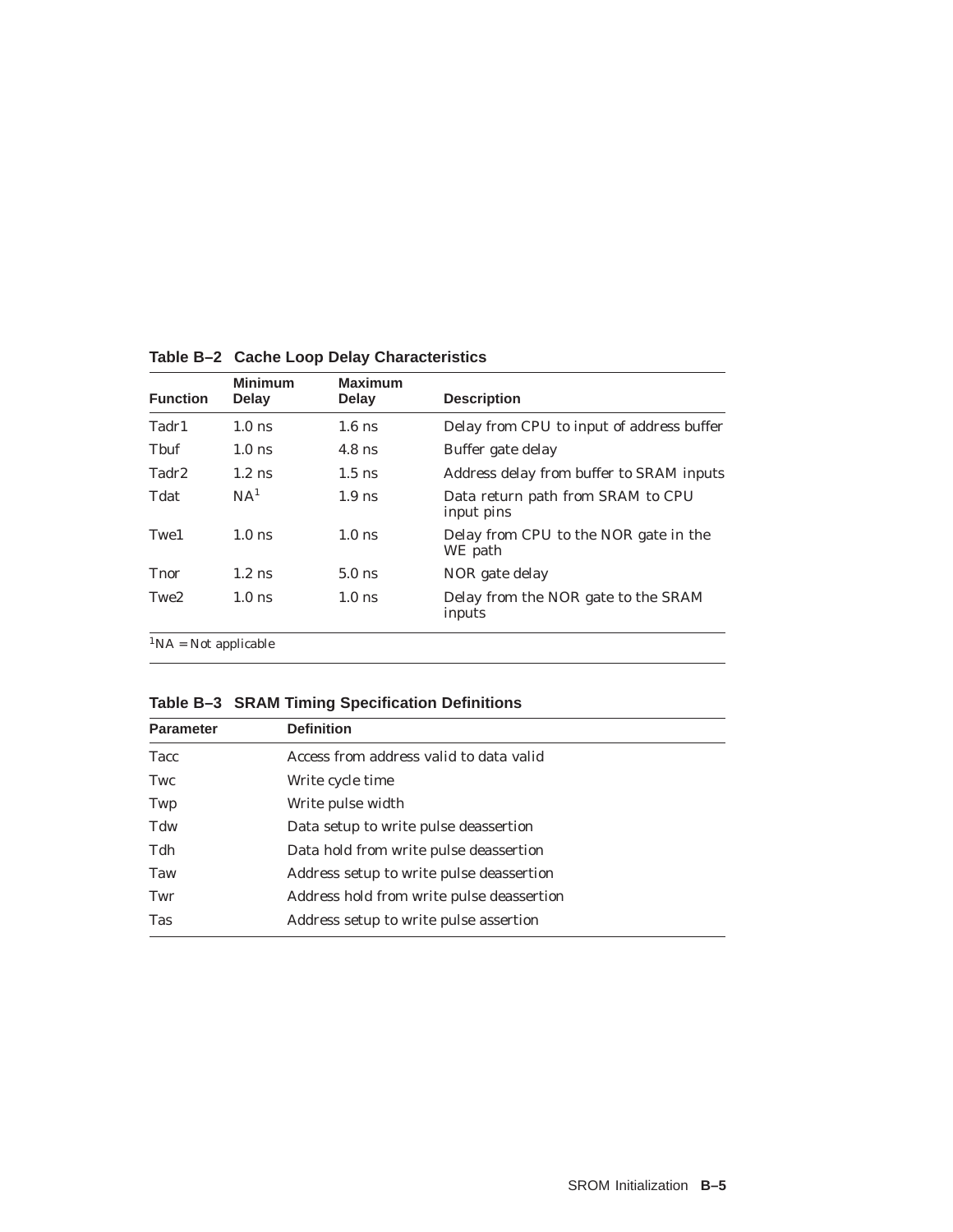**Table B–2 Cache Loop Delay Characteristics**

| Function | Minimum Delay | Maximum Delay | Description |
|---|---|---|---|
| Tadr1 | 1.0 ns | 1.6 ns | Delay from CPU to input of address buffer |
| Tbuf | 1.0 ns | 4.8 ns | Buffer gate delay |
| Tadr2 | 1.2 ns | 1.5 ns | Address delay from buffer to SRAM inputs |
| Tdat | NA[1] | 1.9 ns | Data return path from SRAM to CPU input pins |
| Twe1 | 1.0 ns | 1.0 ns | Delay from CPU to the NOR gate in the WE path |
| Tnor | 1.2 ns | 5.0 ns | NOR gate delay |
| Twe2 | 1.0 ns | 1.0 ns | Delay from the NOR gate to the SRAM inputs |

[1]NA = Not applicable

**Table B–3 SRAM Timing Specification Definitions**

| Parameter | Definition |
|---|---|
| Tacc | Access from address valid to data valid |
| Twc | Write cycle time |
| Twp | Write pulse width |
| Tdw | Data setup to write pulse deassertion |
| Tdh | Data hold from write pulse deassertion |
| Taw | Address setup to write pulse deassertion |
| Twr | Address hold from write pulse deassertion |
| Tas | Address setup to write pulse assertion |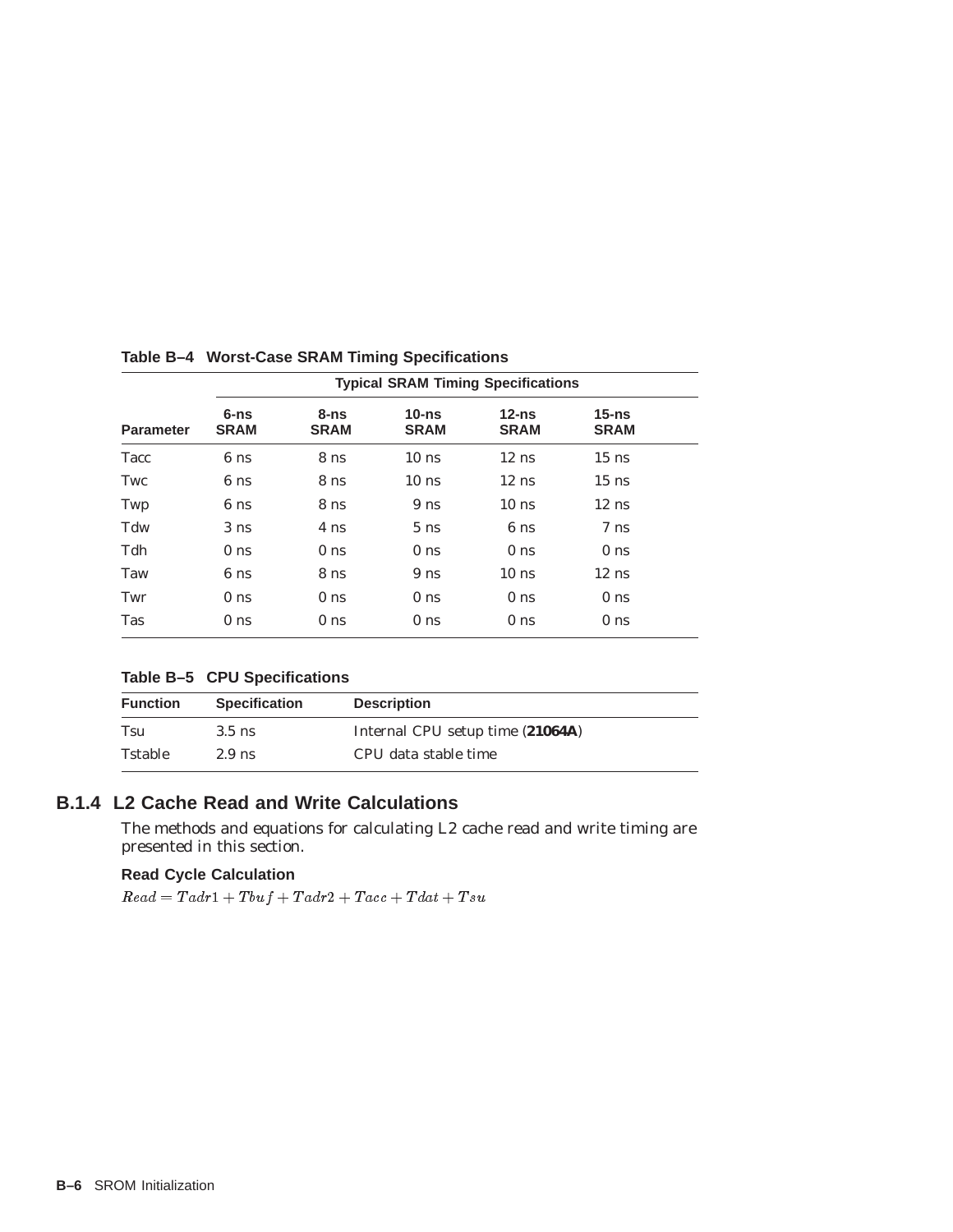**Table B–4 Worst-Case SRAM Timing Specifications**

| | Typical SRAM Timing Specifications | | | | |
|---|---|---|---|---|---|
| **Parameter** | **6-ns SRAM** | **8-ns SRAM** | **10-ns SRAM** | **12-ns SRAM** | **15-ns SRAM** |
| Tacc | 6 ns | 8 ns | 10 ns | 12 ns | 15 ns |
| Twc | 6 ns | 8 ns | 10 ns | 12 ns | 15 ns |
| Twp | 6 ns | 8 ns | 9 ns | 10 ns | 12 ns |
| Tdw | 3 ns | 4 ns | 5 ns | 6 ns | 7 ns |
| Tdh | 0 ns | 0 ns | 0 ns | 0 ns | 0 ns |
| Taw | 6 ns | 8 ns | 9 ns | 10 ns | 12 ns |
| Twr | 0 ns | 0 ns | 0 ns | 0 ns | 0 ns |
| Tas | 0 ns | 0 ns | 0 ns | 0 ns | 0 ns |

**Table B–5 CPU Specifications**

| Function | Specification | Description |
|---|---|---|
| Tsu | 3.5 ns | Internal CPU setup time (**21064A**) |
| Tstable | 2.9 ns | CPU data stable time |

### B.1.4 L2 Cache Read and Write Calculations

The methods and equations for calculating L2 cache read and write timing are presented in this section.

**Read Cycle Calculation**

$Read = Tadr1 + Tbuf + Tadr2 + Tacc + Tdat + Tsu$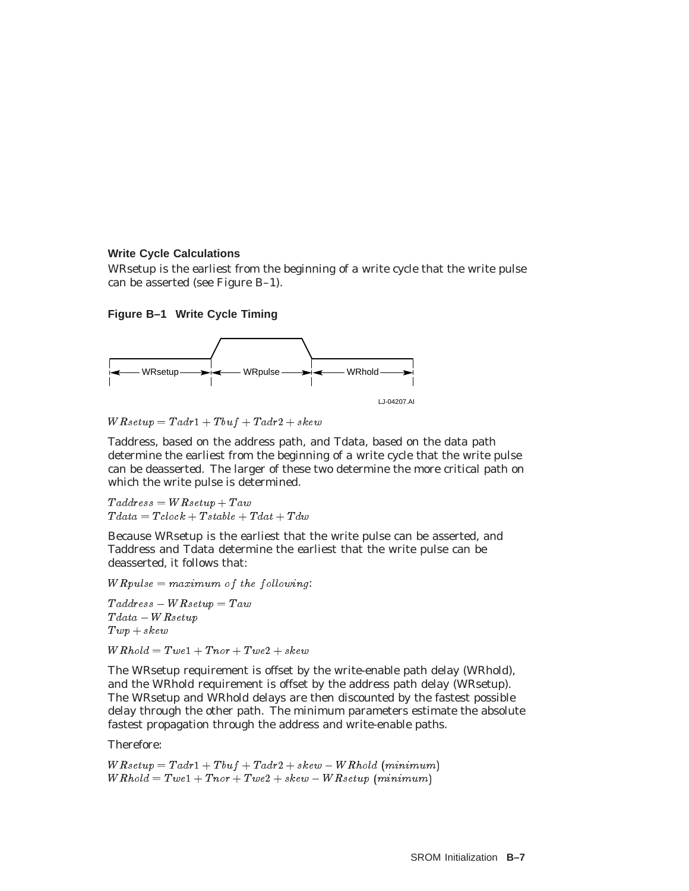### Write Cycle Calculations

WRsetup is the earliest from the beginning of a write cycle that the write pulse can be asserted (see Figure B–1).

**Figure B–1 Write Cycle Timing**

WRsetup
WRpulse
WRhold
LJ-04207.AI

$$WRsetup = Tadr1 + Tbuf + Tadr2 + skew$$

Taddress, based on the address path, and Tdata, based on the data path determine the earliest from the beginning of a write cycle that the write pulse can be deasserted. The larger of these two determine the more critical path on which the write pulse is determined.

$$Taddress = WRsetup + Taw$$
$$Tdata = Tclock + Tstable + Tdat + Tdw$$

Because WRsetup is the earliest that the write pulse can be asserted, and Taddress and Tdata determine the earliest that the write pulse can be deasserted, it follows that:

$$WRpulse = maximum\ of\ the\ following:$$

$$Taddress - WRsetup = Taw$$
$$Tdata - WRsetup$$
$$Twp + skew$$

$$WRhold = Twe1 + Tnor + Twe2 + skew$$

The WRsetup requirement is offset by the write-enable path delay (WRhold), and the WRhold requirement is offset by the address path delay (WRsetup). The WRsetup and WRhold delays are then discounted by the fastest possible delay through the other path. The minimum parameters estimate the absolute fastest propagation through the address and write-enable paths.

Therefore:

$$WRsetup = Tadr1 + Tbuf + Tadr2 + skew - WRhold\ (minimum)$$
$$WRhold = Twe1 + Tnor + Twe2 + skew - WRsetup\ (minimum)$$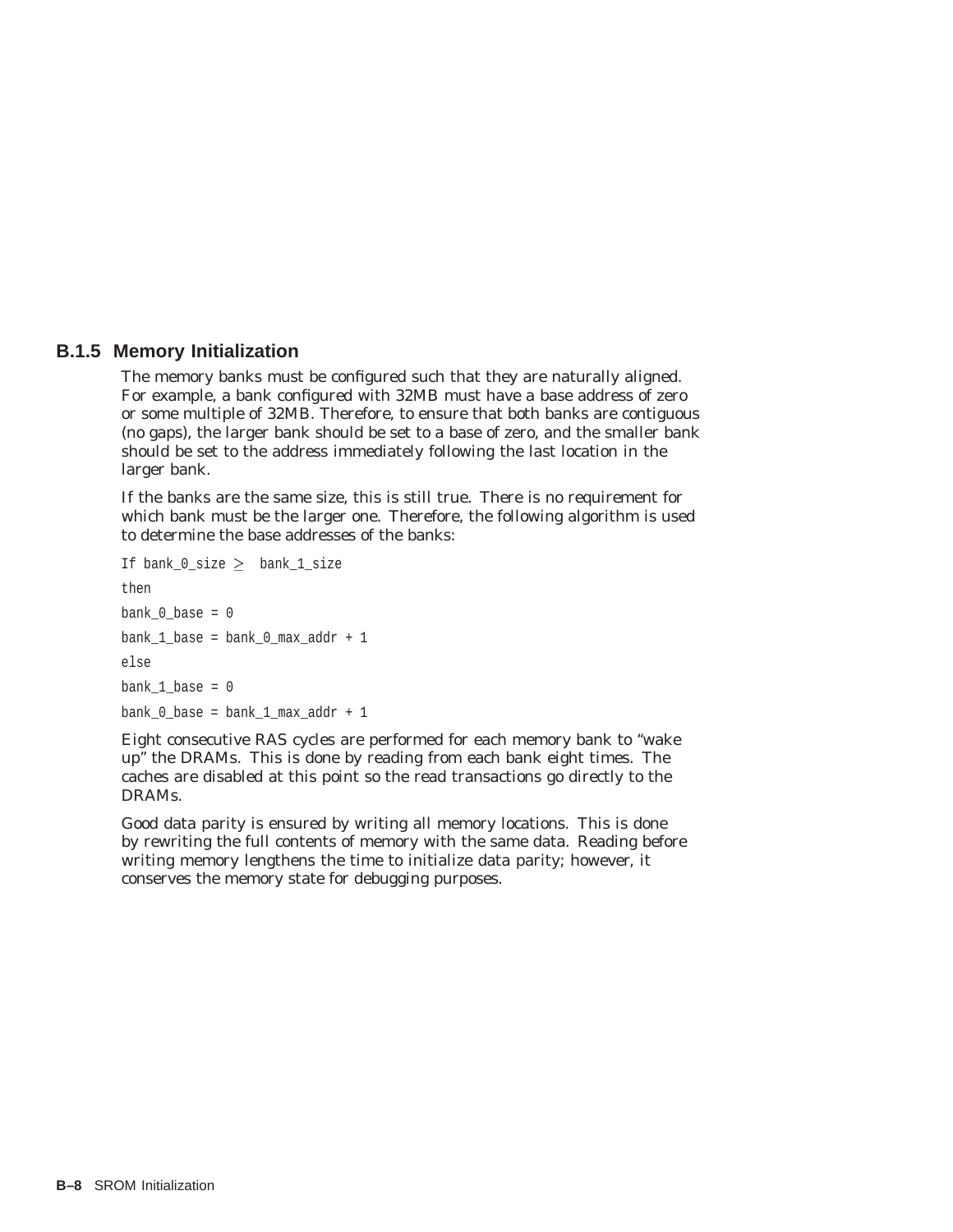### B.1.5 Memory Initialization

The memory banks must be configured such that they are naturally aligned. For example, a bank configured with 32MB must have a base address of zero or some multiple of 32MB. Therefore, to ensure that both banks are contiguous (no gaps), the larger bank should be set to a base of zero, and the smaller bank should be set to the address immediately following the last location in the larger bank.

If the banks are the same size, this is still true. There is no requirement for which bank must be the larger one. Therefore, the following algorithm is used to determine the base addresses of the banks:

```
If bank_0_size ≥  bank_1_size
then
bank_0_base = 0
bank_1_base = bank_0_max_addr + 1
else
bank_1_base = 0
bank_0_base = bank_1_max_addr + 1
```

Eight consecutive RAS cycles are performed for each memory bank to "wake up" the DRAMs. This is done by reading from each bank eight times. The caches are disabled at this point so the read transactions go directly to the DRAMs.

Good data parity is ensured by writing all memory locations. This is done by rewriting the full contents of memory with the same data. Reading before writing memory lengthens the time to initialize data parity; however, it conserves the memory state for debugging purposes.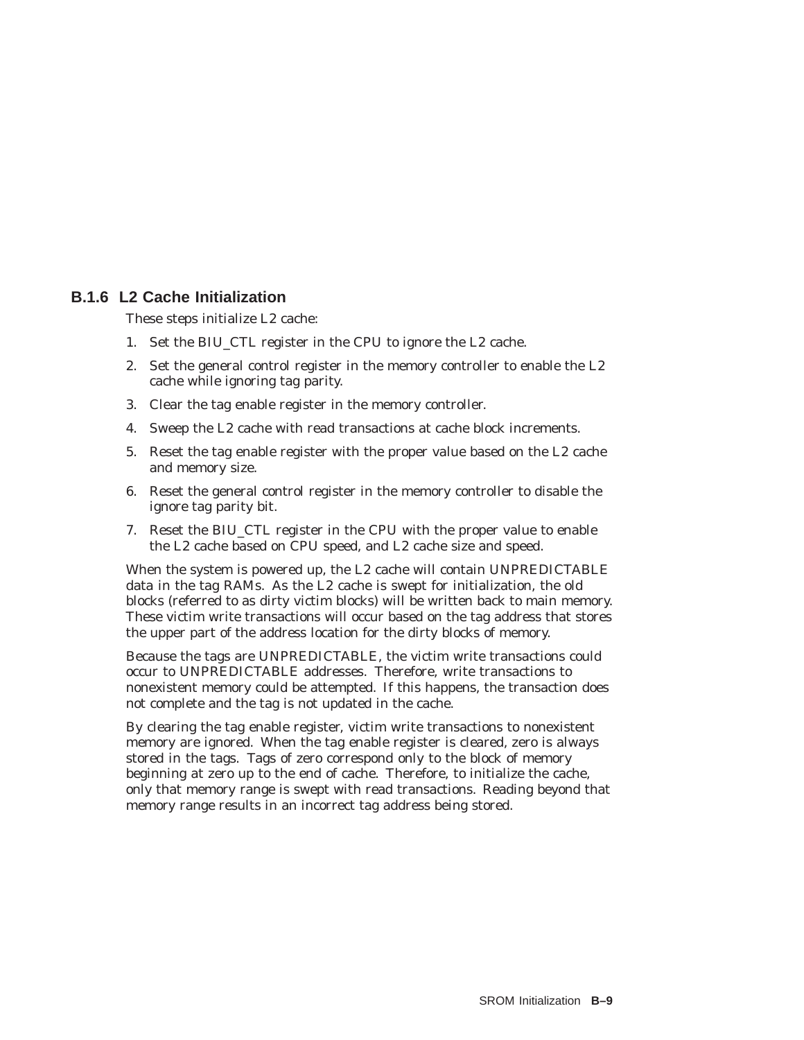### B.1.6 L2 Cache Initialization

These steps initialize L2 cache:

1. Set the BIU_CTL register in the CPU to ignore the L2 cache.
2. Set the general control register in the memory controller to enable the L2 cache while ignoring tag parity.
3. Clear the tag enable register in the memory controller.
4. Sweep the L2 cache with read transactions at cache block increments.
5. Reset the tag enable register with the proper value based on the L2 cache and memory size.
6. Reset the general control register in the memory controller to disable the ignore tag parity bit.
7. Reset the BIU_CTL register in the CPU with the proper value to enable the L2 cache based on CPU speed, and L2 cache size and speed.

When the system is powered up, the L2 cache will contain UNPREDICTABLE data in the tag RAMs. As the L2 cache is swept for initialization, the old blocks (referred to as dirty victim blocks) will be written back to main memory. These victim write transactions will occur based on the tag address that stores the upper part of the address location for the dirty blocks of memory.

Because the tags are UNPREDICTABLE, the victim write transactions could occur to UNPREDICTABLE addresses. Therefore, write transactions to nonexistent memory could be attempted. If this happens, the transaction does not complete and the tag is not updated in the cache.

By clearing the tag enable register, victim write transactions to nonexistent memory are ignored. When the tag enable register is cleared, zero is always stored in the tags. Tags of zero correspond only to the block of memory beginning at zero up to the end of cache. Therefore, to initialize the cache, only that memory range is swept with read transactions. Reading beyond that memory range results in an incorrect tag address being stored.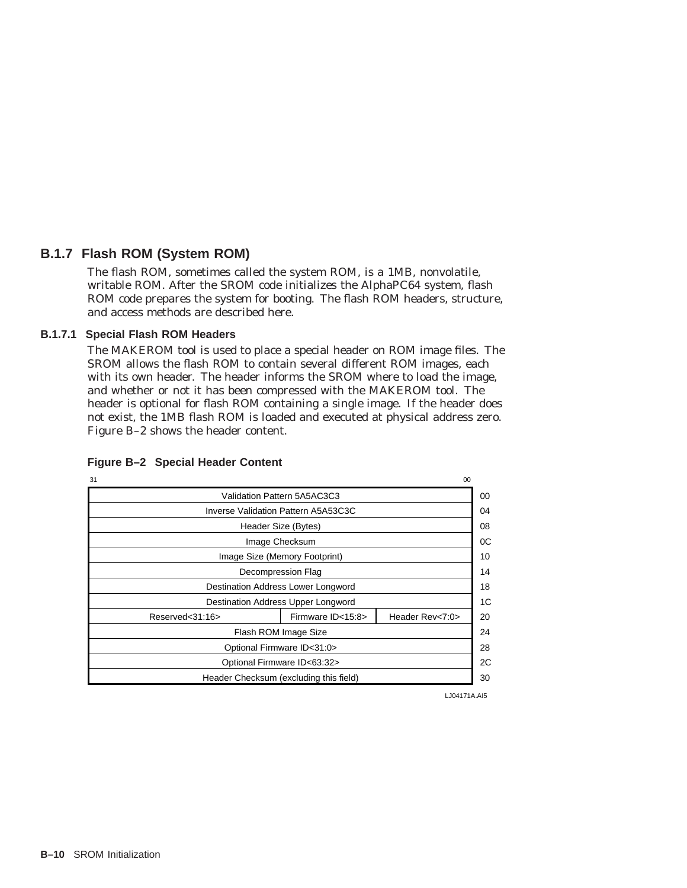### B.1.7 Flash ROM (System ROM)

The flash ROM, sometimes called the system ROM, is a 1MB, nonvolatile, writable ROM. After the SROM code initializes the AlphaPC64 system, flash ROM code prepares the system for booting. The flash ROM headers, structure, and access methods are described here.

#### B.1.7.1 Special Flash ROM Headers

The MAKEROM tool is used to place a special header on ROM image files. The SROM allows the flash ROM to contain several different ROM images, each with its own header. The header informs the SROM where to load the image, and whether or not it has been compressed with the MAKEROM tool. The header is optional for flash ROM containing a single image. If the header does not exist, the 1MB flash ROM is loaded and executed at physical address zero. Figure B–2 shows the header content.

**Figure B–2 Special Header Content**

| 31 | | 00 | |
|---|---|---|---|
| Validation Pattern 5A5AC3C3 | | | 00 |
| Inverse Validation Pattern A5A53C3C | | | 04 |
| Header Size (Bytes) | | | 08 |
| Image Checksum | | | 0C |
| Image Size (Memory Footprint) | | | 10 |
| Decompression Flag | | | 14 |
| Destination Address Lower Longword | | | 18 |
| Destination Address Upper Longword | | | 1C |
| Reserved<31:16> | Firmware ID<15:8> | Header Rev<7:0> | 20 |
| Flash ROM Image Size | | | 24 |
| Optional Firmware ID<31:0> | | | 28 |
| Optional Firmware ID<63:32> | | | 2C |
| Header Checksum (excluding this field) | | | 30 |

LJ04171A.AI5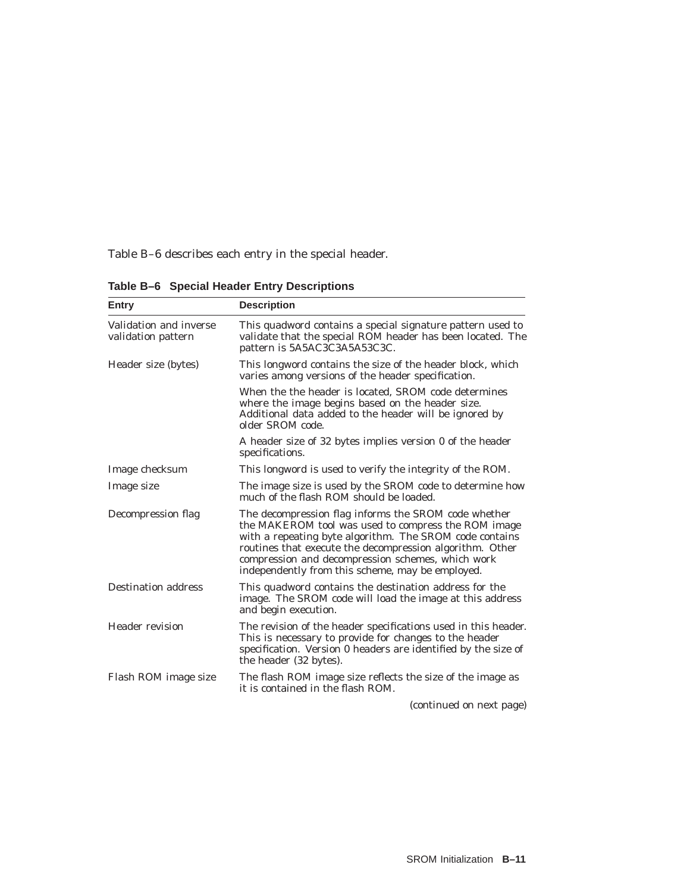Table B–6 describes each entry in the special header.

**Table B–6 Special Header Entry Descriptions**

| Entry | Description |
|---|---|
| Validation and inverse validation pattern | This quadword contains a special signature pattern used to validate that the special ROM header has been located. The pattern is 5A5AC3C3A5A53C3C. |
| Header size (bytes) | This longword contains the size of the header block, which varies among versions of the header specification. |
| | When the the header is located, SROM code determines where the image begins based on the header size. Additional data added to the header will be ignored by older SROM code. |
| | A header size of 32 bytes implies version 0 of the header specifications. |
| Image checksum | This longword is used to verify the integrity of the ROM. |
| Image size | The image size is used by the SROM code to determine how much of the flash ROM should be loaded. |
| Decompression flag | The decompression flag informs the SROM code whether the MAKEROM tool was used to compress the ROM image with a repeating byte algorithm. The SROM code contains routines that execute the decompression algorithm. Other compression and decompression schemes, which work independently from this scheme, may be employed. |
| Destination address | This quadword contains the destination address for the image. The SROM code will load the image at this address and begin execution. |
| Header revision | The revision of the header specifications used in this header. This is necessary to provide for changes to the header specification. Version 0 headers are identified by the size of the header (32 bytes). |
| Flash ROM image size | The flash ROM image size reflects the size of the image as it is contained in the flash ROM. |

(continued on next page)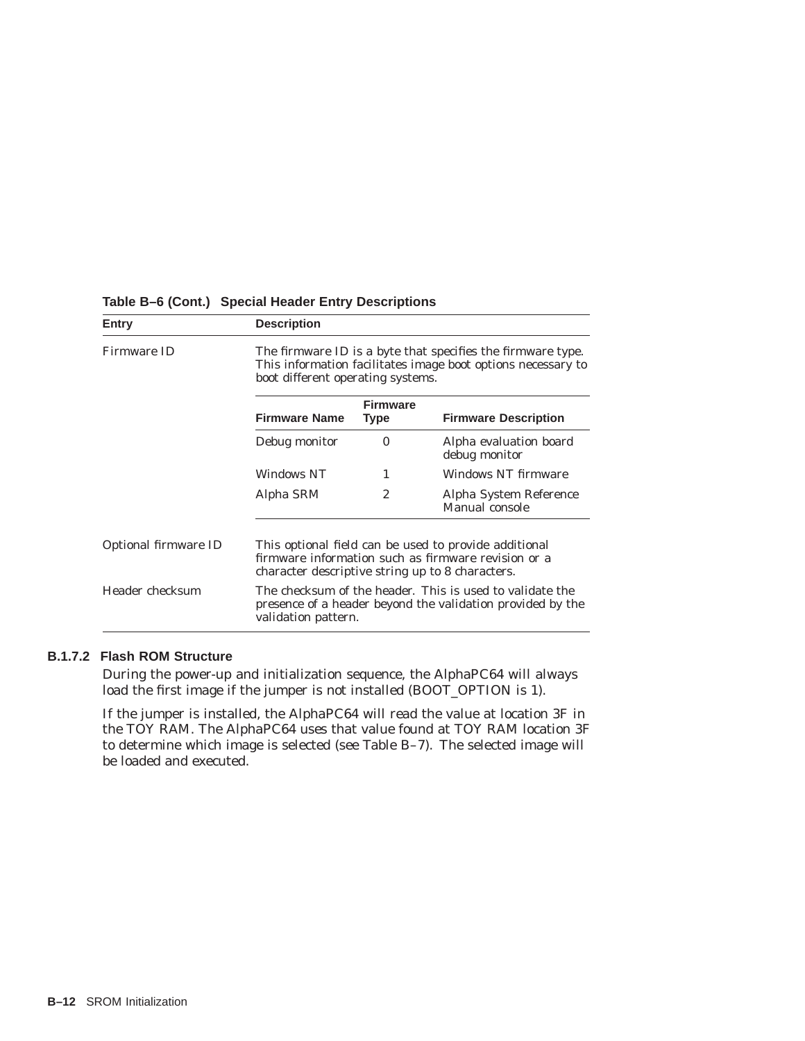**Table B–6 (Cont.) Special Header Entry Descriptions**

| Entry | Description |
|---|---|
| Firmware ID | The firmware ID is a byte that specifies the firmware type. This information facilitates image boot options necessary to boot different operating systems. |
| Optional firmware ID | This optional field can be used to provide additional firmware information such as firmware revision or a character descriptive string up to 8 characters. |
| Header checksum | The checksum of the header. This is used to validate the presence of a header beyond the validation provided by the validation pattern. |

| Firmware Name | Firmware Type | Firmware Description |
|---|---|---|
| Debug monitor | 0 | Alpha evaluation board debug monitor |
| Windows NT | 1 | Windows NT firmware |
| Alpha SRM | 2 | Alpha System Reference Manual console |

### B.1.7.2 Flash ROM Structure

During the power-up and initialization sequence, the AlphaPC64 will always load the first image if the jumper is not installed (BOOT_OPTION is 1).

If the jumper is installed, the AlphaPC64 will read the value at location 3F in the TOY RAM. The AlphaPC64 uses that value found at TOY RAM location 3F to determine which image is selected (see Table B–7). The selected image will be loaded and executed.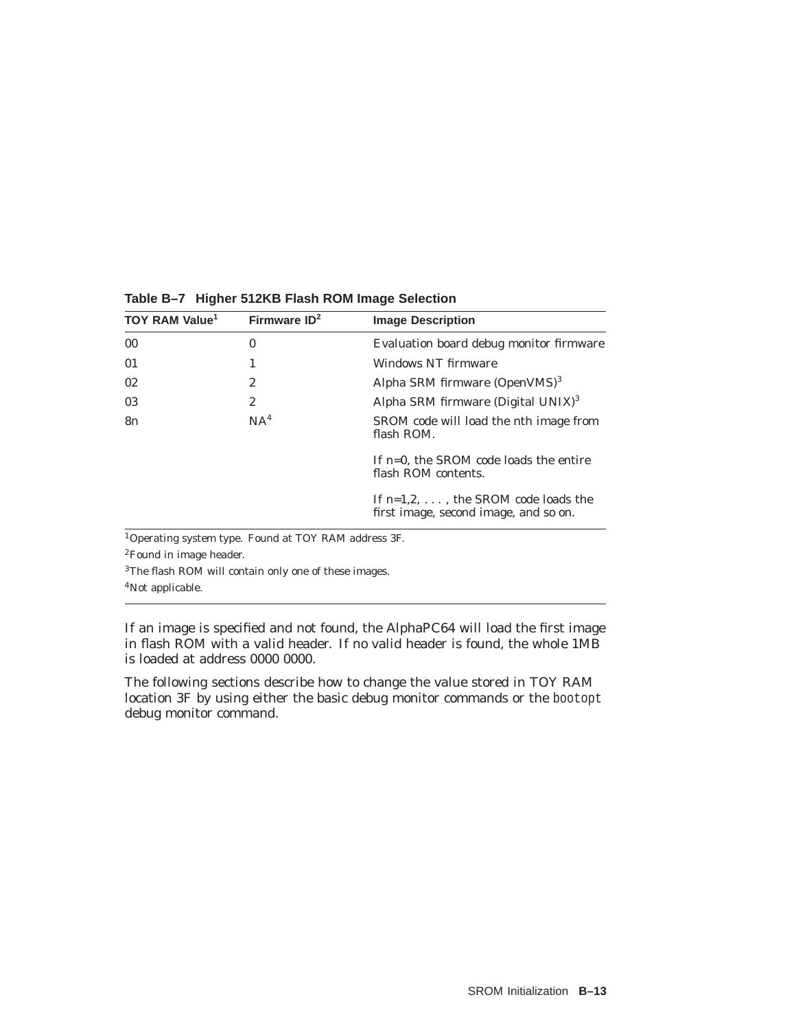**Table B–7 Higher 512KB Flash ROM Image Selection**

| TOY RAM Value[1] | Firmware ID[2] | Image Description |
| --- | --- | --- |
| 00 | 0 | Evaluation board debug monitor firmware |
| 01 | 1 | Windows NT firmware |
| 02 | 2 | Alpha SRM firmware (OpenVMS)[3] |
| 03 | 2 | Alpha SRM firmware (Digital UNIX)[3] |
| 8n | NA[4] | SROM code will load the nth image from flash ROM.<br><br>If n=0, the SROM code loads the entire flash ROM contents.<br><br>If n=1,2, . . . , the SROM code loads the first image, second image, and so on. |

[1]Operating system type. Found at TOY RAM address 3F.

[2]Found in image header.

[3]The flash ROM will contain only one of these images.

[4]Not applicable.

If an image is specified and not found, the AlphaPC64 will load the first image in flash ROM with a valid header. If no valid header is found, the whole 1MB is loaded at address 0000 0000.

The following sections describe how to change the value stored in TOY RAM location 3F by using either the basic debug monitor commands or the `bootopt` debug monitor command.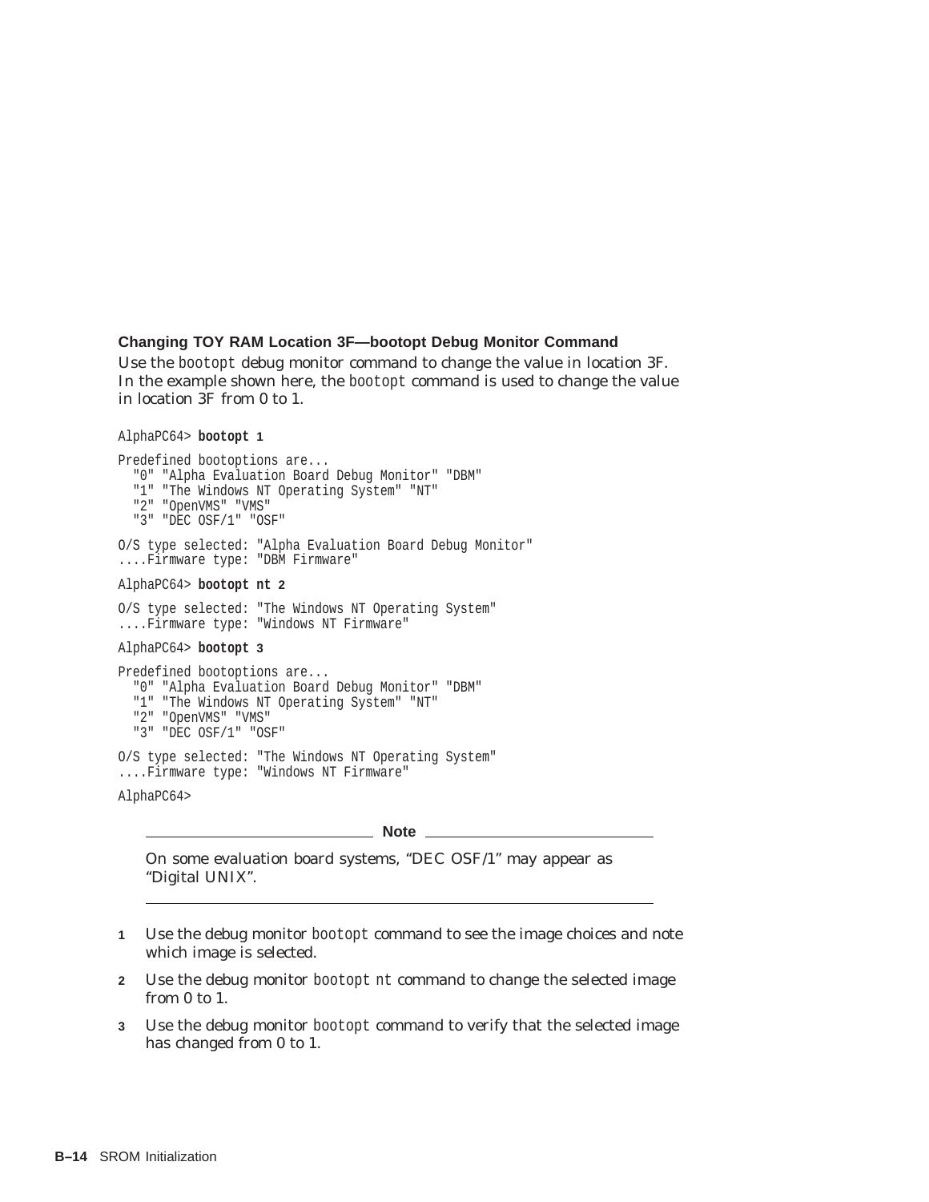### Changing TOY RAM Location 3F—bootopt Debug Monitor Command

Use the `bootopt` debug monitor command to change the value in location 3F. In the example shown here, the `bootopt` command is used to change the value in location 3F from 0 to 1.

```
AlphaPC64> bootopt 1

Predefined bootoptions are...
  "0" "Alpha Evaluation Board Debug Monitor" "DBM"
  "1" "The Windows NT Operating System" "NT"
  "2" "OpenVMS" "VMS"
  "3" "DEC OSF/1" "OSF"

O/S type selected: "Alpha Evaluation Board Debug Monitor"
....Firmware type: "DBM Firmware"

AlphaPC64> bootopt nt 2

O/S type selected: "The Windows NT Operating System"
....Firmware type: "Windows NT Firmware"

AlphaPC64> bootopt 3

Predefined bootoptions are...
  "0" "Alpha Evaluation Board Debug Monitor" "DBM"
  "1" "The Windows NT Operating System" "NT"
  "2" "OpenVMS" "VMS"
  "3" "DEC OSF/1" "OSF"

O/S type selected: "The Windows NT Operating System"
....Firmware type: "Windows NT Firmware"

AlphaPC64>
```

**Note**

On some evaluation board systems, "DEC OSF/1" may appear as "Digital UNIX".

1. Use the debug monitor `bootopt` command to see the image choices and note which image is selected.
2. Use the debug monitor `bootopt nt` command to change the selected image from 0 to 1.
3. Use the debug monitor `bootopt` command to verify that the selected image has changed from 0 to 1.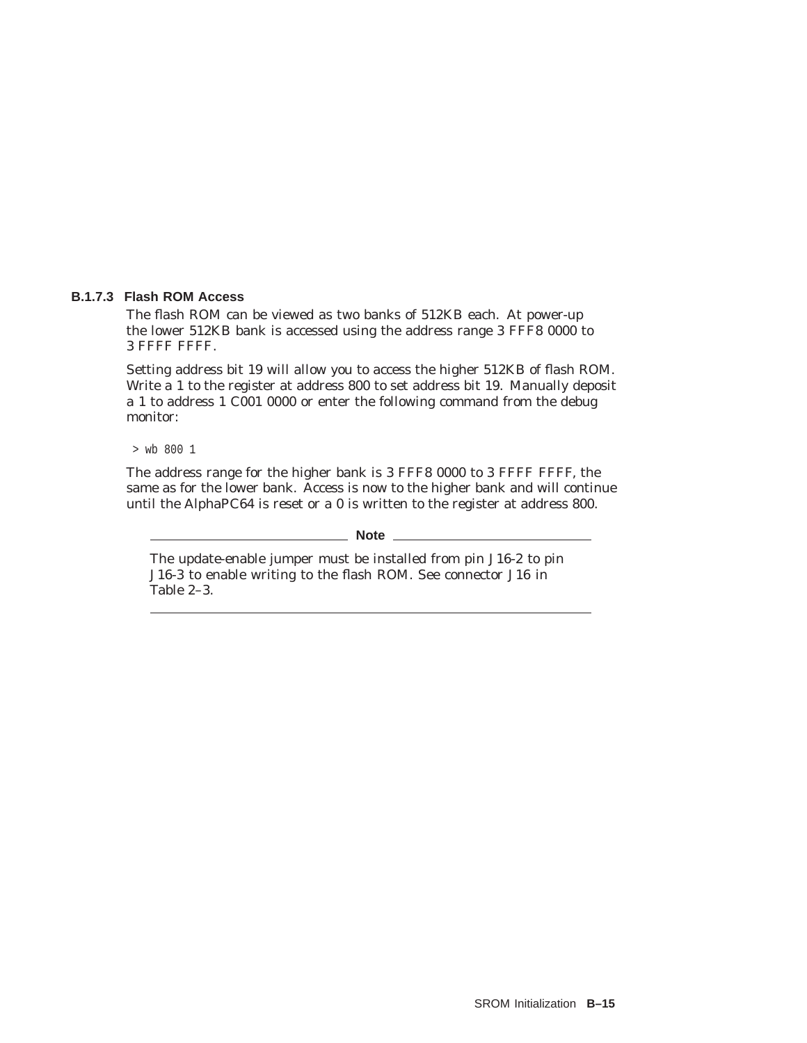#### B.1.7.3 Flash ROM Access

The flash ROM can be viewed as two banks of 512KB each. At power-up the lower 512KB bank is accessed using the address range 3 FFF8 0000 to 3 FFFF FFFF.

Setting address bit 19 will allow you to access the higher 512KB of flash ROM. Write a 1 to the register at address 800 to set address bit 19. Manually deposit a 1 to address 1 C001 0000 or enter the following command from the debug monitor:

```
> wb 800 1
```

The address range for the higher bank is 3 FFF8 0000 to 3 FFFF FFFF, the same as for the lower bank. Access is now to the higher bank and will continue until the AlphaPC64 is reset or a 0 is written to the register at address 800.

**Note**

The update-enable jumper must be installed from pin J16-2 to pin J16-3 to enable writing to the flash ROM. See connector J16 in Table 2–3.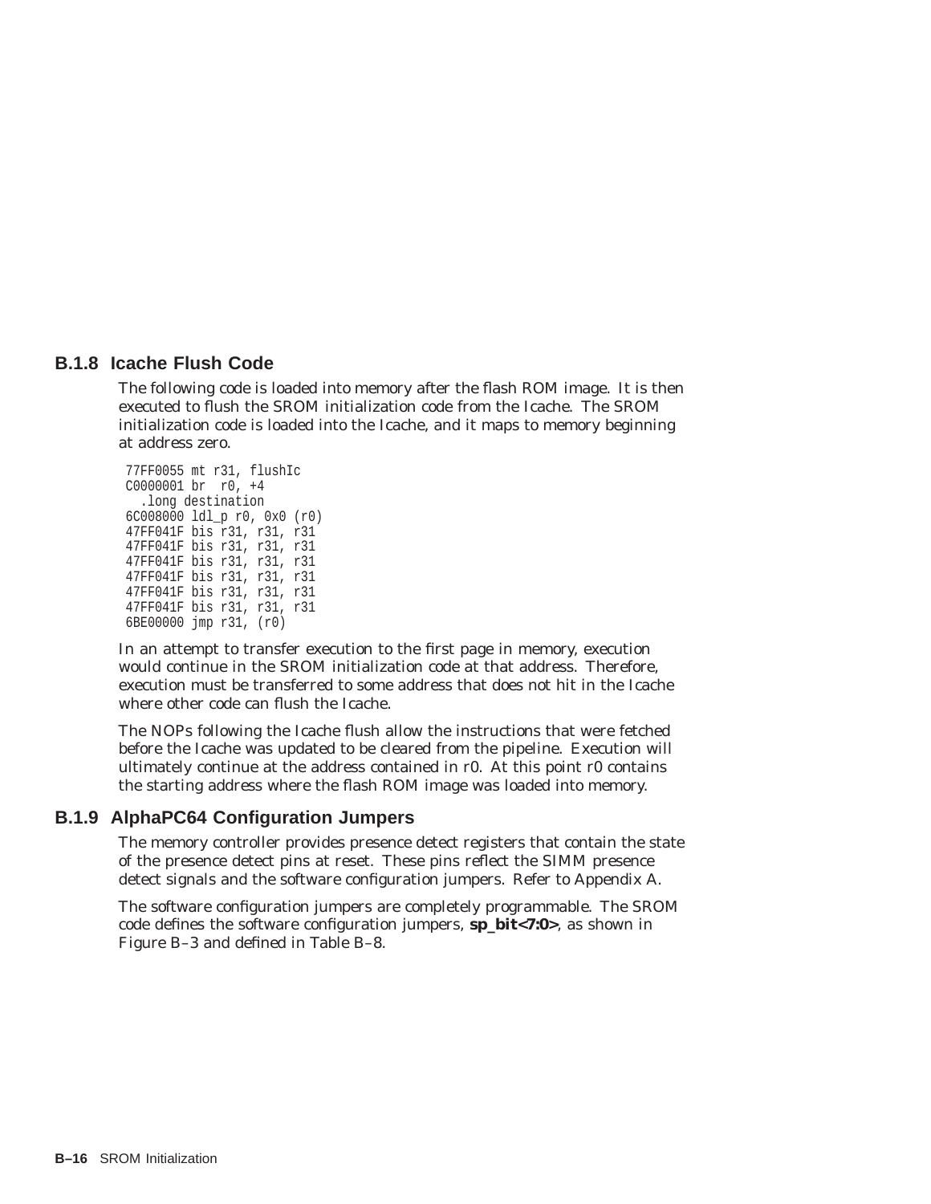### B.1.8 Icache Flush Code

The following code is loaded into memory after the flash ROM image. It is then executed to flush the SROM initialization code from the Icache. The SROM initialization code is loaded into the Icache, and it maps to memory beginning at address zero.

```
77FF0055 mt r31, flushIc
C0000001 br  r0, +4
   .long destination
6C008000 ldl_p r0, 0x0 (r0)
47FF041F bis r31, r31, r31
47FF041F bis r31, r31, r31
47FF041F bis r31, r31, r31
47FF041F bis r31, r31, r31
47FF041F bis r31, r31, r31
47FF041F bis r31, r31, r31
6BE00000 jmp r31, (r0)
```

In an attempt to transfer execution to the first page in memory, execution would continue in the SROM initialization code at that address. Therefore, execution must be transferred to some address that does not hit in the Icache where other code can flush the Icache.

The NOPs following the Icache flush allow the instructions that were fetched before the Icache was updated to be cleared from the pipeline. Execution will ultimately continue at the address contained in r0. At this point r0 contains the starting address where the flash ROM image was loaded into memory.

### B.1.9 AlphaPC64 Configuration Jumpers

The memory controller provides presence detect registers that contain the state of the presence detect pins at reset. These pins reflect the SIMM presence detect signals and the software configuration jumpers. Refer to Appendix A.

The software configuration jumpers are completely programmable. The SROM code defines the software configuration jumpers, **sp_bit<7:0>**, as shown in Figure B–3 and defined in Table B–8.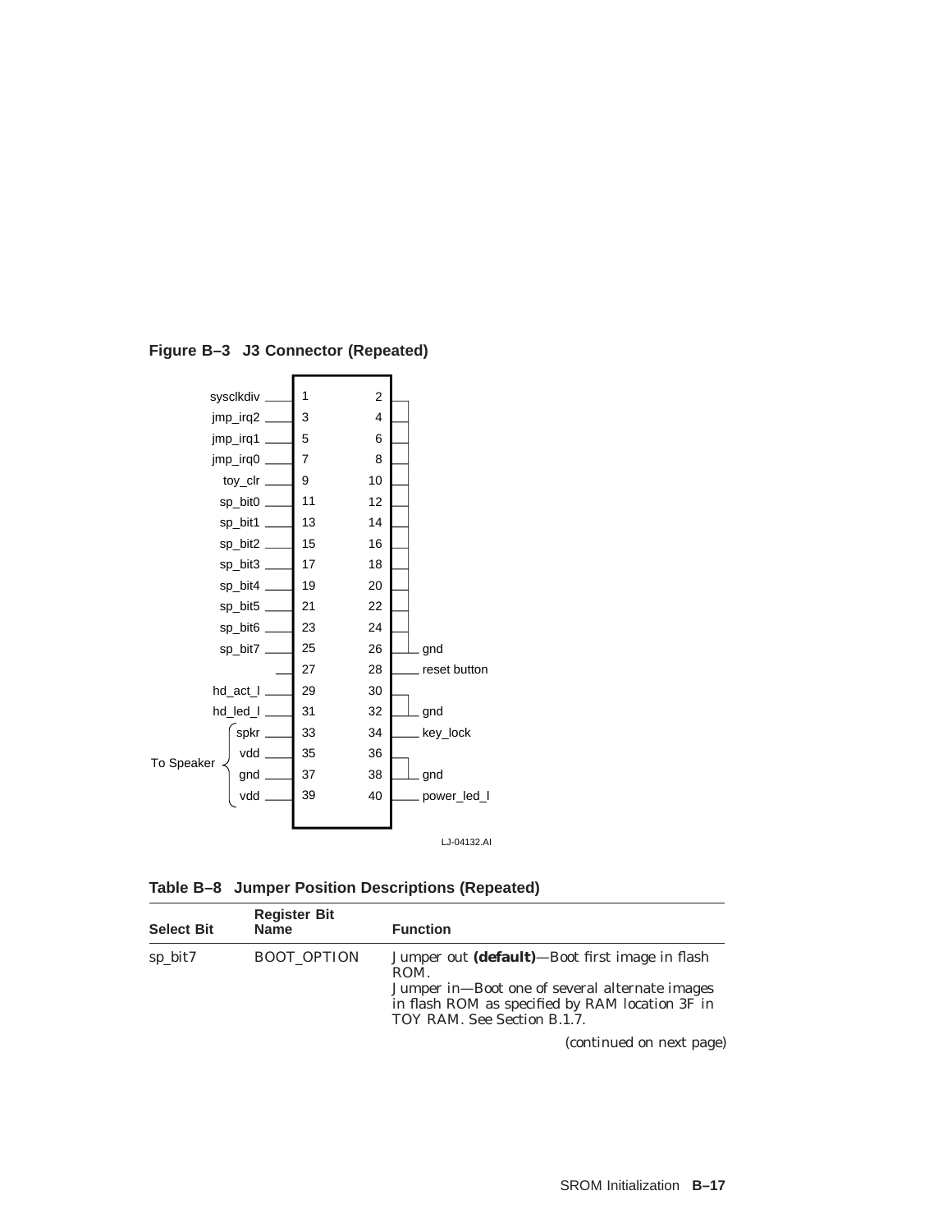**Figure B–3 J3 Connector (Repeated)**

sysclkdiv 1 2
jmp_irq2 3 4
jmp_irq1 5 6
jmp_irq0 7 8
toy_clr 9 10
sp_bit0 11 12
sp_bit1 13 14
sp_bit2 15 16
sp_bit3 17 18
sp_bit4 19 20
sp_bit5 21 22
sp_bit6 23 24
sp_bit7 25 26 gnd
27 28 reset button
hd_act_l 29 30
hd_led_l 31 32 gnd
To Speaker spkr 33 34 key_lock
vdd 35 36
gnd 37 38 gnd
vdd 39 40 power_led_l

LJ-04132.AI

**Table B–8 Jumper Position Descriptions (Repeated)**

| Select Bit | Register Bit Name | Function |
|---|---|---|
| sp_bit7 | BOOT_OPTION | Jumper out **(default)**—Boot first image in flash ROM.<br>Jumper in—Boot one of several alternate images in flash ROM as specified by RAM location 3F in TOY RAM. See Section B.1.7. |

*(continued on next page)*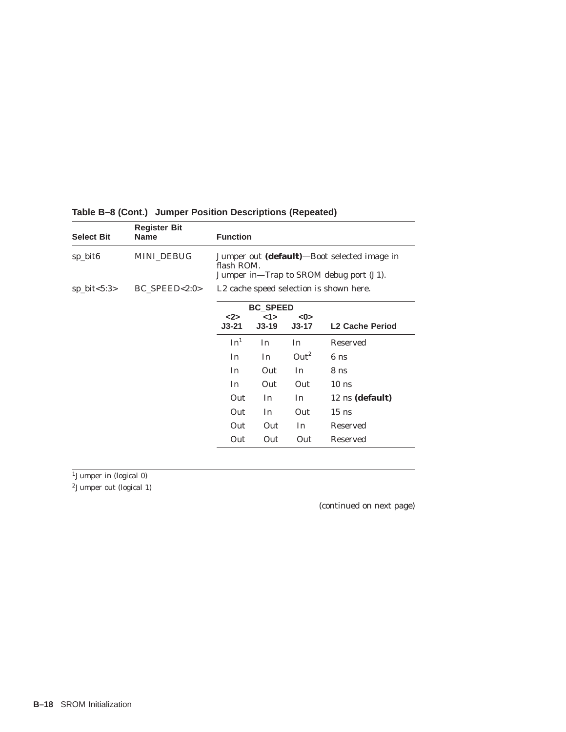**Table B–8 (Cont.) Jumper Position Descriptions (Repeated)**

| Select Bit | Register Bit Name | Function |
|---|---|---|
| sp_bit6 | MINI_DEBUG | Jumper out **(default)**—Boot selected image in flash ROM. Jumper in—Trap to SROM debug port (J1). |
| sp_bit<5:3> | BC_SPEED<2:0> | L2 cache speed selection is shown here. |

| BC_SPEED <2> J3-21 | <1> J3-19 | <0> J3-17 | L2 Cache Period |
|---|---|---|---|
| In[1] | In | In | Reserved |
| In | In | Out[2] | 6 ns |
| In | Out | In | 8 ns |
| In | Out | Out | 10 ns |
| Out | In | In | 12 ns **(default)** |
| Out | In | Out | 15 ns |
| Out | Out | In | Reserved |
| Out | Out | Out | Reserved |

[1]Jumper in (logical 0)

[2]Jumper out (logical 1)

*(continued on next page)*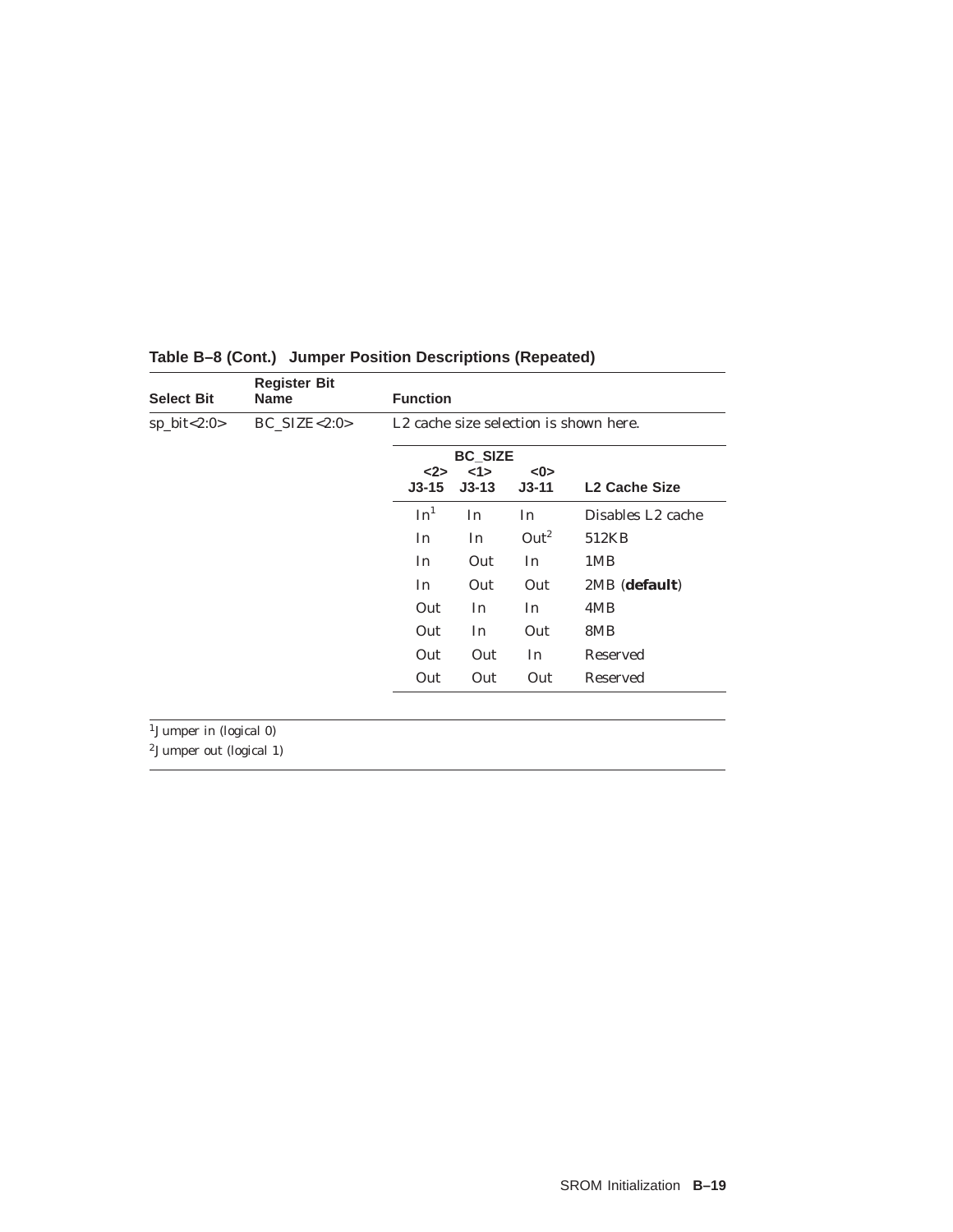**Table B–8 (Cont.) Jumper Position Descriptions (Repeated)**

| Select Bit | Register Bit Name | Function | | | |
|---|---|---|---|---|---|
| sp_bit<2:0> | BC_SIZE<2:0> | L2 cache size selection is shown here. | | | |
| | | **BC_SIZE** | | | |
| | | **<2> J3-15** | **<1> J3-13** | **<0> J3-11** | **L2 Cache Size** |
| | | In[1] | In | In | Disables L2 cache |
| | | In | In | Out[2] | 512KB |
| | | In | Out | In | 1MB |
| | | In | Out | Out | 2MB (**default**) |
| | | Out | In | In | 4MB |
| | | Out | In | Out | 8MB |
| | | Out | Out | In | Reserved |
| | | Out | Out | Out | Reserved |

[1]Jumper in (logical 0)

[2]Jumper out (logical 1)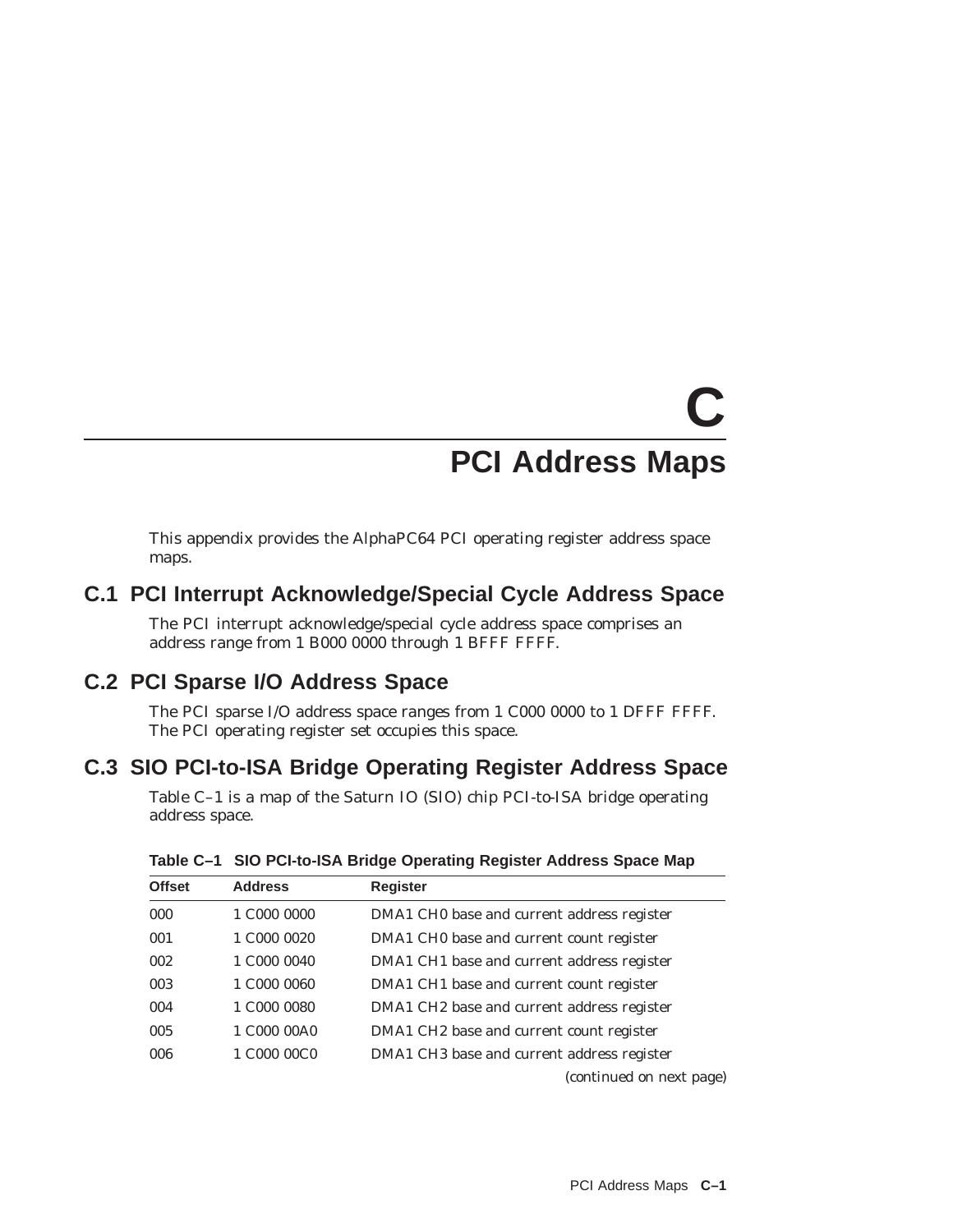# C
# PCI Address Maps

This appendix provides the AlphaPC64 PCI operating register address space maps.

## C.1 PCI Interrupt Acknowledge/Special Cycle Address Space

The PCI interrupt acknowledge/special cycle address space comprises an address range from 1 B000 0000 through 1 BFFF FFFF.

## C.2 PCI Sparse I/O Address Space

The PCI sparse I/O address space ranges from 1 C000 0000 to 1 DFFF FFFF. The PCI operating register set occupies this space.

## C.3 SIO PCI-to-ISA Bridge Operating Register Address Space

Table C–1 is a map of the Saturn IO (SIO) chip PCI-to-ISA bridge operating address space.

**Table C–1 SIO PCI-to-ISA Bridge Operating Register Address Space Map**

| Offset | Address | Register |
|---|---|---|
| 000 | 1 C000 0000 | DMA1 CH0 base and current address register |
| 001 | 1 C000 0020 | DMA1 CH0 base and current count register |
| 002 | 1 C000 0040 | DMA1 CH1 base and current address register |
| 003 | 1 C000 0060 | DMA1 CH1 base and current count register |
| 004 | 1 C000 0080 | DMA1 CH2 base and current address register |
| 005 | 1 C000 00A0 | DMA1 CH2 base and current count register |
| 006 | 1 C000 00C0 | DMA1 CH3 base and current address register |

(continued on next page)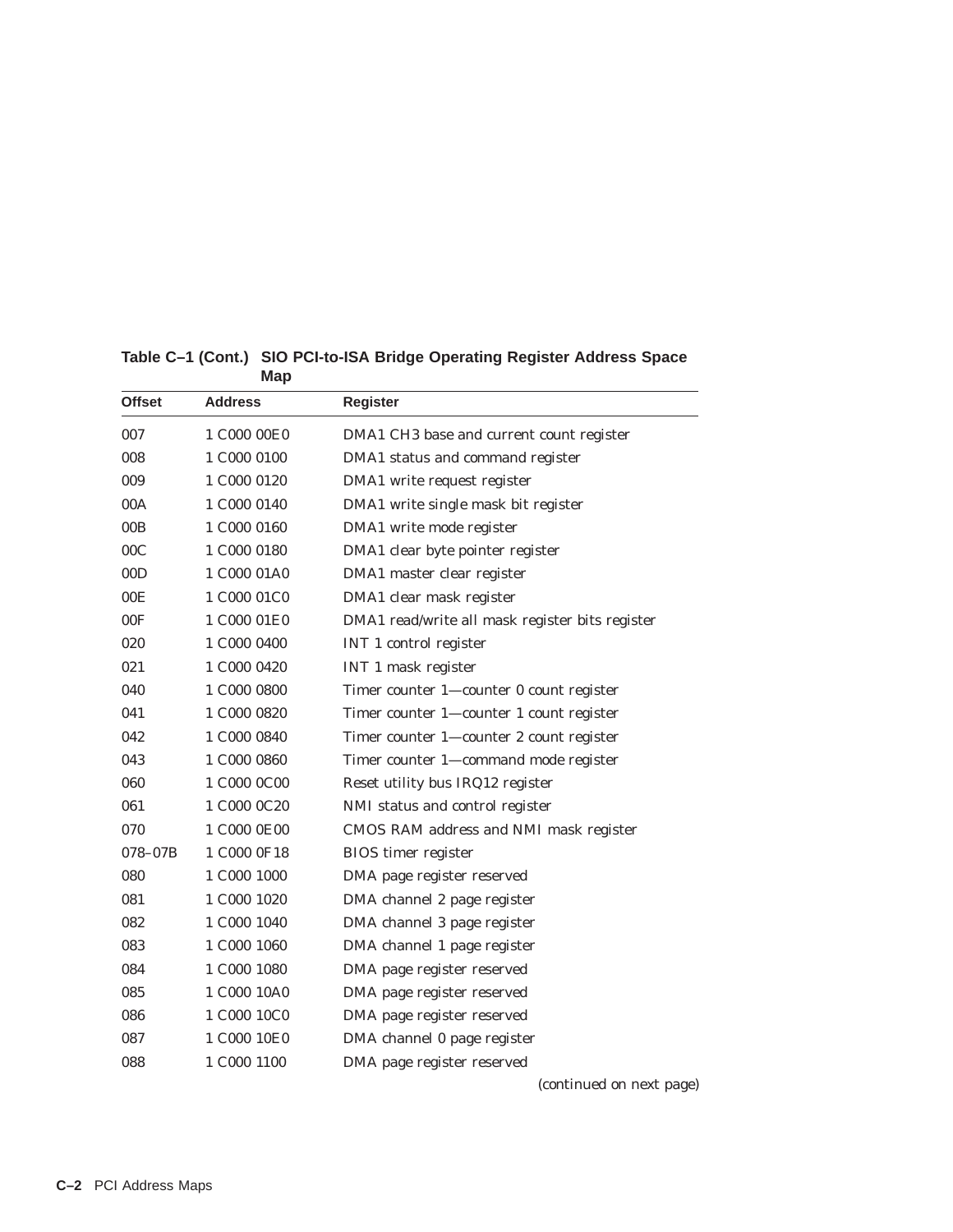**Table C–1 (Cont.) SIO PCI-to-ISA Bridge Operating Register Address Space Map**

| Offset | Address | Register |
|---|---|---|
| 007 | 1 C000 00E0 | DMA1 CH3 base and current count register |
| 008 | 1 C000 0100 | DMA1 status and command register |
| 009 | 1 C000 0120 | DMA1 write request register |
| 00A | 1 C000 0140 | DMA1 write single mask bit register |
| 00B | 1 C000 0160 | DMA1 write mode register |
| 00C | 1 C000 0180 | DMA1 clear byte pointer register |
| 00D | 1 C000 01A0 | DMA1 master clear register |
| 00E | 1 C000 01C0 | DMA1 clear mask register |
| 00F | 1 C000 01E0 | DMA1 read/write all mask register bits register |
| 020 | 1 C000 0400 | INT 1 control register |
| 021 | 1 C000 0420 | INT 1 mask register |
| 040 | 1 C000 0800 | Timer counter 1—counter 0 count register |
| 041 | 1 C000 0820 | Timer counter 1—counter 1 count register |
| 042 | 1 C000 0840 | Timer counter 1—counter 2 count register |
| 043 | 1 C000 0860 | Timer counter 1—command mode register |
| 060 | 1 C000 0C00 | Reset utility bus IRQ12 register |
| 061 | 1 C000 0C20 | NMI status and control register |
| 070 | 1 C000 0E00 | CMOS RAM address and NMI mask register |
| 078–07B | 1 C000 0F18 | BIOS timer register |
| 080 | 1 C000 1000 | DMA page register reserved |
| 081 | 1 C000 1020 | DMA channel 2 page register |
| 082 | 1 C000 1040 | DMA channel 3 page register |
| 083 | 1 C000 1060 | DMA channel 1 page register |
| 084 | 1 C000 1080 | DMA page register reserved |
| 085 | 1 C000 10A0 | DMA page register reserved |
| 086 | 1 C000 10C0 | DMA page register reserved |
| 087 | 1 C000 10E0 | DMA channel 0 page register |
| 088 | 1 C000 1100 | DMA page register reserved |

*(continued on next page)*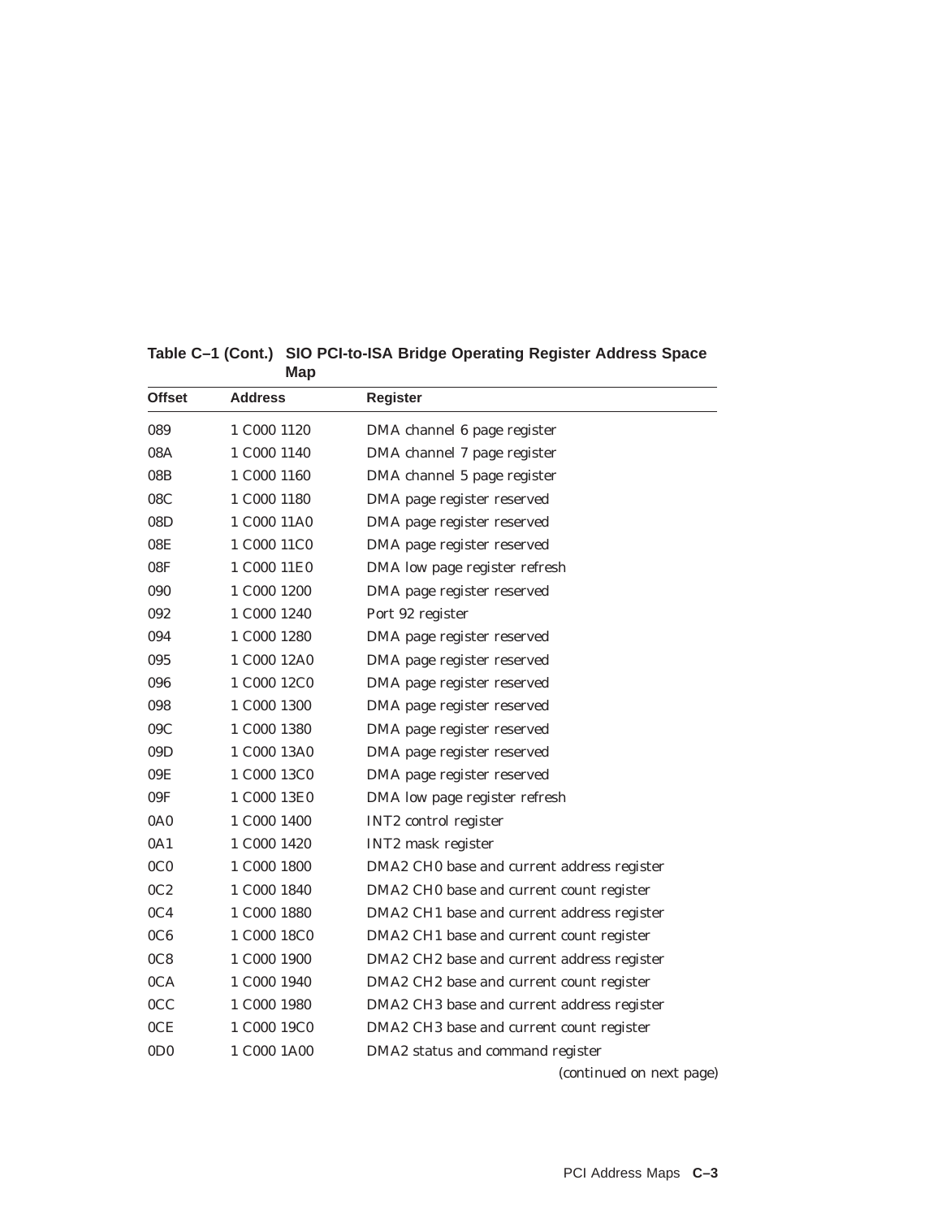**Table C–1 (Cont.) SIO PCI-to-ISA Bridge Operating Register Address Space Map**

| Offset | Address | Register |
|---|---|---|
| 089 | 1 C000 1120 | DMA channel 6 page register |
| 08A | 1 C000 1140 | DMA channel 7 page register |
| 08B | 1 C000 1160 | DMA channel 5 page register |
| 08C | 1 C000 1180 | DMA page register reserved |
| 08D | 1 C000 11A0 | DMA page register reserved |
| 08E | 1 C000 11C0 | DMA page register reserved |
| 08F | 1 C000 11E0 | DMA low page register refresh |
| 090 | 1 C000 1200 | DMA page register reserved |
| 092 | 1 C000 1240 | Port 92 register |
| 094 | 1 C000 1280 | DMA page register reserved |
| 095 | 1 C000 12A0 | DMA page register reserved |
| 096 | 1 C000 12C0 | DMA page register reserved |
| 098 | 1 C000 1300 | DMA page register reserved |
| 09C | 1 C000 1380 | DMA page register reserved |
| 09D | 1 C000 13A0 | DMA page register reserved |
| 09E | 1 C000 13C0 | DMA page register reserved |
| 09F | 1 C000 13E0 | DMA low page register refresh |
| 0A0 | 1 C000 1400 | INT2 control register |
| 0A1 | 1 C000 1420 | INT2 mask register |
| 0C0 | 1 C000 1800 | DMA2 CH0 base and current address register |
| 0C2 | 1 C000 1840 | DMA2 CH0 base and current count register |
| 0C4 | 1 C000 1880 | DMA2 CH1 base and current address register |
| 0C6 | 1 C000 18C0 | DMA2 CH1 base and current count register |
| 0C8 | 1 C000 1900 | DMA2 CH2 base and current address register |
| 0CA | 1 C000 1940 | DMA2 CH2 base and current count register |
| 0CC | 1 C000 1980 | DMA2 CH3 base and current address register |
| 0CE | 1 C000 19C0 | DMA2 CH3 base and current count register |
| 0D0 | 1 C000 1A00 | DMA2 status and command register |

(continued on next page)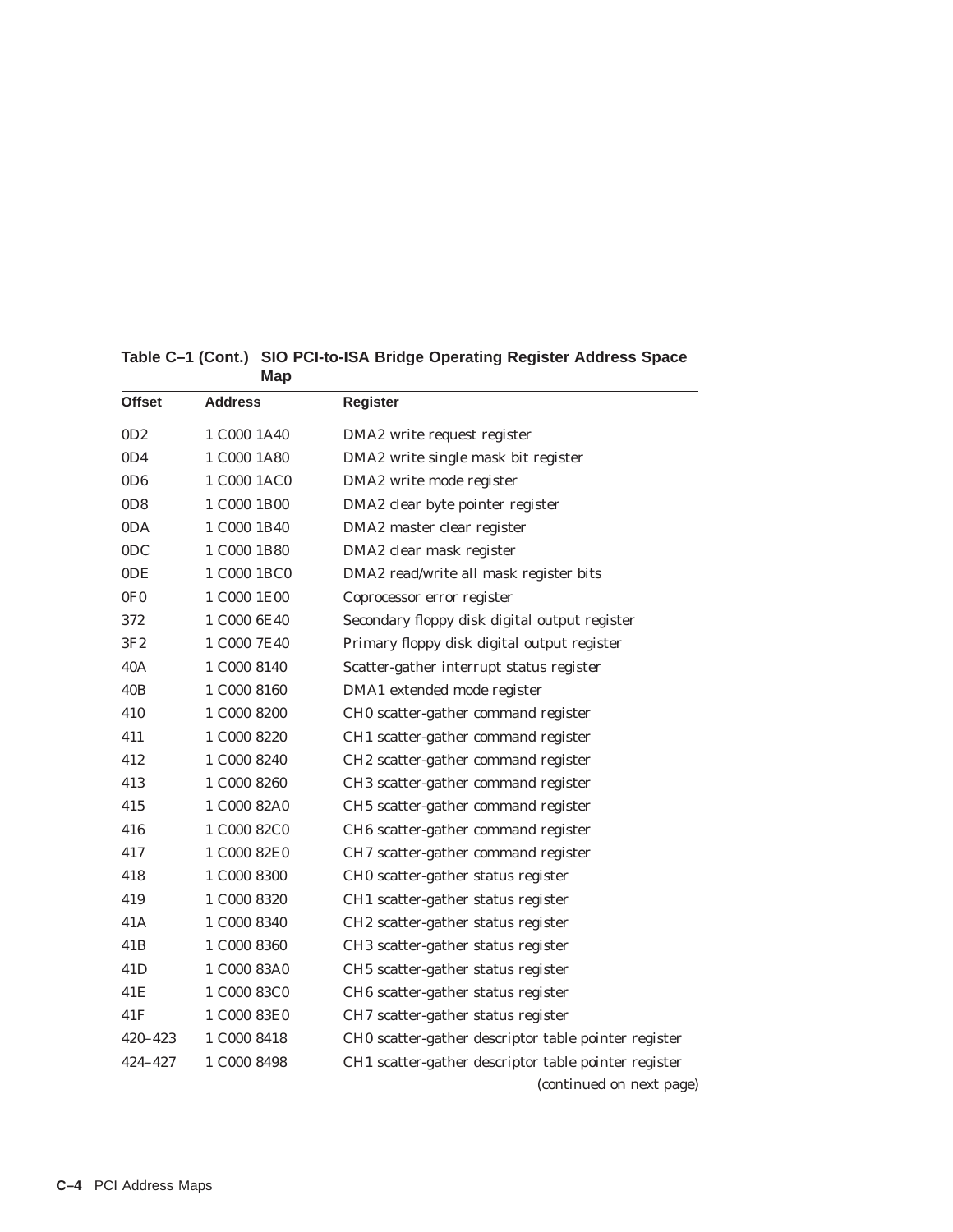**Table C–1 (Cont.) SIO PCI-to-ISA Bridge Operating Register Address Space Map**

| Offset | Address | Register |
|---|---|---|
| 0D2 | 1 C000 1A40 | DMA2 write request register |
| 0D4 | 1 C000 1A80 | DMA2 write single mask bit register |
| 0D6 | 1 C000 1AC0 | DMA2 write mode register |
| 0D8 | 1 C000 1B00 | DMA2 clear byte pointer register |
| 0DA | 1 C000 1B40 | DMA2 master clear register |
| 0DC | 1 C000 1B80 | DMA2 clear mask register |
| 0DE | 1 C000 1BC0 | DMA2 read/write all mask register bits |
| 0F0 | 1 C000 1E00 | Coprocessor error register |
| 372 | 1 C000 6E40 | Secondary floppy disk digital output register |
| 3F2 | 1 C000 7E40 | Primary floppy disk digital output register |
| 40A | 1 C000 8140 | Scatter-gather interrupt status register |
| 40B | 1 C000 8160 | DMA1 extended mode register |
| 410 | 1 C000 8200 | CH0 scatter-gather command register |
| 411 | 1 C000 8220 | CH1 scatter-gather command register |
| 412 | 1 C000 8240 | CH2 scatter-gather command register |
| 413 | 1 C000 8260 | CH3 scatter-gather command register |
| 415 | 1 C000 82A0 | CH5 scatter-gather command register |
| 416 | 1 C000 82C0 | CH6 scatter-gather command register |
| 417 | 1 C000 82E0 | CH7 scatter-gather command register |
| 418 | 1 C000 8300 | CH0 scatter-gather status register |
| 419 | 1 C000 8320 | CH1 scatter-gather status register |
| 41A | 1 C000 8340 | CH2 scatter-gather status register |
| 41B | 1 C000 8360 | CH3 scatter-gather status register |
| 41D | 1 C000 83A0 | CH5 scatter-gather status register |
| 41E | 1 C000 83C0 | CH6 scatter-gather status register |
| 41F | 1 C000 83E0 | CH7 scatter-gather status register |
| 420–423 | 1 C000 8418 | CH0 scatter-gather descriptor table pointer register |
| 424–427 | 1 C000 8498 | CH1 scatter-gather descriptor table pointer register |

*(continued on next page)*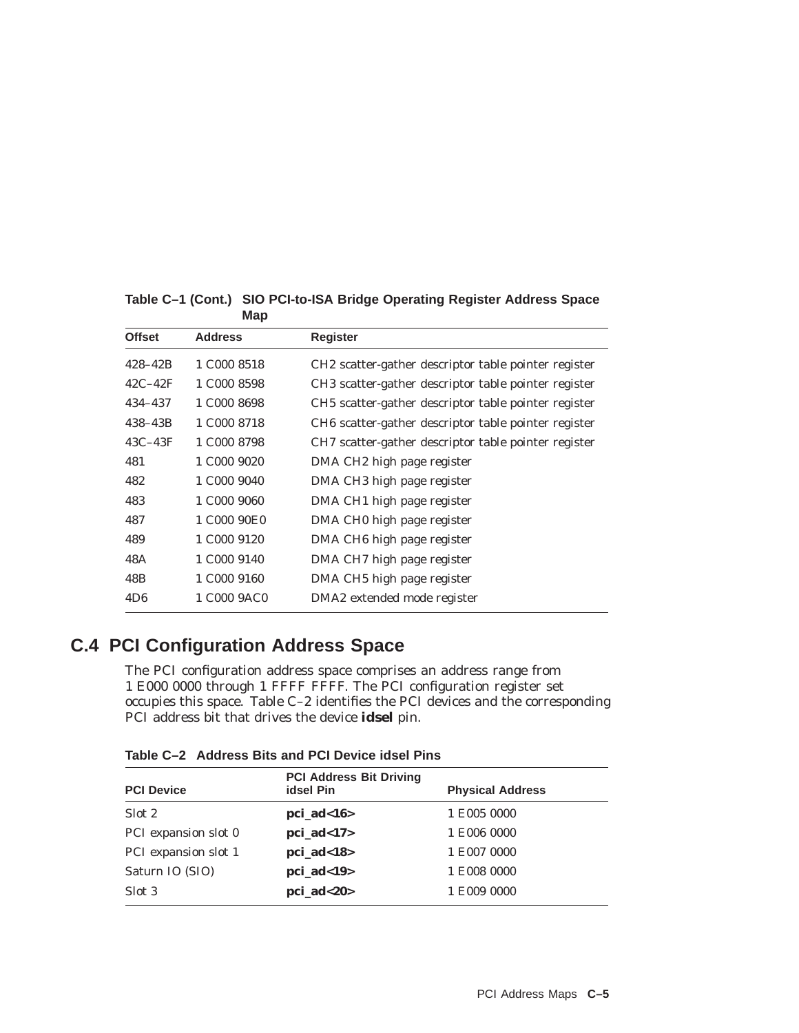**Table C–1 (Cont.) SIO PCI-to-ISA Bridge Operating Register Address Space Map**

| Offset | Address | Register |
|---|---|---|
| 428–42B | 1 C000 8518 | CH2 scatter-gather descriptor table pointer register |
| 42C–42F | 1 C000 8598 | CH3 scatter-gather descriptor table pointer register |
| 434–437 | 1 C000 8698 | CH5 scatter-gather descriptor table pointer register |
| 438–43B | 1 C000 8718 | CH6 scatter-gather descriptor table pointer register |
| 43C–43F | 1 C000 8798 | CH7 scatter-gather descriptor table pointer register |
| 481 | 1 C000 9020 | DMA CH2 high page register |
| 482 | 1 C000 9040 | DMA CH3 high page register |
| 483 | 1 C000 9060 | DMA CH1 high page register |
| 487 | 1 C000 90E0 | DMA CH0 high page register |
| 489 | 1 C000 9120 | DMA CH6 high page register |
| 48A | 1 C000 9140 | DMA CH7 high page register |
| 48B | 1 C000 9160 | DMA CH5 high page register |
| 4D6 | 1 C000 9AC0 | DMA2 extended mode register |

## C.4 PCI Configuration Address Space

The PCI configuration address space comprises an address range from 1 E000 0000 through 1 FFFF FFFF. The PCI configuration register set occupies this space. Table C–2 identifies the PCI devices and the corresponding PCI address bit that drives the device **idsel** pin.

**Table C–2 Address Bits and PCI Device idsel Pins**

| PCI Device | PCI Address Bit Driving idsel Pin | Physical Address |
|---|---|---|
| Slot 2 | **pci_ad<16>** | 1 E005 0000 |
| PCI expansion slot 0 | **pci_ad<17>** | 1 E006 0000 |
| PCI expansion slot 1 | **pci_ad<18>** | 1 E007 0000 |
| Saturn IO (SIO) | **pci_ad<19>** | 1 E008 0000 |
| Slot 3 | **pci_ad<20>** | 1 E009 0000 |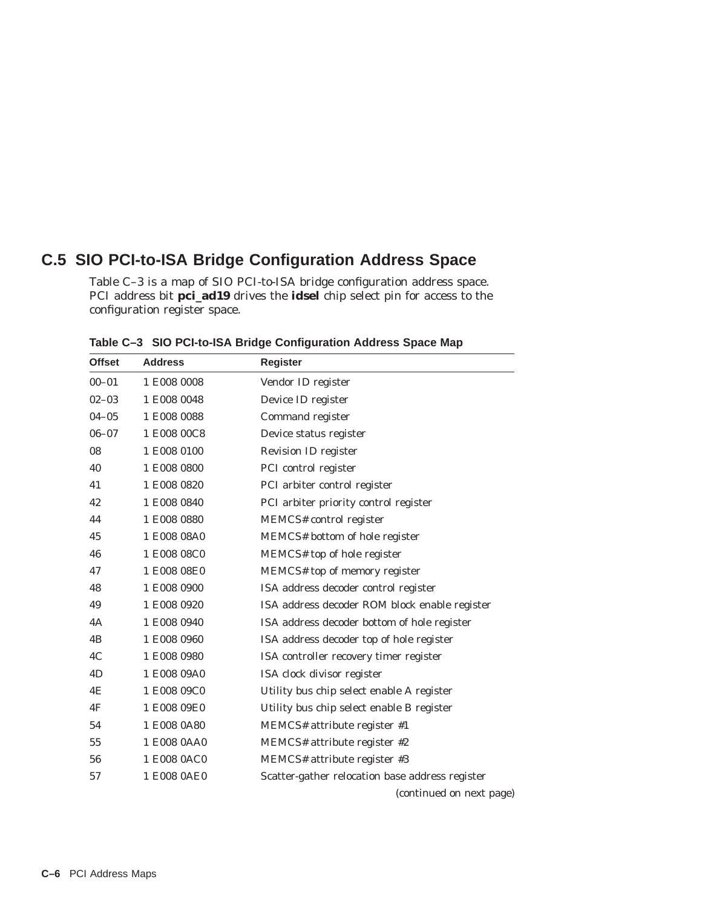## C.5 SIO PCI-to-ISA Bridge Configuration Address Space

Table C–3 is a map of SIO PCI-to-ISA bridge configuration address space. PCI address bit **pci_ad19** drives the **idsel** chip select pin for access to the configuration register space.

**Table C–3 SIO PCI-to-ISA Bridge Configuration Address Space Map**

| Offset | Address | Register |
|---|---|---|
| 00–01 | 1 E008 0008 | Vendor ID register |
| 02–03 | 1 E008 0048 | Device ID register |
| 04–05 | 1 E008 0088 | Command register |
| 06–07 | 1 E008 00C8 | Device status register |
| 08 | 1 E008 0100 | Revision ID register |
| 40 | 1 E008 0800 | PCI control register |
| 41 | 1 E008 0820 | PCI arbiter control register |
| 42 | 1 E008 0840 | PCI arbiter priority control register |
| 44 | 1 E008 0880 | MEMCS# control register |
| 45 | 1 E008 08A0 | MEMCS# bottom of hole register |
| 46 | 1 E008 08C0 | MEMCS# top of hole register |
| 47 | 1 E008 08E0 | MEMCS# top of memory register |
| 48 | 1 E008 0900 | ISA address decoder control register |
| 49 | 1 E008 0920 | ISA address decoder ROM block enable register |
| 4A | 1 E008 0940 | ISA address decoder bottom of hole register |
| 4B | 1 E008 0960 | ISA address decoder top of hole register |
| 4C | 1 E008 0980 | ISA controller recovery timer register |
| 4D | 1 E008 09A0 | ISA clock divisor register |
| 4E | 1 E008 09C0 | Utility bus chip select enable A register |
| 4F | 1 E008 09E0 | Utility bus chip select enable B register |
| 54 | 1 E008 0A80 | MEMCS# attribute register #1 |
| 55 | 1 E008 0AA0 | MEMCS# attribute register #2 |
| 56 | 1 E008 0AC0 | MEMCS# attribute register #3 |
| 57 | 1 E008 0AE0 | Scatter-gather relocation base address register |

(continued on next page)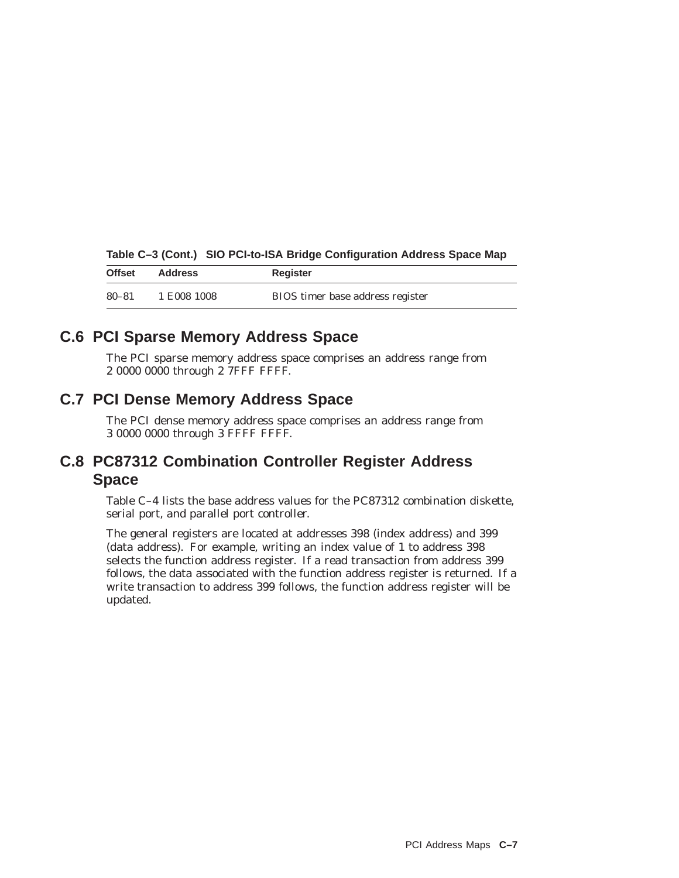**Table C–3 (Cont.) SIO PCI-to-ISA Bridge Configuration Address Space Map**

| Offset | Address | Register |
|---|---|---|
| 80–81 | 1 E008 1008 | BIOS timer base address register |

## C.6 PCI Sparse Memory Address Space

The PCI sparse memory address space comprises an address range from 2 0000 0000 through 2 7FFF FFFF.

## C.7 PCI Dense Memory Address Space

The PCI dense memory address space comprises an address range from 3 0000 0000 through 3 FFFF FFFF.

## C.8 PC87312 Combination Controller Register Address Space

Table C–4 lists the base address values for the PC87312 combination diskette, serial port, and parallel port controller.

The general registers are located at addresses 398 (index address) and 399 (data address). For example, writing an index value of 1 to address 398 selects the function address register. If a read transaction from address 399 follows, the data associated with the function address register is returned. If a write transaction to address 399 follows, the function address register will be updated.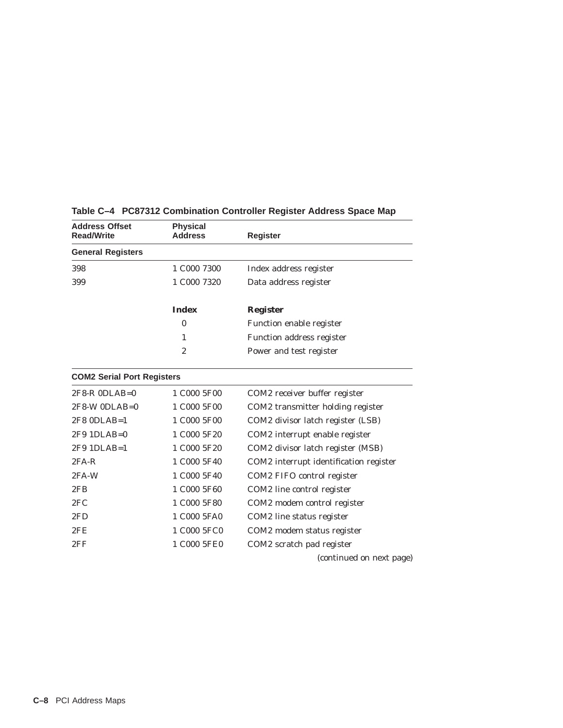**Table C–4 PC87312 Combination Controller Register Address Space Map**

| Address Offset Read/Write | Physical Address | Register |
|---|---|---|
| **General Registers** | | |
| 398 | 1 C000 7300 | Index address register |
| 399 | 1 C000 7320 | Data address register |
| | **Index** | **Register** |
| | 0 | Function enable register |
| | 1 | Function address register |
| | 2 | Power and test register |
| **COM2 Serial Port Registers** | | |
| 2F8-R 0DLAB=0 | 1 C000 5F00 | COM2 receiver buffer register |
| 2F8-W 0DLAB=0 | 1 C000 5F00 | COM2 transmitter holding register |
| 2F8 0DLAB=1 | 1 C000 5F00 | COM2 divisor latch register (LSB) |
| 2F9 1DLAB=0 | 1 C000 5F20 | COM2 interrupt enable register |
| 2F9 1DLAB=1 | 1 C000 5F20 | COM2 divisor latch register (MSB) |
| 2FA-R | 1 C000 5F40 | COM2 interrupt identification register |
| 2FA-W | 1 C000 5F40 | COM2 FIFO control register |
| 2FB | 1 C000 5F60 | COM2 line control register |
| 2FC | 1 C000 5F80 | COM2 modem control register |
| 2FD | 1 C000 5FA0 | COM2 line status register |
| 2FE | 1 C000 5FC0 | COM2 modem status register |
| 2FF | 1 C000 5FE0 | COM2 scratch pad register |

(continued on next page)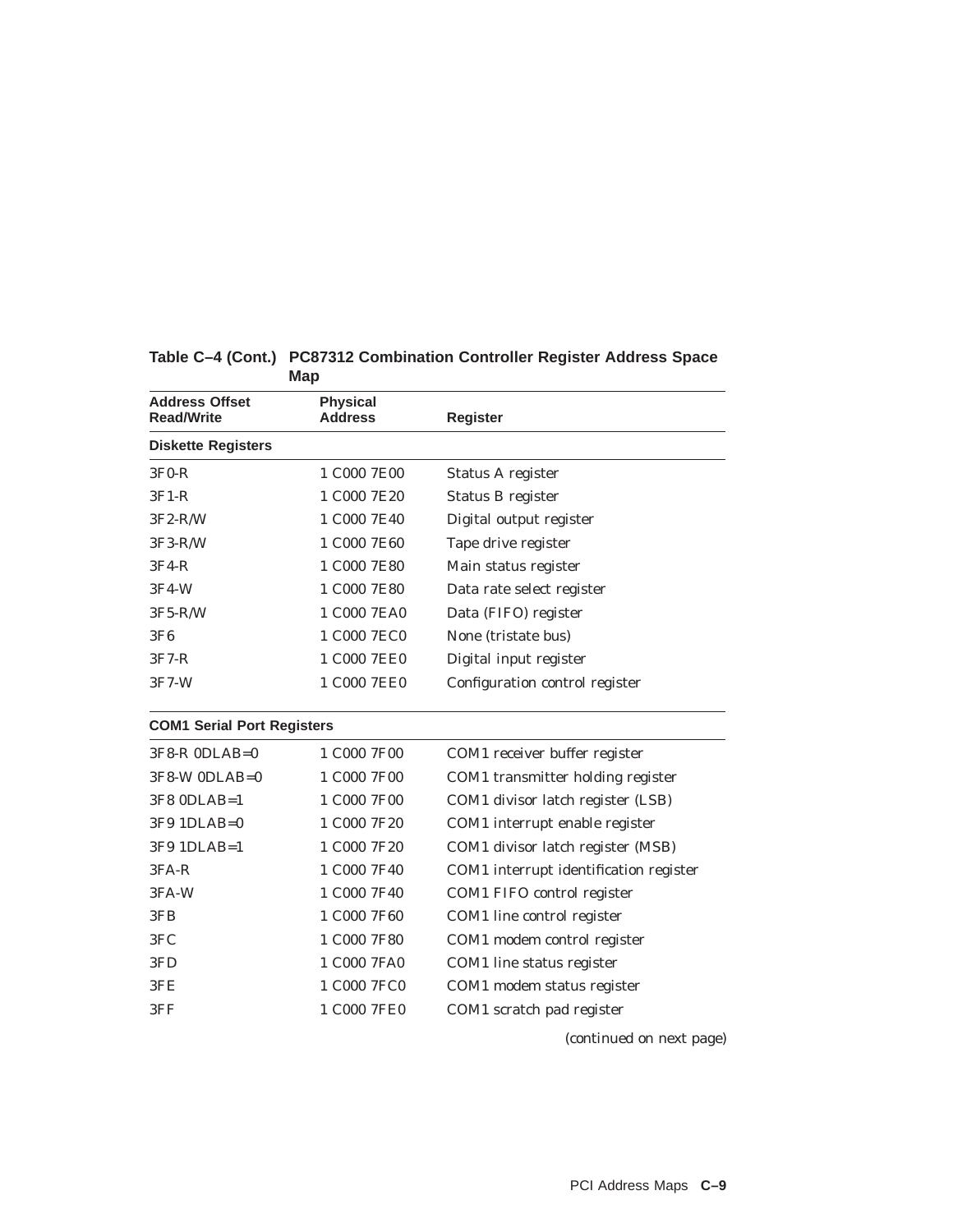**Table C–4 (Cont.) PC87312 Combination Controller Register Address Space Map**

| Address Offset Read/Write | Physical Address | Register |
|---|---|---|
| **Diskette Registers** | | |
| 3F0-R | 1 C000 7E00 | Status A register |
| 3F1-R | 1 C000 7E20 | Status B register |
| 3F2-R/W | 1 C000 7E40 | Digital output register |
| 3F3-R/W | 1 C000 7E60 | Tape drive register |
| 3F4-R | 1 C000 7E80 | Main status register |
| 3F4-W | 1 C000 7E80 | Data rate select register |
| 3F5-R/W | 1 C000 7EA0 | Data (FIFO) register |
| 3F6 | 1 C000 7EC0 | None (tristate bus) |
| 3F7-R | 1 C000 7EE0 | Digital input register |
| 3F7-W | 1 C000 7EE0 | Configuration control register |
| **COM1 Serial Port Registers** | | |
| 3F8-R 0DLAB=0 | 1 C000 7F00 | COM1 receiver buffer register |
| 3F8-W 0DLAB=0 | 1 C000 7F00 | COM1 transmitter holding register |
| 3F8 0DLAB=1 | 1 C000 7F00 | COM1 divisor latch register (LSB) |
| 3F9 1DLAB=0 | 1 C000 7F20 | COM1 interrupt enable register |
| 3F9 1DLAB=1 | 1 C000 7F20 | COM1 divisor latch register (MSB) |
| 3FA-R | 1 C000 7F40 | COM1 interrupt identification register |
| 3FA-W | 1 C000 7F40 | COM1 FIFO control register |
| 3FB | 1 C000 7F60 | COM1 line control register |
| 3FC | 1 C000 7F80 | COM1 modem control register |
| 3FD | 1 C000 7FA0 | COM1 line status register |
| 3FE | 1 C000 7FC0 | COM1 modem status register |
| 3FF | 1 C000 7FE0 | COM1 scratch pad register |

*(continued on next page)*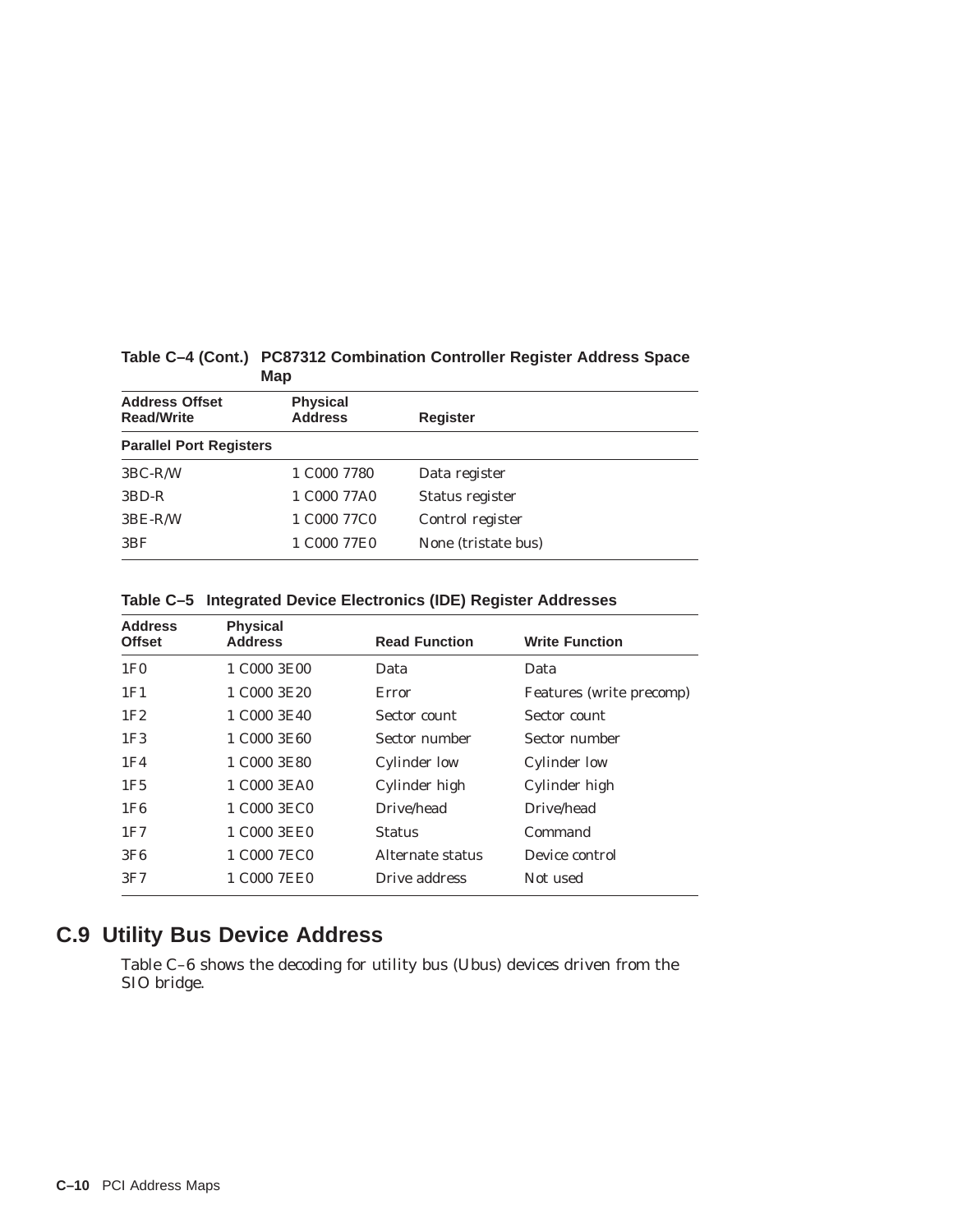**Table C–4 (Cont.) PC87312 Combination Controller Register Address Space Map**

| Address Offset Read/Write | Physical Address | Register |
|---|---|---|
| **Parallel Port Registers** | | |
| 3BC-R/W | 1 C000 7780 | Data register |
| 3BD-R | 1 C000 77A0 | Status register |
| 3BE-R/W | 1 C000 77C0 | Control register |
| 3BF | 1 C000 77E0 | None (tristate bus) |

**Table C–5 Integrated Device Electronics (IDE) Register Addresses**

| Address Offset | Physical Address | Read Function | Write Function |
|---|---|---|---|
| 1F0 | 1 C000 3E00 | Data | Data |
| 1F1 | 1 C000 3E20 | Error | Features (write precomp) |
| 1F2 | 1 C000 3E40 | Sector count | Sector count |
| 1F3 | 1 C000 3E60 | Sector number | Sector number |
| 1F4 | 1 C000 3E80 | Cylinder low | Cylinder low |
| 1F5 | 1 C000 3EA0 | Cylinder high | Cylinder high |
| 1F6 | 1 C000 3EC0 | Drive/head | Drive/head |
| 1F7 | 1 C000 3EE0 | Status | Command |
| 3F6 | 1 C000 7EC0 | Alternate status | Device control |
| 3F7 | 1 C000 7EE0 | Drive address | Not used |

## C.9 Utility Bus Device Address

Table C–6 shows the decoding for utility bus (Ubus) devices driven from the SIO bridge.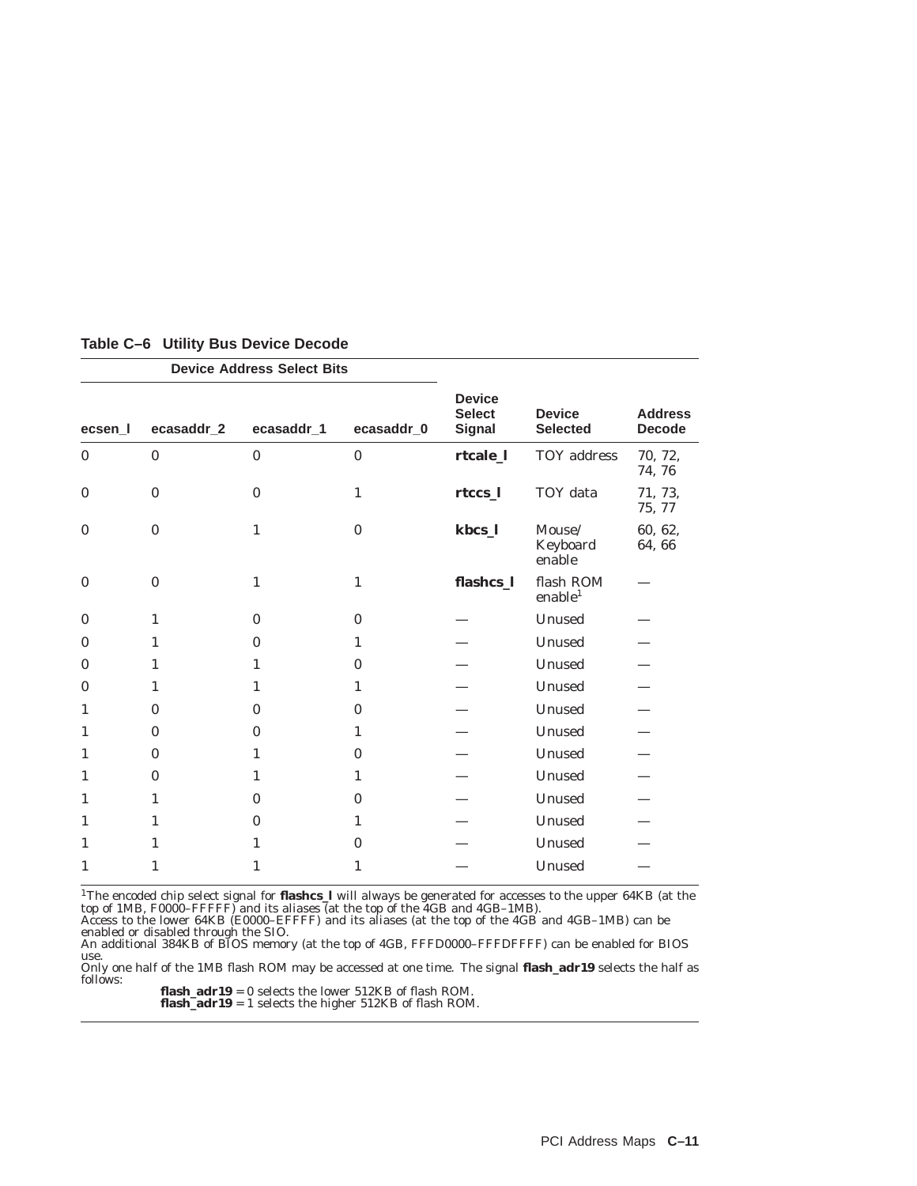**Table C–6 Utility Bus Device Decode**

| Device Address Select Bits | | | | | | |
|---|---|---|---|---|---|---|
| **ecsen_l** | **ecasaddr_2** | **ecasaddr_1** | **ecasaddr_0** | **Device Select Signal** | **Device Selected** | **Address Decode** |
| 0 | 0 | 0 | 0 | **rtcale_l** | TOY address | 70, 72, 74, 76 |
| 0 | 0 | 0 | 1 | **rtccs_l** | TOY data | 71, 73, 75, 77 |
| 0 | 0 | 1 | 0 | **kbcs_l** | Mouse/ Keyboard enable | 60, 62, 64, 66 |
| 0 | 0 | 1 | 1 | **flashcs_l** | flash ROM enable[1] | — |
| 0 | 1 | 0 | 0 | — | Unused | — |
| 0 | 1 | 0 | 1 | — | Unused | — |
| 0 | 1 | 1 | 0 | — | Unused | — |
| 0 | 1 | 1 | 1 | — | Unused | — |
| 1 | 0 | 0 | 0 | — | Unused | — |
| 1 | 0 | 0 | 1 | — | Unused | — |
| 1 | 0 | 1 | 0 | — | Unused | — |
| 1 | 0 | 1 | 1 | — | Unused | — |
| 1 | 1 | 0 | 0 | — | Unused | — |
| 1 | 1 | 0 | 1 | — | Unused | — |
| 1 | 1 | 1 | 0 | — | Unused | — |
| 1 | 1 | 1 | 1 | — | Unused | — |

[1]The encoded chip select signal for **flashcs_l** will always be generated for accesses to the upper 64KB (at the top of 1MB, F0000–FFFFF) and its aliases (at the top of the 4GB and 4GB–1MB).
Access to the lower 64KB (E0000–EFFFF) and its aliases (at the top of the 4GB and 4GB–1MB) can be enabled or disabled through the SIO.
An additional 384KB of BIOS memory (at the top of 4GB, FFFD0000–FFFDFFFF) can be enabled for BIOS use.
Only one half of the 1MB flash ROM may be accessed at one time. The signal **flash_adr19** selects the half as follows:

**flash_adr19** = 0 selects the lower 512KB of flash ROM.
**flash_adr19** = 1 selects the higher 512KB of flash ROM.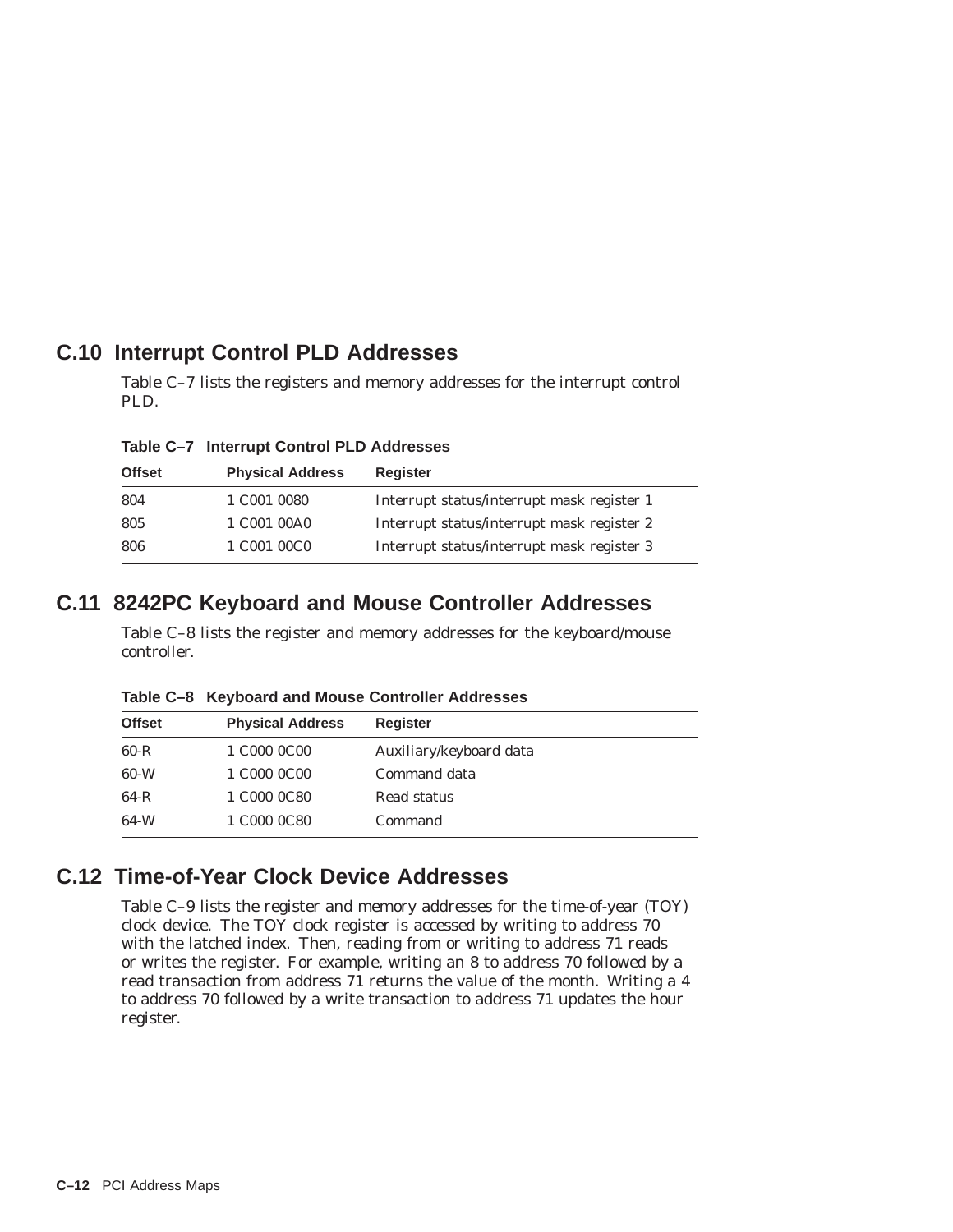## C.10 Interrupt Control PLD Addresses

Table C–7 lists the registers and memory addresses for the interrupt control PLD.

**Table C–7 Interrupt Control PLD Addresses**

| Offset | Physical Address | Register |
|---|---|---|
| 804 | 1 C001 0080 | Interrupt status/interrupt mask register 1 |
| 805 | 1 C001 00A0 | Interrupt status/interrupt mask register 2 |
| 806 | 1 C001 00C0 | Interrupt status/interrupt mask register 3 |

## C.11 8242PC Keyboard and Mouse Controller Addresses

Table C–8 lists the register and memory addresses for the keyboard/mouse controller.

**Table C–8 Keyboard and Mouse Controller Addresses**

| Offset | Physical Address | Register |
|---|---|---|
| 60-R | 1 C000 0C00 | Auxiliary/keyboard data |
| 60-W | 1 C000 0C00 | Command data |
| 64-R | 1 C000 0C80 | Read status |
| 64-W | 1 C000 0C80 | Command |

## C.12 Time-of-Year Clock Device Addresses

Table C–9 lists the register and memory addresses for the time-of-year (TOY) clock device. The TOY clock register is accessed by writing to address 70 with the latched index. Then, reading from or writing to address 71 reads or writes the register. For example, writing an 8 to address 70 followed by a read transaction from address 71 returns the value of the month. Writing a 4 to address 70 followed by a write transaction to address 71 updates the hour register.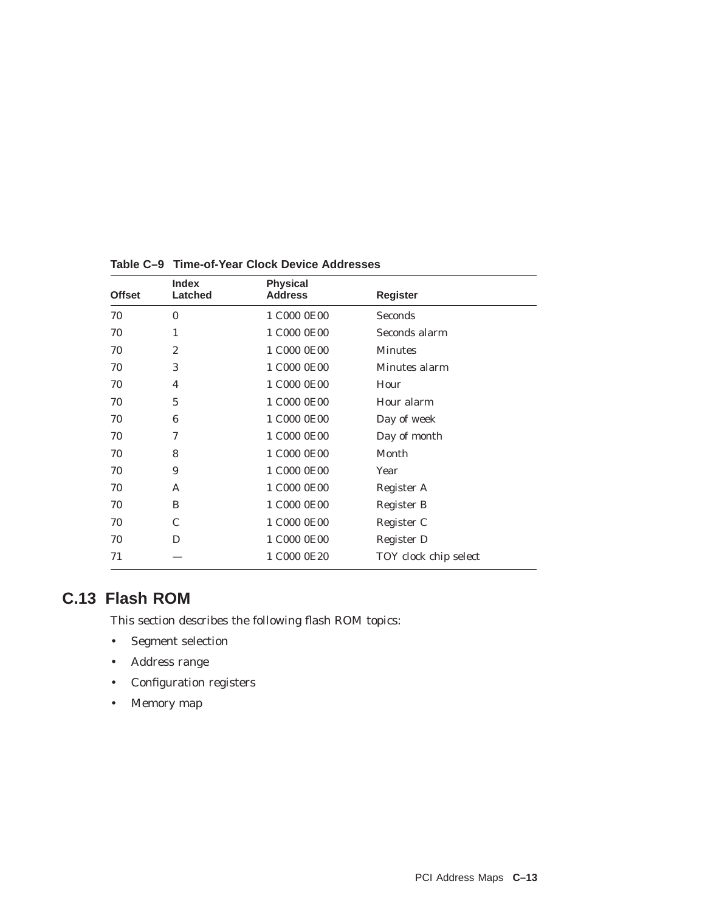**Table C–9 Time-of-Year Clock Device Addresses**

| Offset | Index Latched | Physical Address | Register |
|---|---|---|---|
| 70 | 0 | 1 C000 0E00 | Seconds |
| 70 | 1 | 1 C000 0E00 | Seconds alarm |
| 70 | 2 | 1 C000 0E00 | Minutes |
| 70 | 3 | 1 C000 0E00 | Minutes alarm |
| 70 | 4 | 1 C000 0E00 | Hour |
| 70 | 5 | 1 C000 0E00 | Hour alarm |
| 70 | 6 | 1 C000 0E00 | Day of week |
| 70 | 7 | 1 C000 0E00 | Day of month |
| 70 | 8 | 1 C000 0E00 | Month |
| 70 | 9 | 1 C000 0E00 | Year |
| 70 | A | 1 C000 0E00 | Register A |
| 70 | B | 1 C000 0E00 | Register B |
| 70 | C | 1 C000 0E00 | Register C |
| 70 | D | 1 C000 0E00 | Register D |
| 71 | — | 1 C000 0E20 | TOY clock chip select |

## C.13 Flash ROM

This section describes the following flash ROM topics:

- Segment selection
- Address range
- Configuration registers
- Memory map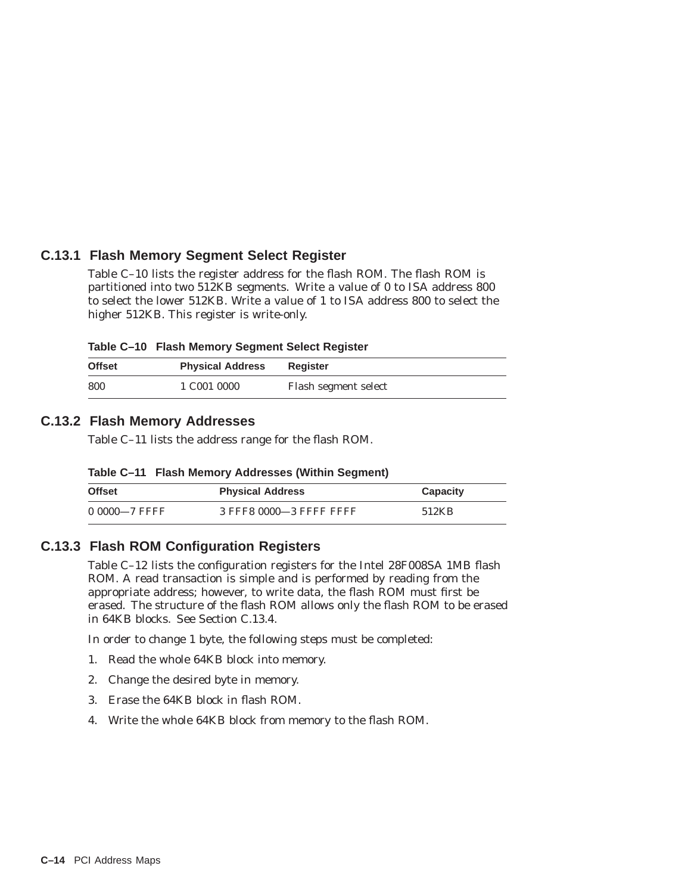### C.13.1 Flash Memory Segment Select Register

Table C–10 lists the register address for the flash ROM. The flash ROM is partitioned into two 512KB segments. Write a value of 0 to ISA address 800 to select the lower 512KB. Write a value of 1 to ISA address 800 to select the higher 512KB. This register is write-only.

**Table C–10 Flash Memory Segment Select Register**

| Offset | Physical Address | Register |
|---|---|---|
| 800 | 1 C001 0000 | Flash segment select |

### C.13.2 Flash Memory Addresses

Table C–11 lists the address range for the flash ROM.

**Table C–11 Flash Memory Addresses (Within Segment)**

| Offset | Physical Address | Capacity |
|---|---|---|
| 0 0000—7 FFFF | 3 FFF8 0000—3 FFFF FFFF | 512KB |

### C.13.3 Flash ROM Configuration Registers

Table C–12 lists the configuration registers for the Intel 28F008SA 1MB flash ROM. A read transaction is simple and is performed by reading from the appropriate address; however, to write data, the flash ROM must first be erased. The structure of the flash ROM allows only the flash ROM to be erased in 64KB blocks. See Section C.13.4.

In order to change 1 byte, the following steps must be completed:

1. Read the whole 64KB block into memory.
2. Change the desired byte in memory.
3. Erase the 64KB block in flash ROM.
4. Write the whole 64KB block from memory to the flash ROM.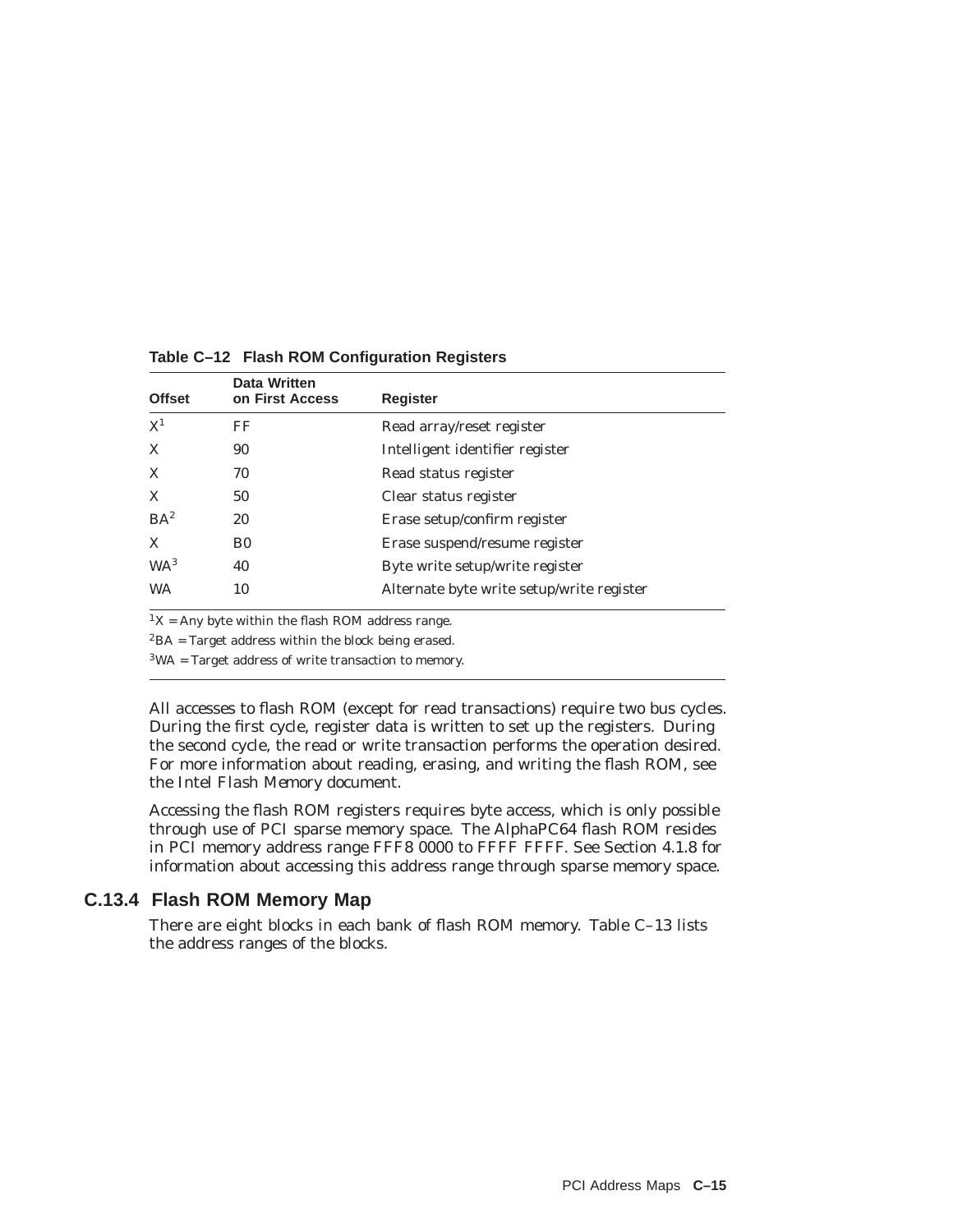**Table C–12 Flash ROM Configuration Registers**

| Offset | Data Written on First Access | Register |
|---|---|---|
| X[1] | FF | Read array/reset register |
| X | 90 | Intelligent identifier register |
| X | 70 | Read status register |
| X | 50 | Clear status register |
| BA[2] | 20 | Erase setup/confirm register |
| X | B0 | Erase suspend/resume register |
| WA[3] | 40 | Byte write setup/write register |
| WA | 10 | Alternate byte write setup/write register |

[1]X = Any byte within the flash ROM address range.

[2]BA = Target address within the block being erased.

[3]WA = Target address of write transaction to memory.

All accesses to flash ROM (except for read transactions) require two bus cycles. During the first cycle, register data is written to set up the registers. During the second cycle, the read or write transaction performs the operation desired. For more information about reading, erasing, and writing the flash ROM, see the *Intel Flash Memory* document.

Accessing the flash ROM registers requires byte access, which is only possible through use of PCI sparse memory space. The AlphaPC64 flash ROM resides in PCI memory address range FFF8 0000 to FFFF FFFF. See Section 4.1.8 for information about accessing this address range through sparse memory space.

## C.13.4 Flash ROM Memory Map

There are eight blocks in each bank of flash ROM memory. Table C–13 lists the address ranges of the blocks.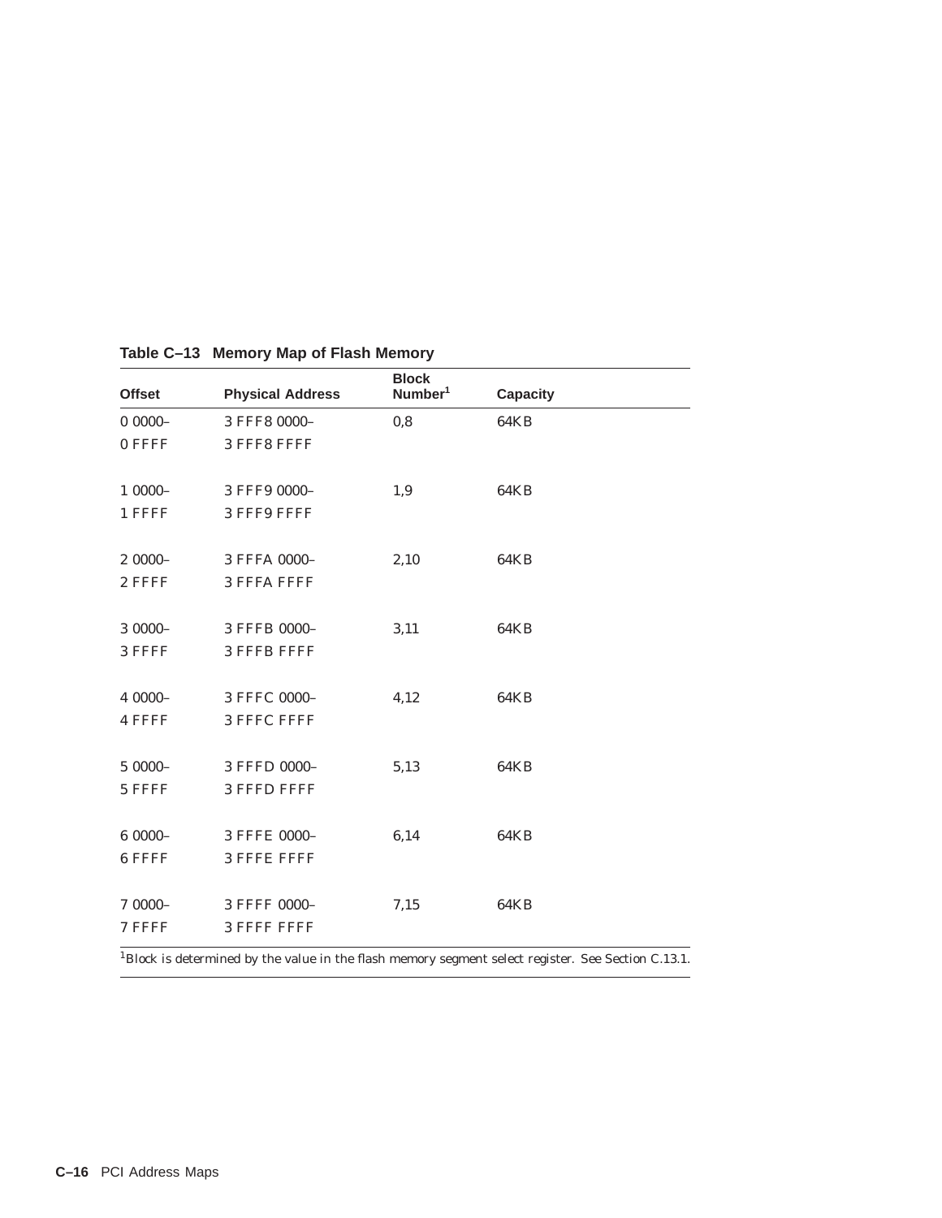**Table C–13 Memory Map of Flash Memory**

| Offset | Physical Address | Block Number[1] | Capacity |
|---|---|---|---|
| 0 0000–<br>0 FFFF | 3 FFF8 0000–<br>3 FFF8 FFFF | 0,8 | 64KB |
| 1 0000–<br>1 FFFF | 3 FFF9 0000–<br>3 FFF9 FFFF | 1,9 | 64KB |
| 2 0000–<br>2 FFFF | 3 FFFA 0000–<br>3 FFFA FFFF | 2,10 | 64KB |
| 3 0000–<br>3 FFFF | 3 FFFB 0000–<br>3 FFFB FFFF | 3,11 | 64KB |
| 4 0000–<br>4 FFFF | 3 FFFC 0000–<br>3 FFFC FFFF | 4,12 | 64KB |
| 5 0000–<br>5 FFFF | 3 FFFD 0000–<br>3 FFFD FFFF | 5,13 | 64KB |
| 6 0000–<br>6 FFFF | 3 FFFE 0000–<br>3 FFFE FFFF | 6,14 | 64KB |
| 7 0000–<br>7 FFFF | 3 FFFF 0000–<br>3 FFFF FFFF | 7,15 | 64KB |

[1]Block is determined by the value in the flash memory segment select register. See Section C.13.1.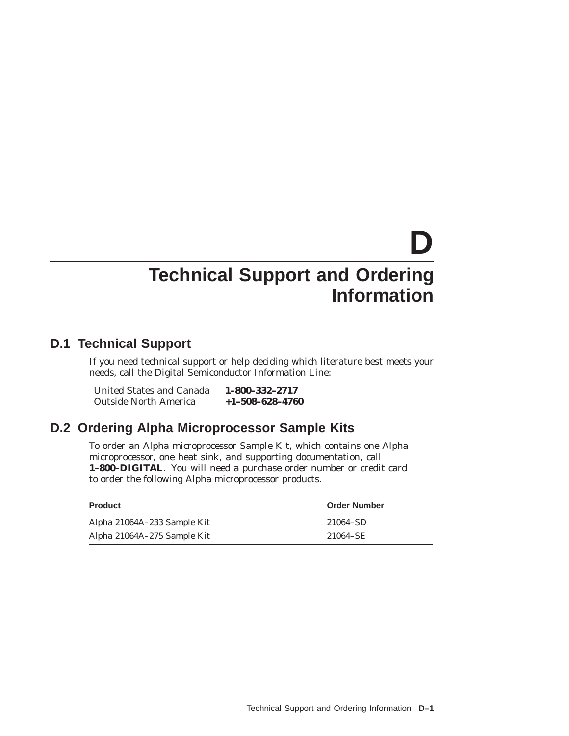# D Technical Support and Ordering Information

## D.1 Technical Support

If you need technical support or help deciding which literature best meets your needs, call the Digital Semiconductor Information Line:

| | |
|---|---|
| United States and Canada | **1–800–332–2717** |
| Outside North America | **+1–508–628–4760** |

## D.2 Ordering Alpha Microprocessor Sample Kits

To order an Alpha microprocessor Sample Kit, which contains one Alpha microprocessor, one heat sink, and supporting documentation, call **1–800–DIGITAL**. You will need a purchase order number or credit card to order the following Alpha microprocessor products.

| Product | Order Number |
|---|---|
| Alpha 21064A–233 Sample Kit | 21064–SD |
| Alpha 21064A–275 Sample Kit | 21064–SE |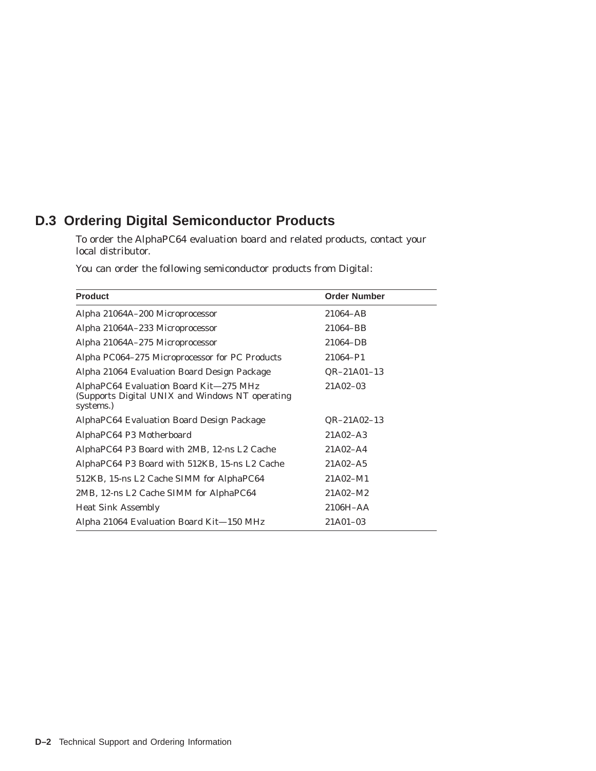## D.3 Ordering Digital Semiconductor Products

To order the AlphaPC64 evaluation board and related products, contact your local distributor.

You can order the following semiconductor products from Digital:

| Product | Order Number |
|---|---|
| Alpha 21064A–200 Microprocessor | 21064–AB |
| Alpha 21064A–233 Microprocessor | 21064–BB |
| Alpha 21064A–275 Microprocessor | 21064–DB |
| Alpha PC064–275 Microprocessor for PC Products | 21064–P1 |
| Alpha 21064 Evaluation Board Design Package | QR–21A01–13 |
| AlphaPC64 Evaluation Board Kit—275 MHz (Supports Digital UNIX and Windows NT operating systems.) | 21A02–03 |
| AlphaPC64 Evaluation Board Design Package | QR–21A02–13 |
| AlphaPC64 P3 Motherboard | 21A02–A3 |
| AlphaPC64 P3 Board with 2MB, 12-ns L2 Cache | 21A02–A4 |
| AlphaPC64 P3 Board with 512KB, 15-ns L2 Cache | 21A02–A5 |
| 512KB, 15-ns L2 Cache SIMM for AlphaPC64 | 21A02–M1 |
| 2MB, 12-ns L2 Cache SIMM for AlphaPC64 | 21A02–M2 |
| Heat Sink Assembly | 2106H–AA |
| Alpha 21064 Evaluation Board Kit—150 MHz | 21A01–03 |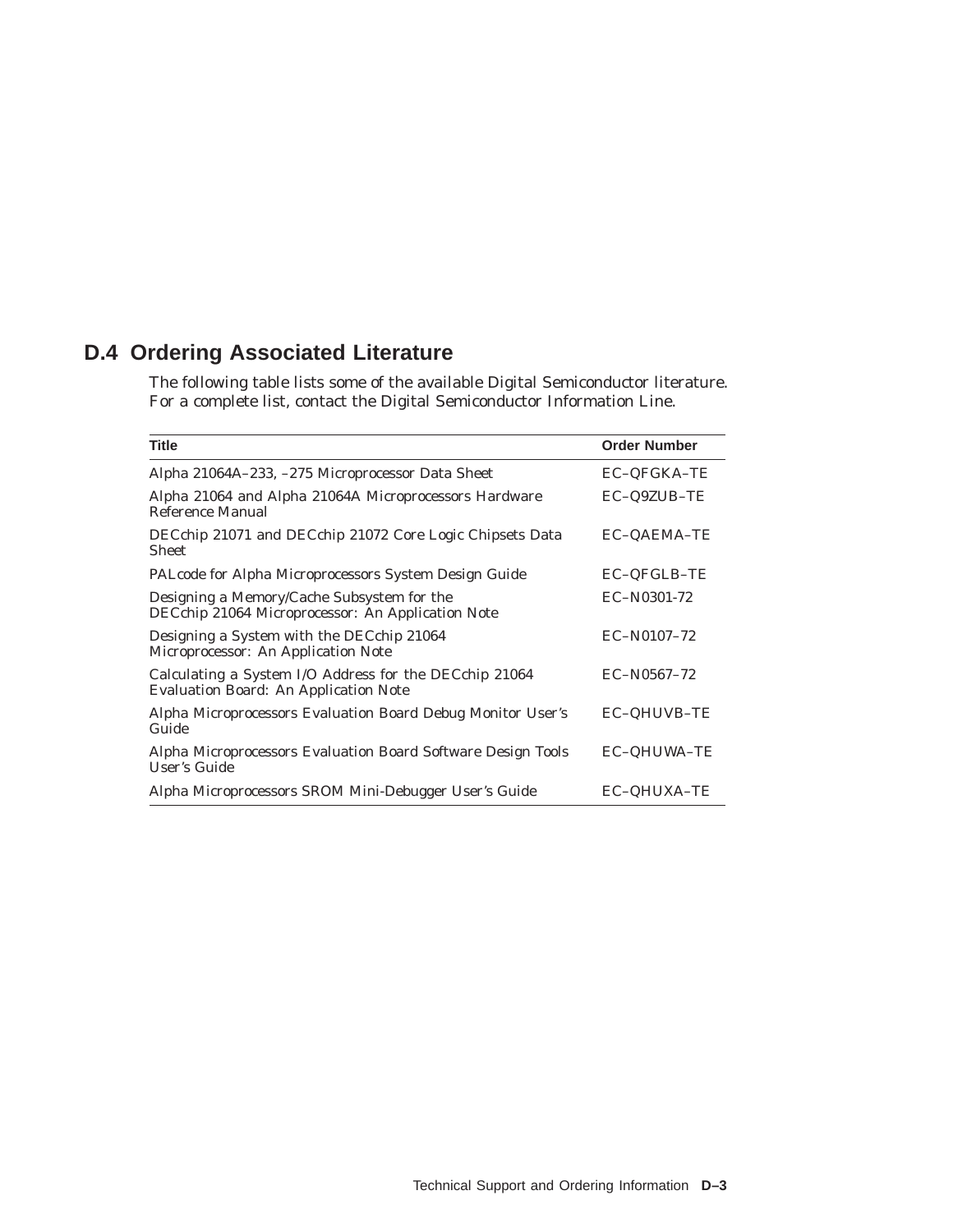## D.4 Ordering Associated Literature

The following table lists some of the available Digital Semiconductor literature. For a complete list, contact the Digital Semiconductor Information Line.

| Title | Order Number |
|---|---|
| Alpha 21064A–233, –275 Microprocessor Data Sheet | EC–QFGKA–TE |
| Alpha 21064 and Alpha 21064A Microprocessors Hardware Reference Manual | EC–Q9ZUB–TE |
| DECchip 21071 and DECchip 21072 Core Logic Chipsets Data Sheet | EC–QAEMA–TE |
| PALcode for Alpha Microprocessors System Design Guide | EC–QFGLB–TE |
| Designing a Memory/Cache Subsystem for the DECchip 21064 Microprocessor: An Application Note | EC–N0301-72 |
| Designing a System with the DECchip 21064 Microprocessor: An Application Note | EC–N0107–72 |
| Calculating a System I/O Address for the DECchip 21064 Evaluation Board: An Application Note | EC–N0567–72 |
| Alpha Microprocessors Evaluation Board Debug Monitor User's Guide | EC–QHUVB–TE |
| Alpha Microprocessors Evaluation Board Software Design Tools User's Guide | EC–QHUWA–TE |
| Alpha Microprocessors SROM Mini-Debugger User's Guide | EC–QHUXA–TE |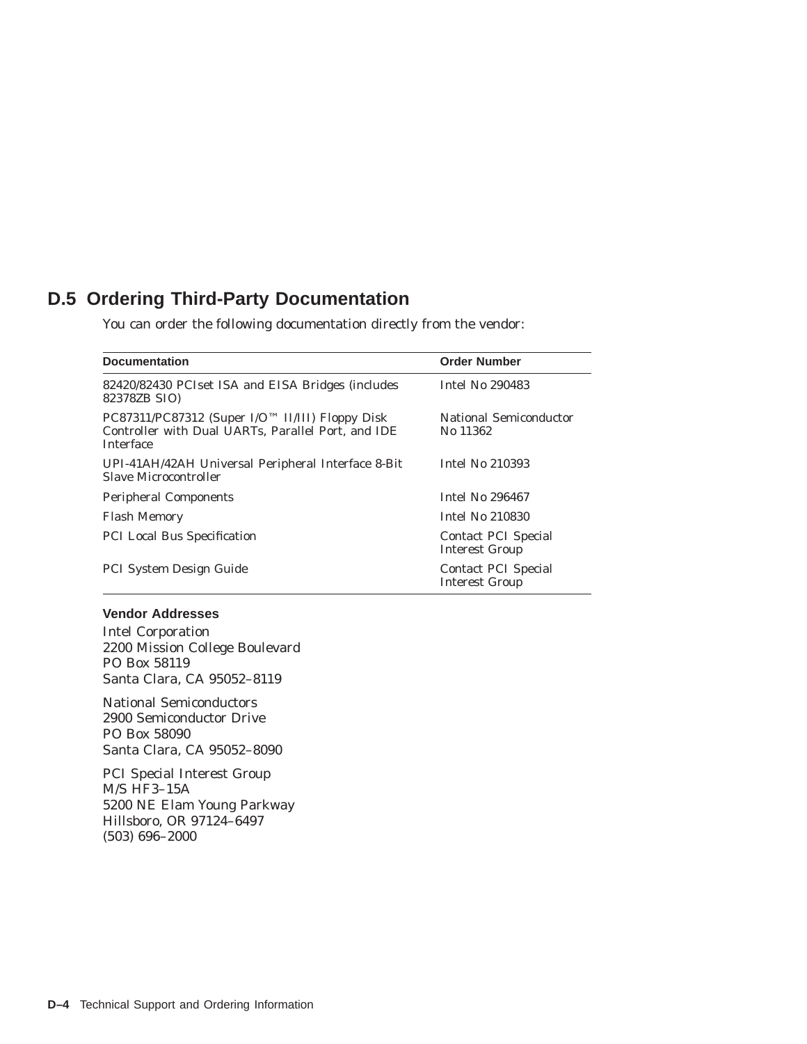## D.5 Ordering Third-Party Documentation

You can order the following documentation directly from the vendor:

| Documentation | Order Number |
|---|---|
| 82420/82430 PCIset ISA and EISA Bridges (includes 82378ZB SIO) | Intel No 290483 |
| PC87311/PC87312 (Super I/O™ II/III) Floppy Disk Controller with Dual UARTs, Parallel Port, and IDE Interface | National Semiconductor No 11362 |
| UPI-41AH/42AH Universal Peripheral Interface 8-Bit Slave Microcontroller | Intel No 210393 |
| Peripheral Components | Intel No 296467 |
| Flash Memory | Intel No 210830 |
| PCI Local Bus Specification | Contact PCI Special Interest Group |
| PCI System Design Guide | Contact PCI Special Interest Group |

**Vendor Addresses**

Intel Corporation
2200 Mission College Boulevard
PO Box 58119
Santa Clara, CA 95052–8119

National Semiconductors
2900 Semiconductor Drive
PO Box 58090
Santa Clara, CA 95052–8090

PCI Special Interest Group
M/S HF3–15A
5200 NE Elam Young Parkway
Hillsboro, OR 97124–6497
(503) 696–2000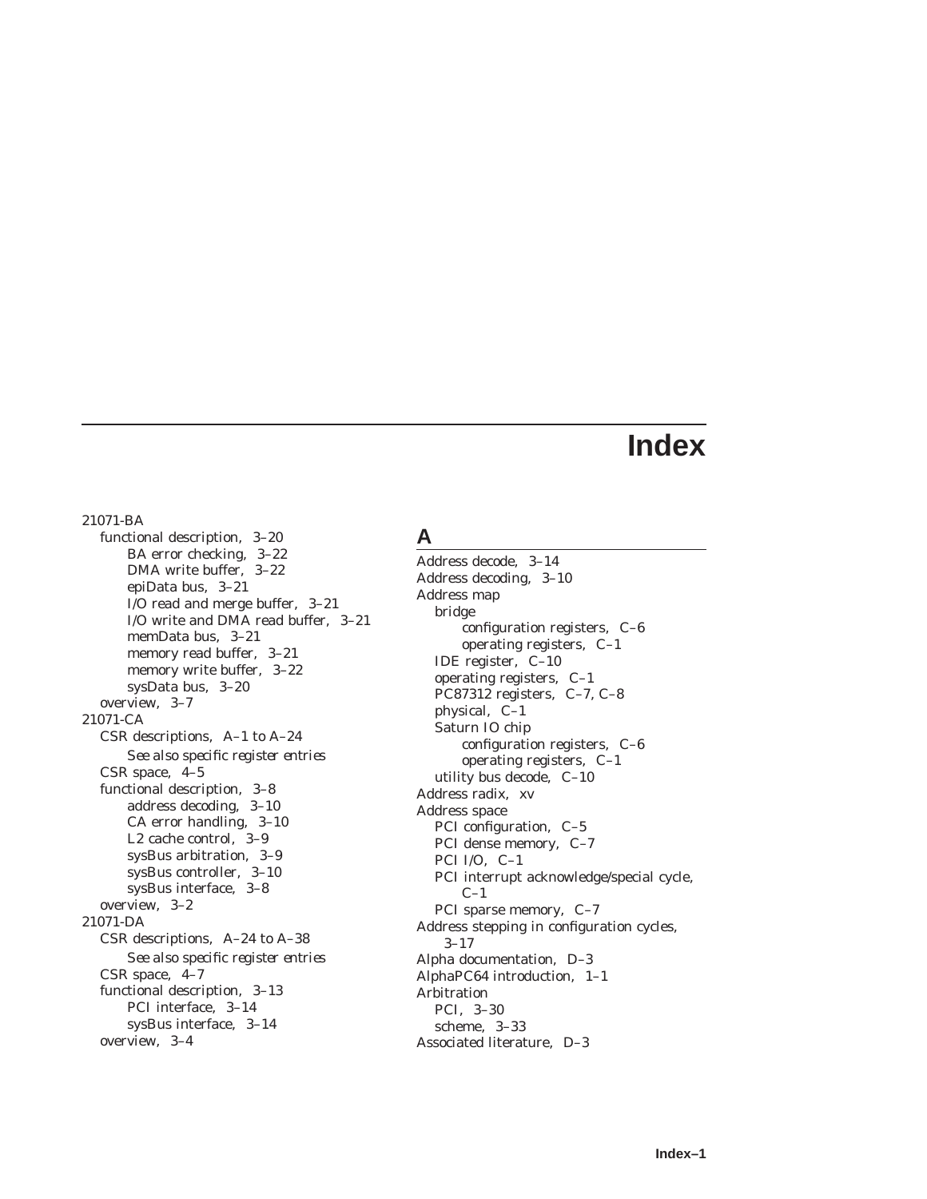# Index

21071-BA
- functional description, 3–20
  - BA error checking, 3–22
  - DMA write buffer, 3–22
  - epiData bus, 3–21
  - I/O read and merge buffer, 3–21
  - I/O write and DMA read buffer, 3–21
  - memData bus, 3–21
  - memory read buffer, 3–21
  - memory write buffer, 3–22
  - sysData bus, 3–20
- overview, 3–7

21071-CA
- CSR descriptions, A–1 to A–24
  - *See also specific register entries*
- CSR space, 4–5
- functional description, 3–8
  - address decoding, 3–10
  - CA error handling, 3–10
  - L2 cache control, 3–9
  - sysBus arbitration, 3–9
  - sysBus controller, 3–10
  - sysBus interface, 3–8
- overview, 3–2

21071-DA
- CSR descriptions, A–24 to A–38
  - *See also specific register entries*
- CSR space, 4–7
- functional description, 3–13
  - PCI interface, 3–14
  - sysBus interface, 3–14
- overview, 3–4

## A

Address decode, 3–14
Address decoding, 3–10
Address map
- bridge
  - configuration registers, C–6
  - operating registers, C–1
- IDE register, C–10
- operating registers, C–1
- PC87312 registers, C–7, C–8
- physical, C–1
- Saturn IO chip
  - configuration registers, C–6
  - operating registers, C–1
- utility bus decode, C–10

Address radix, xv
Address space
- PCI configuration, C–5
- PCI dense memory, C–7
- PCI I/O, C–1
- PCI interrupt acknowledge/special cycle, C–1
- PCI sparse memory, C–7

Address stepping in configuration cycles, 3–17
Alpha documentation, D–3
AlphaPC64 introduction, 1–1
Arbitration
- PCI, 3–30
- scheme, 3–33

Associated literature, D–3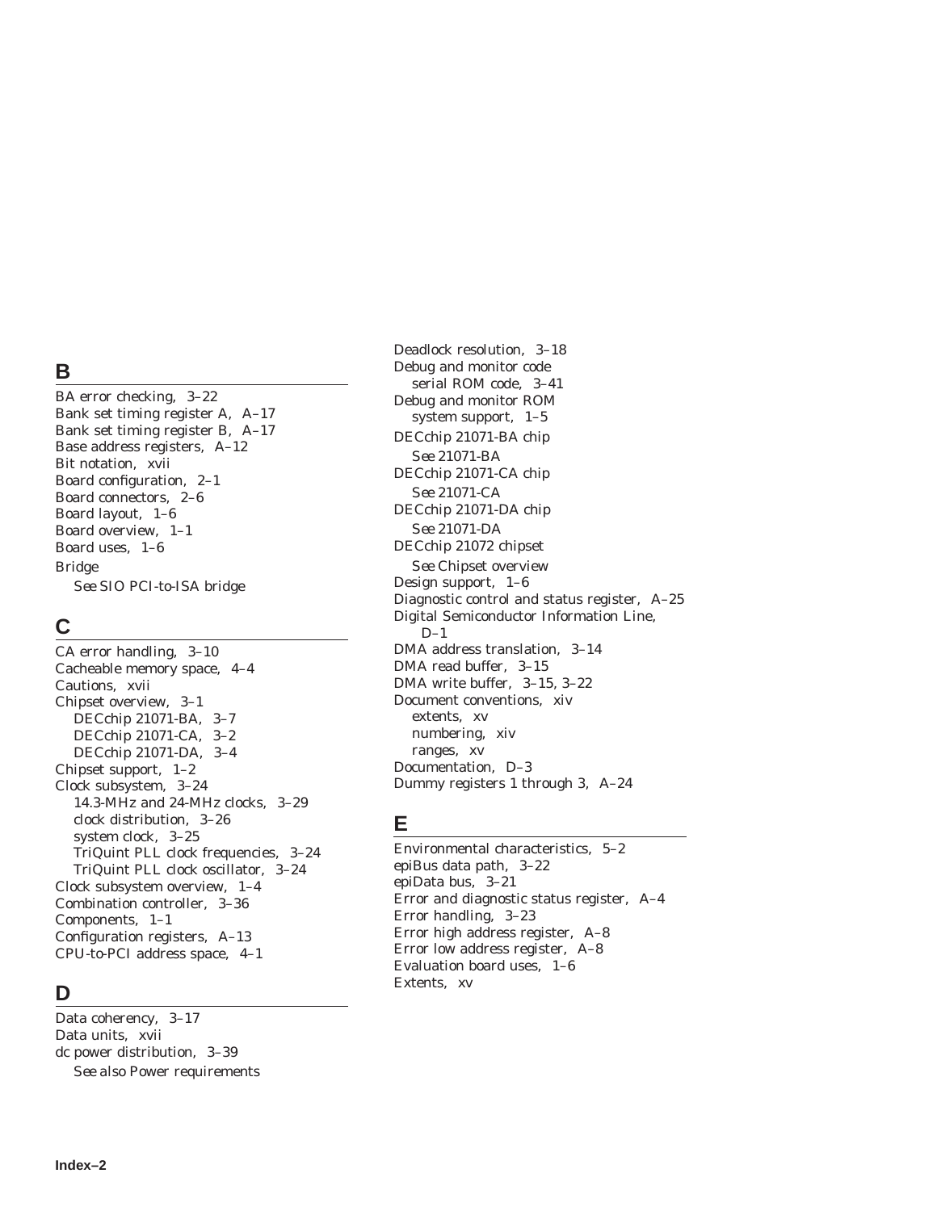## B

BA error checking, 3–22
Bank set timing register A, A–17
Bank set timing register B, A–17
Base address registers, A–12
Bit notation, xvii
Board configuration, 2–1
Board connectors, 2–6
Board layout, 1–6
Board overview, 1–1
Board uses, 1–6
Bridge
  *See* SIO PCI-to-ISA bridge

## C

CA error handling, 3–10
Cacheable memory space, 4–4
Cautions, xvii
Chipset overview, 3–1
  DECchip 21071-BA, 3–7
  DECchip 21071-CA, 3–2
  DECchip 21071-DA, 3–4
Chipset support, 1–2
Clock subsystem, 3–24
  14.3-MHz and 24-MHz clocks, 3–29
  clock distribution, 3–26
  system clock, 3–25
  TriQuint PLL clock frequencies, 3–24
  TriQuint PLL clock oscillator, 3–24
Clock subsystem overview, 1–4
Combination controller, 3–36
Components, 1–1
Configuration registers, A–13
CPU-to-PCI address space, 4–1

## D

Data coherency, 3–17
Data units, xvii
dc power distribution, 3–39
  *See also* Power requirements
Deadlock resolution, 3–18
Debug and monitor code
  serial ROM code, 3–41
Debug and monitor ROM
  system support, 1–5
DECchip 21071-BA chip
  *See* 21071-BA
DECchip 21071-CA chip
  *See* 21071-CA
DECchip 21071-DA chip
  *See* 21071-DA
DECchip 21072 chipset
  *See* Chipset overview
Design support, 1–6
Diagnostic control and status register, A–25
Digital Semiconductor Information Line, D–1
DMA address translation, 3–14
DMA read buffer, 3–15
DMA write buffer, 3–15, 3–22
Document conventions, xiv
  extents, xv
  numbering, xiv
  ranges, xv
Documentation, D–3
Dummy registers 1 through 3, A–24

## E

Environmental characteristics, 5–2
epiBus data path, 3–22
epiData bus, 3–21
Error and diagnostic status register, A–4
Error handling, 3–23
Error high address register, A–8
Error low address register, A–8
Evaluation board uses, 1–6
Extents, xv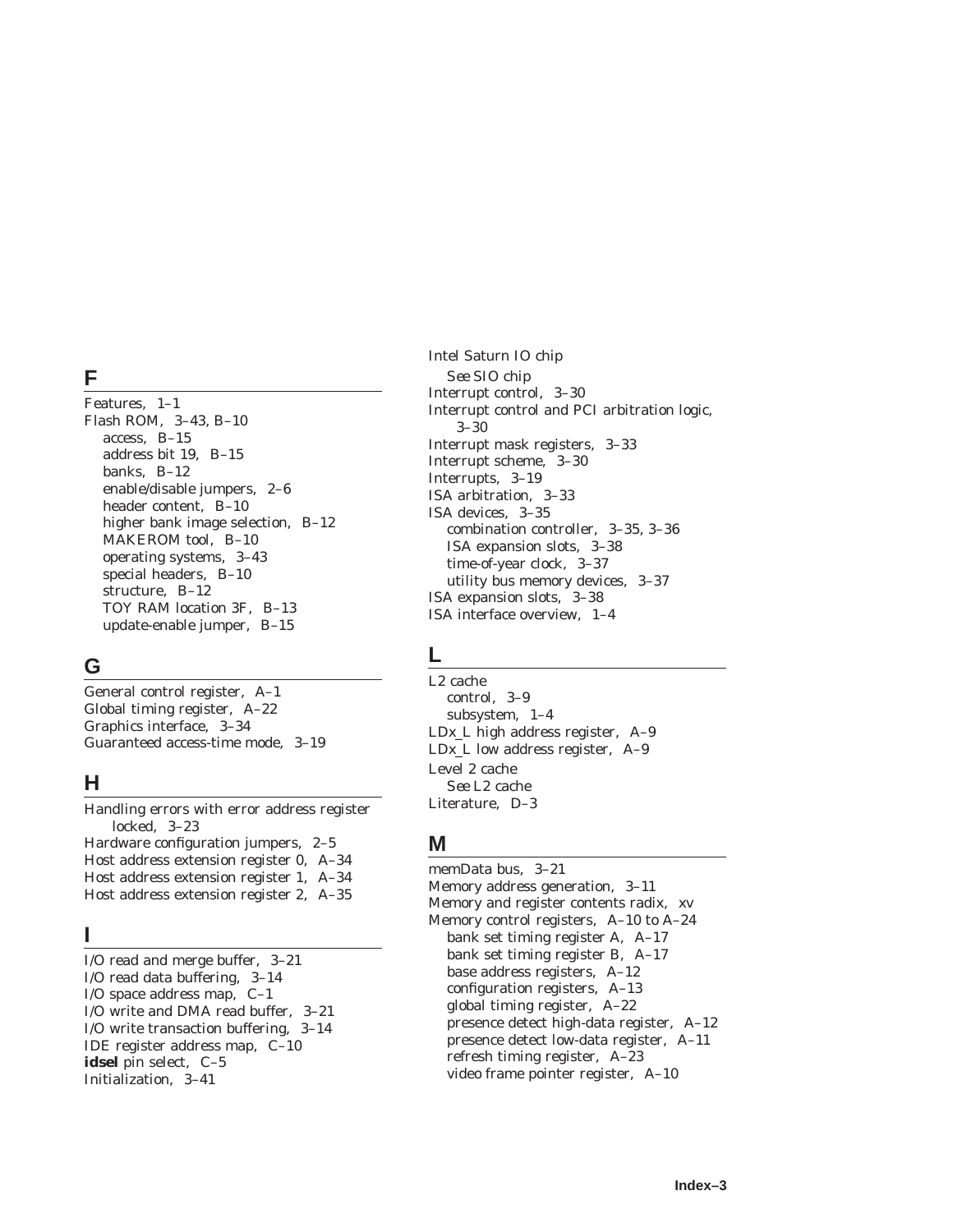## F

Features, 1–1
Flash ROM, 3–43, B–10
- access, B–15
- address bit 19, B–15
- banks, B–12
- enable/disable jumpers, 2–6
- header content, B–10
- higher bank image selection, B–12
- MAKEROM tool, B–10
- operating systems, 3–43
- special headers, B–10
- structure, B–12
- TOY RAM location 3F, B–13
- update-enable jumper, B–15

## G

General control register, A–1
Global timing register, A–22
Graphics interface, 3–34
Guaranteed access-time mode, 3–19

## H

Handling errors with error address register locked, 3–23
Hardware configuration jumpers, 2–5
Host address extension register 0, A–34
Host address extension register 1, A–34
Host address extension register 2, A–35

## I

I/O read and merge buffer, 3–21
I/O read data buffering, 3–14
I/O space address map, C–1
I/O write and DMA read buffer, 3–21
I/O write transaction buffering, 3–14
IDE register address map, C–10
**idsel** pin select, C–5
Initialization, 3–41
Intel Saturn IO chip
- *See* SIO chip

Interrupt control, 3–30
Interrupt control and PCI arbitration logic, 3–30
Interrupt mask registers, 3–33
Interrupt scheme, 3–30
Interrupts, 3–19
ISA arbitration, 3–33
ISA devices, 3–35
- combination controller, 3–35, 3–36
- ISA expansion slots, 3–38
- time-of-year clock, 3–37
- utility bus memory devices, 3–37

ISA expansion slots, 3–38
ISA interface overview, 1–4

## L

L2 cache
- control, 3–9
- subsystem, 1–4

LDx_L high address register, A–9
LDx_L low address register, A–9
Level 2 cache
- *See* L2 cache

Literature, D–3

## M

memData bus, 3–21
Memory address generation, 3–11
Memory and register contents radix, xv
Memory control registers, A–10 to A–24
- bank set timing register A, A–17
- bank set timing register B, A–17
- base address registers, A–12
- configuration registers, A–13
- global timing register, A–22
- presence detect high-data register, A–12
- presence detect low-data register, A–11
- refresh timing register, A–23
- video frame pointer register, A–10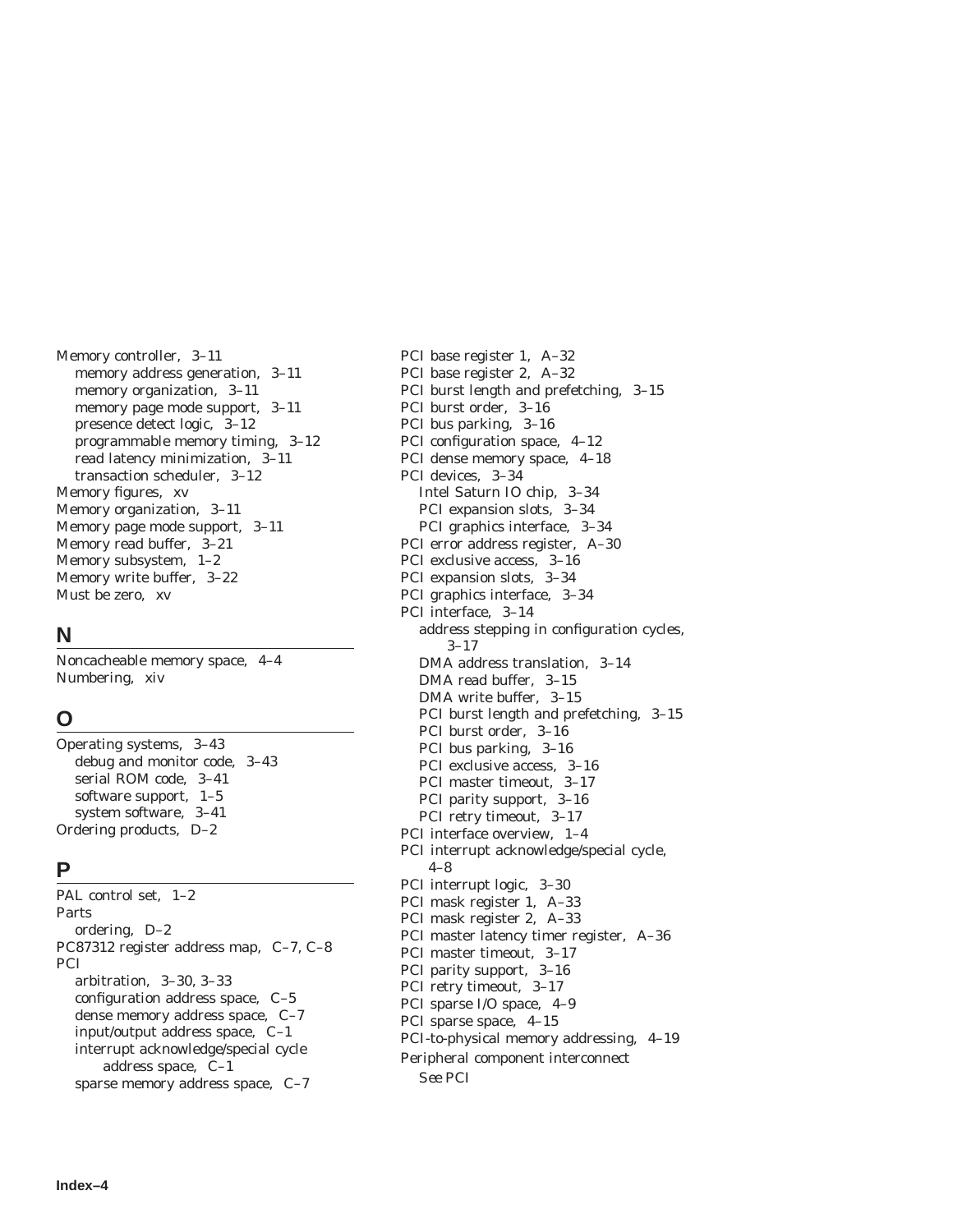Memory controller, 3–11
  memory address generation, 3–11
  memory organization, 3–11
  memory page mode support, 3–11
  presence detect logic, 3–12
  programmable memory timing, 3–12
  read latency minimization, 3–11
  transaction scheduler, 3–12
Memory figures, xv
Memory organization, 3–11
Memory page mode support, 3–11
Memory read buffer, 3–21
Memory subsystem, 1–2
Memory write buffer, 3–22
Must be zero, xv

## N

Noncacheable memory space, 4–4
Numbering, xiv

## O

Operating systems, 3–43
  debug and monitor code, 3–43
  serial ROM code, 3–41
  software support, 1–5
  system software, 3–41
Ordering products, D–2

## P

PAL control set, 1–2
Parts
  ordering, D–2
PC87312 register address map, C–7, C–8
PCI
  arbitration, 3–30, 3–33
  configuration address space, C–5
  dense memory address space, C–7
  input/output address space, C–1
  interrupt acknowledge/special cycle address space, C–1
  sparse memory address space, C–7
PCI base register 1, A–32
PCI base register 2, A–32
PCI burst length and prefetching, 3–15
PCI burst order, 3–16
PCI bus parking, 3–16
PCI configuration space, 4–12
PCI dense memory space, 4–18
PCI devices, 3–34
  Intel Saturn IO chip, 3–34
  PCI expansion slots, 3–34
  PCI graphics interface, 3–34
PCI error address register, A–30
PCI exclusive access, 3–16
PCI expansion slots, 3–34
PCI graphics interface, 3–34
PCI interface, 3–14
  address stepping in configuration cycles, 3–17
  DMA address translation, 3–14
  DMA read buffer, 3–15
  DMA write buffer, 3–15
  PCI burst length and prefetching, 3–15
  PCI burst order, 3–16
  PCI bus parking, 3–16
  PCI exclusive access, 3–16
  PCI master timeout, 3–17
  PCI parity support, 3–16
  PCI retry timeout, 3–17
PCI interface overview, 1–4
PCI interrupt acknowledge/special cycle, 4–8
PCI interrupt logic, 3–30
PCI mask register 1, A–33
PCI mask register 2, A–33
PCI master latency timer register, A–36
PCI master timeout, 3–17
PCI parity support, 3–16
PCI retry timeout, 3–17
PCI sparse I/O space, 4–9
PCI sparse space, 4–15
PCI-to-physical memory addressing, 4–19
Peripheral component interconnect
  *See* PCI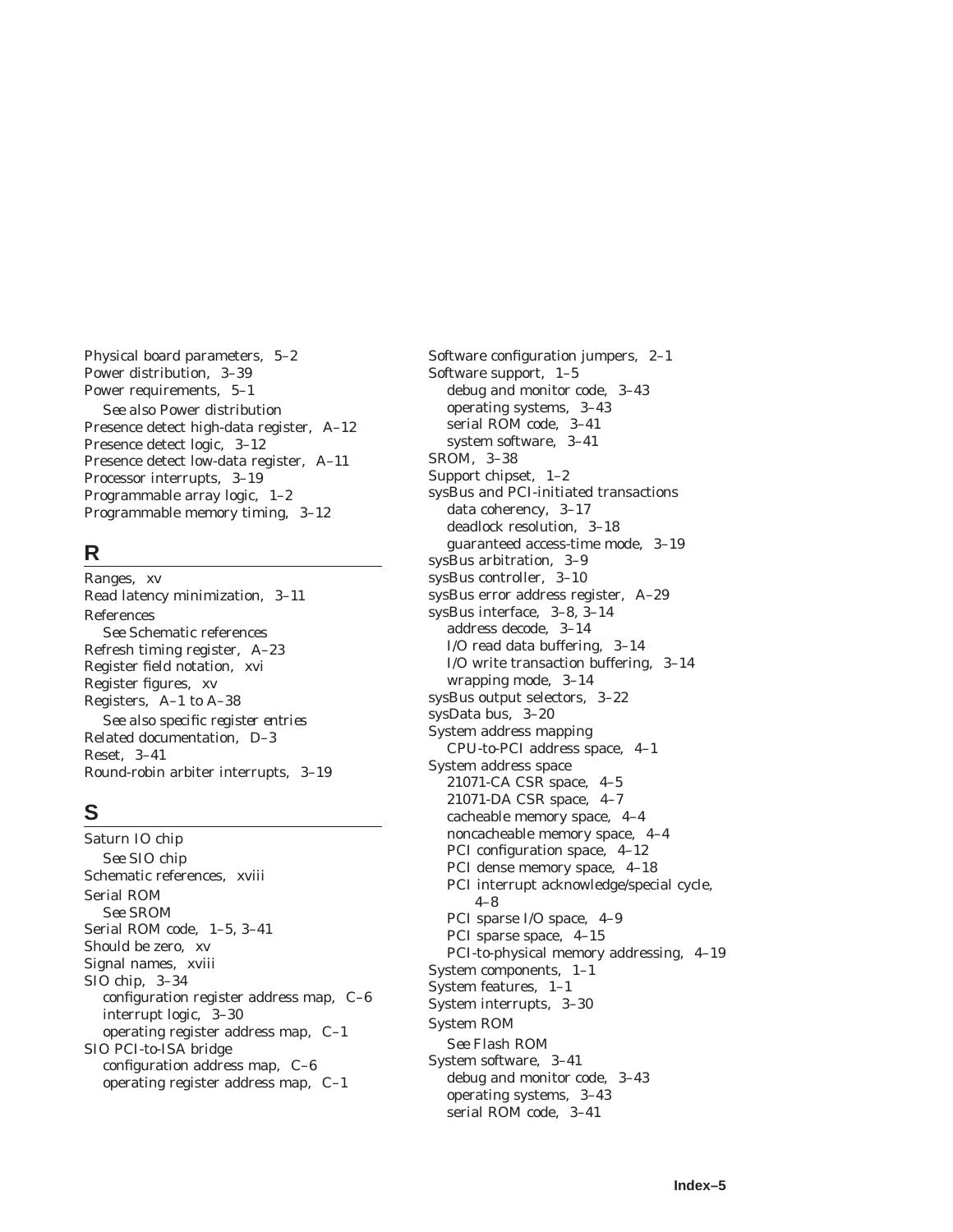Physical board parameters, 5–2
Power distribution, 3–39
Power requirements, 5–1
  *See also* Power distribution
Presence detect high-data register, A–12
Presence detect logic, 3–12
Presence detect low-data register, A–11
Processor interrupts, 3–19
Programmable array logic, 1–2
Programmable memory timing, 3–12

## R

Ranges, xv
Read latency minimization, 3–11
References
  *See* Schematic references
Refresh timing register, A–23
Register field notation, xvi
Register figures, xv
Registers, A–1 to A–38
  *See also specific register entries*
Related documentation, D–3
Reset, 3–41
Round-robin arbiter interrupts, 3–19

## S

Saturn IO chip
  *See* SIO chip
Schematic references, xviii
Serial ROM
  *See* SROM
Serial ROM code, 1–5, 3–41
Should be zero, xv
Signal names, xviii
SIO chip, 3–34
  configuration register address map, C–6
  interrupt logic, 3–30
  operating register address map, C–1
SIO PCI-to-ISA bridge
  configuration address map, C–6
  operating register address map, C–1

Software configuration jumpers, 2–1
Software support, 1–5
  debug and monitor code, 3–43
  operating systems, 3–43
  serial ROM code, 3–41
  system software, 3–41
SROM, 3–38
Support chipset, 1–2
sysBus and PCI-initiated transactions
  data coherency, 3–17
  deadlock resolution, 3–18
  guaranteed access-time mode, 3–19
sysBus arbitration, 3–9
sysBus controller, 3–10
sysBus error address register, A–29
sysBus interface, 3–8, 3–14
  address decode, 3–14
  I/O read data buffering, 3–14
  I/O write transaction buffering, 3–14
  wrapping mode, 3–14
sysBus output selectors, 3–22
sysData bus, 3–20
System address mapping
  CPU-to-PCI address space, 4–1
System address space
  21071-CA CSR space, 4–5
  21071-DA CSR space, 4–7
  cacheable memory space, 4–4
  noncacheable memory space, 4–4
  PCI configuration space, 4–12
  PCI dense memory space, 4–18
  PCI interrupt acknowledge/special cycle, 4–8
  PCI sparse I/O space, 4–9
  PCI sparse space, 4–15
  PCI-to-physical memory addressing, 4–19
System components, 1–1
System features, 1–1
System interrupts, 3–30
System ROM
  *See* Flash ROM
System software, 3–41
  debug and monitor code, 3–43
  operating systems, 3–43
  serial ROM code, 3–41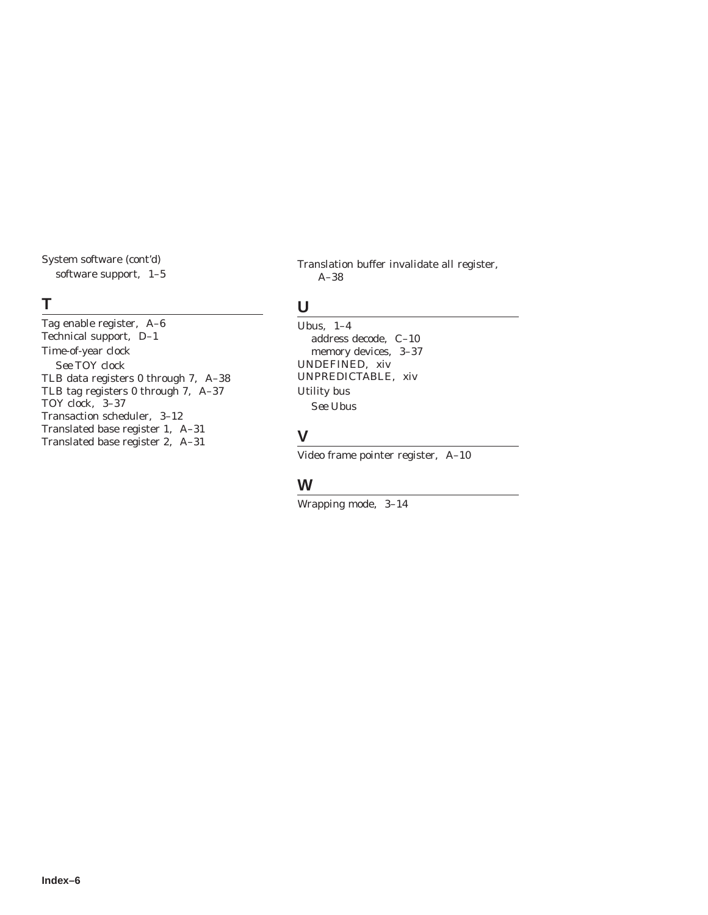System software (cont'd)
  software support, 1–5

## T

Tag enable register, A–6
Technical support, D–1
Time-of-year clock
  *See* TOY clock
TLB data registers 0 through 7, A–38
TLB tag registers 0 through 7, A–37
TOY clock, 3–37
Transaction scheduler, 3–12
Translated base register 1, A–31
Translated base register 2, A–31
Translation buffer invalidate all register,
  A–38

## U

Ubus, 1–4
  address decode, C–10
  memory devices, 3–37
UNDEFINED, xiv
UNPREDICTABLE, xiv
Utility bus
  *See* Ubus

## V

Video frame pointer register, A–10

## W

Wrapping mode, 3–14